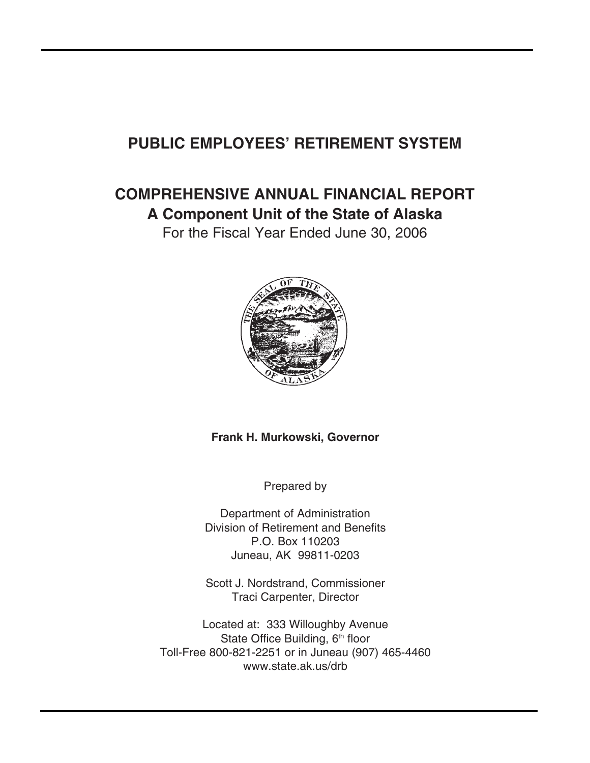# PUBLIC EMPLOYEES' RETIREMENT SYSTEM

## COMPREHENSIVE ANNUAL FINANCIAL REPORT

## A Component Unit of the State of Alaska

For the Fiscal Year Ended June 30, 2006

**Frank H. Murkowski, Governor**

Prepared by

Department of Administration
Division of Retirement and Benefits
P.O. Box 110203
Juneau, AK 99811-0203

Scott J. Nordstrand, Commissioner
Traci Carpenter, Director

Located at: 333 Willoughby Avenue
State Office Building, 6th floor
Toll-Free 800-821-2251 or in Juneau (907) 465-4460
www.state.ak.us/drb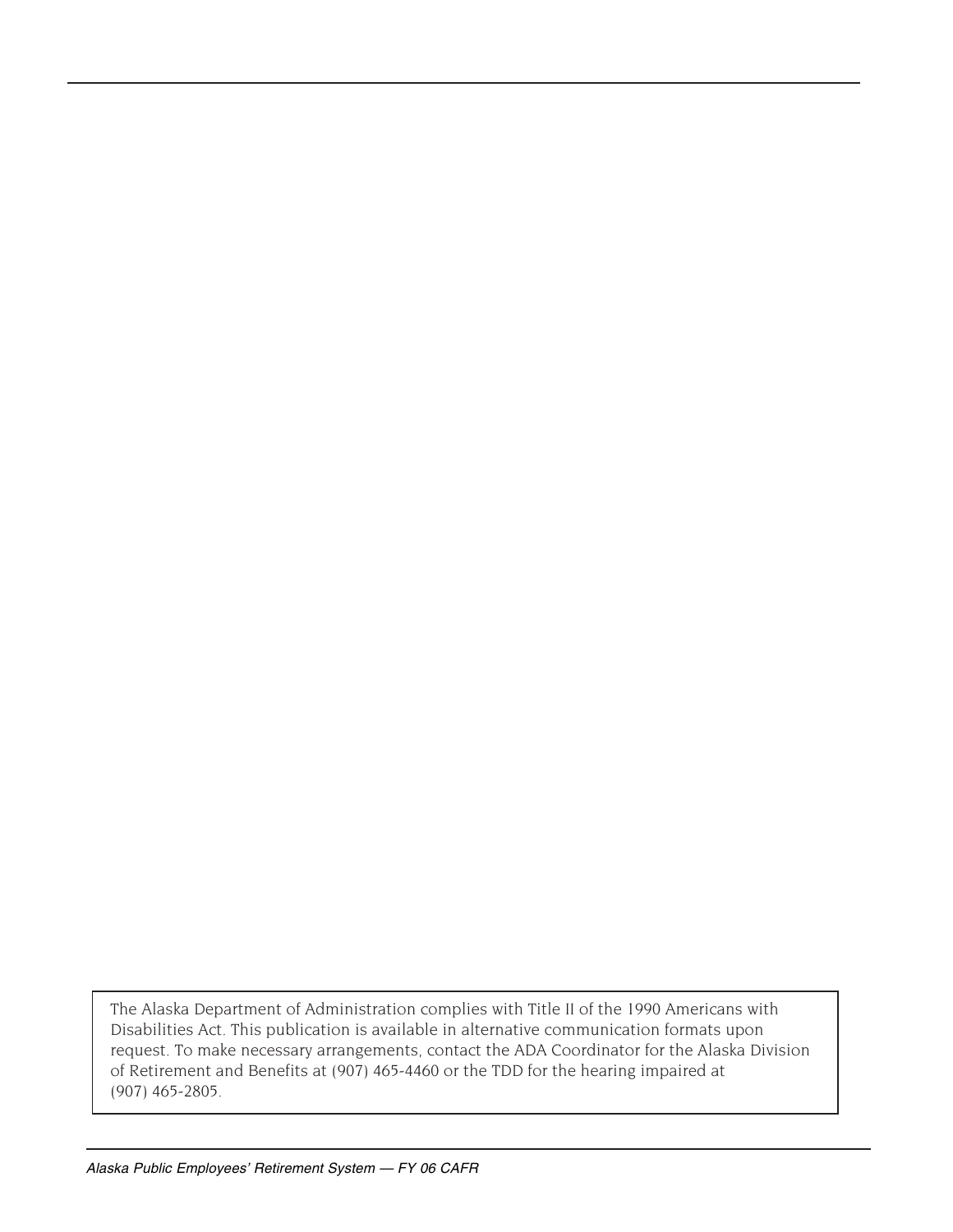The Alaska Department of Administration complies with Title II of the 1990 Americans with Disabilities Act. This publication is available in alternative communication formats upon request. To make necessary arrangements, contact the ADA Coordinator for the Alaska Division of Retirement and Benefits at (907) 465-4460 or the TDD for the hearing impaired at (907) 465-2805.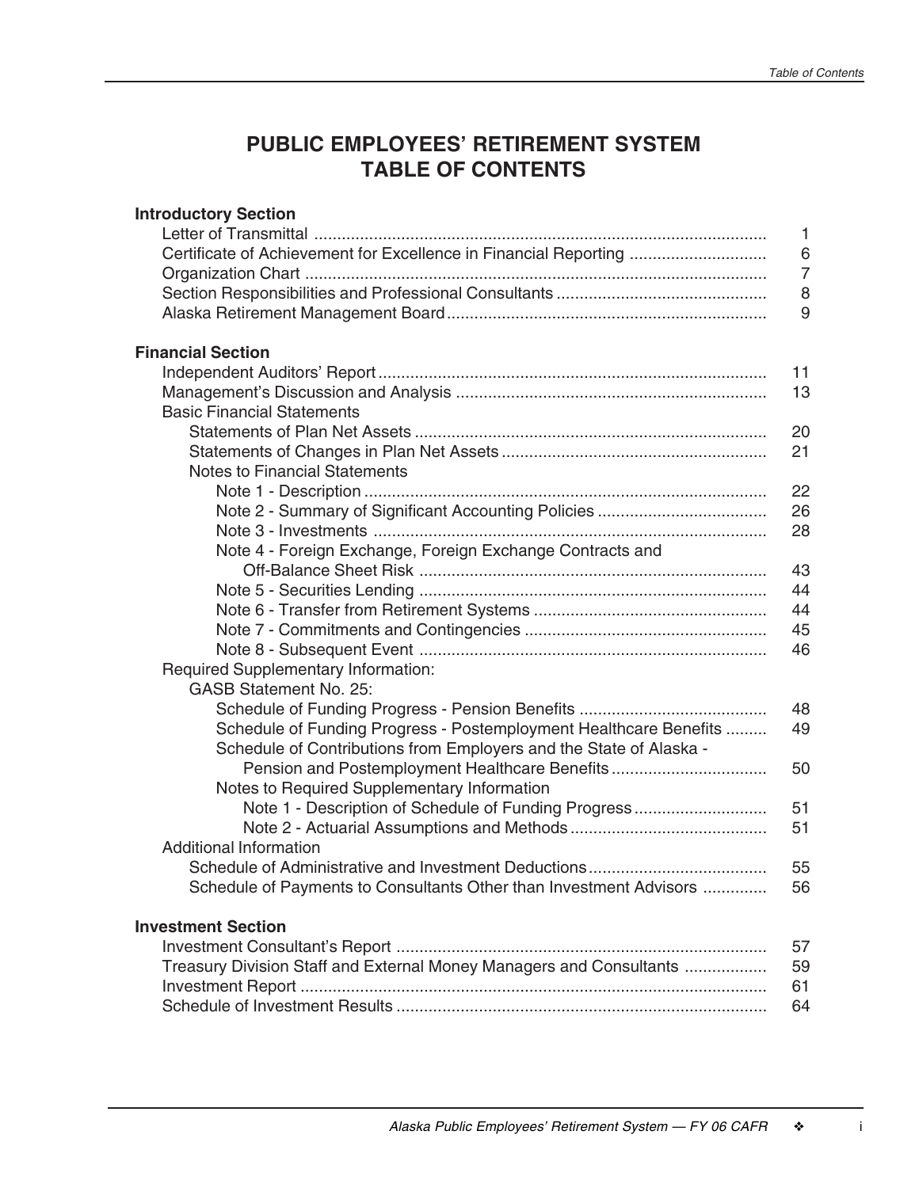# PUBLIC EMPLOYEES' RETIREMENT SYSTEM
# TABLE OF CONTENTS

| | |
|---|---|
| **Introductory Section** | |
| Letter of Transmittal | 1 |
| Certificate of Achievement for Excellence in Financial Reporting | 6 |
| Organization Chart | 7 |
| Section Responsibilities and Professional Consultants | 8 |
| Alaska Retirement Management Board | 9 |
| **Financial Section** | |
| Independent Auditors' Report | 11 |
| Management's Discussion and Analysis | 13 |
| Basic Financial Statements | |
| Statements of Plan Net Assets | 20 |
| Statements of Changes in Plan Net Assets | 21 |
| Notes to Financial Statements | |
| Note 1 - Description | 22 |
| Note 2 - Summary of Significant Accounting Policies | 26 |
| Note 3 - Investments | 28 |
| Note 4 - Foreign Exchange, Foreign Exchange Contracts and Off-Balance Sheet Risk | 43 |
| Note 5 - Securities Lending | 44 |
| Note 6 - Transfer from Retirement Systems | 44 |
| Note 7 - Commitments and Contingencies | 45 |
| Note 8 - Subsequent Event | 46 |
| Required Supplementary Information: | |
| GASB Statement No. 25: | |
| Schedule of Funding Progress - Pension Benefits | 48 |
| Schedule of Funding Progress - Postemployment Healthcare Benefits | 49 |
| Schedule of Contributions from Employers and the State of Alaska - Pension and Postemployment Healthcare Benefits | 50 |
| Notes to Required Supplementary Information | |
| Note 1 - Description of Schedule of Funding Progress | 51 |
| Note 2 - Actuarial Assumptions and Methods | 51 |
| Additional Information | |
| Schedule of Administrative and Investment Deductions | 55 |
| Schedule of Payments to Consultants Other than Investment Advisors | 56 |
| **Investment Section** | |
| Investment Consultant's Report | 57 |
| Treasury Division Staff and External Money Managers and Consultants | 59 |
| Investment Report | 61 |
| Schedule of Investment Results | 64 |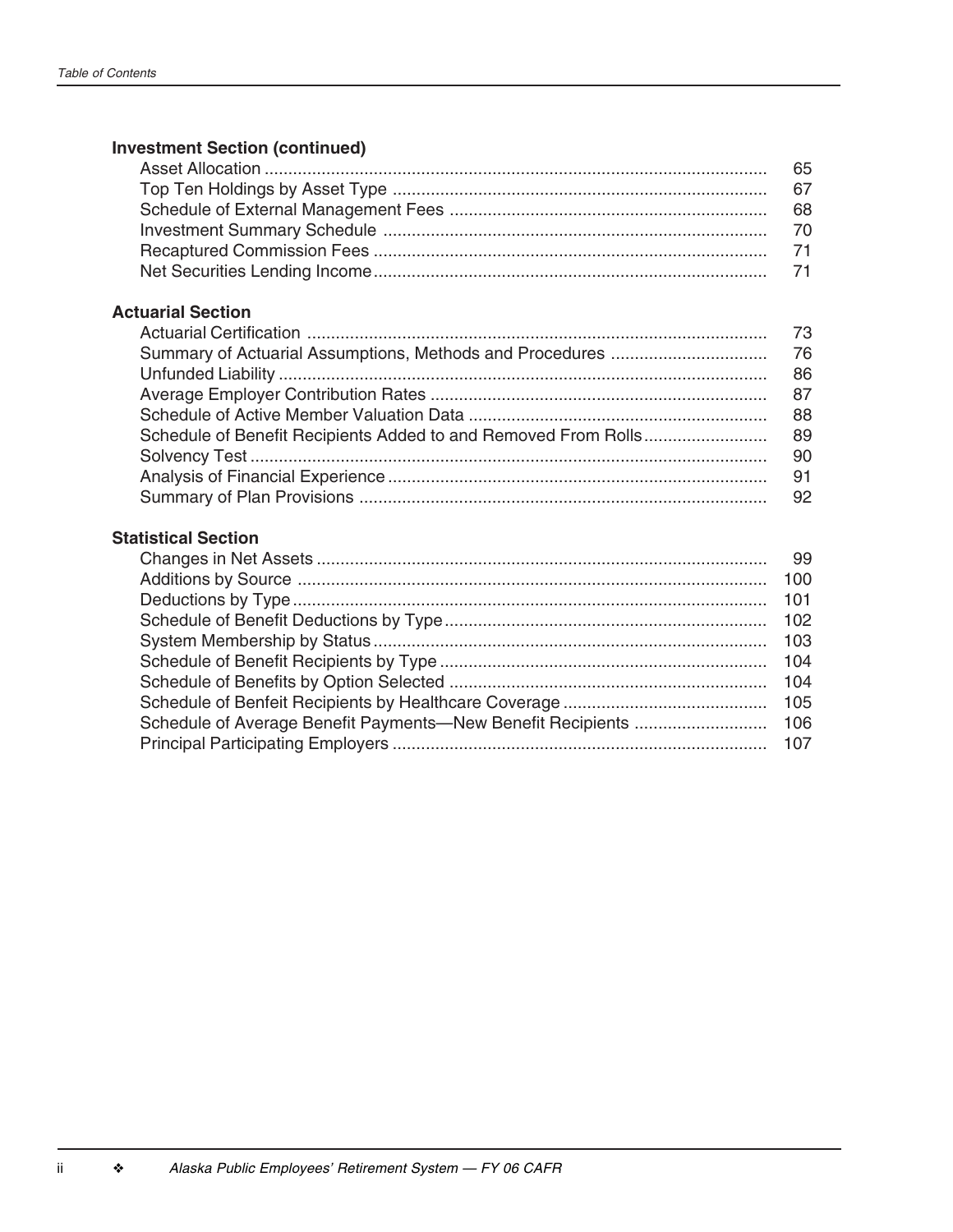### Investment Section (continued)

| | |
|---|---|
| Asset Allocation | 65 |
| Top Ten Holdings by Asset Type | 67 |
| Schedule of External Management Fees | 68 |
| Investment Summary Schedule | 70 |
| Recaptured Commission Fees | 71 |
| Net Securities Lending Income | 71 |

### Actuarial Section

| | |
|---|---|
| Actuarial Certification | 73 |
| Summary of Actuarial Assumptions, Methods and Procedures | 76 |
| Unfunded Liability | 86 |
| Average Employer Contribution Rates | 87 |
| Schedule of Active Member Valuation Data | 88 |
| Schedule of Benefit Recipients Added to and Removed From Rolls | 89 |
| Solvency Test | 90 |
| Analysis of Financial Experience | 91 |
| Summary of Plan Provisions | 92 |

### Statistical Section

| | |
|---|---|
| Changes in Net Assets | 99 |
| Additions by Source | 100 |
| Deductions by Type | 101 |
| Schedule of Benefit Deductions by Type | 102 |
| System Membership by Status | 103 |
| Schedule of Benefit Recipients by Type | 104 |
| Schedule of Benefits by Option Selected | 104 |
| Schedule of Benfeit Recipients by Healthcare Coverage | 105 |
| Schedule of Average Benefit Payments—New Benefit Recipients | 106 |
| Principal Participating Employers | 107 |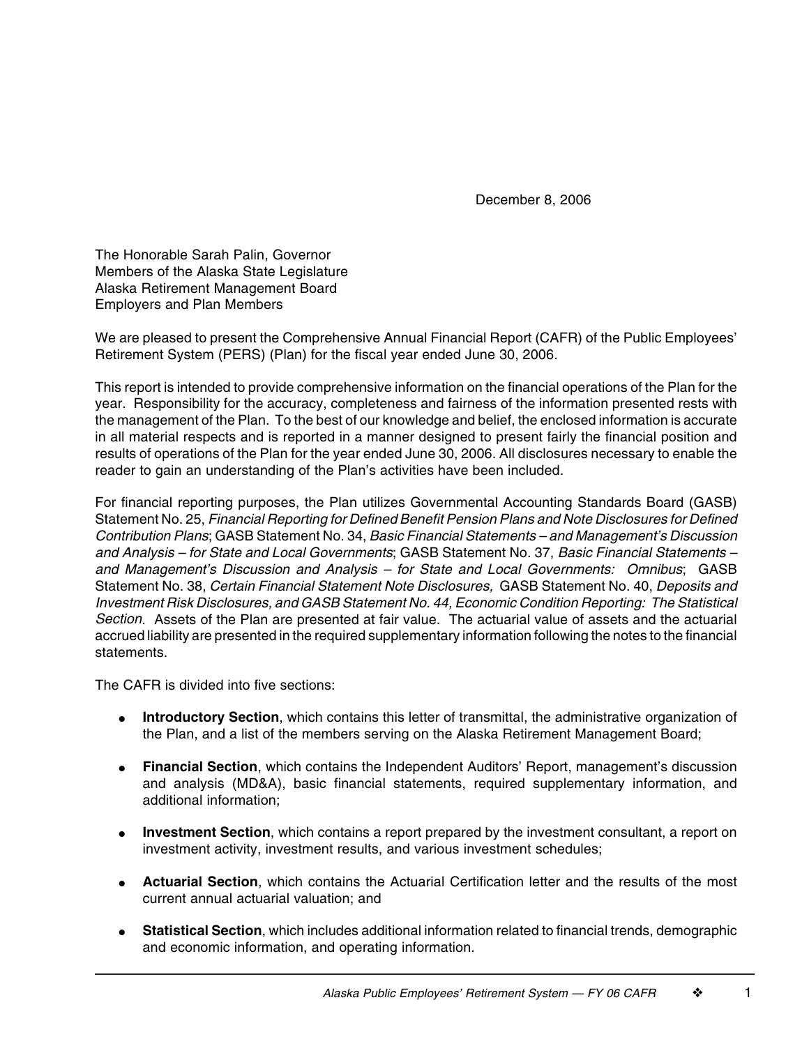December 8, 2006

The Honorable Sarah Palin, Governor
Members of the Alaska State Legislature
Alaska Retirement Management Board
Employers and Plan Members

We are pleased to present the Comprehensive Annual Financial Report (CAFR) of the Public Employees' Retirement System (PERS) (Plan) for the fiscal year ended June 30, 2006.

This report is intended to provide comprehensive information on the financial operations of the Plan for the year. Responsibility for the accuracy, completeness and fairness of the information presented rests with the management of the Plan. To the best of our knowledge and belief, the enclosed information is accurate in all material respects and is reported in a manner designed to present fairly the financial position and results of operations of the Plan for the year ended June 30, 2006. All disclosures necessary to enable the reader to gain an understanding of the Plan's activities have been included.

For financial reporting purposes, the Plan utilizes Governmental Accounting Standards Board (GASB) Statement No. 25, *Financial Reporting for Defined Benefit Pension Plans and Note Disclosures for Defined Contribution Plans*; GASB Statement No. 34, *Basic Financial Statements – and Management's Discussion and Analysis – for State and Local Governments*; GASB Statement No. 37, *Basic Financial Statements – and Management's Discussion and Analysis – for State and Local Governments: Omnibus*; GASB Statement No. 38, *Certain Financial Statement Note Disclosures,* GASB Statement No. 40, *Deposits and Investment Risk Disclosures, and GASB Statement No. 44, Economic Condition Reporting: The Statistical Section.* Assets of the Plan are presented at fair value. The actuarial value of assets and the actuarial accrued liability are presented in the required supplementary information following the notes to the financial statements.

The CAFR is divided into five sections:

- **Introductory Section**, which contains this letter of transmittal, the administrative organization of the Plan, and a list of the members serving on the Alaska Retirement Management Board;
- **Financial Section**, which contains the Independent Auditors' Report, management's discussion and analysis (MD&A), basic financial statements, required supplementary information, and additional information;
- **Investment Section**, which contains a report prepared by the investment consultant, a report on investment activity, investment results, and various investment schedules;
- **Actuarial Section**, which contains the Actuarial Certification letter and the results of the most current annual actuarial valuation; and
- **Statistical Section**, which includes additional information related to financial trends, demographic and economic information, and operating information.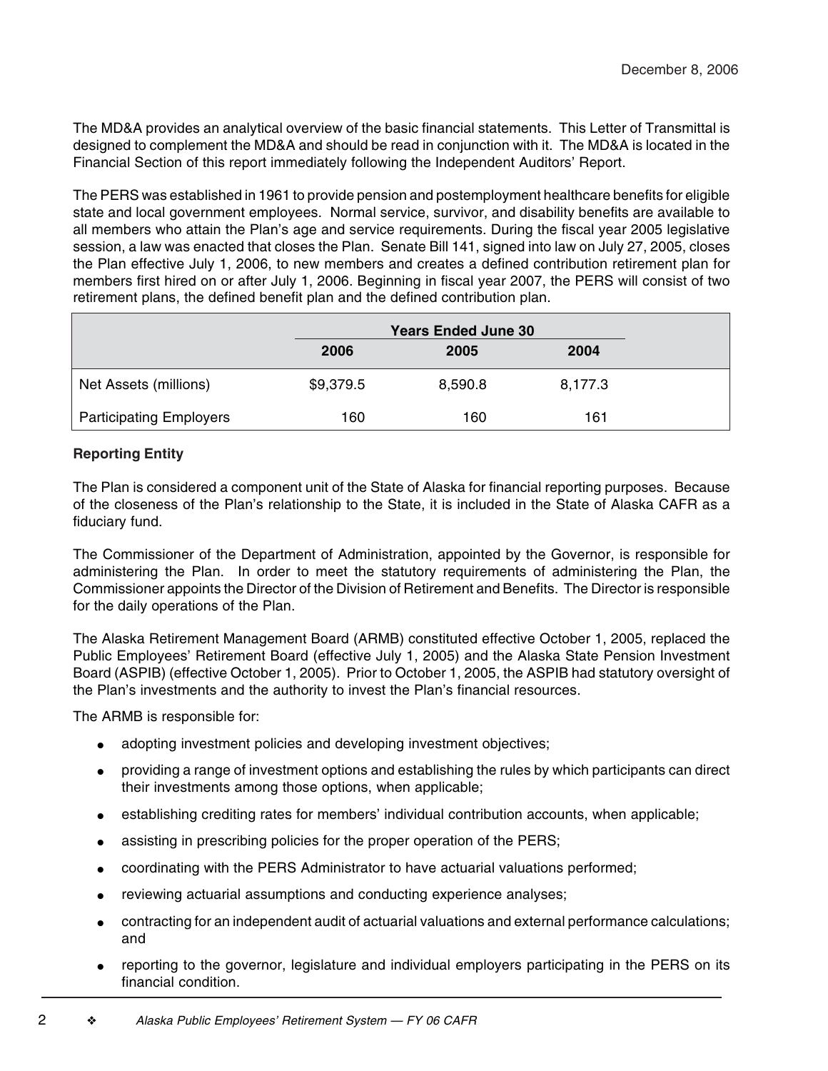December 8, 2006

The MD&A provides an analytical overview of the basic financial statements. This Letter of Transmittal is designed to complement the MD&A and should be read in conjunction with it. The MD&A is located in the Financial Section of this report immediately following the Independent Auditors' Report.

The PERS was established in 1961 to provide pension and postemployment healthcare benefits for eligible state and local government employees. Normal service, survivor, and disability benefits are available to all members who attain the Plan's age and service requirements. During the fiscal year 2005 legislative session, a law was enacted that closes the Plan. Senate Bill 141, signed into law on July 27, 2005, closes the Plan effective July 1, 2006, to new members and creates a defined contribution retirement plan for members first hired on or after July 1, 2006. Beginning in fiscal year 2007, the PERS will consist of two retirement plans, the defined benefit plan and the defined contribution plan.

| | Years Ended June 30 | | |
|---|---|---|---|
| | 2006 | 2005 | 2004 |
| Net Assets (millions) | $9,379.5 | 8,590.8 | 8,177.3 |
| Participating Employers | 160 | 160 | 161 |

**Reporting Entity**

The Plan is considered a component unit of the State of Alaska for financial reporting purposes. Because of the closeness of the Plan's relationship to the State, it is included in the State of Alaska CAFR as a fiduciary fund.

The Commissioner of the Department of Administration, appointed by the Governor, is responsible for administering the Plan. In order to meet the statutory requirements of administering the Plan, the Commissioner appoints the Director of the Division of Retirement and Benefits. The Director is responsible for the daily operations of the Plan.

The Alaska Retirement Management Board (ARMB) constituted effective October 1, 2005, replaced the Public Employees' Retirement Board (effective July 1, 2005) and the Alaska State Pension Investment Board (ASPIB) (effective October 1, 2005). Prior to October 1, 2005, the ASPIB had statutory oversight of the Plan's investments and the authority to invest the Plan's financial resources.

The ARMB is responsible for:

- adopting investment policies and developing investment objectives;
- providing a range of investment options and establishing the rules by which participants can direct their investments among those options, when applicable;
- establishing crediting rates for members' individual contribution accounts, when applicable;
- assisting in prescribing policies for the proper operation of the PERS;
- coordinating with the PERS Administrator to have actuarial valuations performed;
- reviewing actuarial assumptions and conducting experience analyses;
- contracting for an independent audit of actuarial valuations and external performance calculations; and
- reporting to the governor, legislature and individual employers participating in the PERS on its financial condition.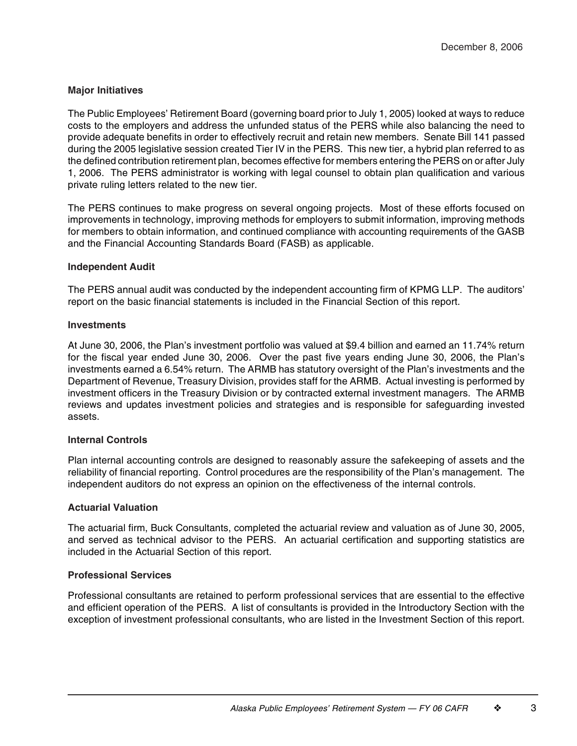December 8, 2006

**Major Initiatives**

The Public Employees' Retirement Board (governing board prior to July 1, 2005) looked at ways to reduce costs to the employers and address the unfunded status of the PERS while also balancing the need to provide adequate benefits in order to effectively recruit and retain new members. Senate Bill 141 passed during the 2005 legislative session created Tier IV in the PERS. This new tier, a hybrid plan referred to as the defined contribution retirement plan, becomes effective for members entering the PERS on or after July 1, 2006. The PERS administrator is working with legal counsel to obtain plan qualification and various private ruling letters related to the new tier.

The PERS continues to make progress on several ongoing projects. Most of these efforts focused on improvements in technology, improving methods for employers to submit information, improving methods for members to obtain information, and continued compliance with accounting requirements of the GASB and the Financial Accounting Standards Board (FASB) as applicable.

**Independent Audit**

The PERS annual audit was conducted by the independent accounting firm of KPMG LLP. The auditors' report on the basic financial statements is included in the Financial Section of this report.

**Investments**

At June 30, 2006, the Plan's investment portfolio was valued at $9.4 billion and earned an 11.74% return for the fiscal year ended June 30, 2006. Over the past five years ending June 30, 2006, the Plan's investments earned a 6.54% return. The ARMB has statutory oversight of the Plan's investments and the Department of Revenue, Treasury Division, provides staff for the ARMB. Actual investing is performed by investment officers in the Treasury Division or by contracted external investment managers. The ARMB reviews and updates investment policies and strategies and is responsible for safeguarding invested assets.

**Internal Controls**

Plan internal accounting controls are designed to reasonably assure the safekeeping of assets and the reliability of financial reporting. Control procedures are the responsibility of the Plan's management. The independent auditors do not express an opinion on the effectiveness of the internal controls.

**Actuarial Valuation**

The actuarial firm, Buck Consultants, completed the actuarial review and valuation as of June 30, 2005, and served as technical advisor to the PERS. An actuarial certification and supporting statistics are included in the Actuarial Section of this report.

**Professional Services**

Professional consultants are retained to perform professional services that are essential to the effective and efficient operation of the PERS. A list of consultants is provided in the Introductory Section with the exception of investment professional consultants, who are listed in the Investment Section of this report.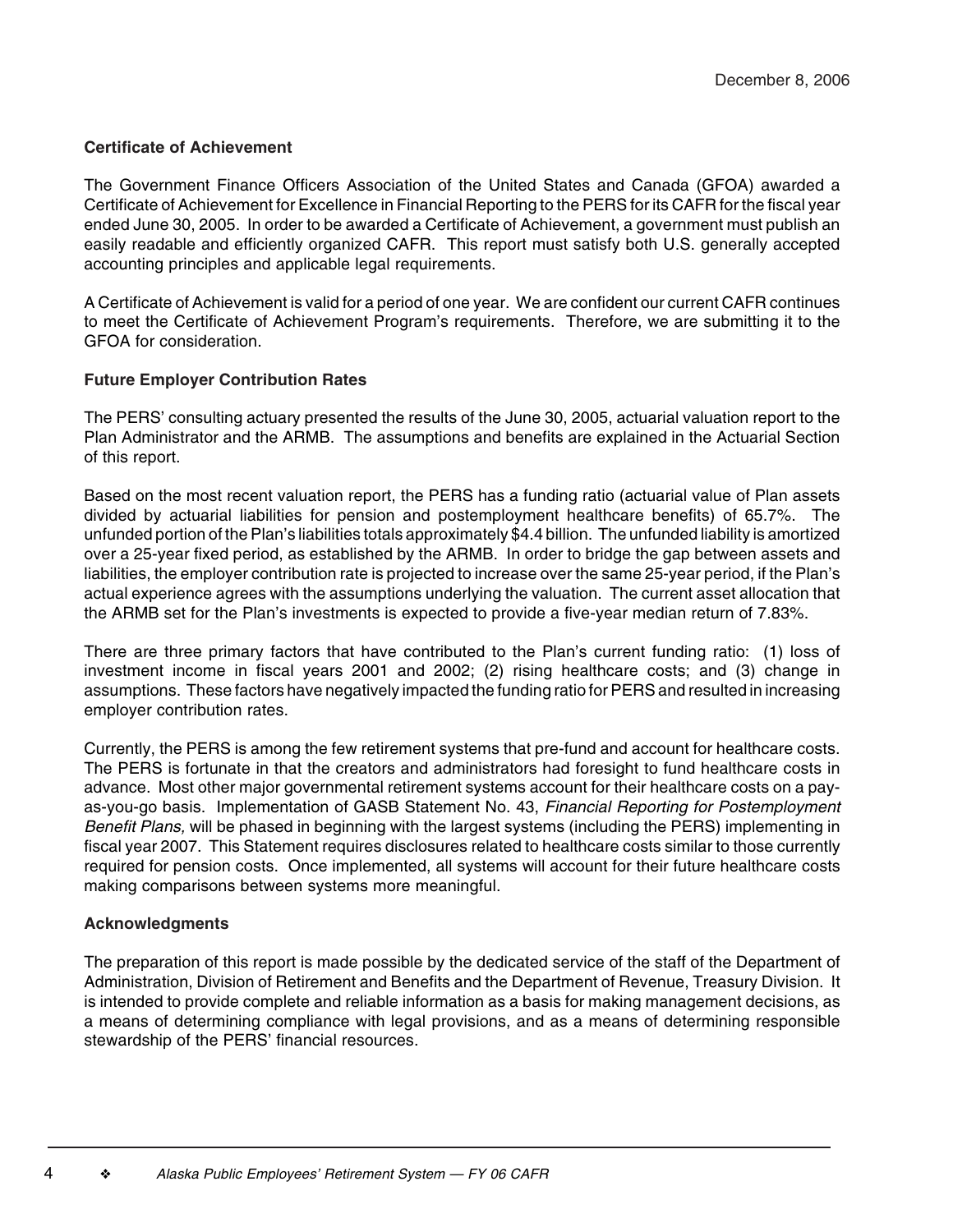December 8, 2006

**Certificate of Achievement**

The Government Finance Officers Association of the United States and Canada (GFOA) awarded a Certificate of Achievement for Excellence in Financial Reporting to the PERS for its CAFR for the fiscal year ended June 30, 2005. In order to be awarded a Certificate of Achievement, a government must publish an easily readable and efficiently organized CAFR. This report must satisfy both U.S. generally accepted accounting principles and applicable legal requirements.

A Certificate of Achievement is valid for a period of one year. We are confident our current CAFR continues to meet the Certificate of Achievement Program's requirements. Therefore, we are submitting it to the GFOA for consideration.

**Future Employer Contribution Rates**

The PERS' consulting actuary presented the results of the June 30, 2005, actuarial valuation report to the Plan Administrator and the ARMB. The assumptions and benefits are explained in the Actuarial Section of this report.

Based on the most recent valuation report, the PERS has a funding ratio (actuarial value of Plan assets divided by actuarial liabilities for pension and postemployment healthcare benefits) of 65.7%. The unfunded portion of the Plan's liabilities totals approximately $4.4 billion. The unfunded liability is amortized over a 25-year fixed period, as established by the ARMB. In order to bridge the gap between assets and liabilities, the employer contribution rate is projected to increase over the same 25-year period, if the Plan's actual experience agrees with the assumptions underlying the valuation. The current asset allocation that the ARMB set for the Plan's investments is expected to provide a five-year median return of 7.83%.

There are three primary factors that have contributed to the Plan's current funding ratio: (1) loss of investment income in fiscal years 2001 and 2002; (2) rising healthcare costs; and (3) change in assumptions. These factors have negatively impacted the funding ratio for PERS and resulted in increasing employer contribution rates.

Currently, the PERS is among the few retirement systems that pre-fund and account for healthcare costs. The PERS is fortunate in that the creators and administrators had foresight to fund healthcare costs in advance. Most other major governmental retirement systems account for their healthcare costs on a pay-as-you-go basis. Implementation of GASB Statement No. 43, *Financial Reporting for Postemployment Benefit Plans,* will be phased in beginning with the largest systems (including the PERS) implementing in fiscal year 2007. This Statement requires disclosures related to healthcare costs similar to those currently required for pension costs. Once implemented, all systems will account for their future healthcare costs making comparisons between systems more meaningful.

**Acknowledgments**

The preparation of this report is made possible by the dedicated service of the staff of the Department of Administration, Division of Retirement and Benefits and the Department of Revenue, Treasury Division. It is intended to provide complete and reliable information as a basis for making management decisions, as a means of determining compliance with legal provisions, and as a means of determining responsible stewardship of the PERS' financial resources.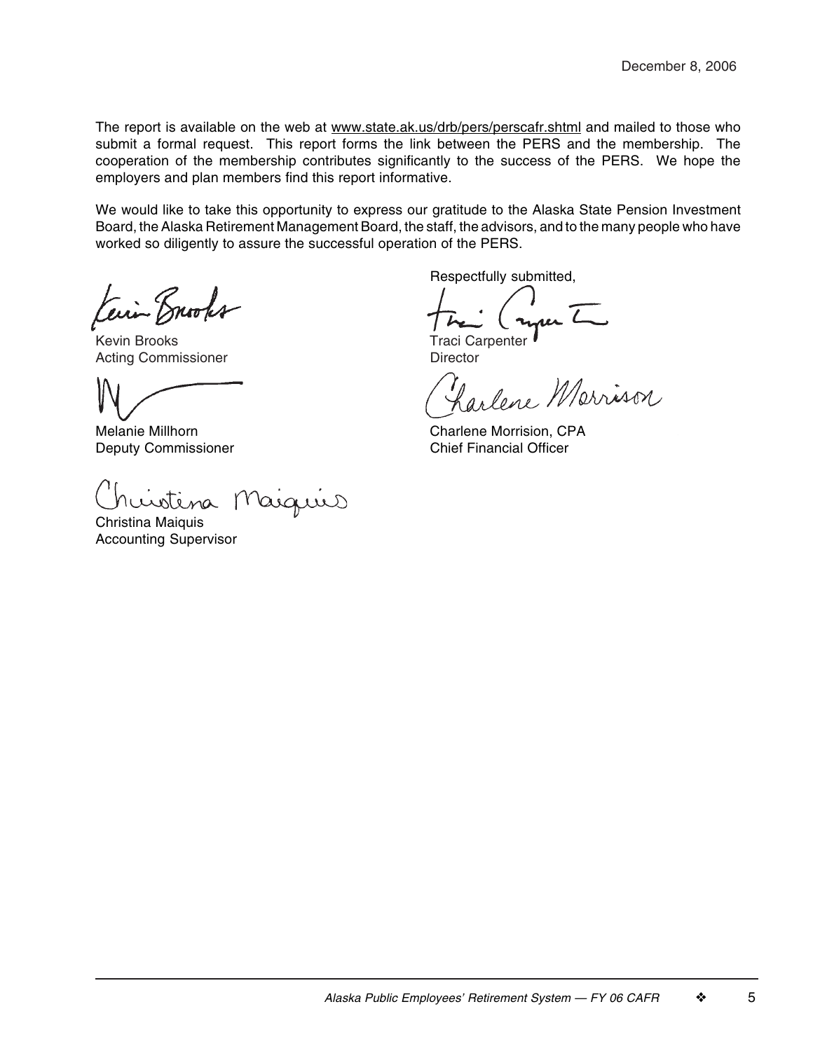December 8, 2006

The report is available on the web at www.state.ak.us/drb/pers/perscafr.shtml and mailed to those who submit a formal request. This report forms the link between the PERS and the membership. The cooperation of the membership contributes significantly to the success of the PERS. We hope the employers and plan members find this report informative.

We would like to take this opportunity to express our gratitude to the Alaska State Pension Investment Board, the Alaska Retirement Management Board, the staff, the advisors, and to the many people who have worked so diligently to assure the successful operation of the PERS.

Respectfully submitted,

Kevin Brooks
Acting Commissioner

Traci Carpenter
Director

Melanie Millhorn
Deputy Commissioner

Charlene Morrision, CPA
Chief Financial Officer

Christina Maiquis
Accounting Supervisor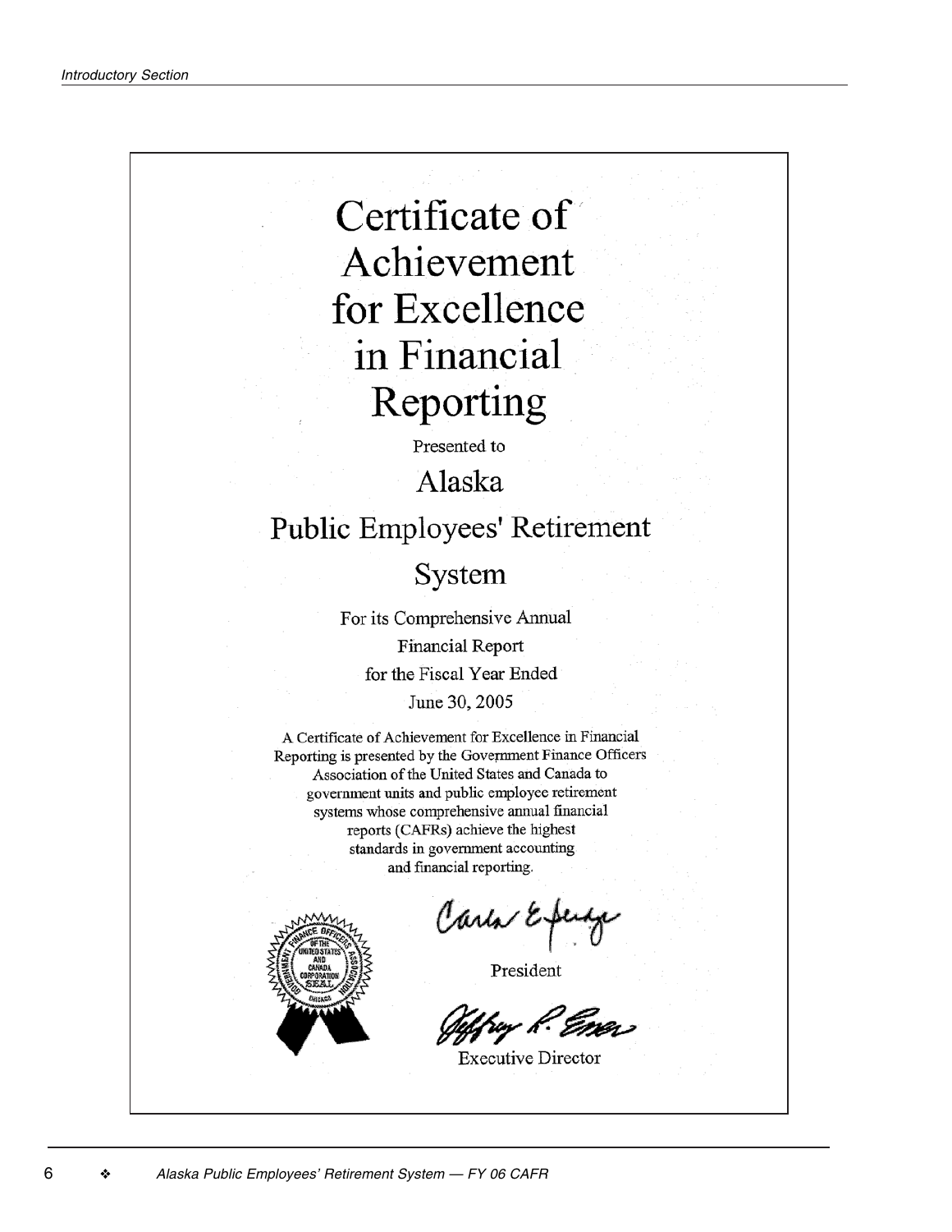# Certificate of Achievement for Excellence in Financial Reporting

Presented to

## Alaska Public Employees' Retirement System

For its Comprehensive Annual Financial Report for the Fiscal Year Ended June 30, 2005

A Certificate of Achievement for Excellence in Financial Reporting is presented by the Government Finance Officers Association of the United States and Canada to government units and public employee retirement systems whose comprehensive annual financial reports (CAFRs) achieve the highest standards in government accounting and financial reporting.

President

Executive Director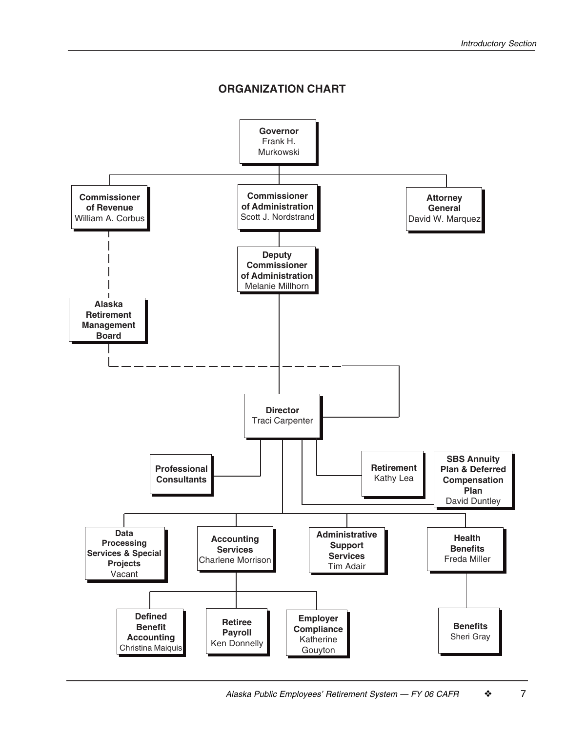## ORGANIZATION CHART

- **Governor** Frank H. Murkowski
  - **Commissioner of Revenue** William A. Corbus
    - **Alaska Retirement Management Board**
  - **Commissioner of Administration** Scott J. Nordstrand
    - **Deputy Commissioner of Administration** Melanie Millhorn
      - **Director** Traci Carpenter
        - **Professional Consultants**
        - **Retirement** Kathy Lea
        - **SBS Annuity Plan & Deferred Compensation Plan** David Duntley
        - **Data Processing Services & Special Projects** Vacant
        - **Accounting Services** Charlene Morrison
          - **Defined Benefit Accounting** Christina Maiquis
          - **Retiree Payroll** Ken Donnelly
          - **Employer Compliance** Katherine Gouyton
        - **Administrative Support Services** Tim Adair
        - **Health Benefits** Freda Miller
          - **Benefits** Sheri Gray
  - **Attorney General** David W. Marquez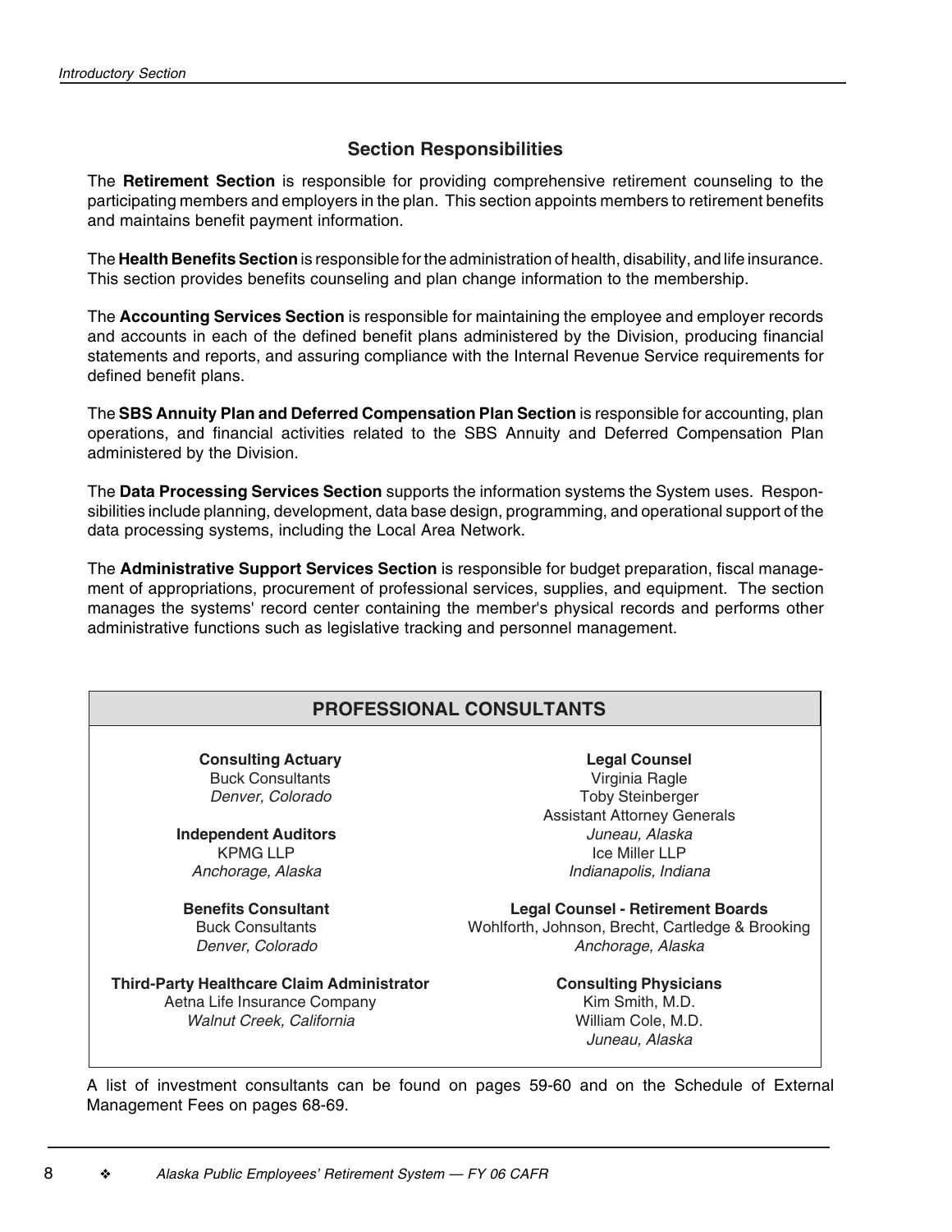## Section Responsibilities

The **Retirement Section** is responsible for providing comprehensive retirement counseling to the participating members and employers in the plan. This section appoints members to retirement benefits and maintains benefit payment information.

The **Health Benefits Section** is responsible for the administration of health, disability, and life insurance. This section provides benefits counseling and plan change information to the membership.

The **Accounting Services Section** is responsible for maintaining the employee and employer records and accounts in each of the defined benefit plans administered by the Division, producing financial statements and reports, and assuring compliance with the Internal Revenue Service requirements for defined benefit plans.

The **SBS Annuity Plan and Deferred Compensation Plan Section** is responsible for accounting, plan operations, and financial activities related to the SBS Annuity and Deferred Compensation Plan administered by the Division.

The **Data Processing Services Section** supports the information systems the System uses. Responsibilities include planning, development, data base design, programming, and operational support of the data processing systems, including the Local Area Network.

The **Administrative Support Services Section** is responsible for budget preparation, fiscal management of appropriations, procurement of professional services, supplies, and equipment. The section manages the systems' record center containing the member's physical records and performs other administrative functions such as legislative tracking and personnel management.

## PROFESSIONAL CONSULTANTS

**Consulting Actuary**
Buck Consultants
*Denver, Colorado*

**Independent Auditors**
KPMG LLP
*Anchorage, Alaska*

**Benefits Consultant**
Buck Consultants
*Denver, Colorado*

**Third-Party Healthcare Claim Administrator**
Aetna Life Insurance Company
*Walnut Creek, California*

**Legal Counsel**
Virginia Ragle
Toby Steinberger
Assistant Attorney Generals
*Juneau, Alaska*
Ice Miller LLP
*Indianapolis, Indiana*

**Legal Counsel - Retirement Boards**
Wohlforth, Johnson, Brecht, Cartledge & Brooking
*Anchorage, Alaska*

**Consulting Physicians**
Kim Smith, M.D.
William Cole, M.D.
*Juneau, Alaska*

A list of investment consultants can be found on pages 59-60 and on the Schedule of External Management Fees on pages 68-69.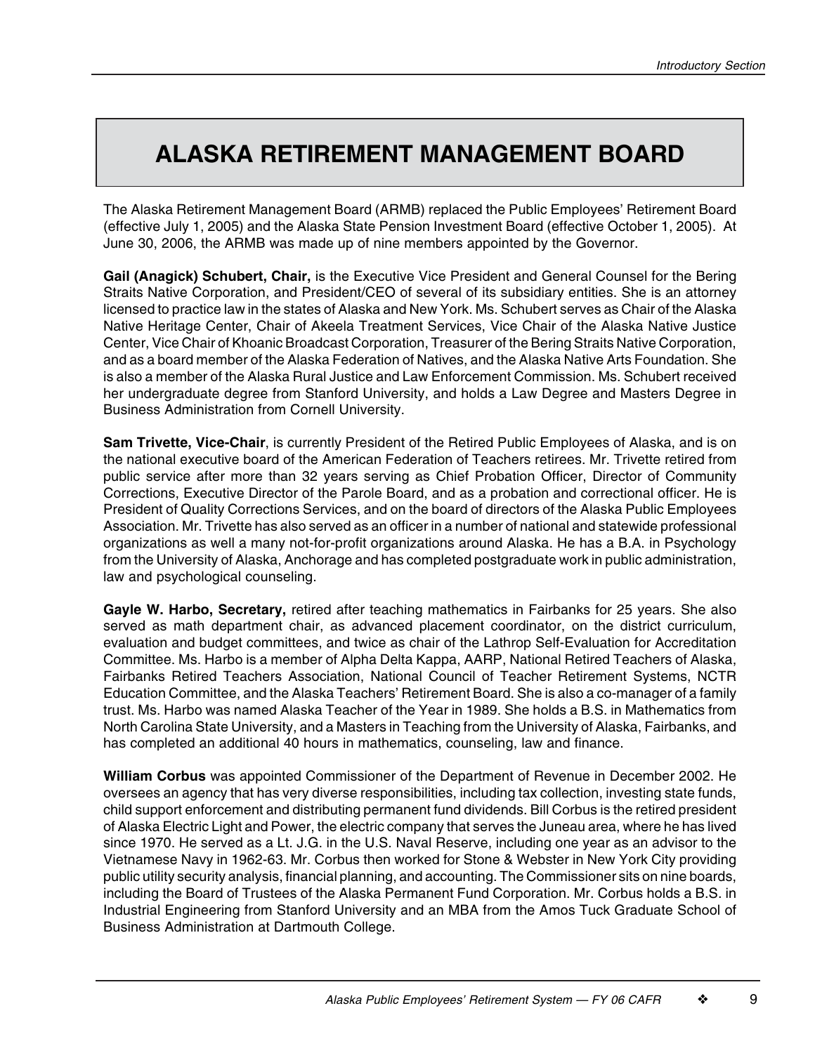# ALASKA RETIREMENT MANAGEMENT BOARD

The Alaska Retirement Management Board (ARMB) replaced the Public Employees' Retirement Board (effective July 1, 2005) and the Alaska State Pension Investment Board (effective October 1, 2005). At June 30, 2006, the ARMB was made up of nine members appointed by the Governor.

**Gail (Anagick) Schubert, Chair,** is the Executive Vice President and General Counsel for the Bering Straits Native Corporation, and President/CEO of several of its subsidiary entities. She is an attorney licensed to practice law in the states of Alaska and New York. Ms. Schubert serves as Chair of the Alaska Native Heritage Center, Chair of Akeela Treatment Services, Vice Chair of the Alaska Native Justice Center, Vice Chair of Khoanic Broadcast Corporation, Treasurer of the Bering Straits Native Corporation, and as a board member of the Alaska Federation of Natives, and the Alaska Native Arts Foundation. She is also a member of the Alaska Rural Justice and Law Enforcement Commission. Ms. Schubert received her undergraduate degree from Stanford University, and holds a Law Degree and Masters Degree in Business Administration from Cornell University.

**Sam Trivette, Vice-Chair**, is currently President of the Retired Public Employees of Alaska, and is on the national executive board of the American Federation of Teachers retirees. Mr. Trivette retired from public service after more than 32 years serving as Chief Probation Officer, Director of Community Corrections, Executive Director of the Parole Board, and as a probation and correctional officer. He is President of Quality Corrections Services, and on the board of directors of the Alaska Public Employees Association. Mr. Trivette has also served as an officer in a number of national and statewide professional organizations as well a many not-for-profit organizations around Alaska. He has a B.A. in Psychology from the University of Alaska, Anchorage and has completed postgraduate work in public administration, law and psychological counseling.

**Gayle W. Harbo, Secretary,** retired after teaching mathematics in Fairbanks for 25 years. She also served as math department chair, as advanced placement coordinator, on the district curriculum, evaluation and budget committees, and twice as chair of the Lathrop Self-Evaluation for Accreditation Committee. Ms. Harbo is a member of Alpha Delta Kappa, AARP, National Retired Teachers of Alaska, Fairbanks Retired Teachers Association, National Council of Teacher Retirement Systems, NCTR Education Committee, and the Alaska Teachers' Retirement Board. She is also a co-manager of a family trust. Ms. Harbo was named Alaska Teacher of the Year in 1989. She holds a B.S. in Mathematics from North Carolina State University, and a Masters in Teaching from the University of Alaska, Fairbanks, and has completed an additional 40 hours in mathematics, counseling, law and finance.

**William Corbus** was appointed Commissioner of the Department of Revenue in December 2002. He oversees an agency that has very diverse responsibilities, including tax collection, investing state funds, child support enforcement and distributing permanent fund dividends. Bill Corbus is the retired president of Alaska Electric Light and Power, the electric company that serves the Juneau area, where he has lived since 1970. He served as a Lt. J.G. in the U.S. Naval Reserve, including one year as an advisor to the Vietnamese Navy in 1962-63. Mr. Corbus then worked for Stone & Webster in New York City providing public utility security analysis, financial planning, and accounting. The Commissioner sits on nine boards, including the Board of Trustees of the Alaska Permanent Fund Corporation. Mr. Corbus holds a B.S. in Industrial Engineering from Stanford University and an MBA from the Amos Tuck Graduate School of Business Administration at Dartmouth College.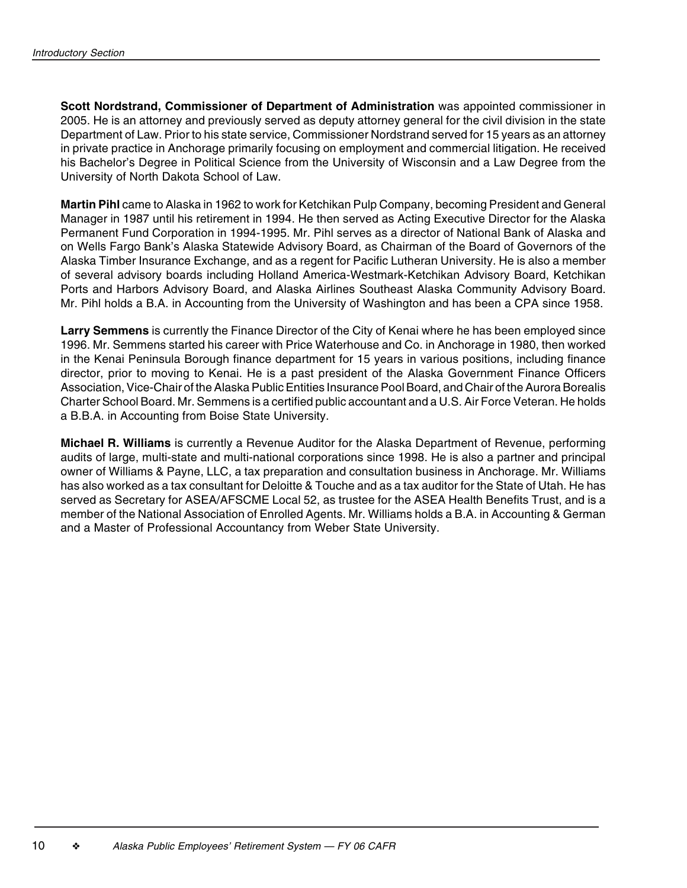**Scott Nordstrand, Commissioner of Department of Administration** was appointed commissioner in 2005. He is an attorney and previously served as deputy attorney general for the civil division in the state Department of Law. Prior to his state service, Commissioner Nordstrand served for 15 years as an attorney in private practice in Anchorage primarily focusing on employment and commercial litigation. He received his Bachelor's Degree in Political Science from the University of Wisconsin and a Law Degree from the University of North Dakota School of Law.

**Martin Pihl** came to Alaska in 1962 to work for Ketchikan Pulp Company, becoming President and General Manager in 1987 until his retirement in 1994. He then served as Acting Executive Director for the Alaska Permanent Fund Corporation in 1994-1995. Mr. Pihl serves as a director of National Bank of Alaska and on Wells Fargo Bank's Alaska Statewide Advisory Board, as Chairman of the Board of Governors of the Alaska Timber Insurance Exchange, and as a regent for Pacific Lutheran University. He is also a member of several advisory boards including Holland America-Westmark-Ketchikan Advisory Board, Ketchikan Ports and Harbors Advisory Board, and Alaska Airlines Southeast Alaska Community Advisory Board. Mr. Pihl holds a B.A. in Accounting from the University of Washington and has been a CPA since 1958.

**Larry Semmens** is currently the Finance Director of the City of Kenai where he has been employed since 1996. Mr. Semmens started his career with Price Waterhouse and Co. in Anchorage in 1980, then worked in the Kenai Peninsula Borough finance department for 15 years in various positions, including finance director, prior to moving to Kenai. He is a past president of the Alaska Government Finance Officers Association, Vice-Chair of the Alaska Public Entities Insurance Pool Board, and Chair of the Aurora Borealis Charter School Board. Mr. Semmens is a certified public accountant and a U.S. Air Force Veteran. He holds a B.B.A. in Accounting from Boise State University.

**Michael R. Williams** is currently a Revenue Auditor for the Alaska Department of Revenue, performing audits of large, multi-state and multi-national corporations since 1998. He is also a partner and principal owner of Williams & Payne, LLC, a tax preparation and consultation business in Anchorage. Mr. Williams has also worked as a tax consultant for Deloitte & Touche and as a tax auditor for the State of Utah. He has served as Secretary for ASEA/AFSCME Local 52, as trustee for the ASEA Health Benefits Trust, and is a member of the National Association of Enrolled Agents. Mr. Williams holds a B.A. in Accounting & German and a Master of Professional Accountancy from Weber State University.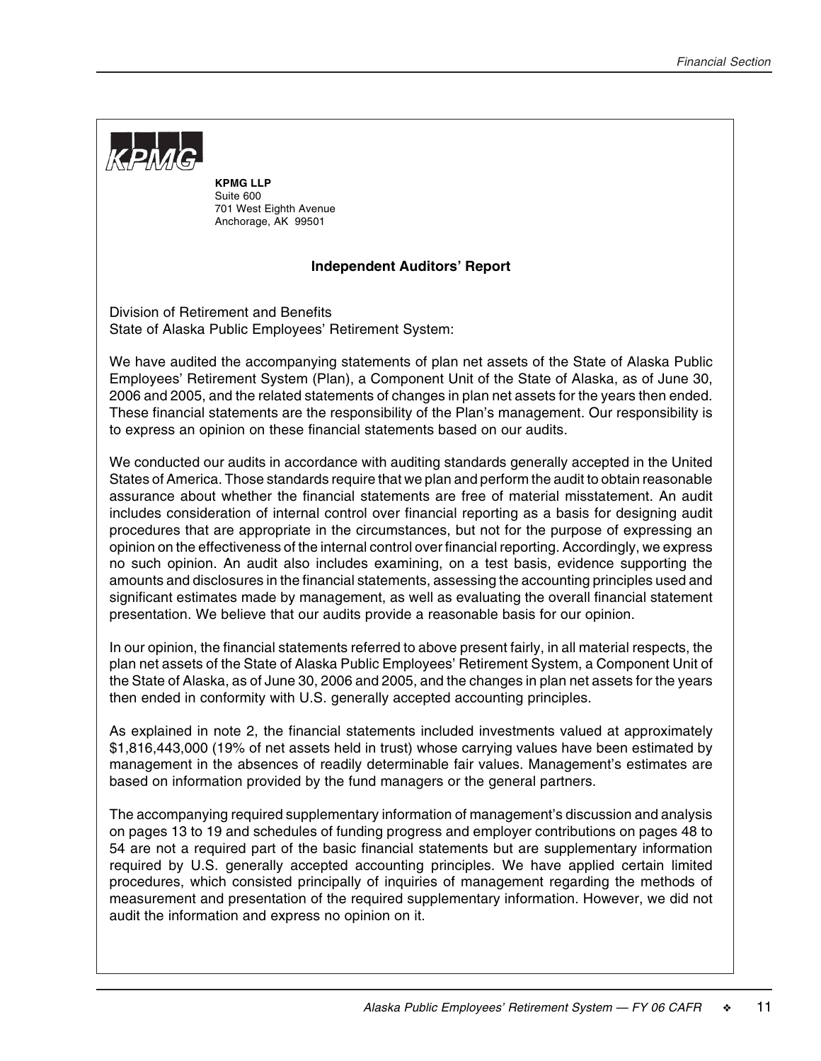**KPMG LLP**
Suite 600
701 West Eighth Avenue
Anchorage, AK 99501

## Independent Auditors' Report

Division of Retirement and Benefits
State of Alaska Public Employees' Retirement System:

We have audited the accompanying statements of plan net assets of the State of Alaska Public Employees' Retirement System (Plan), a Component Unit of the State of Alaska, as of June 30, 2006 and 2005, and the related statements of changes in plan net assets for the years then ended. These financial statements are the responsibility of the Plan's management. Our responsibility is to express an opinion on these financial statements based on our audits.

We conducted our audits in accordance with auditing standards generally accepted in the United States of America. Those standards require that we plan and perform the audit to obtain reasonable assurance about whether the financial statements are free of material misstatement. An audit includes consideration of internal control over financial reporting as a basis for designing audit procedures that are appropriate in the circumstances, but not for the purpose of expressing an opinion on the effectiveness of the internal control over financial reporting. Accordingly, we express no such opinion. An audit also includes examining, on a test basis, evidence supporting the amounts and disclosures in the financial statements, assessing the accounting principles used and significant estimates made by management, as well as evaluating the overall financial statement presentation. We believe that our audits provide a reasonable basis for our opinion.

In our opinion, the financial statements referred to above present fairly, in all material respects, the plan net assets of the State of Alaska Public Employees' Retirement System, a Component Unit of the State of Alaska, as of June 30, 2006 and 2005, and the changes in plan net assets for the years then ended in conformity with U.S. generally accepted accounting principles.

As explained in note 2, the financial statements included investments valued at approximately $1,816,443,000 (19% of net assets held in trust) whose carrying values have been estimated by management in the absences of readily determinable fair values. Management's estimates are based on information provided by the fund managers or the general partners.

The accompanying required supplementary information of management's discussion and analysis on pages 13 to 19 and schedules of funding progress and employer contributions on pages 48 to 54 are not a required part of the basic financial statements but are supplementary information required by U.S. generally accepted accounting principles. We have applied certain limited procedures, which consisted principally of inquiries of management regarding the methods of measurement and presentation of the required supplementary information. However, we did not audit the information and express no opinion on it.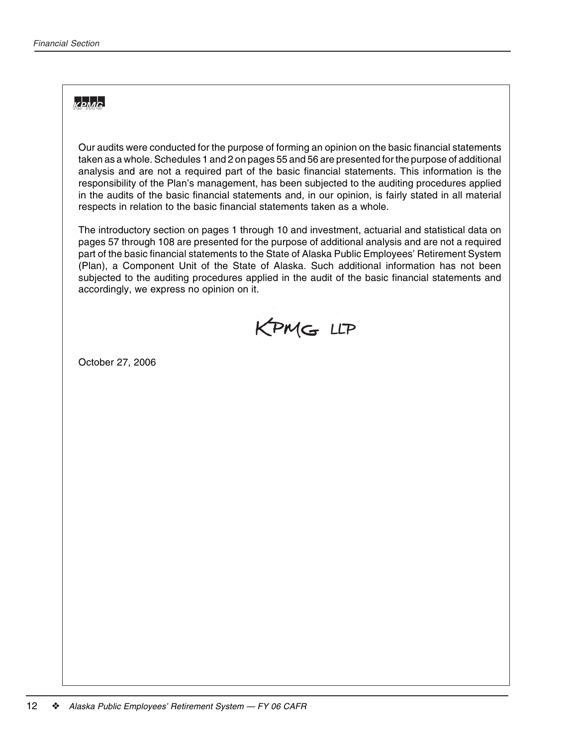KPMG

Our audits were conducted for the purpose of forming an opinion on the basic financial statements taken as a whole. Schedules 1 and 2 on pages 55 and 56 are presented for the purpose of additional analysis and are not a required part of the basic financial statements. This information is the responsibility of the Plan's management, has been subjected to the auditing procedures applied in the audits of the basic financial statements and, in our opinion, is fairly stated in all material respects in relation to the basic financial statements taken as a whole.

The introductory section on pages 1 through 10 and investment, actuarial and statistical data on pages 57 through 108 are presented for the purpose of additional analysis and are not a required part of the basic financial statements to the State of Alaska Public Employees' Retirement System (Plan), a Component Unit of the State of Alaska. Such additional information has not been subjected to the auditing procedures applied in the audit of the basic financial statements and accordingly, we express no opinion on it.

KPMG LLP

October 27, 2006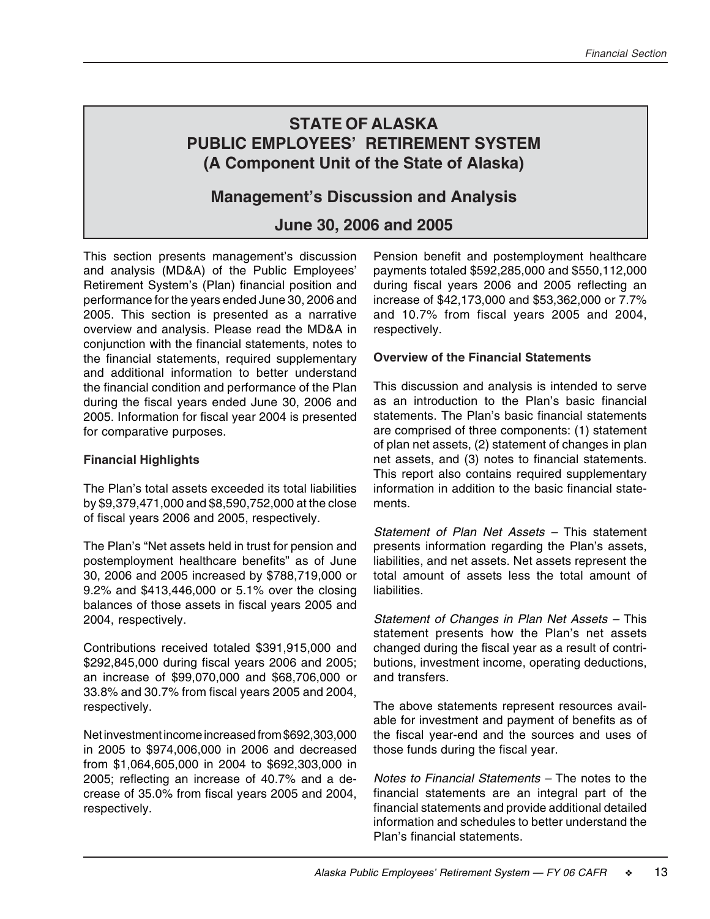# STATE OF ALASKA
# PUBLIC EMPLOYEES' RETIREMENT SYSTEM
# (A Component Unit of the State of Alaska)

## Management's Discussion and Analysis

## June 30, 2006 and 2005

This section presents management's discussion and analysis (MD&A) of the Public Employees' Retirement System's (Plan) financial position and performance for the years ended June 30, 2006 and 2005. This section is presented as a narrative overview and analysis. Please read the MD&A in conjunction with the financial statements, notes to the financial statements, required supplementary and additional information to better understand the financial condition and performance of the Plan during the fiscal years ended June 30, 2006 and 2005. Information for fiscal year 2004 is presented for comparative purposes.

**Financial Highlights**

The Plan's total assets exceeded its total liabilities by $9,379,471,000 and $8,590,752,000 at the close of fiscal years 2006 and 2005, respectively.

The Plan's "Net assets held in trust for pension and postemployment healthcare benefits" as of June 30, 2006 and 2005 increased by $788,719,000 or 9.2% and $413,446,000 or 5.1% over the closing balances of those assets in fiscal years 2005 and 2004, respectively.

Contributions received totaled $391,915,000 and $292,845,000 during fiscal years 2006 and 2005; an increase of $99,070,000 and $68,706,000 or 33.8% and 30.7% from fiscal years 2005 and 2004, respectively.

Net investment income increased from $692,303,000 in 2005 to $974,006,000 in 2006 and decreased from $1,064,605,000 in 2004 to $692,303,000 in 2005; reflecting an increase of 40.7% and a decrease of 35.0% from fiscal years 2005 and 2004, respectively.

Pension benefit and postemployment healthcare payments totaled $592,285,000 and $550,112,000 during fiscal years 2006 and 2005 reflecting an increase of $42,173,000 and $53,362,000 or 7.7% and 10.7% from fiscal years 2005 and 2004, respectively.

**Overview of the Financial Statements**

This discussion and analysis is intended to serve as an introduction to the Plan's basic financial statements. The Plan's basic financial statements are comprised of three components: (1) statement of plan net assets, (2) statement of changes in plan net assets, and (3) notes to financial statements. This report also contains required supplementary information in addition to the basic financial statements.

*Statement of Plan Net Assets* – This statement presents information regarding the Plan's assets, liabilities, and net assets. Net assets represent the total amount of assets less the total amount of liabilities.

*Statement of Changes in Plan Net Assets* – This statement presents how the Plan's net assets changed during the fiscal year as a result of contributions, investment income, operating deductions, and transfers.

The above statements represent resources available for investment and payment of benefits as of the fiscal year-end and the sources and uses of those funds during the fiscal year.

*Notes to Financial Statements* – The notes to the financial statements are an integral part of the financial statements and provide additional detailed information and schedules to better understand the Plan's financial statements.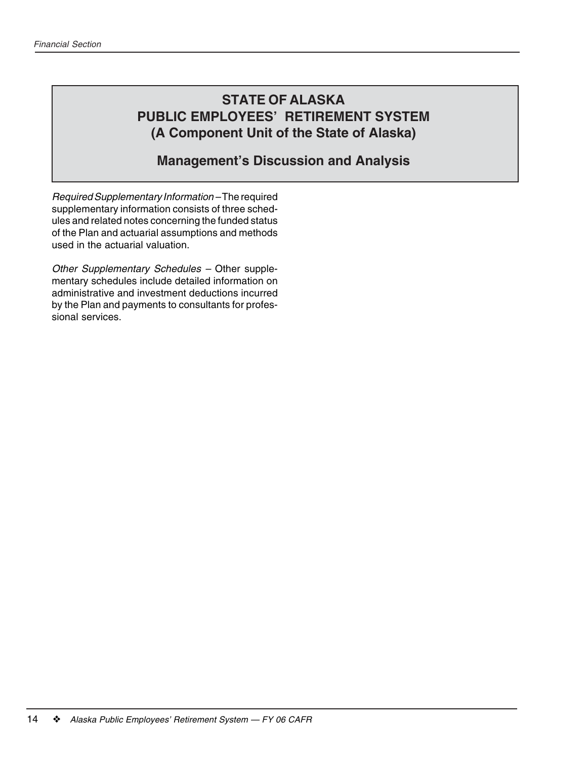# STATE OF ALASKA
# PUBLIC EMPLOYEES' RETIREMENT SYSTEM
# (A Component Unit of the State of Alaska)

## Management's Discussion and Analysis

*Required Supplementary Information* – The required supplementary information consists of three schedules and related notes concerning the funded status of the Plan and actuarial assumptions and methods used in the actuarial valuation.

*Other Supplementary Schedules* – Other supplementary schedules include detailed information on administrative and investment deductions incurred by the Plan and payments to consultants for professional services.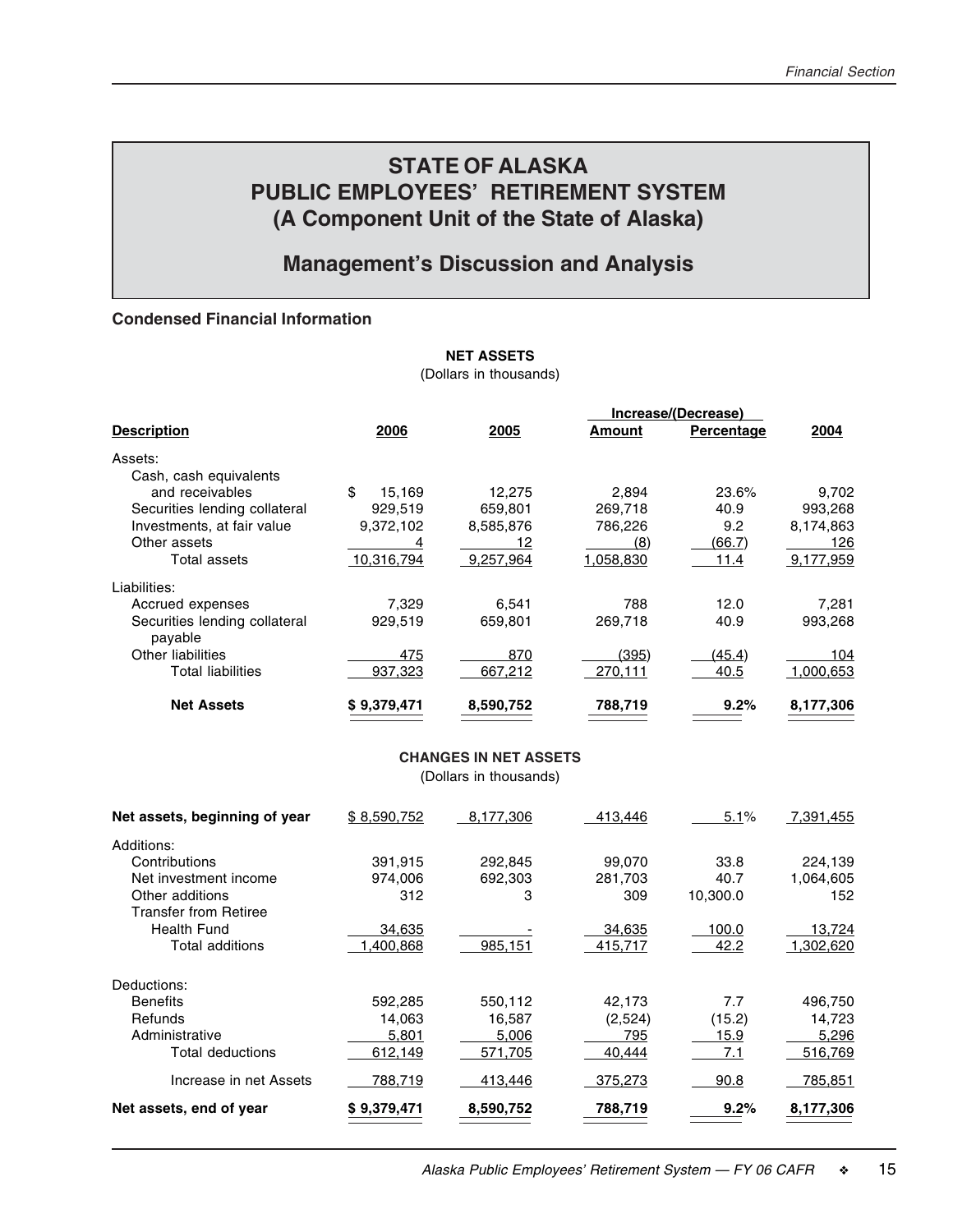# STATE OF ALASKA
# PUBLIC EMPLOYEES' RETIREMENT SYSTEM
# (A Component Unit of the State of Alaska)

## Management's Discussion and Analysis

### Condensed Financial Information

**NET ASSETS**
(Dollars in thousands)

| Description | 2006 | 2005 | Increase/(Decrease) Amount | Increase/(Decrease) Percentage | 2004 |
|---|---|---|---|---|---|
| Assets: | | | | | |
| Cash, cash equivalents and receivables | $ 15,169 | 12,275 | 2,894 | 23.6% | 9,702 |
| Securities lending collateral | 929,519 | 659,801 | 269,718 | 40.9 | 993,268 |
| Investments, at fair value | 9,372,102 | 8,585,876 | 786,226 | 9.2 | 8,174,863 |
| Other assets | 4 | 12 | (8) | (66.7) | 126 |
| Total assets | 10,316,794 | 9,257,964 | 1,058,830 | 11.4 | 9,177,959 |
| Liabilities: | | | | | |
| Accrued expenses | 7,329 | 6,541 | 788 | 12.0 | 7,281 |
| Securities lending collateral payable | 929,519 | 659,801 | 269,718 | 40.9 | 993,268 |
| Other liabilities | 475 | 870 | (395) | (45.4) | 104 |
| Total liabilities | 937,323 | 667,212 | 270,111 | 40.5 | 1,000,653 |
| **Net Assets** | **$ 9,379,471** | **8,590,752** | **788,719** | **9.2%** | **8,177,306** |

**CHANGES IN NET ASSETS**
(Dollars in thousands)

| Description | 2006 | 2005 | Increase/(Decrease) Amount | Increase/(Decrease) Percentage | 2004 |
|---|---|---|---|---|---|
| **Net assets, beginning of year** | $ 8,590,752 | 8,177,306 | 413,446 | 5.1% | 7,391,455 |
| Additions: | | | | | |
| Contributions | 391,915 | 292,845 | 99,070 | 33.8 | 224,139 |
| Net investment income | 974,006 | 692,303 | 281,703 | 40.7 | 1,064,605 |
| Other additions | 312 | 3 | 309 | 10,300.0 | 152 |
| Transfer from Retiree Health Fund | 34,635 | - | 34,635 | 100.0 | 13,724 |
| Total additions | 1,400,868 | 985,151 | 415,717 | 42.2 | 1,302,620 |
| Deductions: | | | | | |
| Benefits | 592,285 | 550,112 | 42,173 | 7.7 | 496,750 |
| Refunds | 14,063 | 16,587 | (2,524) | (15.2) | 14,723 |
| Administrative | 5,801 | 5,006 | 795 | 15.9 | 5,296 |
| Total deductions | 612,149 | 571,705 | 40,444 | 7.1 | 516,769 |
| Increase in net Assets | 788,719 | 413,446 | 375,273 | 90.8 | 785,851 |
| **Net assets, end of year** | **$ 9,379,471** | **8,590,752** | **788,719** | **9.2%** | **8,177,306** |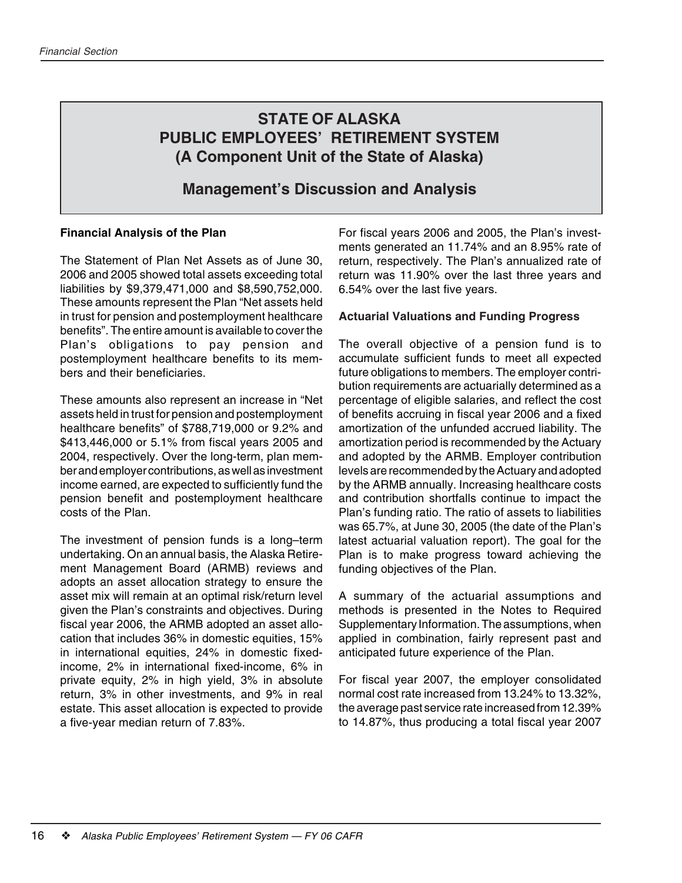# STATE OF ALASKA
# PUBLIC EMPLOYEES' RETIREMENT SYSTEM
# (A Component Unit of the State of Alaska)

## Management's Discussion and Analysis

**Financial Analysis of the Plan**

The Statement of Plan Net Assets as of June 30, 2006 and 2005 showed total assets exceeding total liabilities by $9,379,471,000 and $8,590,752,000. These amounts represent the Plan "Net assets held in trust for pension and postemployment healthcare benefits". The entire amount is available to cover the Plan's obligations to pay pension and postemployment healthcare benefits to its members and their beneficiaries.

These amounts also represent an increase in "Net assets held in trust for pension and postemployment healthcare benefits" of $788,719,000 or 9.2% and $413,446,000 or 5.1% from fiscal years 2005 and 2004, respectively. Over the long-term, plan member and employer contributions, as well as investment income earned, are expected to sufficiently fund the pension benefit and postemployment healthcare costs of the Plan.

The investment of pension funds is a long–term undertaking. On an annual basis, the Alaska Retirement Management Board (ARMB) reviews and adopts an asset allocation strategy to ensure the asset mix will remain at an optimal risk/return level given the Plan's constraints and objectives. During fiscal year 2006, the ARMB adopted an asset allocation that includes 36% in domestic equities, 15% in international equities, 24% in domestic fixed-income, 2% in international fixed-income, 6% in private equity, 2% in high yield, 3% in absolute return, 3% in other investments, and 9% in real estate. This asset allocation is expected to provide a five-year median return of 7.83%.

For fiscal years 2006 and 2005, the Plan's investments generated an 11.74% and an 8.95% rate of return, respectively. The Plan's annualized rate of return was 11.90% over the last three years and 6.54% over the last five years.

**Actuarial Valuations and Funding Progress**

The overall objective of a pension fund is to accumulate sufficient funds to meet all expected future obligations to members. The employer contribution requirements are actuarially determined as a percentage of eligible salaries, and reflect the cost of benefits accruing in fiscal year 2006 and a fixed amortization of the unfunded accrued liability. The amortization period is recommended by the Actuary and adopted by the ARMB. Employer contribution levels are recommended by the Actuary and adopted by the ARMB annually. Increasing healthcare costs and contribution shortfalls continue to impact the Plan's funding ratio. The ratio of assets to liabilities was 65.7%, at June 30, 2005 (the date of the Plan's latest actuarial valuation report). The goal for the Plan is to make progress toward achieving the funding objectives of the Plan.

A summary of the actuarial assumptions and methods is presented in the Notes to Required Supplementary Information. The assumptions, when applied in combination, fairly represent past and anticipated future experience of the Plan.

For fiscal year 2007, the employer consolidated normal cost rate increased from 13.24% to 13.32%, the average past service rate increased from 12.39% to 14.87%, thus producing a total fiscal year 2007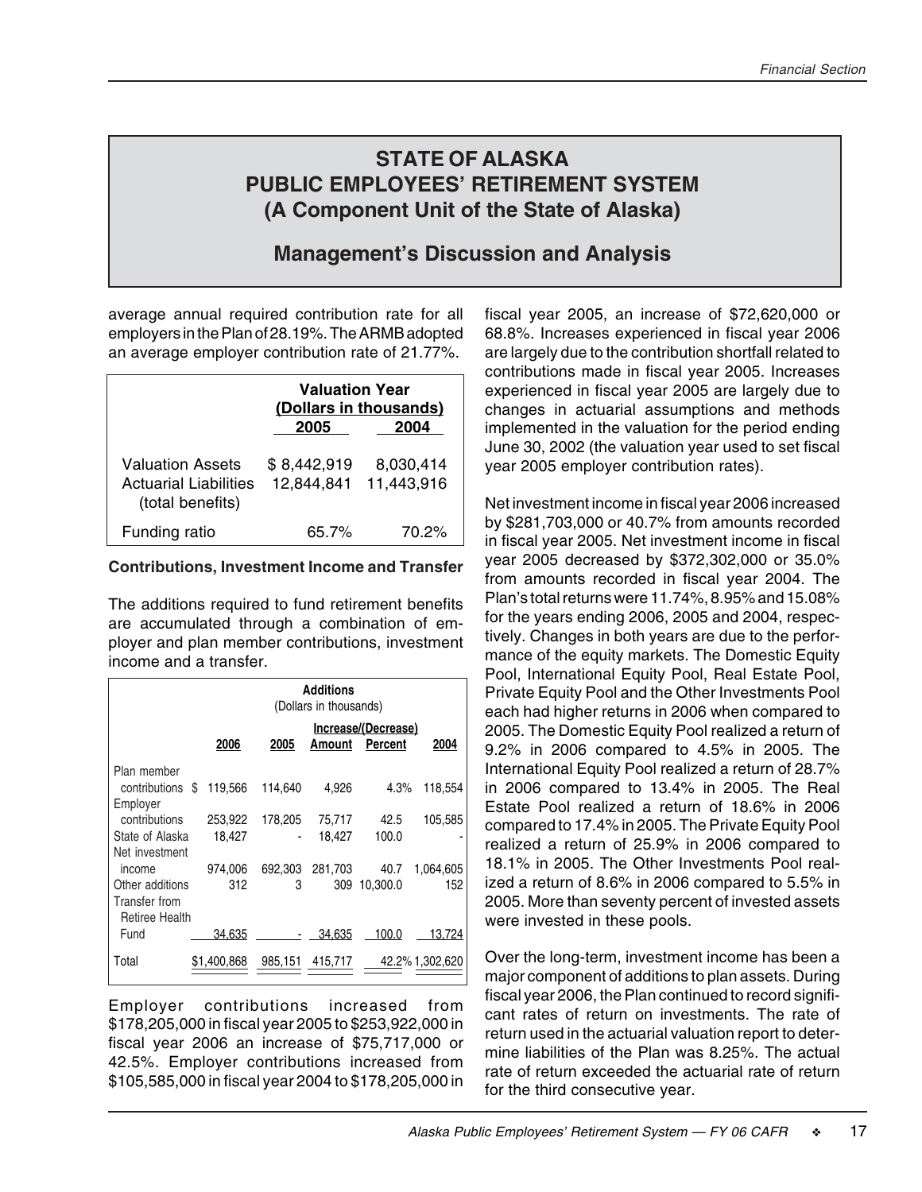# STATE OF ALASKA
# PUBLIC EMPLOYEES' RETIREMENT SYSTEM
# (A Component Unit of the State of Alaska)

## Management's Discussion and Analysis

average annual required contribution rate for all employers in the Plan of 28.19%. The ARMB adopted an average employer contribution rate of 21.77%.

| | Valuation Year (Dollars in thousands) | |
|---|---|---|
| | 2005 | 2004 |
| Valuation Assets | $ 8,442,919 | 8,030,414 |
| Actuarial Liabilities (total benefits) | 12,844,841 | 11,443,916 |
| Funding ratio | 65.7% | 70.2% |

**Contributions, Investment Income and Transfer**

The additions required to fund retirement benefits are accumulated through a combination of employer and plan member contributions, investment income and a transfer.

| Additions (Dollars in thousands) | | | | | |
|---|---|---|---|---|---|
| | | | Increase/(Decrease) | | |
| | 2006 | 2005 | Amount | Percent | 2004 |
| Plan member contributions | $ 119,566 | 114,640 | 4,926 | 4.3% | 118,554 |
| Employer contributions | 253,922 | 178,205 | 75,717 | 42.5 | 105,585 |
| State of Alaska | 18,427 | - | 18,427 | 100.0 | - |
| Net investment income | 974,006 | 692,303 | 281,703 | 40.7 | 1,064,605 |
| Other additions | 312 | 3 | 309 | 10,300.0 | 152 |
| Transfer from Retiree Health Fund | 34,635 | - | 34,635 | 100.0 | 13,724 |
| Total | $1,400,868 | 985,151 | 415,717 | 42.2% | 1,302,620 |

Employer contributions increased from $178,205,000 in fiscal year 2005 to $253,922,000 in fiscal year 2006 an increase of $75,717,000 or 42.5%. Employer contributions increased from $105,585,000 in fiscal year 2004 to $178,205,000 in fiscal year 2005, an increase of $72,620,000 or 68.8%. Increases experienced in fiscal year 2006 are largely due to the contribution shortfall related to contributions made in fiscal year 2005. Increases experienced in fiscal year 2005 are largely due to changes in actuarial assumptions and methods implemented in the valuation for the period ending June 30, 2002 (the valuation year used to set fiscal year 2005 employer contribution rates).

Net investment income in fiscal year 2006 increased by $281,703,000 or 40.7% from amounts recorded in fiscal year 2005. Net investment income in fiscal year 2005 decreased by $372,302,000 or 35.0% from amounts recorded in fiscal year 2004. The Plan's total returns were 11.74%, 8.95% and 15.08% for the years ending 2006, 2005 and 2004, respectively. Changes in both years are due to the performance of the equity markets. The Domestic Equity Pool, International Equity Pool, Real Estate Pool, Private Equity Pool and the Other Investments Pool each had higher returns in 2006 when compared to 2005. The Domestic Equity Pool realized a return of 9.2% in 2006 compared to 4.5% in 2005. The International Equity Pool realized a return of 28.7% in 2006 compared to 13.4% in 2005. The Real Estate Pool realized a return of 18.6% in 2006 compared to 17.4% in 2005. The Private Equity Pool realized a return of 25.9% in 2006 compared to 18.1% in 2005. The Other Investments Pool realized a return of 8.6% in 2006 compared to 5.5% in 2005. More than seventy percent of invested assets were invested in these pools.

Over the long-term, investment income has been a major component of additions to plan assets. During fiscal year 2006, the Plan continued to record significant rates of return on investments. The rate of return used in the actuarial valuation report to determine liabilities of the Plan was 8.25%. The actual rate of return exceeded the actuarial rate of return for the third consecutive year.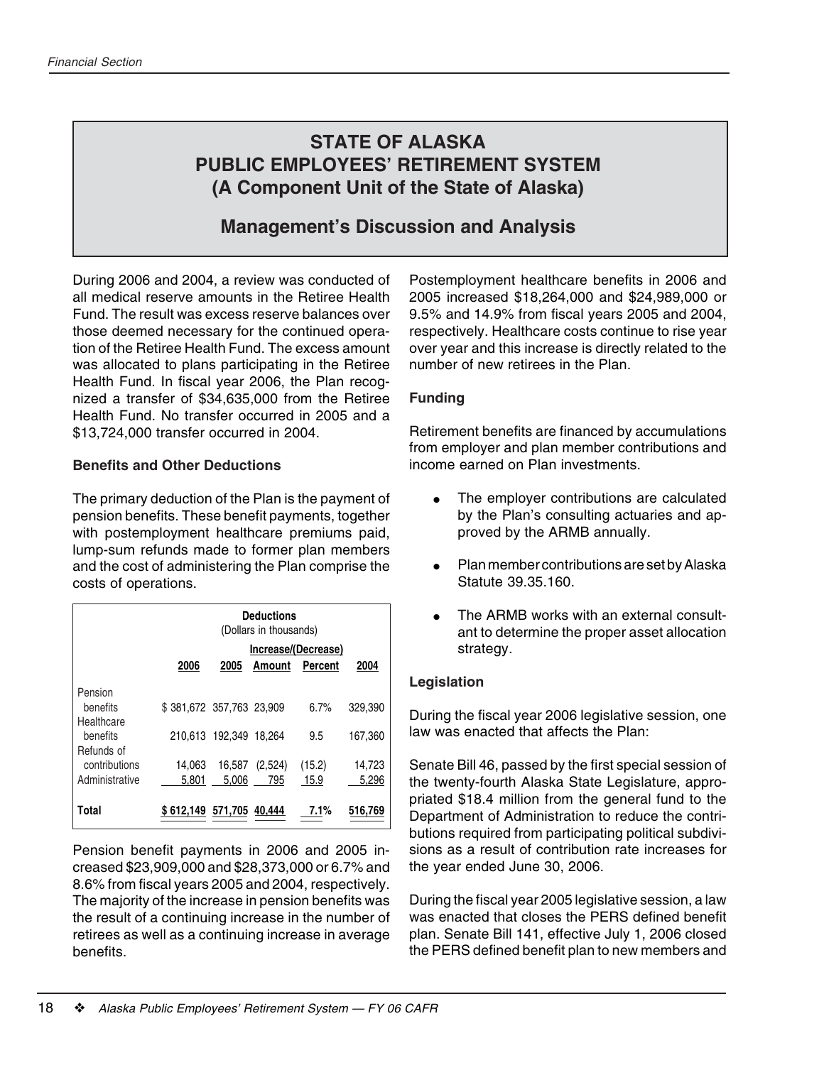# STATE OF ALASKA PUBLIC EMPLOYEES' RETIREMENT SYSTEM (A Component Unit of the State of Alaska)

## Management's Discussion and Analysis

During 2006 and 2004, a review was conducted of all medical reserve amounts in the Retiree Health Fund. The result was excess reserve balances over those deemed necessary for the continued operation of the Retiree Health Fund. The excess amount was allocated to plans participating in the Retiree Health Fund. In fiscal year 2006, the Plan recognized a transfer of $34,635,000 from the Retiree Health Fund. No transfer occurred in 2005 and a $13,724,000 transfer occurred in 2004.

### Benefits and Other Deductions

The primary deduction of the Plan is the payment of pension benefits. These benefit payments, together with postemployment healthcare premiums paid, lump-sum refunds made to former plan members and the cost of administering the Plan comprise the costs of operations.

**Deductions**
(Dollars in thousands)

| | 2006 | 2005 | Increase/(Decrease) Amount | Increase/(Decrease) Percent | 2004 |
|---|---|---|---|---|---|
| Pension benefits | $ 381,672 | 357,763 | 23,909 | 6.7% | 329,390 |
| Healthcare benefits | 210,613 | 192,349 | 18,264 | 9.5 | 167,360 |
| Refunds of contributions | 14,063 | 16,587 | (2,524) | (15.2) | 14,723 |
| Administrative | 5,801 | 5,006 | 795 | 15.9 | 5,296 |
| **Total** | **$ 612,149** | **571,705** | **40,444** | **7.1%** | **516,769** |

Pension benefit payments in 2006 and 2005 increased $23,909,000 and $28,373,000 or 6.7% and 8.6% from fiscal years 2005 and 2004, respectively. The majority of the increase in pension benefits was the result of a continuing increase in the number of retirees as well as a continuing increase in average benefits.

Postemployment healthcare benefits in 2006 and 2005 increased $18,264,000 and $24,989,000 or 9.5% and 14.9% from fiscal years 2005 and 2004, respectively. Healthcare costs continue to rise year over year and this increase is directly related to the number of new retirees in the Plan.

### Funding

Retirement benefits are financed by accumulations from employer and plan member contributions and income earned on Plan investments.

- The employer contributions are calculated by the Plan's consulting actuaries and approved by the ARMB annually.
- Plan member contributions are set by Alaska Statute 39.35.160.
- The ARMB works with an external consultant to determine the proper asset allocation strategy.

### Legislation

During the fiscal year 2006 legislative session, one law was enacted that affects the Plan:

Senate Bill 46, passed by the first special session of the twenty-fourth Alaska State Legislature, appropriated $18.4 million from the general fund to the Department of Administration to reduce the contributions required from participating political subdivisions as a result of contribution rate increases for the year ended June 30, 2006.

During the fiscal year 2005 legislative session, a law was enacted that closes the PERS defined benefit plan. Senate Bill 141, effective July 1, 2006 closed the PERS defined benefit plan to new members and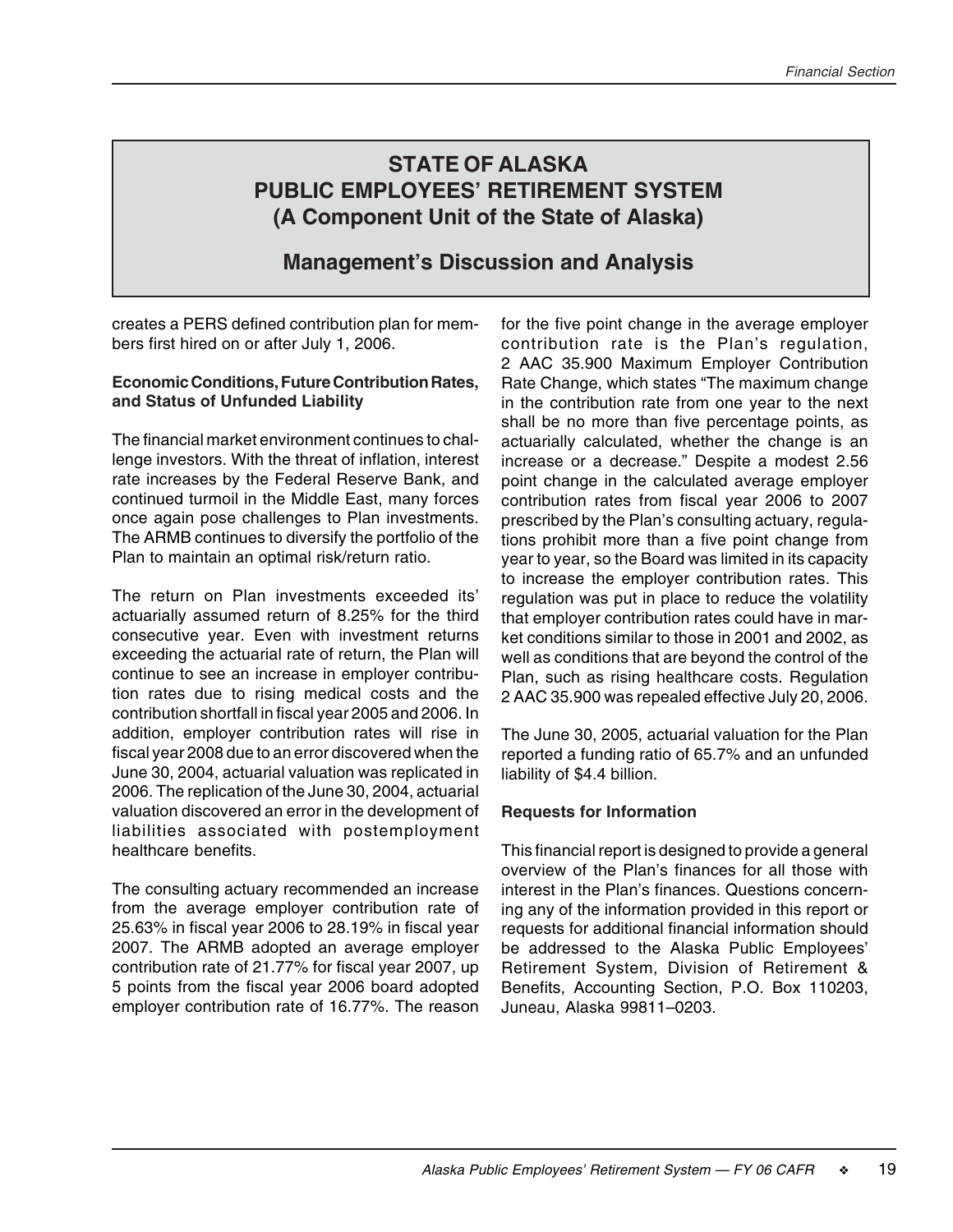# STATE OF ALASKA
# PUBLIC EMPLOYEES' RETIREMENT SYSTEM
# (A Component Unit of the State of Alaska)

## Management's Discussion and Analysis

creates a PERS defined contribution plan for members first hired on or after July 1, 2006.

**Economic Conditions, Future Contribution Rates, and Status of Unfunded Liability**

The financial market environment continues to challenge investors. With the threat of inflation, interest rate increases by the Federal Reserve Bank, and continued turmoil in the Middle East, many forces once again pose challenges to Plan investments. The ARMB continues to diversify the portfolio of the Plan to maintain an optimal risk/return ratio.

The return on Plan investments exceeded its' actuarially assumed return of 8.25% for the third consecutive year. Even with investment returns exceeding the actuarial rate of return, the Plan will continue to see an increase in employer contribution rates due to rising medical costs and the contribution shortfall in fiscal year 2005 and 2006. In addition, employer contribution rates will rise in fiscal year 2008 due to an error discovered when the June 30, 2004, actuarial valuation was replicated in 2006. The replication of the June 30, 2004, actuarial valuation discovered an error in the development of liabilities associated with postemployment healthcare benefits.

The consulting actuary recommended an increase from the average employer contribution rate of 25.63% in fiscal year 2006 to 28.19% in fiscal year 2007. The ARMB adopted an average employer contribution rate of 21.77% for fiscal year 2007, up 5 points from the fiscal year 2006 board adopted employer contribution rate of 16.77%. The reason for the five point change in the average employer contribution rate is the Plan's regulation, 2 AAC 35.900 Maximum Employer Contribution Rate Change, which states "The maximum change in the contribution rate from one year to the next shall be no more than five percentage points, as actuarially calculated, whether the change is an increase or a decrease." Despite a modest 2.56 point change in the calculated average employer contribution rates from fiscal year 2006 to 2007 prescribed by the Plan's consulting actuary, regulations prohibit more than a five point change from year to year, so the Board was limited in its capacity to increase the employer contribution rates. This regulation was put in place to reduce the volatility that employer contribution rates could have in market conditions similar to those in 2001 and 2002, as well as conditions that are beyond the control of the Plan, such as rising healthcare costs. Regulation 2 AAC 35.900 was repealed effective July 20, 2006.

The June 30, 2005, actuarial valuation for the Plan reported a funding ratio of 65.7% and an unfunded liability of $4.4 billion.

**Requests for Information**

This financial report is designed to provide a general overview of the Plan's finances for all those with interest in the Plan's finances. Questions concerning any of the information provided in this report or requests for additional financial information should be addressed to the Alaska Public Employees' Retirement System, Division of Retirement & Benefits, Accounting Section, P.O. Box 110203, Juneau, Alaska 99811–0203.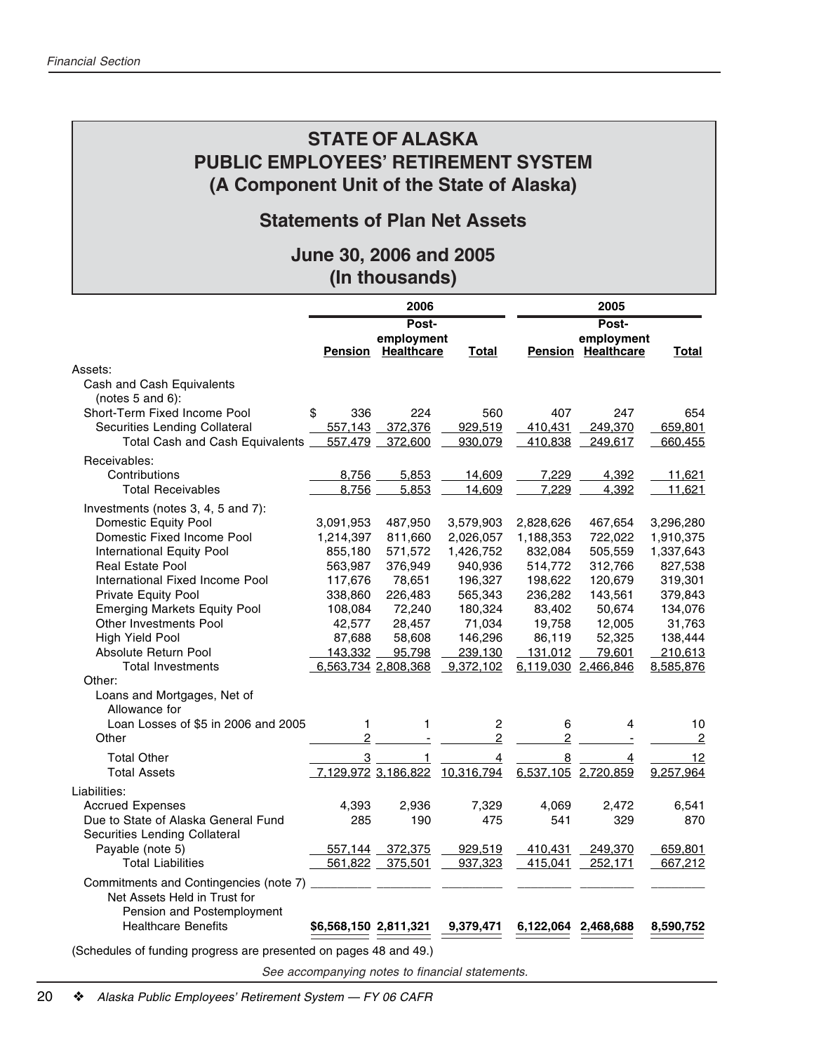# STATE OF ALASKA
# PUBLIC EMPLOYEES' RETIREMENT SYSTEM
# (A Component Unit of the State of Alaska)

## Statements of Plan Net Assets

## June 30, 2006 and 2005
## (In thousands)

| | 2006 | | | 2005 | | |
|---|---|---|---|---|---|---|
| | Pension | Post-employment Healthcare | Total | Pension | Post-employment Healthcare | Total |
| Assets: | | | | | | |
| Cash and Cash Equivalents (notes 5 and 6): | | | | | | |
| Short-Term Fixed Income Pool | $ 336 | 224 | 560 | 407 | 247 | 654 |
| Securities Lending Collateral | 557,143 | 372,376 | 929,519 | 410,431 | 249,370 | 659,801 |
| Total Cash and Cash Equivalents | 557,479 | 372,600 | 930,079 | 410,838 | 249,617 | 660,455 |
| Receivables: | | | | | | |
| Contributions | 8,756 | 5,853 | 14,609 | 7,229 | 4,392 | 11,621 |
| Total Receivables | 8,756 | 5,853 | 14,609 | 7,229 | 4,392 | 11,621 |
| Investments (notes 3, 4, 5 and 7): | | | | | | |
| Domestic Equity Pool | 3,091,953 | 487,950 | 3,579,903 | 2,828,626 | 467,654 | 3,296,280 |
| Domestic Fixed Income Pool | 1,214,397 | 811,660 | 2,026,057 | 1,188,353 | 722,022 | 1,910,375 |
| International Equity Pool | 855,180 | 571,572 | 1,426,752 | 832,084 | 505,559 | 1,337,643 |
| Real Estate Pool | 563,987 | 376,949 | 940,936 | 514,772 | 312,766 | 827,538 |
| International Fixed Income Pool | 117,676 | 78,651 | 196,327 | 198,622 | 120,679 | 319,301 |
| Private Equity Pool | 338,860 | 226,483 | 565,343 | 236,282 | 143,561 | 379,843 |
| Emerging Markets Equity Pool | 108,084 | 72,240 | 180,324 | 83,402 | 50,674 | 134,076 |
| Other Investments Pool | 42,577 | 28,457 | 71,034 | 19,758 | 12,005 | 31,763 |
| High Yield Pool | 87,688 | 58,608 | 146,296 | 86,119 | 52,325 | 138,444 |
| Absolute Return Pool | 143,332 | 95,798 | 239,130 | 131,012 | 79,601 | 210,613 |
| Total Investments | 6,563,734 | 2,808,368 | 9,372,102 | 6,119,030 | 2,466,846 | 8,585,876 |
| Other: | | | | | | |
| Loans and Mortgages, Net of Allowance for Loan Losses of $5 in 2006 and 2005 | 1 | 1 | 2 | 6 | 4 | 10 |
| Other | 2 | - | 2 | 2 | - | 2 |
| Total Other | 3 | 1 | 4 | 8 | 4 | 12 |
| Total Assets | 7,129,972 | 3,186,822 | 10,316,794 | 6,537,105 | 2,720,859 | 9,257,964 |
| Liabilities: | | | | | | |
| Accrued Expenses | 4,393 | 2,936 | 7,329 | 4,069 | 2,472 | 6,541 |
| Due to State of Alaska General Fund | 285 | 190 | 475 | 541 | 329 | 870 |
| Securities Lending Collateral Payable (note 5) | 557,144 | 372,375 | 929,519 | 410,431 | 249,370 | 659,801 |
| Total Liabilities | 561,822 | 375,501 | 937,323 | 415,041 | 252,171 | 667,212 |
| Commitments and Contingencies (note 7) | | | | | | |
| Net Assets Held in Trust for Pension and Postemployment Healthcare Benefits | $6,568,150 | 2,811,321 | 9,379,471 | 6,122,064 | 2,468,688 | 8,590,752 |

(Schedules of funding progress are presented on pages 48 and 49.)

*See accompanying notes to financial statements.*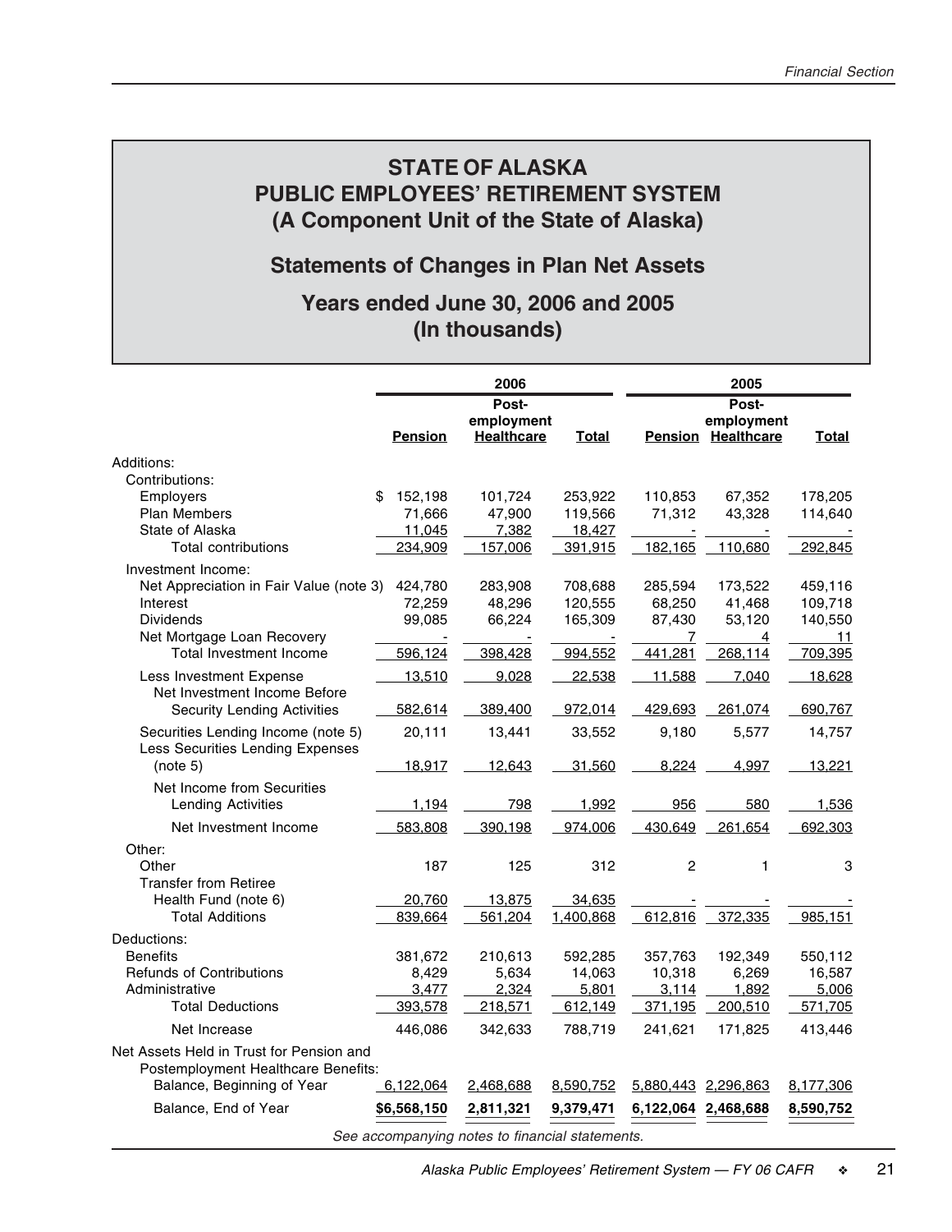# STATE OF ALASKA
# PUBLIC EMPLOYEES' RETIREMENT SYSTEM
# (A Component Unit of the State of Alaska)

## Statements of Changes in Plan Net Assets

## Years ended June 30, 2006 and 2005
## (In thousands)

| | 2006 | | | 2005 | | |
|---|---|---|---|---|---|---|
| | Pension | Post-employment Healthcare | Total | Pension | Post-employment Healthcare | Total |
| Additions: | | | | | | |
| Contributions: | | | | | | |
| Employers | $ 152,198 | 101,724 | 253,922 | 110,853 | 67,352 | 178,205 |
| Plan Members | 71,666 | 47,900 | 119,566 | 71,312 | 43,328 | 114,640 |
| State of Alaska | 11,045 | 7,382 | 18,427 | - | - | - |
| Total contributions | 234,909 | 157,006 | 391,915 | 182,165 | 110,680 | 292,845 |
| Investment Income: | | | | | | |
| Net Appreciation in Fair Value (note 3) | 424,780 | 283,908 | 708,688 | 285,594 | 173,522 | 459,116 |
| Interest | 72,259 | 48,296 | 120,555 | 68,250 | 41,468 | 109,718 |
| Dividends | 99,085 | 66,224 | 165,309 | 87,430 | 53,120 | 140,550 |
| Net Mortgage Loan Recovery | - | - | - | 7 | 4 | 11 |
| Total Investment Income | 596,124 | 398,428 | 994,552 | 441,281 | 268,114 | 709,395 |
| Less Investment Expense | 13,510 | 9,028 | 22,538 | 11,588 | 7,040 | 18,628 |
| Net Investment Income Before Security Lending Activities | 582,614 | 389,400 | 972,014 | 429,693 | 261,074 | 690,767 |
| Securities Lending Income (note 5) | 20,111 | 13,441 | 33,552 | 9,180 | 5,577 | 14,757 |
| Less Securities Lending Expenses (note 5) | 18,917 | 12,643 | 31,560 | 8,224 | 4,997 | 13,221 |
| Net Income from Securities Lending Activities | 1,194 | 798 | 1,992 | 956 | 580 | 1,536 |
| Net Investment Income | 583,808 | 390,198 | 974,006 | 430,649 | 261,654 | 692,303 |
| Other: | | | | | | |
| Other | 187 | 125 | 312 | 2 | 1 | 3 |
| Transfer from Retiree Health Fund (note 6) | 20,760 | 13,875 | 34,635 | - | - | - |
| Total Additions | 839,664 | 561,204 | 1,400,868 | 612,816 | 372,335 | 985,151 |
| Deductions: | | | | | | |
| Benefits | 381,672 | 210,613 | 592,285 | 357,763 | 192,349 | 550,112 |
| Refunds of Contributions | 8,429 | 5,634 | 14,063 | 10,318 | 6,269 | 16,587 |
| Administrative | 3,477 | 2,324 | 5,801 | 3,114 | 1,892 | 5,006 |
| Total Deductions | 393,578 | 218,571 | 612,149 | 371,195 | 200,510 | 571,705 |
| Net Increase | 446,086 | 342,633 | 788,719 | 241,621 | 171,825 | 413,446 |
| Net Assets Held in Trust for Pension and Postemployment Healthcare Benefits: | | | | | | |
| Balance, Beginning of Year | 6,122,064 | 2,468,688 | 8,590,752 | 5,880,443 | 2,296,863 | 8,177,306 |
| Balance, End of Year | **$6,568,150** | **2,811,321** | **9,379,471** | **6,122,064** | **2,468,688** | **8,590,752** |

*See accompanying notes to financial statements.*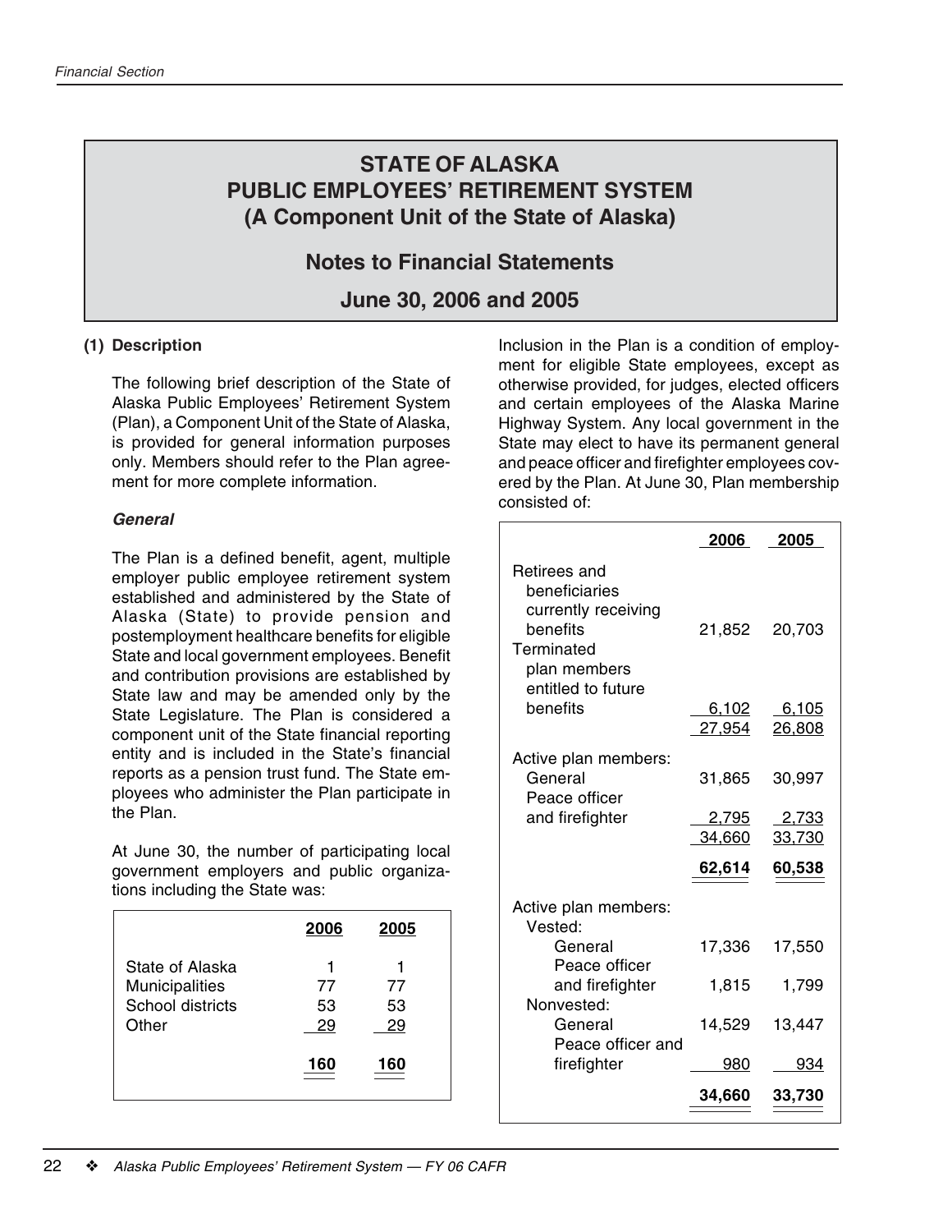# STATE OF ALASKA
# PUBLIC EMPLOYEES' RETIREMENT SYSTEM
# (A Component Unit of the State of Alaska)

## Notes to Financial Statements

## June 30, 2006 and 2005

### (1) Description

The following brief description of the State of Alaska Public Employees' Retirement System (Plan), a Component Unit of the State of Alaska, is provided for general information purposes only. Members should refer to the Plan agreement for more complete information.

#### *General*

The Plan is a defined benefit, agent, multiple employer public employee retirement system established and administered by the State of Alaska (State) to provide pension and postemployment healthcare benefits for eligible State and local government employees. Benefit and contribution provisions are established by State law and may be amended only by the State Legislature. The Plan is considered a component unit of the State financial reporting entity and is included in the State's financial reports as a pension trust fund. The State employees who administer the Plan participate in the Plan.

At June 30, the number of participating local government employers and public organizations including the State was:

| | 2006 | 2005 |
|---|---|---|
| State of Alaska | 1 | 1 |
| Municipalities | 77 | 77 |
| School districts | 53 | 53 |
| Other | 29 | 29 |
| | **160** | **160** |

Inclusion in the Plan is a condition of employment for eligible State employees, except as otherwise provided, for judges, elected officers and certain employees of the Alaska Marine Highway System. Any local government in the State may elect to have its permanent general and peace officer and firefighter employees covered by the Plan. At June 30, Plan membership consisted of:

| | 2006 | 2005 |
|---|---|---|
| Retirees and beneficiaries currently receiving benefits | 21,852 | 20,703 |
| Terminated plan members entitled to future benefits | 6,102 | 6,105 |
| | 27,954 | 26,808 |
| Active plan members: | | |
| General | 31,865 | 30,997 |
| Peace officer and firefighter | 2,795 | 2,733 |
| | 34,660 | 33,730 |
| | **62,614** | **60,538** |
| Active plan members: | | |
| Vested: | | |
| General | 17,336 | 17,550 |
| Peace officer and firefighter | 1,815 | 1,799 |
| Nonvested: | | |
| General | 14,529 | 13,447 |
| Peace officer and firefighter | 980 | 934 |
| | **34,660** | **33,730** |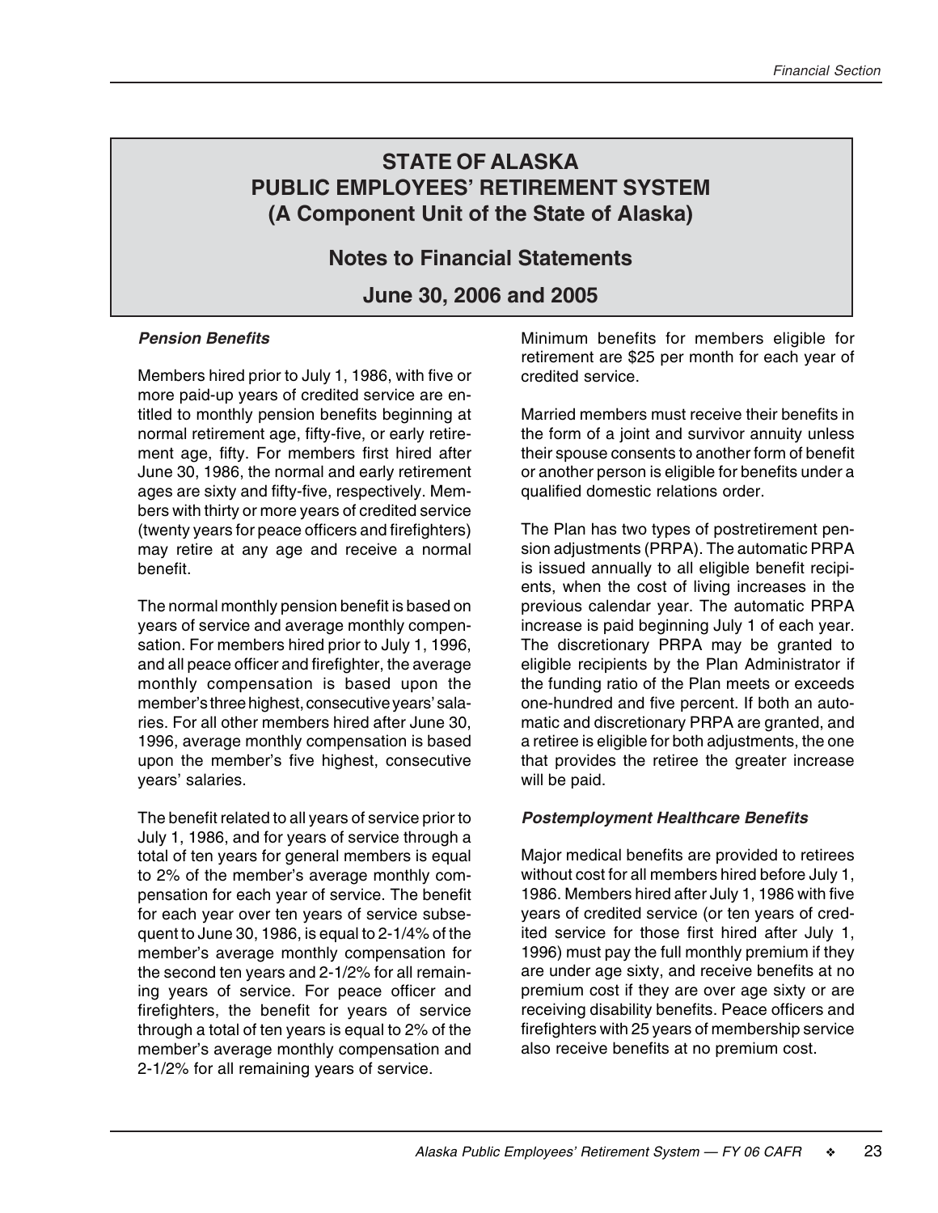# STATE OF ALASKA
# PUBLIC EMPLOYEES' RETIREMENT SYSTEM
# (A Component Unit of the State of Alaska)

## Notes to Financial Statements

## June 30, 2006 and 2005

***Pension Benefits***

Members hired prior to July 1, 1986, with five or more paid-up years of credited service are entitled to monthly pension benefits beginning at normal retirement age, fifty-five, or early retirement age, fifty. For members first hired after June 30, 1986, the normal and early retirement ages are sixty and fifty-five, respectively. Members with thirty or more years of credited service (twenty years for peace officers and firefighters) may retire at any age and receive a normal benefit.

The normal monthly pension benefit is based on years of service and average monthly compensation. For members hired prior to July 1, 1996, and all peace officer and firefighter, the average monthly compensation is based upon the member's three highest, consecutive years' salaries. For all other members hired after June 30, 1996, average monthly compensation is based upon the member's five highest, consecutive years' salaries.

The benefit related to all years of service prior to July 1, 1986, and for years of service through a total of ten years for general members is equal to 2% of the member's average monthly compensation for each year of service. The benefit for each year over ten years of service subsequent to June 30, 1986, is equal to 2-1/4% of the member's average monthly compensation for the second ten years and 2-1/2% for all remaining years of service. For peace officer and firefighters, the benefit for years of service through a total of ten years is equal to 2% of the member's average monthly compensation and 2-1/2% for all remaining years of service.

Minimum benefits for members eligible for retirement are $25 per month for each year of credited service.

Married members must receive their benefits in the form of a joint and survivor annuity unless their spouse consents to another form of benefit or another person is eligible for benefits under a qualified domestic relations order.

The Plan has two types of postretirement pension adjustments (PRPA). The automatic PRPA is issued annually to all eligible benefit recipients, when the cost of living increases in the previous calendar year. The automatic PRPA increase is paid beginning July 1 of each year. The discretionary PRPA may be granted to eligible recipients by the Plan Administrator if the funding ratio of the Plan meets or exceeds one-hundred and five percent. If both an automatic and discretionary PRPA are granted, and a retiree is eligible for both adjustments, the one that provides the retiree the greater increase will be paid.

***Postemployment Healthcare Benefits***

Major medical benefits are provided to retirees without cost for all members hired before July 1, 1986. Members hired after July 1, 1986 with five years of credited service (or ten years of credited service for those first hired after July 1, 1996) must pay the full monthly premium if they are under age sixty, and receive benefits at no premium cost if they are over age sixty or are receiving disability benefits. Peace officers and firefighters with 25 years of membership service also receive benefits at no premium cost.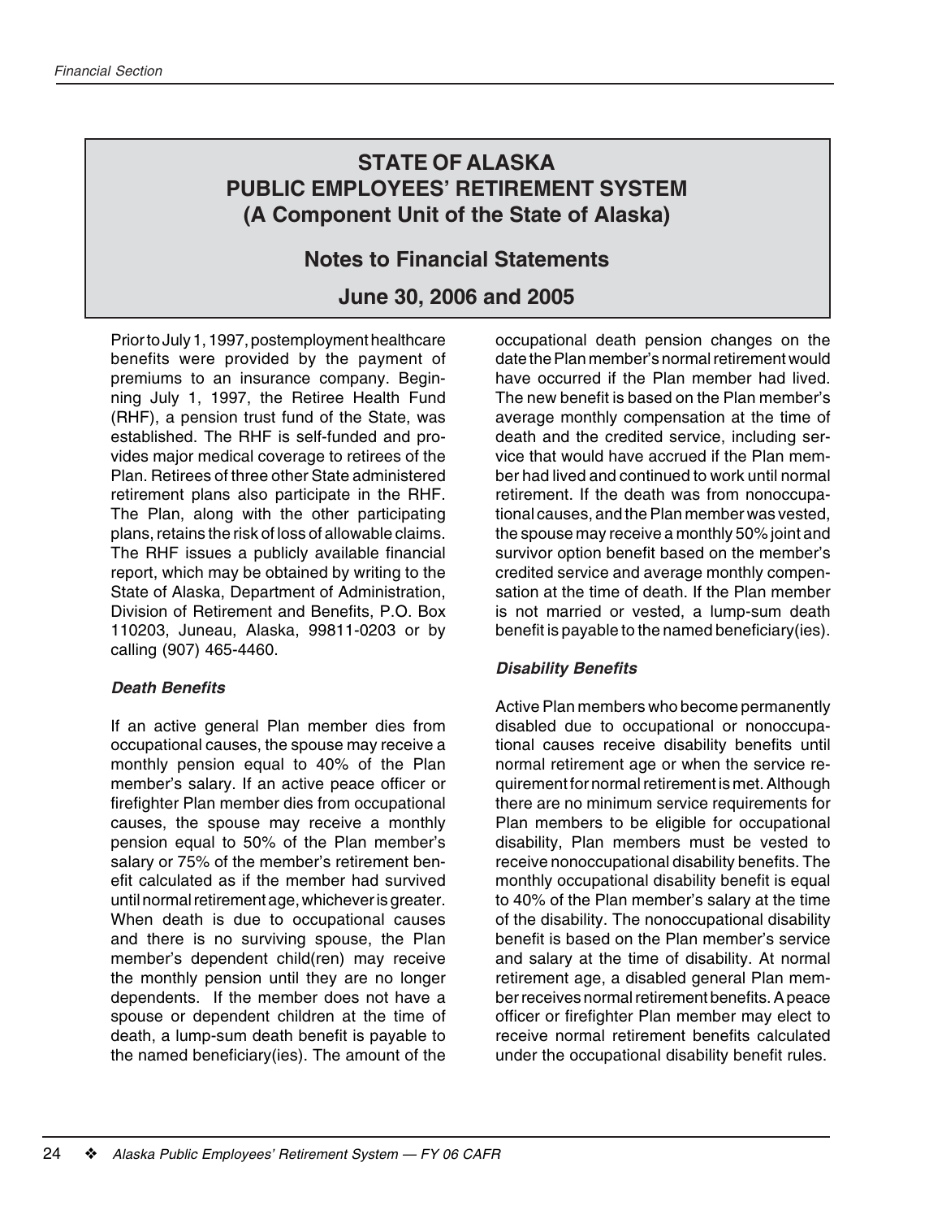# STATE OF ALASKA
# PUBLIC EMPLOYEES' RETIREMENT SYSTEM
# (A Component Unit of the State of Alaska)

## Notes to Financial Statements

## June 30, 2006 and 2005

Prior to July 1, 1997, postemployment healthcare benefits were provided by the payment of premiums to an insurance company. Beginning July 1, 1997, the Retiree Health Fund (RHF), a pension trust fund of the State, was established. The RHF is self-funded and provides major medical coverage to retirees of the Plan. Retirees of three other State administered retirement plans also participate in the RHF. The Plan, along with the other participating plans, retains the risk of loss of allowable claims. The RHF issues a publicly available financial report, which may be obtained by writing to the State of Alaska, Department of Administration, Division of Retirement and Benefits, P.O. Box 110203, Juneau, Alaska, 99811-0203 or by calling (907) 465-4460.

### *Death Benefits*

If an active general Plan member dies from occupational causes, the spouse may receive a monthly pension equal to 40% of the Plan member's salary. If an active peace officer or firefighter Plan member dies from occupational causes, the spouse may receive a monthly pension equal to 50% of the Plan member's salary or 75% of the member's retirement benefit calculated as if the member had survived until normal retirement age, whichever is greater. When death is due to occupational causes and there is no surviving spouse, the Plan member's dependent child(ren) may receive the monthly pension until they are no longer dependents. If the member does not have a spouse or dependent children at the time of death, a lump-sum death benefit is payable to the named beneficiary(ies). The amount of the occupational death pension changes on the date the Plan member's normal retirement would have occurred if the Plan member had lived. The new benefit is based on the Plan member's average monthly compensation at the time of death and the credited service, including service that would have accrued if the Plan member had lived and continued to work until normal retirement. If the death was from nonoccupational causes, and the Plan member was vested, the spouse may receive a monthly 50% joint and survivor option benefit based on the member's credited service and average monthly compensation at the time of death. If the Plan member is not married or vested, a lump-sum death benefit is payable to the named beneficiary(ies).

### *Disability Benefits*

Active Plan members who become permanently disabled due to occupational or nonoccupational causes receive disability benefits until normal retirement age or when the service requirement for normal retirement is met. Although there are no minimum service requirements for Plan members to be eligible for occupational disability, Plan members must be vested to receive nonoccupational disability benefits. The monthly occupational disability benefit is equal to 40% of the Plan member's salary at the time of the disability. The nonoccupational disability benefit is based on the Plan member's service and salary at the time of disability. At normal retirement age, a disabled general Plan member receives normal retirement benefits. A peace officer or firefighter Plan member may elect to receive normal retirement benefits calculated under the occupational disability benefit rules.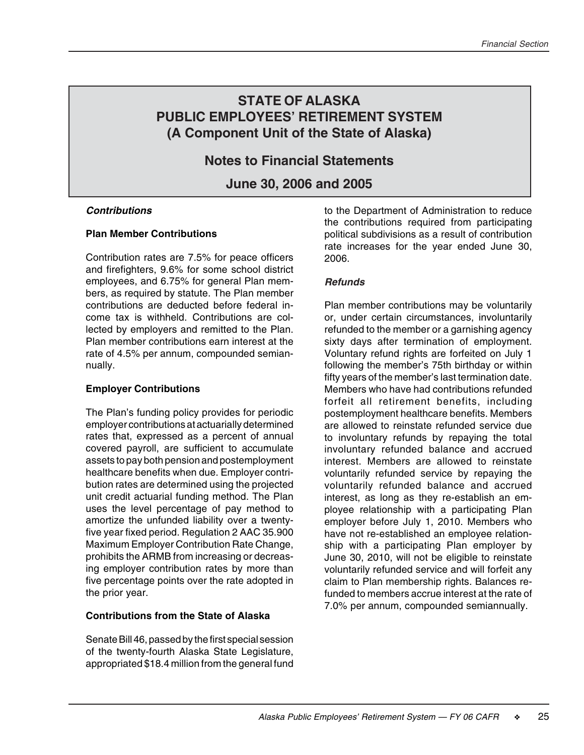# STATE OF ALASKA
# PUBLIC EMPLOYEES' RETIREMENT SYSTEM
# (A Component Unit of the State of Alaska)

## Notes to Financial Statements

## June 30, 2006 and 2005

### *Contributions*

**Plan Member Contributions**

Contribution rates are 7.5% for peace officers and firefighters, 9.6% for some school district employees, and 6.75% for general Plan members, as required by statute. The Plan member contributions are deducted before federal income tax is withheld. Contributions are collected by employers and remitted to the Plan. Plan member contributions earn interest at the rate of 4.5% per annum, compounded semiannually.

**Employer Contributions**

The Plan's funding policy provides for periodic employer contributions at actuarially determined rates that, expressed as a percent of annual covered payroll, are sufficient to accumulate assets to pay both pension and postemployment healthcare benefits when due. Employer contribution rates are determined using the projected unit credit actuarial funding method. The Plan uses the level percentage of pay method to amortize the unfunded liability over a twenty-five year fixed period. Regulation 2 AAC 35.900 Maximum Employer Contribution Rate Change, prohibits the ARMB from increasing or decreasing employer contribution rates by more than five percentage points over the rate adopted in the prior year.

**Contributions from the State of Alaska**

Senate Bill 46, passed by the first special session of the twenty-fourth Alaska State Legislature, appropriated $18.4 million from the general fund to the Department of Administration to reduce the contributions required from participating political subdivisions as a result of contribution rate increases for the year ended June 30, 2006.

### *Refunds*

Plan member contributions may be voluntarily or, under certain circumstances, involuntarily refunded to the member or a garnishing agency sixty days after termination of employment. Voluntary refund rights are forfeited on July 1 following the member's 75th birthday or within fifty years of the member's last termination date. Members who have had contributions refunded forfeit all retirement benefits, including postemployment healthcare benefits. Members are allowed to reinstate refunded service due to involuntary refunds by repaying the total involuntary refunded balance and accrued interest. Members are allowed to reinstate voluntarily refunded service by repaying the voluntarily refunded balance and accrued interest, as long as they re-establish an employee relationship with a participating Plan employer before July 1, 2010. Members who have not re-established an employee relationship with a participating Plan employer by June 30, 2010, will not be eligible to reinstate voluntarily refunded service and will forfeit any claim to Plan membership rights. Balances refunded to members accrue interest at the rate of 7.0% per annum, compounded semiannually.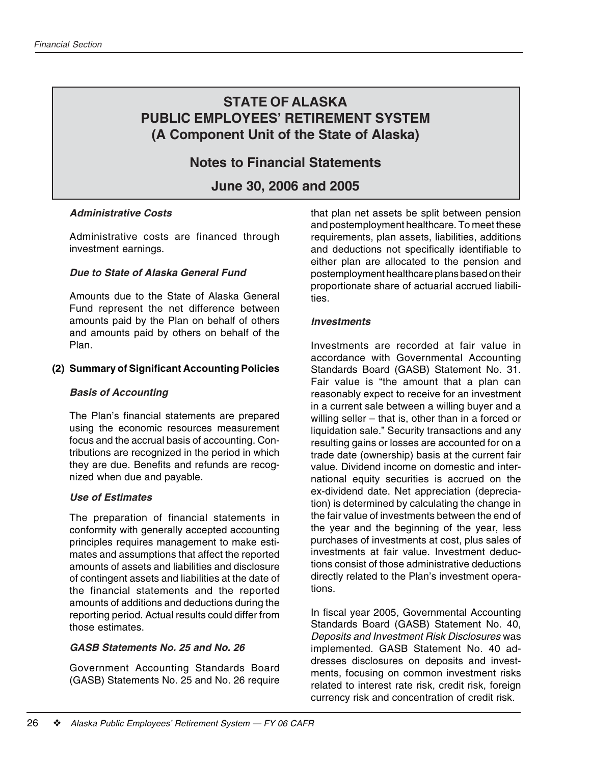# STATE OF ALASKA PUBLIC EMPLOYEES' RETIREMENT SYSTEM (A Component Unit of the State of Alaska)

## Notes to Financial Statements

## June 30, 2006 and 2005

***Administrative Costs***

Administrative costs are financed through investment earnings.

***Due to State of Alaska General Fund***

Amounts due to the State of Alaska General Fund represent the net difference between amounts paid by the Plan on behalf of others and amounts paid by others on behalf of the Plan.

### (2) Summary of Significant Accounting Policies

***Basis of Accounting***

The Plan's financial statements are prepared using the economic resources measurement focus and the accrual basis of accounting. Contributions are recognized in the period in which they are due. Benefits and refunds are recognized when due and payable.

***Use of Estimates***

The preparation of financial statements in conformity with generally accepted accounting principles requires management to make estimates and assumptions that affect the reported amounts of assets and liabilities and disclosure of contingent assets and liabilities at the date of the financial statements and the reported amounts of additions and deductions during the reporting period. Actual results could differ from those estimates.

***GASB Statements No. 25 and No. 26***

Government Accounting Standards Board (GASB) Statements No. 25 and No. 26 require that plan net assets be split between pension and postemployment healthcare. To meet these requirements, plan assets, liabilities, additions and deductions not specifically identifiable to either plan are allocated to the pension and postemployment healthcare plans based on their proportionate share of actuarial accrued liabilities.

***Investments***

Investments are recorded at fair value in accordance with Governmental Accounting Standards Board (GASB) Statement No. 31. Fair value is "the amount that a plan can reasonably expect to receive for an investment in a current sale between a willing buyer and a willing seller – that is, other than in a forced or liquidation sale." Security transactions and any resulting gains or losses are accounted for on a trade date (ownership) basis at the current fair value. Dividend income on domestic and international equity securities is accrued on the ex-dividend date. Net appreciation (depreciation) is determined by calculating the change in the fair value of investments between the end of the year and the beginning of the year, less purchases of investments at cost, plus sales of investments at fair value. Investment deductions consist of those administrative deductions directly related to the Plan's investment operations.

In fiscal year 2005, Governmental Accounting Standards Board (GASB) Statement No. 40, *Deposits and Investment Risk Disclosures* was implemented. GASB Statement No. 40 addresses disclosures on deposits and investments, focusing on common investment risks related to interest rate risk, credit risk, foreign currency risk and concentration of credit risk.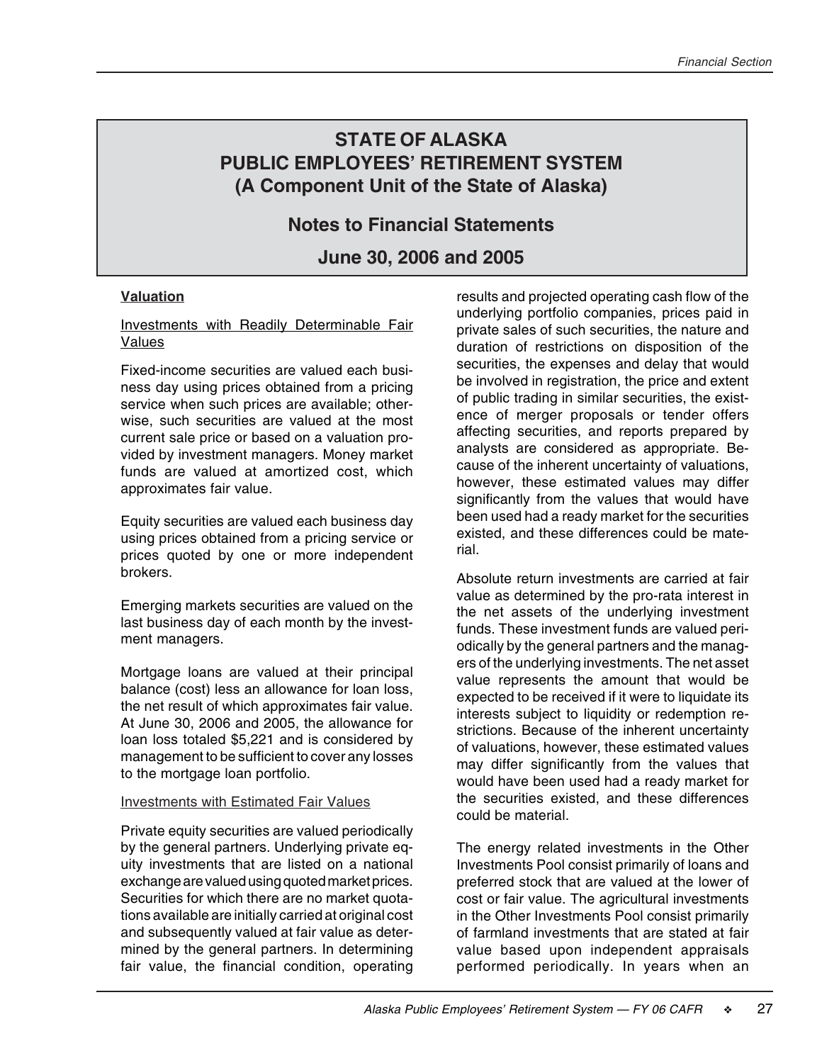# STATE OF ALASKA
# PUBLIC EMPLOYEES' RETIREMENT SYSTEM
# (A Component Unit of the State of Alaska)

## Notes to Financial Statements

## June 30, 2006 and 2005

**Valuation**

Investments with Readily Determinable Fair Values

Fixed-income securities are valued each business day using prices obtained from a pricing service when such prices are available; otherwise, such securities are valued at the most current sale price or based on a valuation provided by investment managers. Money market funds are valued at amortized cost, which approximates fair value.

Equity securities are valued each business day using prices obtained from a pricing service or prices quoted by one or more independent brokers.

Emerging markets securities are valued on the last business day of each month by the investment managers.

Mortgage loans are valued at their principal balance (cost) less an allowance for loan loss, the net result of which approximates fair value. At June 30, 2006 and 2005, the allowance for loan loss totaled $5,221 and is considered by management to be sufficient to cover any losses to the mortgage loan portfolio.

Investments with Estimated Fair Values

Private equity securities are valued periodically by the general partners. Underlying private equity investments that are listed on a national exchange are valued using quoted market prices. Securities for which there are no market quotations available are initially carried at original cost and subsequently valued at fair value as determined by the general partners. In determining fair value, the financial condition, operating results and projected operating cash flow of the underlying portfolio companies, prices paid in private sales of such securities, the nature and duration of restrictions on disposition of the securities, the expenses and delay that would be involved in registration, the price and extent of public trading in similar securities, the existence of merger proposals or tender offers affecting securities, and reports prepared by analysts are considered as appropriate. Because of the inherent uncertainty of valuations, however, these estimated values may differ significantly from the values that would have been used had a ready market for the securities existed, and these differences could be material.

Absolute return investments are carried at fair value as determined by the pro-rata interest in the net assets of the underlying investment funds. These investment funds are valued periodically by the general partners and the managers of the underlying investments. The net asset value represents the amount that would be expected to be received if it were to liquidate its interests subject to liquidity or redemption restrictions. Because of the inherent uncertainty of valuations, however, these estimated values may differ significantly from the values that would have been used had a ready market for the securities existed, and these differences could be material.

The energy related investments in the Other Investments Pool consist primarily of loans and preferred stock that are valued at the lower of cost or fair value. The agricultural investments in the Other Investments Pool consist primarily of farmland investments that are stated at fair value based upon independent appraisals performed periodically. In years when an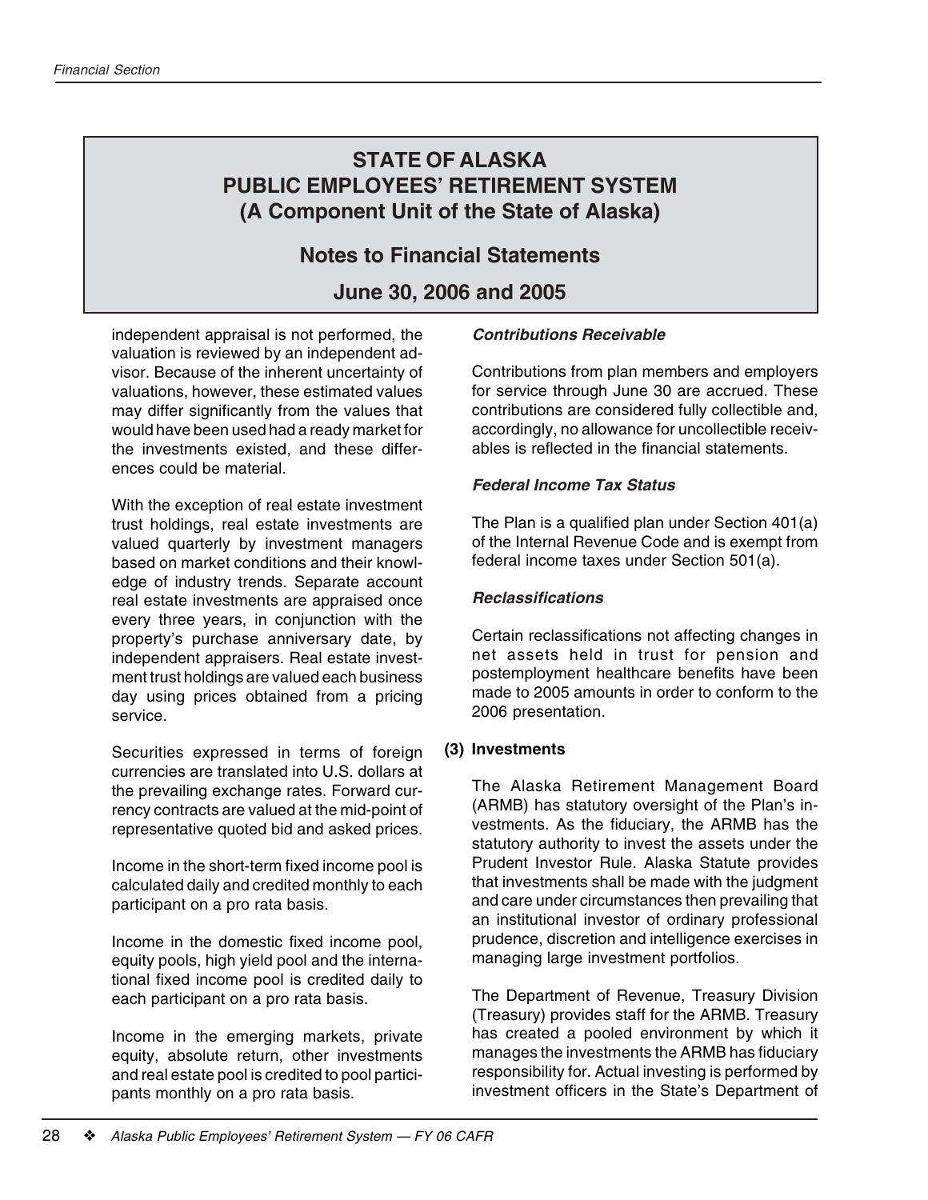independent appraisal is not performed, the valuation is reviewed by an independent advisor. Because of the inherent uncertainty of valuations, however, these estimated values may differ significantly from the values that would have been used had a ready market for the investments existed, and these differences could be material.

With the exception of real estate investment trust holdings, real estate investments are valued quarterly by investment managers based on market conditions and their knowledge of industry trends. Separate account real estate investments are appraised once every three years, in conjunction with the property's purchase anniversary date, by independent appraisers. Real estate investment trust holdings are valued each business day using prices obtained from a pricing service.

Securities expressed in terms of foreign currencies are translated into U.S. dollars at the prevailing exchange rates. Forward currency contracts are valued at the mid-point of representative quoted bid and asked prices.

Income in the short-term fixed income pool is calculated daily and credited monthly to each participant on a pro rata basis.

Income in the domestic fixed income pool, equity pools, high yield pool and the international fixed income pool is credited daily to each participant on a pro rata basis.

Income in the emerging markets, private equity, absolute return, other investments and real estate pool is credited to pool participants monthly on a pro rata basis.

***Contributions Receivable***

Contributions from plan members and employers for service through June 30 are accrued. These contributions are considered fully collectible and, accordingly, no allowance for uncollectible receivables is reflected in the financial statements.

***Federal Income Tax Status***

The Plan is a qualified plan under Section 401(a) of the Internal Revenue Code and is exempt from federal income taxes under Section 501(a).

***Reclassifications***

Certain reclassifications not affecting changes in net assets held in trust for pension and postemployment healthcare benefits have been made to 2005 amounts in order to conform to the 2006 presentation.

## (3) Investments

The Alaska Retirement Management Board (ARMB) has statutory oversight of the Plan's investments. As the fiduciary, the ARMB has the statutory authority to invest the assets under the Prudent Investor Rule. Alaska Statute provides that investments shall be made with the judgment and care under circumstances then prevailing that an institutional investor of ordinary professional prudence, discretion and intelligence exercises in managing large investment portfolios.

The Department of Revenue, Treasury Division (Treasury) provides staff for the ARMB. Treasury has created a pooled environment by which it manages the investments the ARMB has fiduciary responsibility for. Actual investing is performed by investment officers in the State's Department of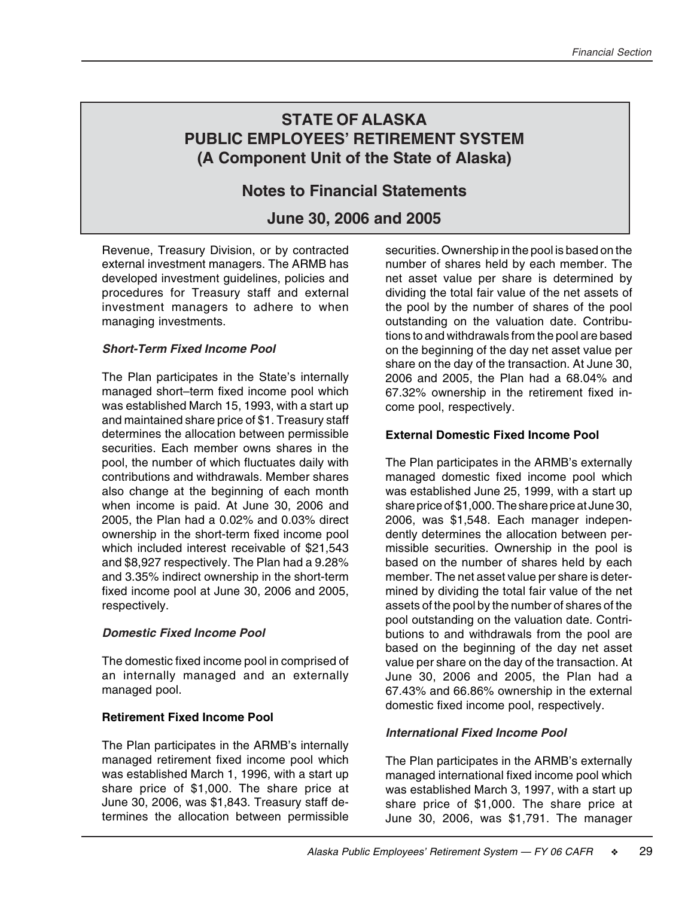# STATE OF ALASKA
# PUBLIC EMPLOYEES' RETIREMENT SYSTEM
# (A Component Unit of the State of Alaska)

## Notes to Financial Statements

## June 30, 2006 and 2005

Revenue, Treasury Division, or by contracted external investment managers. The ARMB has developed investment guidelines, policies and procedures for Treasury staff and external investment managers to adhere to when managing investments.

***Short-Term Fixed Income Pool***

The Plan participates in the State's internally managed short–term fixed income pool which was established March 15, 1993, with a start up and maintained share price of $1. Treasury staff determines the allocation between permissible securities. Each member owns shares in the pool, the number of which fluctuates daily with contributions and withdrawals. Member shares also change at the beginning of each month when income is paid. At June 30, 2006 and 2005, the Plan had a 0.02% and 0.03% direct ownership in the short-term fixed income pool which included interest receivable of $21,543 and $8,927 respectively. The Plan had a 9.28% and 3.35% indirect ownership in the short-term fixed income pool at June 30, 2006 and 2005, respectively.

***Domestic Fixed Income Pool***

The domestic fixed income pool in comprised of an internally managed and an externally managed pool.

**Retirement Fixed Income Pool**

The Plan participates in the ARMB's internally managed retirement fixed income pool which was established March 1, 1996, with a start up share price of $1,000. The share price at June 30, 2006, was $1,843. Treasury staff determines the allocation between permissible securities. Ownership in the pool is based on the number of shares held by each member. The net asset value per share is determined by dividing the total fair value of the net assets of the pool by the number of shares of the pool outstanding on the valuation date. Contributions to and withdrawals from the pool are based on the beginning of the day net asset value per share on the day of the transaction. At June 30, 2006 and 2005, the Plan had a 68.04% and 67.32% ownership in the retirement fixed income pool, respectively.

**External Domestic Fixed Income Pool**

The Plan participates in the ARMB's externally managed domestic fixed income pool which was established June 25, 1999, with a start up share price of $1,000. The share price at June 30, 2006, was $1,548. Each manager independently determines the allocation between permissible securities. Ownership in the pool is based on the number of shares held by each member. The net asset value per share is determined by dividing the total fair value of the net assets of the pool by the number of shares of the pool outstanding on the valuation date. Contributions to and withdrawals from the pool are based on the beginning of the day net asset value per share on the day of the transaction. At June 30, 2006 and 2005, the Plan had a 67.43% and 66.86% ownership in the external domestic fixed income pool, respectively.

***International Fixed Income Pool***

The Plan participates in the ARMB's externally managed international fixed income pool which was established March 3, 1997, with a start up share price of $1,000. The share price at June 30, 2006, was $1,791. The manager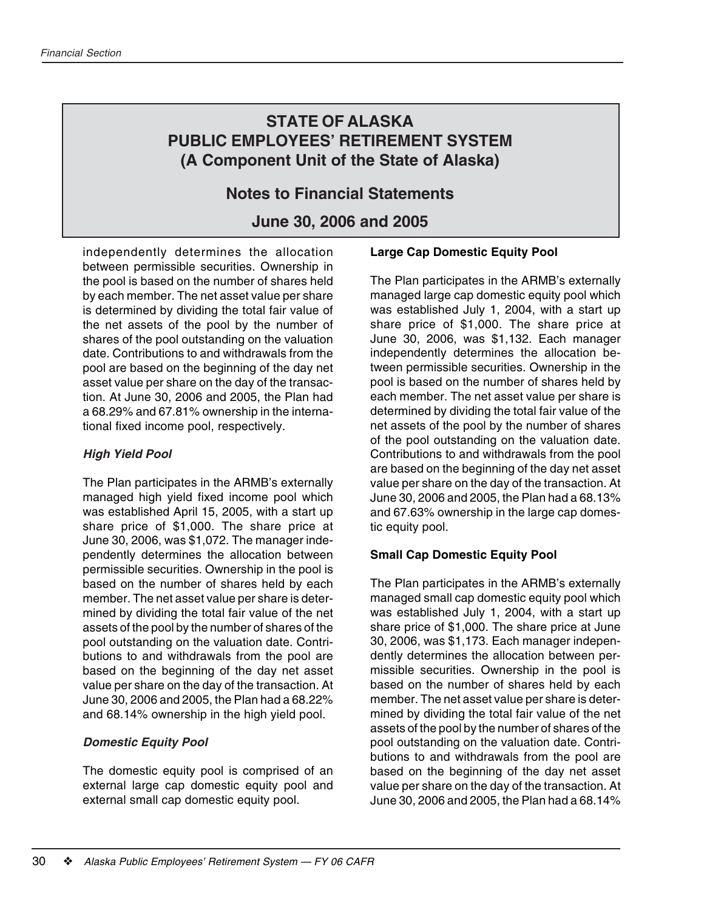# STATE OF ALASKA
# PUBLIC EMPLOYEES' RETIREMENT SYSTEM
# (A Component Unit of the State of Alaska)

## Notes to Financial Statements

## June 30, 2006 and 2005

independently determines the allocation between permissible securities. Ownership in the pool is based on the number of shares held by each member. The net asset value per share is determined by dividing the total fair value of the net assets of the pool by the number of shares of the pool outstanding on the valuation date. Contributions to and withdrawals from the pool are based on the beginning of the day net asset value per share on the day of the transaction. At June 30, 2006 and 2005, the Plan had a 68.29% and 67.81% ownership in the international fixed income pool, respectively.

### *High Yield Pool*

The Plan participates in the ARMB's externally managed high yield fixed income pool which was established April 15, 2005, with a start up share price of $1,000. The share price at June 30, 2006, was $1,072. The manager independently determines the allocation between permissible securities. Ownership in the pool is based on the number of shares held by each member. The net asset value per share is determined by dividing the total fair value of the net assets of the pool by the number of shares of the pool outstanding on the valuation date. Contributions to and withdrawals from the pool are based on the beginning of the day net asset value per share on the day of the transaction. At June 30, 2006 and 2005, the Plan had a 68.22% and 68.14% ownership in the high yield pool.

### *Domestic Equity Pool*

The domestic equity pool is comprised of an external large cap domestic equity pool and external small cap domestic equity pool.

#### Large Cap Domestic Equity Pool

The Plan participates in the ARMB's externally managed large cap domestic equity pool which was established July 1, 2004, with a start up share price of $1,000. The share price at June 30, 2006, was $1,132. Each manager independently determines the allocation between permissible securities. Ownership in the pool is based on the number of shares held by each member. The net asset value per share is determined by dividing the total fair value of the net assets of the pool by the number of shares of the pool outstanding on the valuation date. Contributions to and withdrawals from the pool are based on the beginning of the day net asset value per share on the day of the transaction. At June 30, 2006 and 2005, the Plan had a 68.13% and 67.63% ownership in the large cap domestic equity pool.

#### Small Cap Domestic Equity Pool

The Plan participates in the ARMB's externally managed small cap domestic equity pool which was established July 1, 2004, with a start up share price of $1,000. The share price at June 30, 2006, was $1,173. Each manager independently determines the allocation between permissible securities. Ownership in the pool is based on the number of shares held by each member. The net asset value per share is determined by dividing the total fair value of the net assets of the pool by the number of shares of the pool outstanding on the valuation date. Contributions to and withdrawals from the pool are based on the beginning of the day net asset value per share on the day of the transaction. At June 30, 2006 and 2005, the Plan had a 68.14%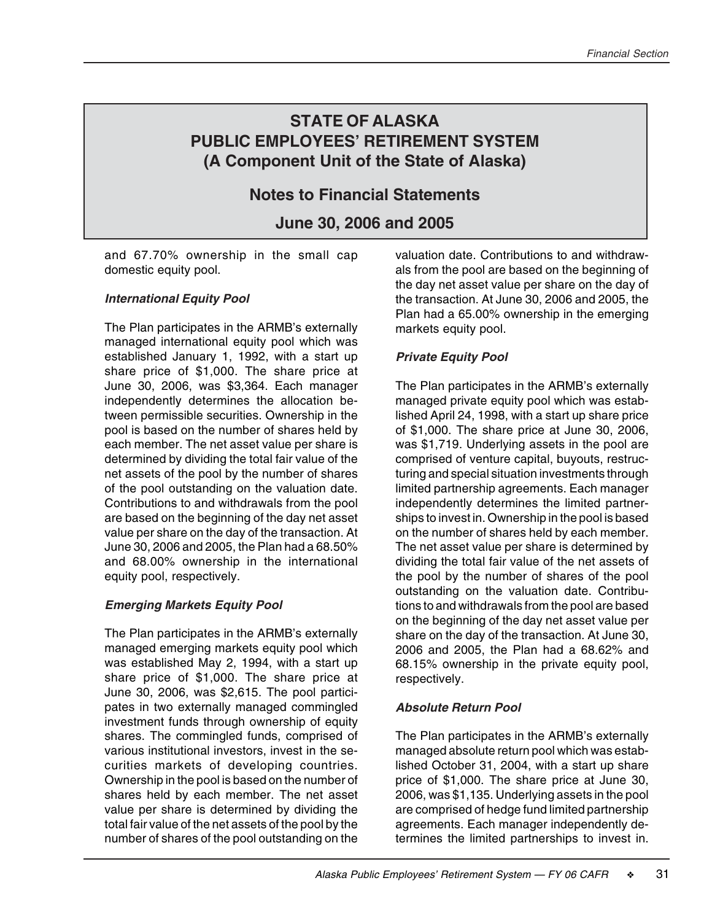# STATE OF ALASKA PUBLIC EMPLOYEES' RETIREMENT SYSTEM (A Component Unit of the State of Alaska)

## Notes to Financial Statements

## June 30, 2006 and 2005

and 67.70% ownership in the small cap domestic equity pool.

### *International Equity Pool*

The Plan participates in the ARMB's externally managed international equity pool which was established January 1, 1992, with a start up share price of $1,000. The share price at June 30, 2006, was $3,364. Each manager independently determines the allocation between permissible securities. Ownership in the pool is based on the number of shares held by each member. The net asset value per share is determined by dividing the total fair value of the net assets of the pool by the number of shares of the pool outstanding on the valuation date. Contributions to and withdrawals from the pool are based on the beginning of the day net asset value per share on the day of the transaction. At June 30, 2006 and 2005, the Plan had a 68.50% and 68.00% ownership in the international equity pool, respectively.

### *Emerging Markets Equity Pool*

The Plan participates in the ARMB's externally managed emerging markets equity pool which was established May 2, 1994, with a start up share price of $1,000. The share price at June 30, 2006, was $2,615. The pool participates in two externally managed commingled investment funds through ownership of equity shares. The commingled funds, comprised of various institutional investors, invest in the securities markets of developing countries. Ownership in the pool is based on the number of shares held by each member. The net asset value per share is determined by dividing the total fair value of the net assets of the pool by the number of shares of the pool outstanding on the valuation date. Contributions to and withdrawals from the pool are based on the beginning of the day net asset value per share on the day of the transaction. At June 30, 2006 and 2005, the Plan had a 65.00% ownership in the emerging markets equity pool.

### *Private Equity Pool*

The Plan participates in the ARMB's externally managed private equity pool which was established April 24, 1998, with a start up share price of $1,000. The share price at June 30, 2006, was $1,719. Underlying assets in the pool are comprised of venture capital, buyouts, restructuring and special situation investments through limited partnership agreements. Each manager independently determines the limited partnerships to invest in. Ownership in the pool is based on the number of shares held by each member. The net asset value per share is determined by dividing the total fair value of the net assets of the pool by the number of shares of the pool outstanding on the valuation date. Contributions to and withdrawals from the pool are based on the beginning of the day net asset value per share on the day of the transaction. At June 30, 2006 and 2005, the Plan had a 68.62% and 68.15% ownership in the private equity pool, respectively.

### *Absolute Return Pool*

The Plan participates in the ARMB's externally managed absolute return pool which was established October 31, 2004, with a start up share price of $1,000. The share price at June 30, 2006, was $1,135. Underlying assets in the pool are comprised of hedge fund limited partnership agreements. Each manager independently determines the limited partnerships to invest in.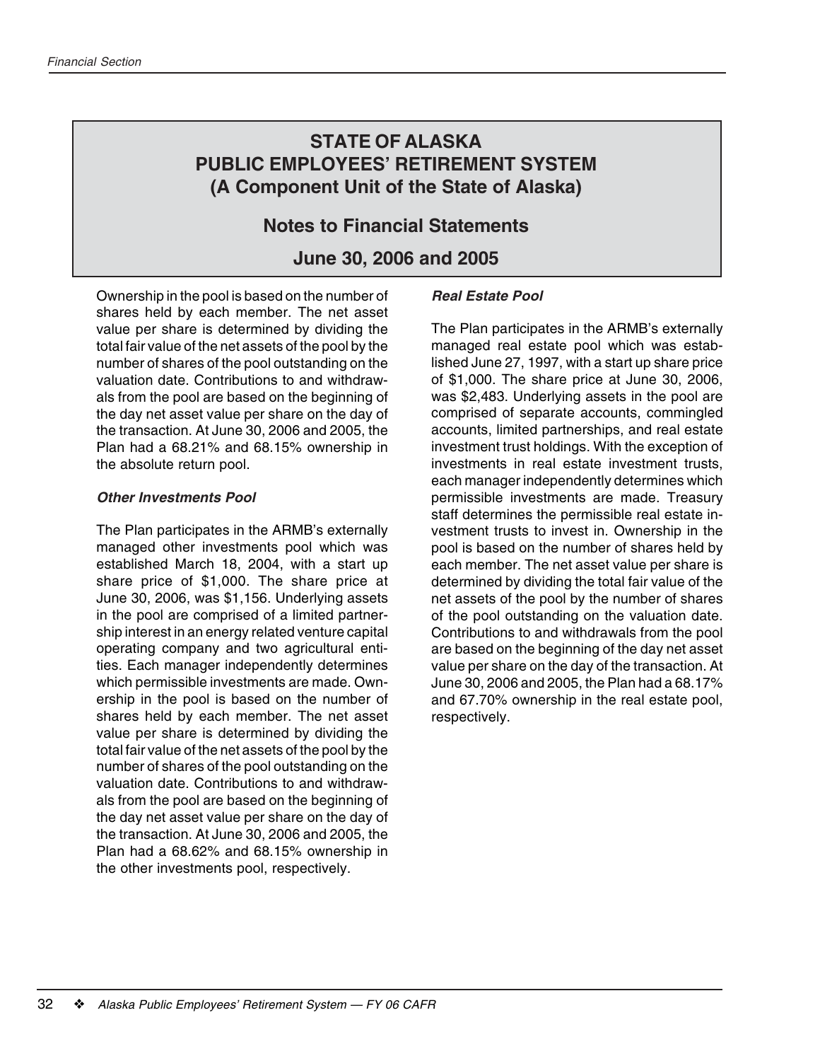# STATE OF ALASKA
# PUBLIC EMPLOYEES' RETIREMENT SYSTEM
# (A Component Unit of the State of Alaska)

## Notes to Financial Statements

## June 30, 2006 and 2005

Ownership in the pool is based on the number of shares held by each member. The net asset value per share is determined by dividing the total fair value of the net assets of the pool by the number of shares of the pool outstanding on the valuation date. Contributions to and withdrawals from the pool are based on the beginning of the day net asset value per share on the day of the transaction. At June 30, 2006 and 2005, the Plan had a 68.21% and 68.15% ownership in the absolute return pool.

***Other Investments Pool***

The Plan participates in the ARMB's externally managed other investments pool which was established March 18, 2004, with a start up share price of $1,000. The share price at June 30, 2006, was $1,156. Underlying assets in the pool are comprised of a limited partnership interest in an energy related venture capital operating company and two agricultural entities. Each manager independently determines which permissible investments are made. Ownership in the pool is based on the number of shares held by each member. The net asset value per share is determined by dividing the total fair value of the net assets of the pool by the number of shares of the pool outstanding on the valuation date. Contributions to and withdrawals from the pool are based on the beginning of the day net asset value per share on the day of the transaction. At June 30, 2006 and 2005, the Plan had a 68.62% and 68.15% ownership in the other investments pool, respectively.

***Real Estate Pool***

The Plan participates in the ARMB's externally managed real estate pool which was established June 27, 1997, with a start up share price of $1,000. The share price at June 30, 2006, was $2,483. Underlying assets in the pool are comprised of separate accounts, commingled accounts, limited partnerships, and real estate investment trust holdings. With the exception of investments in real estate investment trusts, each manager independently determines which permissible investments are made. Treasury staff determines the permissible real estate investment trusts to invest in. Ownership in the pool is based on the number of shares held by each member. The net asset value per share is determined by dividing the total fair value of the net assets of the pool by the number of shares of the pool outstanding on the valuation date. Contributions to and withdrawals from the pool are based on the beginning of the day net asset value per share on the day of the transaction. At June 30, 2006 and 2005, the Plan had a 68.17% and 67.70% ownership in the real estate pool, respectively.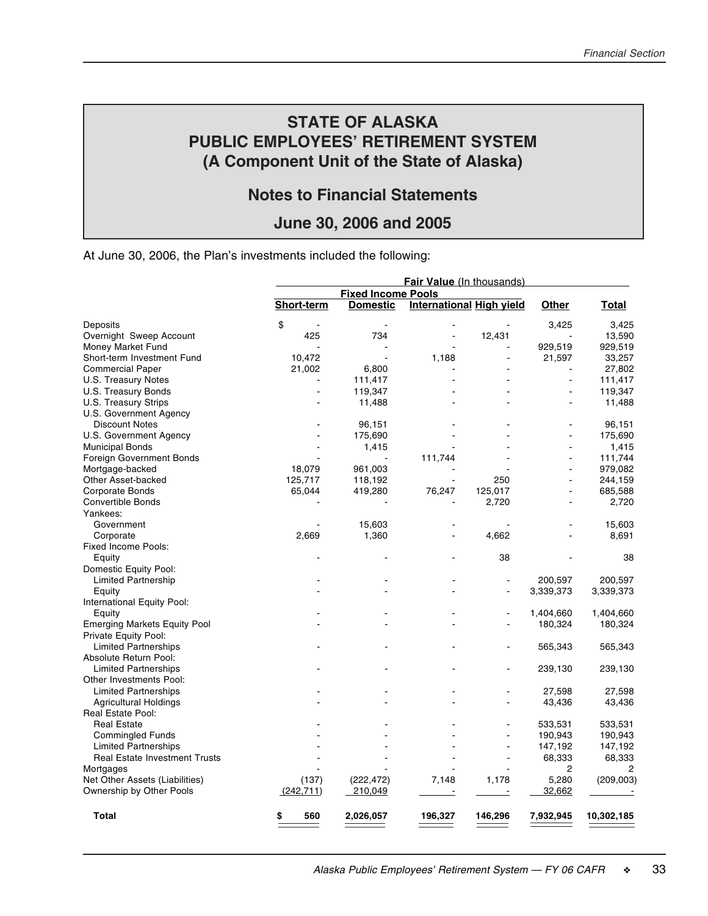# STATE OF ALASKA
# PUBLIC EMPLOYEES' RETIREMENT SYSTEM
# (A Component Unit of the State of Alaska)

## Notes to Financial Statements

## June 30, 2006 and 2005

At June 30, 2006, the Plan's investments included the following:

| | **Fair Value** (In thousands) | | | | | |
|---|---|---|---|---|---|---|
| | **Fixed Income Pools** | | | | | |
| | **Short-term** | **Domestic** | **International** | **High yield** | **Other** | **Total** |
| Deposits | $ - | - | - | - | 3,425 | 3,425 |
| Overnight Sweep Account | 425 | 734 | - | 12,431 | - | 13,590 |
| Money Market Fund | - | - | - | - | 929,519 | 929,519 |
| Short-term Investment Fund | 10,472 | - | 1,188 | - | 21,597 | 33,257 |
| Commercial Paper | 21,002 | 6,800 | - | - | - | 27,802 |
| U.S. Treasury Notes | - | 111,417 | - | - | - | 111,417 |
| U.S. Treasury Bonds | - | 119,347 | - | - | - | 119,347 |
| U.S. Treasury Strips | - | 11,488 | - | - | - | 11,488 |
| U.S. Government Agency | | | | | | |
| Discount Notes | - | 96,151 | - | - | - | 96,151 |
| U.S. Government Agency | - | 175,690 | - | - | - | 175,690 |
| Municipal Bonds | - | 1,415 | - | - | - | 1,415 |
| Foreign Government Bonds | - | - | 111,744 | - | - | 111,744 |
| Mortgage-backed | 18,079 | 961,003 | - | - | - | 979,082 |
| Other Asset-backed | 125,717 | 118,192 | - | 250 | - | 244,159 |
| Corporate Bonds | 65,044 | 419,280 | 76,247 | 125,017 | - | 685,588 |
| Convertible Bonds | - | - | - | 2,720 | - | 2,720 |
| Yankees: | | | | | | |
| Government | - | 15,603 | - | - | - | 15,603 |
| Corporate | 2,669 | 1,360 | - | 4,662 | - | 8,691 |
| Fixed Income Pools: | | | | | | |
| Equity | - | - | - | 38 | - | 38 |
| Domestic Equity Pool: | | | | | | |
| Limited Partnership | - | - | - | - | 200,597 | 200,597 |
| Equity | - | - | - | - | 3,339,373 | 3,339,373 |
| International Equity Pool: | | | | | | |
| Equity | - | - | - | - | 1,404,660 | 1,404,660 |
| Emerging Markets Equity Pool | - | - | - | - | 180,324 | 180,324 |
| Private Equity Pool: | | | | | | |
| Limited Partnerships | - | - | - | - | 565,343 | 565,343 |
| Absolute Return Pool: | | | | | | |
| Limited Partnerships | - | - | - | - | 239,130 | 239,130 |
| Other Investments Pool: | | | | | | |
| Limited Partnerships | - | - | - | - | 27,598 | 27,598 |
| Agricultural Holdings | - | - | - | - | 43,436 | 43,436 |
| Real Estate Pool: | | | | | | |
| Real Estate | - | - | - | - | 533,531 | 533,531 |
| Commingled Funds | - | - | - | - | 190,943 | 190,943 |
| Limited Partnerships | - | - | - | - | 147,192 | 147,192 |
| Real Estate Investment Trusts | - | - | - | - | 68,333 | 68,333 |
| Mortgages | - | - | - | - | 2 | 2 |
| Net Other Assets (Liabilities) | (137) | (222,472) | 7,148 | 1,178 | 5,280 | (209,003) |
| Ownership by Other Pools | (242,711) | 210,049 | - | - | 32,662 | - |
| **Total** | **$ 560** | **2,026,057** | **196,327** | **146,296** | **7,932,945** | **10,302,185** |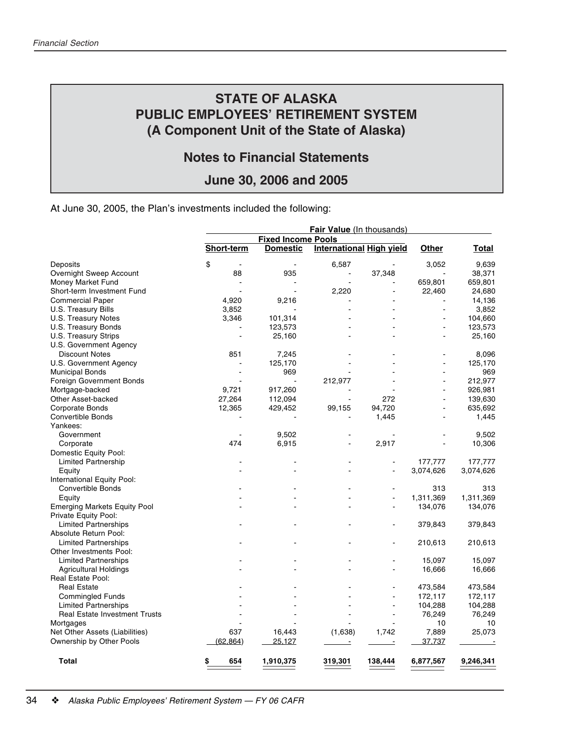# STATE OF ALASKA
# PUBLIC EMPLOYEES' RETIREMENT SYSTEM
# (A Component Unit of the State of Alaska)

## Notes to Financial Statements

## June 30, 2006 and 2005

At June 30, 2005, the Plan's investments included the following:

| | Fair Value (In thousands) | | | | | |
|---|---|---|---|---|---|---|
| | Fixed Income Pools | | | | | |
| | Short-term | Domestic | International | High yield | Other | Total |
| Deposits | $ - | - | 6,587 | - | 3,052 | 9,639 |
| Overnight Sweep Account | 88 | 935 | - | 37,348 | - | 38,371 |
| Money Market Fund | - | - | - | - | 659,801 | 659,801 |
| Short-term Investment Fund | - | - | 2,220 | - | 22,460 | 24,680 |
| Commercial Paper | 4,920 | 9,216 | - | - | - | 14,136 |
| U.S. Treasury Bills | 3,852 | - | - | - | - | 3,852 |
| U.S. Treasury Notes | 3,346 | 101,314 | - | - | - | 104,660 |
| U.S. Treasury Bonds | - | 123,573 | - | - | - | 123,573 |
| U.S. Treasury Strips | - | 25,160 | - | - | - | 25,160 |
| U.S. Government Agency | | | | | | |
| Discount Notes | 851 | 7,245 | - | - | - | 8,096 |
| U.S. Government Agency | - | 125,170 | - | - | - | 125,170 |
| Municipal Bonds | - | 969 | - | - | - | 969 |
| Foreign Government Bonds | - | - | 212,977 | - | - | 212,977 |
| Mortgage-backed | 9,721 | 917,260 | - | - | - | 926,981 |
| Other Asset-backed | 27,264 | 112,094 | - | 272 | - | 139,630 |
| Corporate Bonds | 12,365 | 429,452 | 99,155 | 94,720 | - | 635,692 |
| Convertible Bonds | - | - | - | 1,445 | - | 1,445 |
| Yankees: | | | | | | |
| Government | - | 9,502 | - | - | - | 9,502 |
| Corporate | 474 | 6,915 | - | 2,917 | - | 10,306 |
| Domestic Equity Pool: | | | | | | |
| Limited Partnership | - | - | - | - | 177,777 | 177,777 |
| Equity | - | - | - | - | 3,074,626 | 3,074,626 |
| International Equity Pool: | | | | | | |
| Convertible Bonds | - | - | - | - | 313 | 313 |
| Equity | - | - | - | - | 1,311,369 | 1,311,369 |
| Emerging Markets Equity Pool | - | - | - | - | 134,076 | 134,076 |
| Private Equity Pool: | | | | | | |
| Limited Partnerships | - | - | - | - | 379,843 | 379,843 |
| Absolute Return Pool: | | | | | | |
| Limited Partnerships | - | - | - | - | 210,613 | 210,613 |
| Other Investments Pool: | | | | | | |
| Limited Partnerships | - | - | - | - | 15,097 | 15,097 |
| Agricultural Holdings | - | - | - | - | 16,666 | 16,666 |
| Real Estate Pool: | | | | | | |
| Real Estate | - | - | - | - | 473,584 | 473,584 |
| Commingled Funds | - | - | - | - | 172,117 | 172,117 |
| Limited Partnerships | - | - | - | - | 104,288 | 104,288 |
| Real Estate Investment Trusts | - | - | - | - | 76,249 | 76,249 |
| Mortgages | - | - | - | - | 10 | 10 |
| Net Other Assets (Liabilities) | 637 | 16,443 | (1,638) | 1,742 | 7,889 | 25,073 |
| Ownership by Other Pools | (62,864) | 25,127 | - | - | 37,737 | - |
| **Total** | **$ 654** | **1,910,375** | **319,301** | **138,444** | **6,877,567** | **9,246,341** |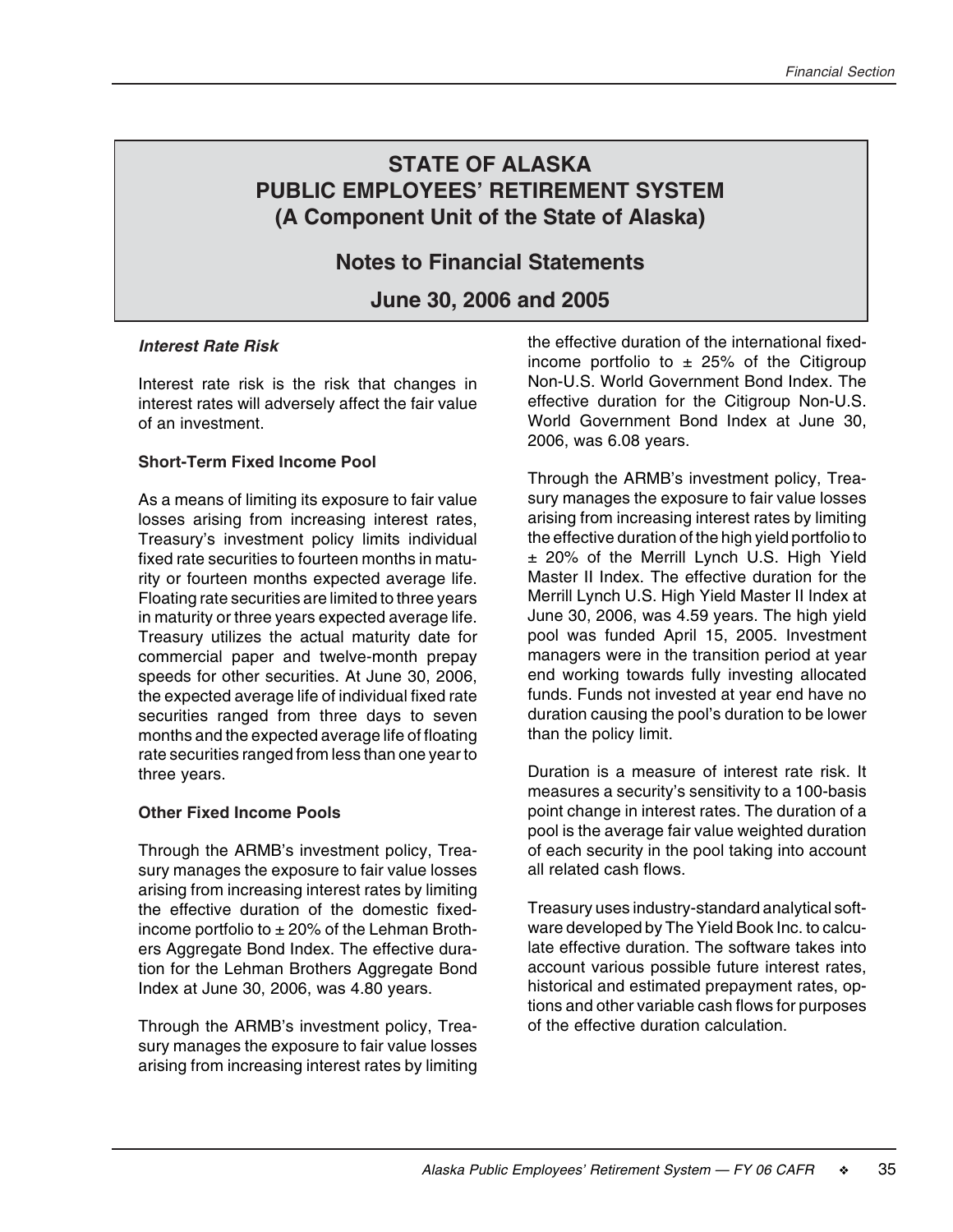# STATE OF ALASKA
# PUBLIC EMPLOYEES' RETIREMENT SYSTEM
# (A Component Unit of the State of Alaska)

## Notes to Financial Statements

## June 30, 2006 and 2005

### *Interest Rate Risk*

Interest rate risk is the risk that changes in interest rates will adversely affect the fair value of an investment.

**Short-Term Fixed Income Pool**

As a means of limiting its exposure to fair value losses arising from increasing interest rates, Treasury's investment policy limits individual fixed rate securities to fourteen months in maturity or fourteen months expected average life. Floating rate securities are limited to three years in maturity or three years expected average life. Treasury utilizes the actual maturity date for commercial paper and twelve-month prepay speeds for other securities. At June 30, 2006, the expected average life of individual fixed rate securities ranged from three days to seven months and the expected average life of floating rate securities ranged from less than one year to three years.

**Other Fixed Income Pools**

Through the ARMB's investment policy, Treasury manages the exposure to fair value losses arising from increasing interest rates by limiting the effective duration of the domestic fixed-income portfolio to ± 20% of the Lehman Brothers Aggregate Bond Index. The effective duration for the Lehman Brothers Aggregate Bond Index at June 30, 2006, was 4.80 years.

Through the ARMB's investment policy, Treasury manages the exposure to fair value losses arising from increasing interest rates by limiting the effective duration of the international fixed-income portfolio to ± 25% of the Citigroup Non-U.S. World Government Bond Index. The effective duration for the Citigroup Non-U.S. World Government Bond Index at June 30, 2006, was 6.08 years.

Through the ARMB's investment policy, Treasury manages the exposure to fair value losses arising from increasing interest rates by limiting the effective duration of the high yield portfolio to ± 20% of the Merrill Lynch U.S. High Yield Master II Index. The effective duration for the Merrill Lynch U.S. High Yield Master II Index at June 30, 2006, was 4.59 years. The high yield pool was funded April 15, 2005. Investment managers were in the transition period at year end working towards fully investing allocated funds. Funds not invested at year end have no duration causing the pool's duration to be lower than the policy limit.

Duration is a measure of interest rate risk. It measures a security's sensitivity to a 100-basis point change in interest rates. The duration of a pool is the average fair value weighted duration of each security in the pool taking into account all related cash flows.

Treasury uses industry-standard analytical software developed by The Yield Book Inc. to calculate effective duration. The software takes into account various possible future interest rates, historical and estimated prepayment rates, options and other variable cash flows for purposes of the effective duration calculation.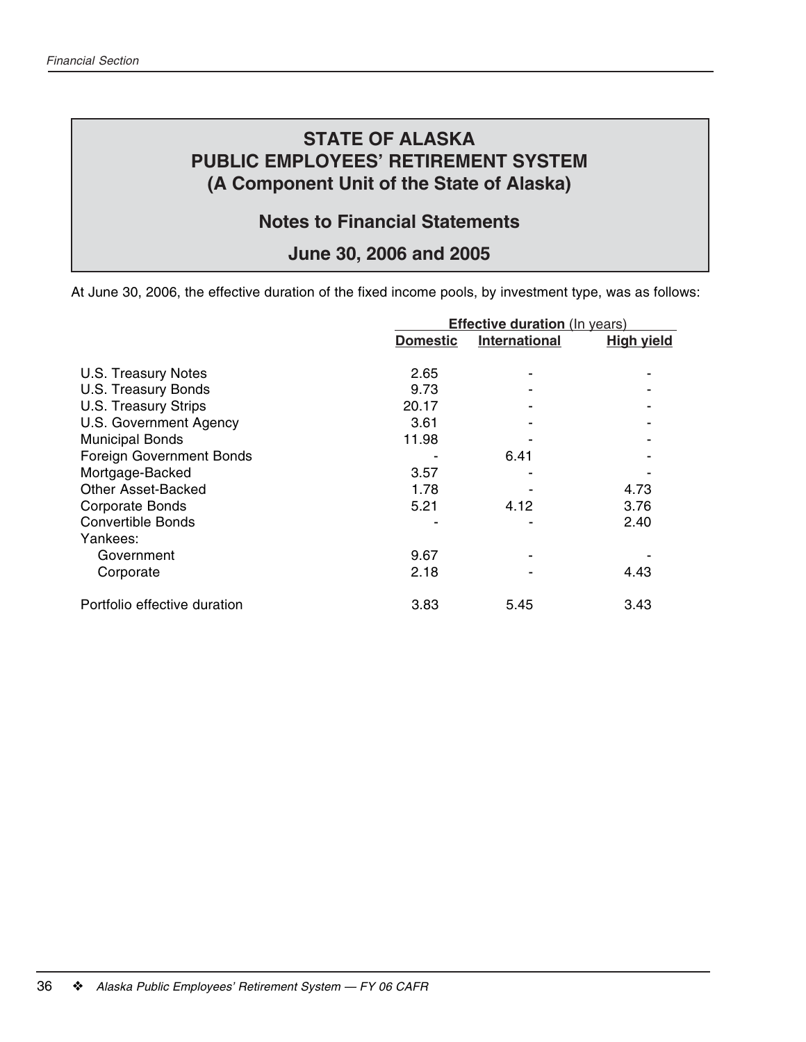# STATE OF ALASKA
# PUBLIC EMPLOYEES' RETIREMENT SYSTEM
# (A Component Unit of the State of Alaska)

## Notes to Financial Statements

## June 30, 2006 and 2005

At June 30, 2006, the effective duration of the fixed income pools, by investment type, was as follows:

| | **Effective duration** (In years) | | |
|---|---|---|---|
| | **Domestic** | **International** | **High yield** |
| U.S. Treasury Notes | 2.65 | - | - |
| U.S. Treasury Bonds | 9.73 | - | - |
| U.S. Treasury Strips | 20.17 | - | - |
| U.S. Government Agency | 3.61 | - | - |
| Municipal Bonds | 11.98 | - | - |
| Foreign Government Bonds | - | 6.41 | - |
| Mortgage-Backed | 3.57 | - | - |
| Other Asset-Backed | 1.78 | - | 4.73 |
| Corporate Bonds | 5.21 | 4.12 | 3.76 |
| Convertible Bonds | - | - | 2.40 |
| Yankees: | | | |
| Government | 9.67 | - | - |
| Corporate | 2.18 | - | 4.43 |
| Portfolio effective duration | 3.83 | 5.45 | 3.43 |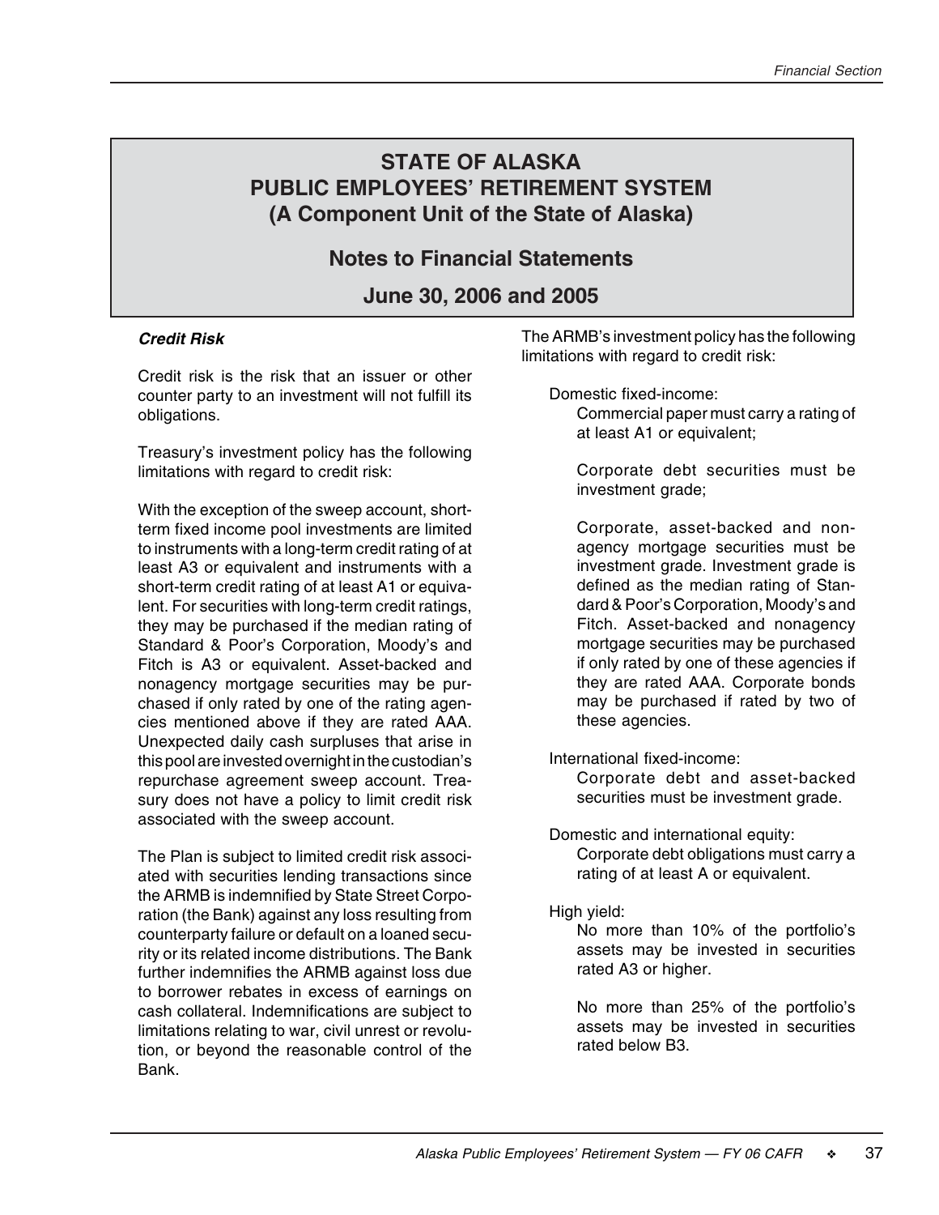# STATE OF ALASKA
# PUBLIC EMPLOYEES' RETIREMENT SYSTEM
# (A Component Unit of the State of Alaska)

## Notes to Financial Statements

## June 30, 2006 and 2005

***Credit Risk***

Credit risk is the risk that an issuer or other counter party to an investment will not fulfill its obligations.

Treasury's investment policy has the following limitations with regard to credit risk:

With the exception of the sweep account, short-term fixed income pool investments are limited to instruments with a long-term credit rating of at least A3 or equivalent and instruments with a short-term credit rating of at least A1 or equivalent. For securities with long-term credit ratings, they may be purchased if the median rating of Standard & Poor's Corporation, Moody's and Fitch is A3 or equivalent. Asset-backed and nonagency mortgage securities may be purchased if only rated by one of the rating agencies mentioned above if they are rated AAA. Unexpected daily cash surpluses that arise in this pool are invested overnight in the custodian's repurchase agreement sweep account. Treasury does not have a policy to limit credit risk associated with the sweep account.

The Plan is subject to limited credit risk associated with securities lending transactions since the ARMB is indemnified by State Street Corporation (the Bank) against any loss resulting from counterparty failure or default on a loaned security or its related income distributions. The Bank further indemnifies the ARMB against loss due to borrower rebates in excess of earnings on cash collateral. Indemnifications are subject to limitations relating to war, civil unrest or revolution, or beyond the reasonable control of the Bank.

The ARMB's investment policy has the following limitations with regard to credit risk:

Domestic fixed-income:

- Commercial paper must carry a rating of at least A1 or equivalent;
- Corporate debt securities must be investment grade;
- Corporate, asset-backed and nonagency mortgage securities must be investment grade. Investment grade is defined as the median rating of Standard & Poor's Corporation, Moody's and Fitch. Asset-backed and nonagency mortgage securities may be purchased if only rated by one of these agencies if they are rated AAA. Corporate bonds may be purchased if rated by two of these agencies.

International fixed-income:

- Corporate debt and asset-backed securities must be investment grade.

Domestic and international equity:

- Corporate debt obligations must carry a rating of at least A or equivalent.

High yield:

- No more than 10% of the portfolio's assets may be invested in securities rated A3 or higher.
- No more than 25% of the portfolio's assets may be invested in securities rated below B3.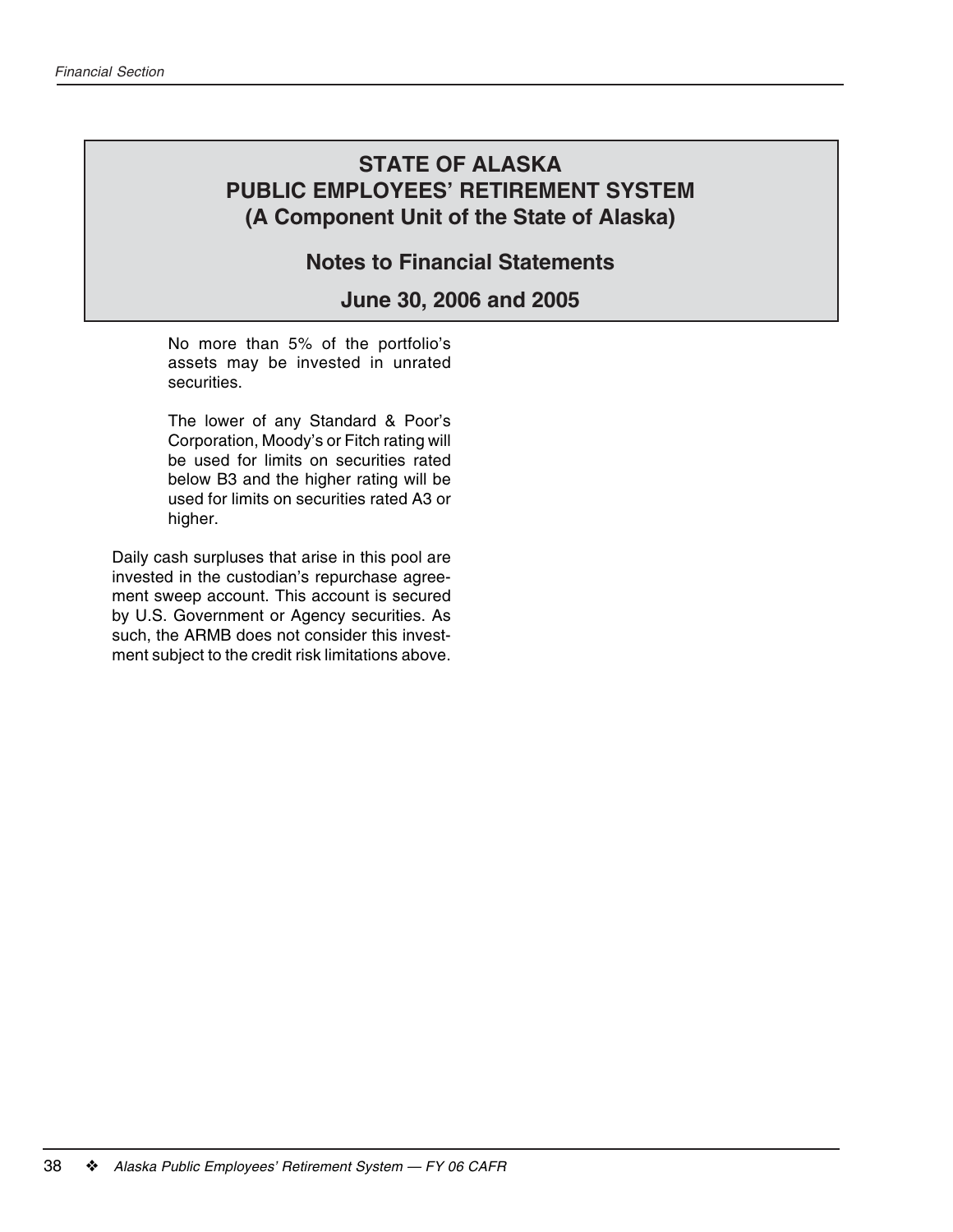## STATE OF ALASKA
## PUBLIC EMPLOYEES' RETIREMENT SYSTEM
## (A Component Unit of the State of Alaska)

### Notes to Financial Statements

### June 30, 2006 and 2005

> No more than 5% of the portfolio's assets may be invested in unrated securities.
>
> The lower of any Standard & Poor's Corporation, Moody's or Fitch rating will be used for limits on securities rated below B3 and the higher rating will be used for limits on securities rated A3 or higher.

Daily cash surpluses that arise in this pool are invested in the custodian's repurchase agreement sweep account. This account is secured by U.S. Government or Agency securities. As such, the ARMB does not consider this investment subject to the credit risk limitations above.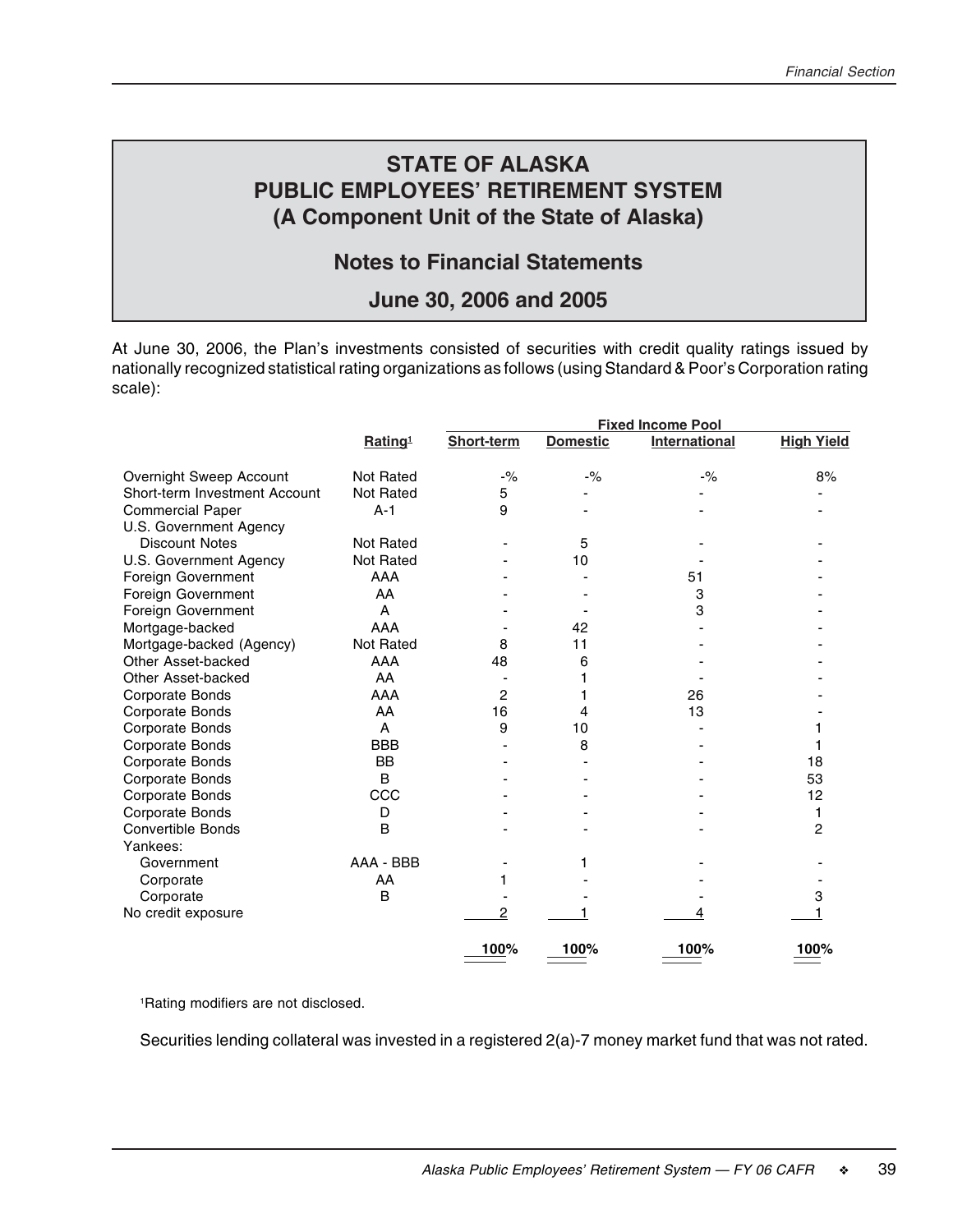## STATE OF ALASKA
## PUBLIC EMPLOYEES' RETIREMENT SYSTEM
## (A Component Unit of the State of Alaska)

### Notes to Financial Statements

### June 30, 2006 and 2005

At June 30, 2006, the Plan's investments consisted of securities with credit quality ratings issued by nationally recognized statistical rating organizations as follows (using Standard & Poor's Corporation rating scale):

| | Rating[1] | Fixed Income Pool | | | |
|---|---|---|---|---|---|
| | | **Short-term** | **Domestic** | **International** | **High Yield** |
| Overnight Sweep Account | Not Rated | -% | -% | -% | 8% |
| Short-term Investment Account | Not Rated | 5 | - | - | - |
| Commercial Paper | A-1 | 9 | - | - | - |
| U.S. Government Agency Discount Notes | Not Rated | - | 5 | - | - |
| U.S. Government Agency | Not Rated | - | 10 | - | - |
| Foreign Government | AAA | - | - | 51 | - |
| Foreign Government | AA | - | - | 3 | - |
| Foreign Government | A | - | - | 3 | - |
| Mortgage-backed | AAA | - | 42 | - | - |
| Mortgage-backed (Agency) | Not Rated | 8 | 11 | - | - |
| Other Asset-backed | AAA | 48 | 6 | - | - |
| Other Asset-backed | AA | - | 1 | - | - |
| Corporate Bonds | AAA | 2 | 1 | 26 | - |
| Corporate Bonds | AA | 16 | 4 | 13 | - |
| Corporate Bonds | A | 9 | 10 | - | 1 |
| Corporate Bonds | BBB | - | 8 | - | 1 |
| Corporate Bonds | BB | - | - | - | 18 |
| Corporate Bonds | B | - | - | - | 53 |
| Corporate Bonds | CCC | - | - | - | 12 |
| Corporate Bonds | D | - | - | - | 1 |
| Convertible Bonds | B | - | - | - | 2 |
| Yankees: | | | | | |
| Government | AAA - BBB | - | 1 | - | - |
| Corporate | AA | 1 | - | - | - |
| Corporate | B | - | - | - | 3 |
| No credit exposure | | 2 | 1 | 4 | 1 |
| | | **100%** | **100%** | **100%** | **100%** |

[1]Rating modifiers are not disclosed.

Securities lending collateral was invested in a registered 2(a)-7 money market fund that was not rated.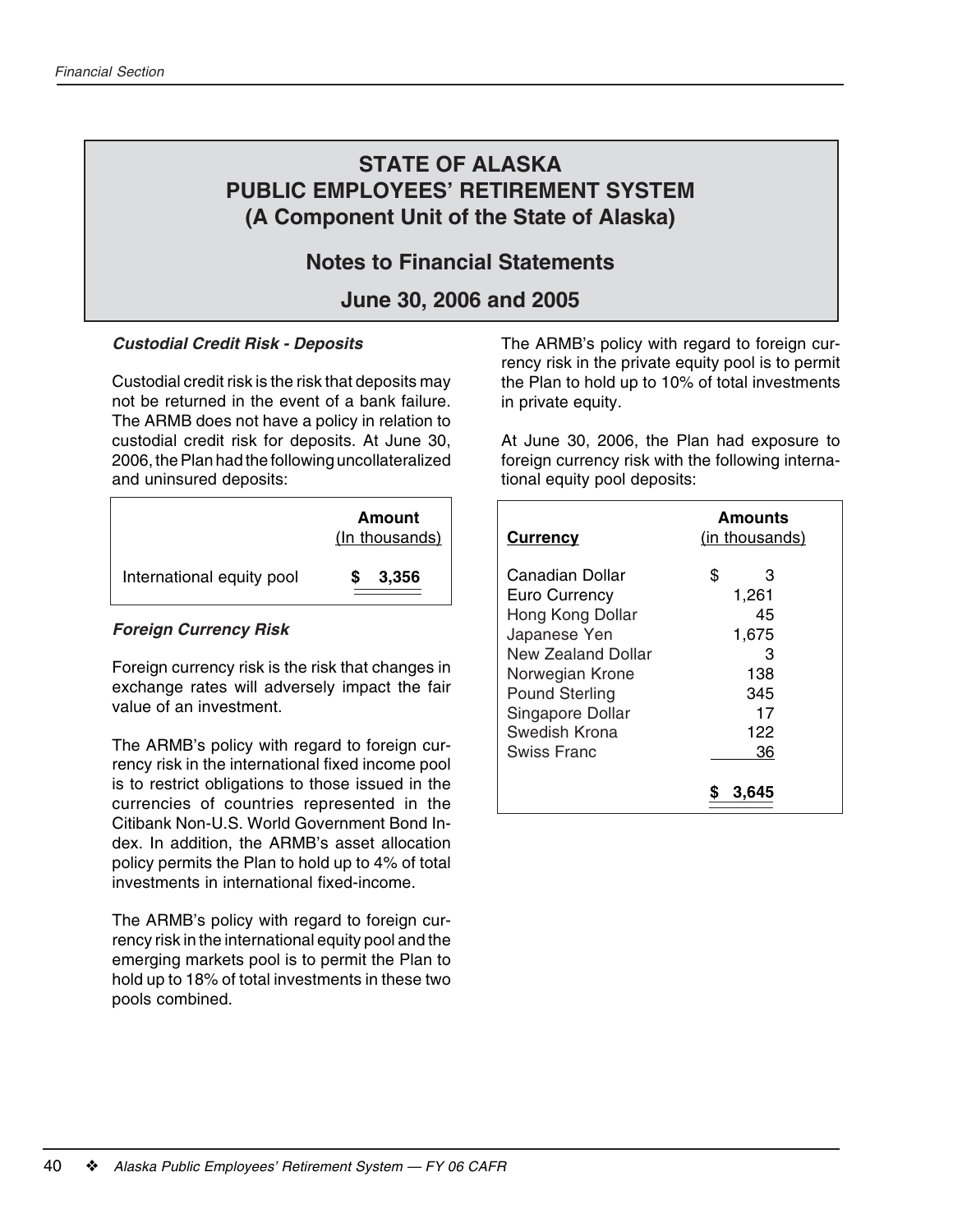# STATE OF ALASKA
# PUBLIC EMPLOYEES' RETIREMENT SYSTEM
# (A Component Unit of the State of Alaska)

## Notes to Financial Statements

## June 30, 2006 and 2005

***Custodial Credit Risk - Deposits***

Custodial credit risk is the risk that deposits may not be returned in the event of a bank failure. The ARMB does not have a policy in relation to custodial credit risk for deposits. At June 30, 2006, the Plan had the following uncollateralized and uninsured deposits:

| | Amount (In thousands) |
|---|---|
| International equity pool | $ 3,356 |

***Foreign Currency Risk***

Foreign currency risk is the risk that changes in exchange rates will adversely impact the fair value of an investment.

The ARMB's policy with regard to foreign currency risk in the international fixed income pool is to restrict obligations to those issued in the currencies of countries represented in the Citibank Non-U.S. World Government Bond Index. In addition, the ARMB's asset allocation policy permits the Plan to hold up to 4% of total investments in international fixed-income.

The ARMB's policy with regard to foreign currency risk in the international equity pool and the emerging markets pool is to permit the Plan to hold up to 18% of total investments in these two pools combined.

The ARMB's policy with regard to foreign currency risk in the private equity pool is to permit the Plan to hold up to 10% of total investments in private equity.

At June 30, 2006, the Plan had exposure to foreign currency risk with the following international equity pool deposits:

| Currency | Amounts (in thousands) |
|---|---|
| Canadian Dollar | $ 3 |
| Euro Currency | 1,261 |
| Hong Kong Dollar | 45 |
| Japanese Yen | 1,675 |
| New Zealand Dollar | 3 |
| Norwegian Krone | 138 |
| Pound Sterling | 345 |
| Singapore Dollar | 17 |
| Swedish Krona | 122 |
| Swiss Franc | 36 |
| | $ 3,645 |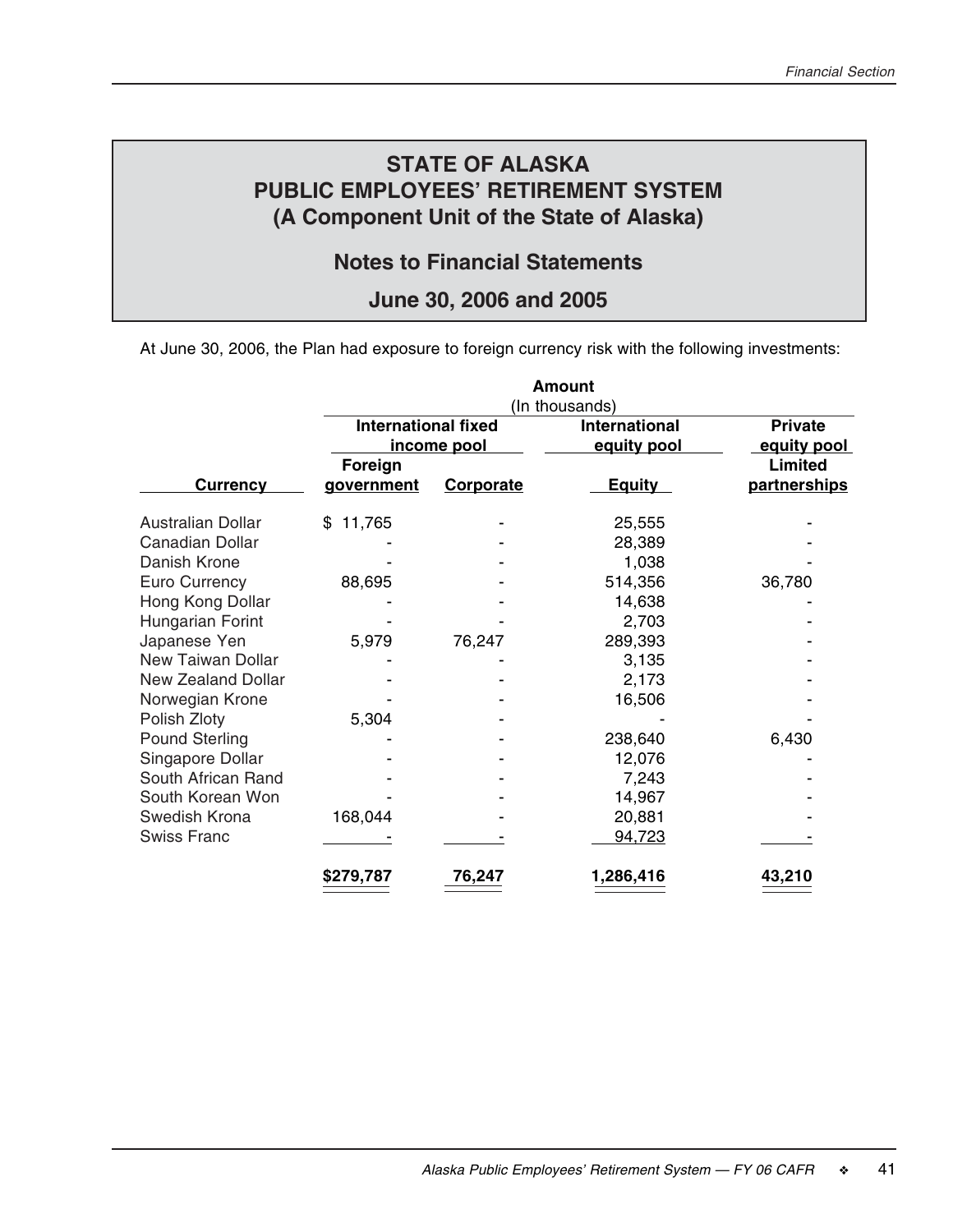# STATE OF ALASKA
# PUBLIC EMPLOYEES' RETIREMENT SYSTEM
## (A Component Unit of the State of Alaska)

## Notes to Financial Statements

## June 30, 2006 and 2005

At June 30, 2006, the Plan had exposure to foreign currency risk with the following investments:

| | Amount (In thousands) | | | |
|---|---|---|---|---|
| | International fixed income pool | | International equity pool | Private equity pool |
| Currency | Foreign government | Corporate | Equity | Limited partnerships |
| Australian Dollar | $ 11,765 | - | 25,555 | - |
| Canadian Dollar | - | - | 28,389 | - |
| Danish Krone | - | - | 1,038 | - |
| Euro Currency | 88,695 | - | 514,356 | 36,780 |
| Hong Kong Dollar | - | - | 14,638 | - |
| Hungarian Forint | - | - | 2,703 | - |
| Japanese Yen | 5,979 | 76,247 | 289,393 | - |
| New Taiwan Dollar | - | - | 3,135 | - |
| New Zealand Dollar | - | - | 2,173 | - |
| Norwegian Krone | - | - | 16,506 | - |
| Polish Zloty | 5,304 | - | - | - |
| Pound Sterling | - | - | 238,640 | 6,430 |
| Singapore Dollar | - | - | 12,076 | - |
| South African Rand | - | - | 7,243 | - |
| South Korean Won | - | - | 14,967 | - |
| Swedish Krona | 168,044 | - | 20,881 | - |
| Swiss Franc | - | - | 94,723 | - |
| | $279,787 | 76,247 | 1,286,416 | 43,210 |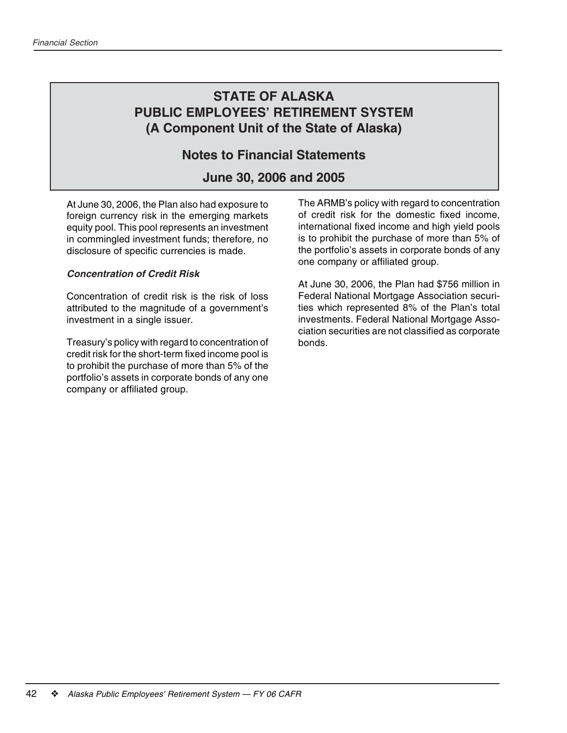# STATE OF ALASKA
# PUBLIC EMPLOYEES' RETIREMENT SYSTEM
# (A Component Unit of the State of Alaska)

## Notes to Financial Statements

## June 30, 2006 and 2005

At June 30, 2006, the Plan also had exposure to foreign currency risk in the emerging markets equity pool. This pool represents an investment in commingled investment funds; therefore, no disclosure of specific currencies is made.

***Concentration of Credit Risk***

Concentration of credit risk is the risk of loss attributed to the magnitude of a government's investment in a single issuer.

Treasury's policy with regard to concentration of credit risk for the short-term fixed income pool is to prohibit the purchase of more than 5% of the portfolio's assets in corporate bonds of any one company or affiliated group.

The ARMB's policy with regard to concentration of credit risk for the domestic fixed income, international fixed income and high yield pools is to prohibit the purchase of more than 5% of the portfolio's assets in corporate bonds of any one company or affiliated group.

At June 30, 2006, the Plan had $756 million in Federal National Mortgage Association securities which represented 8% of the Plan's total investments. Federal National Mortgage Association securities are not classified as corporate bonds.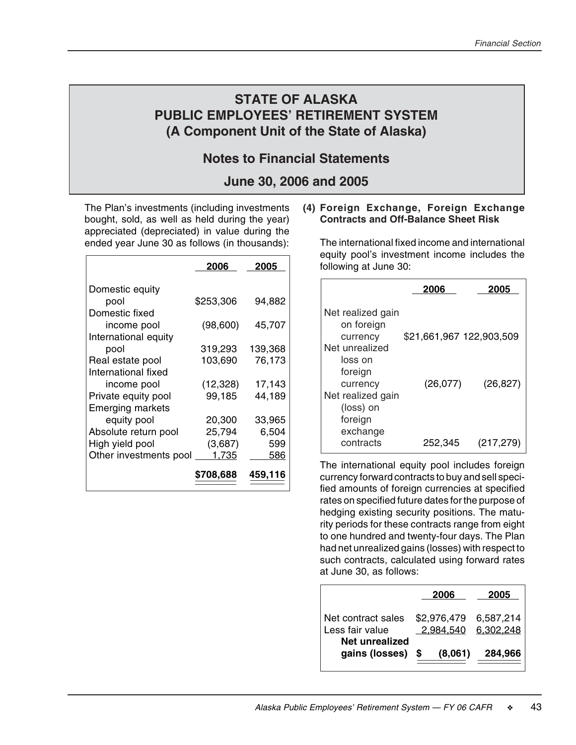# STATE OF ALASKA
# PUBLIC EMPLOYEES' RETIREMENT SYSTEM
# (A Component Unit of the State of Alaska)

## Notes to Financial Statements

## June 30, 2006 and 2005

The Plan's investments (including investments bought, sold, as well as held during the year) appreciated (depreciated) in value during the ended year June 30 as follows (in thousands):

| | 2006 | 2005 |
|---|---|---|
| Domestic equity pool | $253,306 | 94,882 |
| Domestic fixed income pool | (98,600) | 45,707 |
| International equity pool | 319,293 | 139,368 |
| Real estate pool | 103,690 | 76,173 |
| International fixed income pool | (12,328) | 17,143 |
| Private equity pool | 99,185 | 44,189 |
| Emerging markets equity pool | 20,300 | 33,965 |
| Absolute return pool | 25,794 | 6,504 |
| High yield pool | (3,687) | 599 |
| Other investments pool | 1,735 | 586 |
| | **$708,688** | **459,116** |

### (4) Foreign Exchange, Foreign Exchange Contracts and Off-Balance Sheet Risk

The international fixed income and international equity pool's investment income includes the following at June 30:

| | 2006 | 2005 |
|---|---|---|
| Net realized gain on foreign currency | $21,661,967 | 122,903,509 |
| Net unrealized loss on foreign currency | (26,077) | (26,827) |
| Net realized gain (loss) on foreign exchange contracts | 252,345 | (217,279) |

The international equity pool includes foreign currency forward contracts to buy and sell specified amounts of foreign currencies at specified rates on specified future dates for the purpose of hedging existing security positions. The maturity periods for these contracts range from eight to one hundred and twenty-four days. The Plan had net unrealized gains (losses) with respect to such contracts, calculated using forward rates at June 30, as follows:

| | 2006 | 2005 |
|---|---|---|
| Net contract sales | $2,976,479 | 6,587,214 |
| Less fair value | 2,984,540 | 6,302,248 |
| **Net unrealized gains (losses)** | **$ (8,061)** | **284,966** |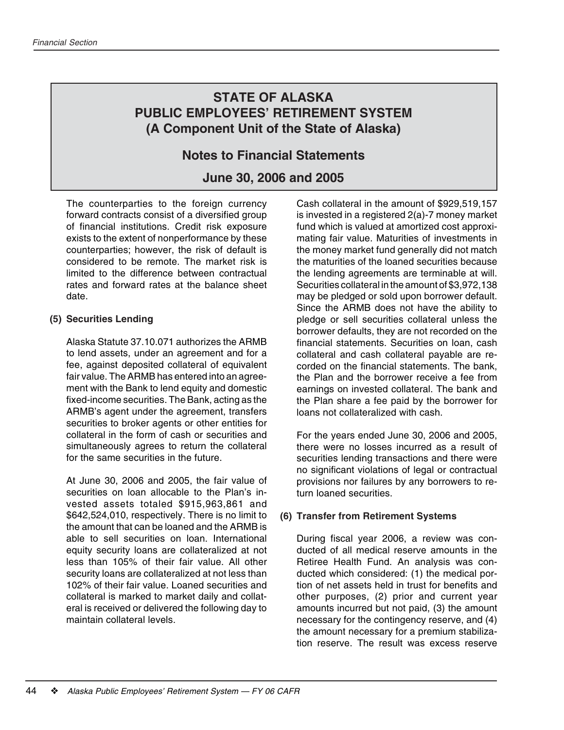# STATE OF ALASKA
# PUBLIC EMPLOYEES' RETIREMENT SYSTEM
# (A Component Unit of the State of Alaska)

## Notes to Financial Statements

## June 30, 2006 and 2005

The counterparties to the foreign currency forward contracts consist of a diversified group of financial institutions. Credit risk exposure exists to the extent of nonperformance by these counterparties; however, the risk of default is considered to be remote. The market risk is limited to the difference between contractual rates and forward rates at the balance sheet date.

### (5) Securities Lending

Alaska Statute 37.10.071 authorizes the ARMB to lend assets, under an agreement and for a fee, against deposited collateral of equivalent fair value. The ARMB has entered into an agreement with the Bank to lend equity and domestic fixed-income securities. The Bank, acting as the ARMB's agent under the agreement, transfers securities to broker agents or other entities for collateral in the form of cash or securities and simultaneously agrees to return the collateral for the same securities in the future.

At June 30, 2006 and 2005, the fair value of securities on loan allocable to the Plan's invested assets totaled $915,963,861 and $642,524,010, respectively. There is no limit to the amount that can be loaned and the ARMB is able to sell securities on loan. International equity security loans are collateralized at not less than 105% of their fair value. All other security loans are collateralized at not less than 102% of their fair value. Loaned securities and collateral is marked to market daily and collateral is received or delivered the following day to maintain collateral levels.

Cash collateral in the amount of $929,519,157 is invested in a registered 2(a)-7 money market fund which is valued at amortized cost approximating fair value. Maturities of investments in the money market fund generally did not match the maturities of the loaned securities because the lending agreements are terminable at will. Securities collateral in the amount of $3,972,138 may be pledged or sold upon borrower default. Since the ARMB does not have the ability to pledge or sell securities collateral unless the borrower defaults, they are not recorded on the financial statements. Securities on loan, cash collateral and cash collateral payable are recorded on the financial statements. The bank, the Plan and the borrower receive a fee from earnings on invested collateral. The bank and the Plan share a fee paid by the borrower for loans not collateralized with cash.

For the years ended June 30, 2006 and 2005, there were no losses incurred as a result of securities lending transactions and there were no significant violations of legal or contractual provisions nor failures by any borrowers to return loaned securities.

### (6) Transfer from Retirement Systems

During fiscal year 2006, a review was conducted of all medical reserve amounts in the Retiree Health Fund. An analysis was conducted which considered: (1) the medical portion of net assets held in trust for benefits and other purposes, (2) prior and current year amounts incurred but not paid, (3) the amount necessary for the contingency reserve, and (4) the amount necessary for a premium stabilization reserve. The result was excess reserve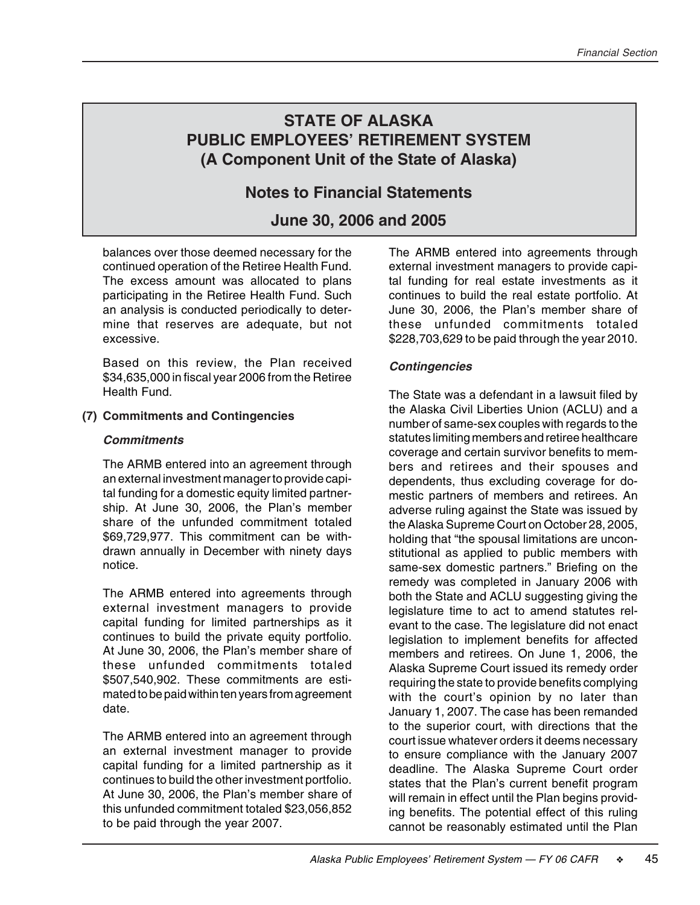# STATE OF ALASKA
# PUBLIC EMPLOYEES' RETIREMENT SYSTEM
# (A Component Unit of the State of Alaska)

## Notes to Financial Statements

## June 30, 2006 and 2005

balances over those deemed necessary for the continued operation of the Retiree Health Fund. The excess amount was allocated to plans participating in the Retiree Health Fund. Such an analysis is conducted periodically to determine that reserves are adequate, but not excessive.

Based on this review, the Plan received $34,635,000 in fiscal year 2006 from the Retiree Health Fund.

### (7) Commitments and Contingencies

#### *Commitments*

The ARMB entered into an agreement through an external investment manager to provide capital funding for a domestic equity limited partnership. At June 30, 2006, the Plan's member share of the unfunded commitment totaled $69,729,977. This commitment can be withdrawn annually in December with ninety days notice.

The ARMB entered into agreements through external investment managers to provide capital funding for limited partnerships as it continues to build the private equity portfolio. At June 30, 2006, the Plan's member share of these unfunded commitments totaled $507,540,902. These commitments are estimated to be paid within ten years from agreement date.

The ARMB entered into an agreement through an external investment manager to provide capital funding for a limited partnership as it continues to build the other investment portfolio. At June 30, 2006, the Plan's member share of this unfunded commitment totaled $23,056,852 to be paid through the year 2007.

The ARMB entered into agreements through external investment managers to provide capital funding for real estate investments as it continues to build the real estate portfolio. At June 30, 2006, the Plan's member share of these unfunded commitments totaled $228,703,629 to be paid through the year 2010.

#### *Contingencies*

The State was a defendant in a lawsuit filed by the Alaska Civil Liberties Union (ACLU) and a number of same-sex couples with regards to the statutes limiting members and retiree healthcare coverage and certain survivor benefits to members and retirees and their spouses and dependents, thus excluding coverage for domestic partners of members and retirees. An adverse ruling against the State was issued by the Alaska Supreme Court on October 28, 2005, holding that "the spousal limitations are unconstitutional as applied to public members with same-sex domestic partners." Briefing on the remedy was completed in January 2006 with both the State and ACLU suggesting giving the legislature time to act to amend statutes relevant to the case. The legislature did not enact legislation to implement benefits for affected members and retirees. On June 1, 2006, the Alaska Supreme Court issued its remedy order requiring the state to provide benefits complying with the court's opinion by no later than January 1, 2007. The case has been remanded to the superior court, with directions that the court issue whatever orders it deems necessary to ensure compliance with the January 2007 deadline. The Alaska Supreme Court order states that the Plan's current benefit program will remain in effect until the Plan begins providing benefits. The potential effect of this ruling cannot be reasonably estimated until the Plan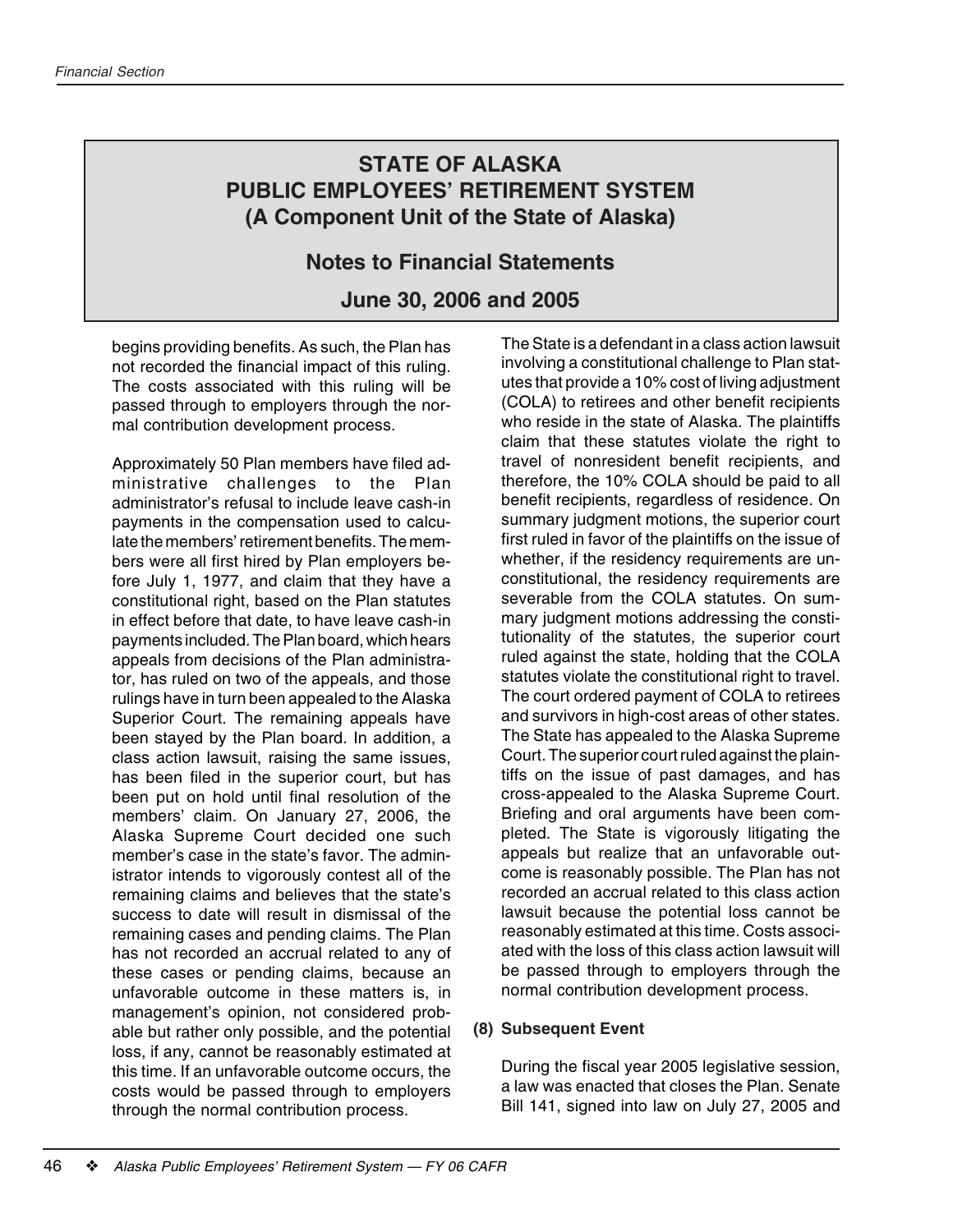# STATE OF ALASKA
# PUBLIC EMPLOYEES' RETIREMENT SYSTEM
# (A Component Unit of the State of Alaska)

## Notes to Financial Statements

## June 30, 2006 and 2005

begins providing benefits. As such, the Plan has not recorded the financial impact of this ruling. The costs associated with this ruling will be passed through to employers through the normal contribution development process.

Approximately 50 Plan members have filed administrative challenges to the Plan administrator's refusal to include leave cash-in payments in the compensation used to calculate the members' retirement benefits. The members were all first hired by Plan employers before July 1, 1977, and claim that they have a constitutional right, based on the Plan statutes in effect before that date, to have leave cash-in payments included. The Plan board, which hears appeals from decisions of the Plan administrator, has ruled on two of the appeals, and those rulings have in turn been appealed to the Alaska Superior Court. The remaining appeals have been stayed by the Plan board. In addition, a class action lawsuit, raising the same issues, has been filed in the superior court, but has been put on hold until final resolution of the members' claim. On January 27, 2006, the Alaska Supreme Court decided one such member's case in the state's favor. The administrator intends to vigorously contest all of the remaining claims and believes that the state's success to date will result in dismissal of the remaining cases and pending claims. The Plan has not recorded an accrual related to any of these cases or pending claims, because an unfavorable outcome in these matters is, in management's opinion, not considered probable but rather only possible, and the potential loss, if any, cannot be reasonably estimated at this time. If an unfavorable outcome occurs, the costs would be passed through to employers through the normal contribution process.

The State is a defendant in a class action lawsuit involving a constitutional challenge to Plan statutes that provide a 10% cost of living adjustment (COLA) to retirees and other benefit recipients who reside in the state of Alaska. The plaintiffs claim that these statutes violate the right to travel of nonresident benefit recipients, and therefore, the 10% COLA should be paid to all benefit recipients, regardless of residence. On summary judgment motions, the superior court first ruled in favor of the plaintiffs on the issue of whether, if the residency requirements are unconstitutional, the residency requirements are severable from the COLA statutes. On summary judgment motions addressing the constitutionality of the statutes, the superior court ruled against the state, holding that the COLA statutes violate the constitutional right to travel. The court ordered payment of COLA to retirees and survivors in high-cost areas of other states. The State has appealed to the Alaska Supreme Court. The superior court ruled against the plaintiffs on the issue of past damages, and has cross-appealed to the Alaska Supreme Court. Briefing and oral arguments have been completed. The State is vigorously litigating the appeals but realize that an unfavorable outcome is reasonably possible. The Plan has not recorded an accrual related to this class action lawsuit because the potential loss cannot be reasonably estimated at this time. Costs associated with the loss of this class action lawsuit will be passed through to employers through the normal contribution development process.

**(8) Subsequent Event**

During the fiscal year 2005 legislative session, a law was enacted that closes the Plan. Senate Bill 141, signed into law on July 27, 2005 and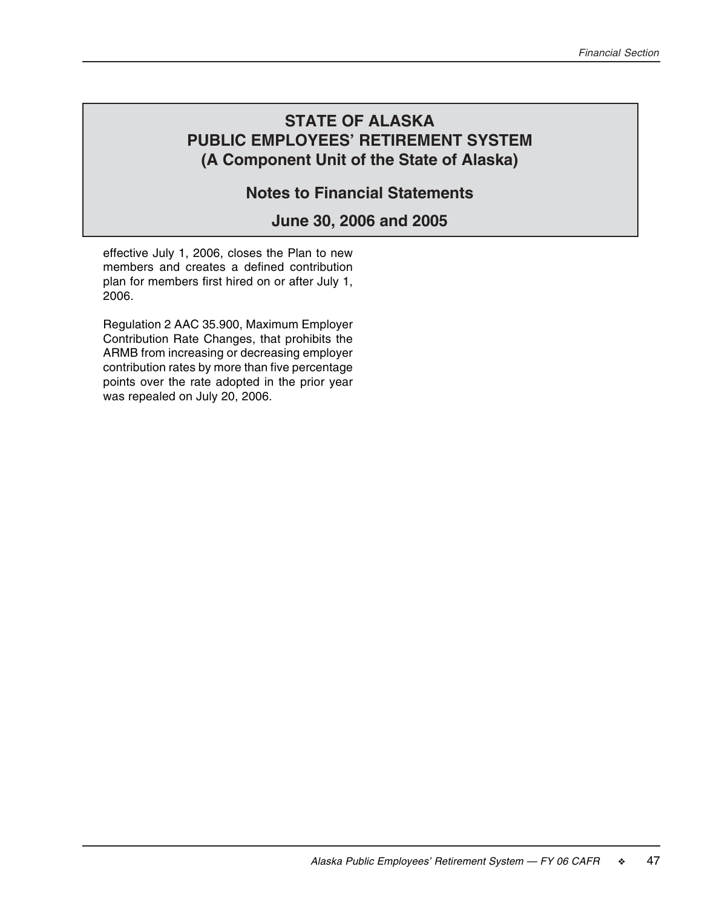# STATE OF ALASKA
# PUBLIC EMPLOYEES' RETIREMENT SYSTEM
## (A Component Unit of the State of Alaska)

## Notes to Financial Statements

## June 30, 2006 and 2005

effective July 1, 2006, closes the Plan to new members and creates a defined contribution plan for members first hired on or after July 1, 2006.

Regulation 2 AAC 35.900, Maximum Employer Contribution Rate Changes, that prohibits the ARMB from increasing or decreasing employer contribution rates by more than five percentage points over the rate adopted in the prior year was repealed on July 20, 2006.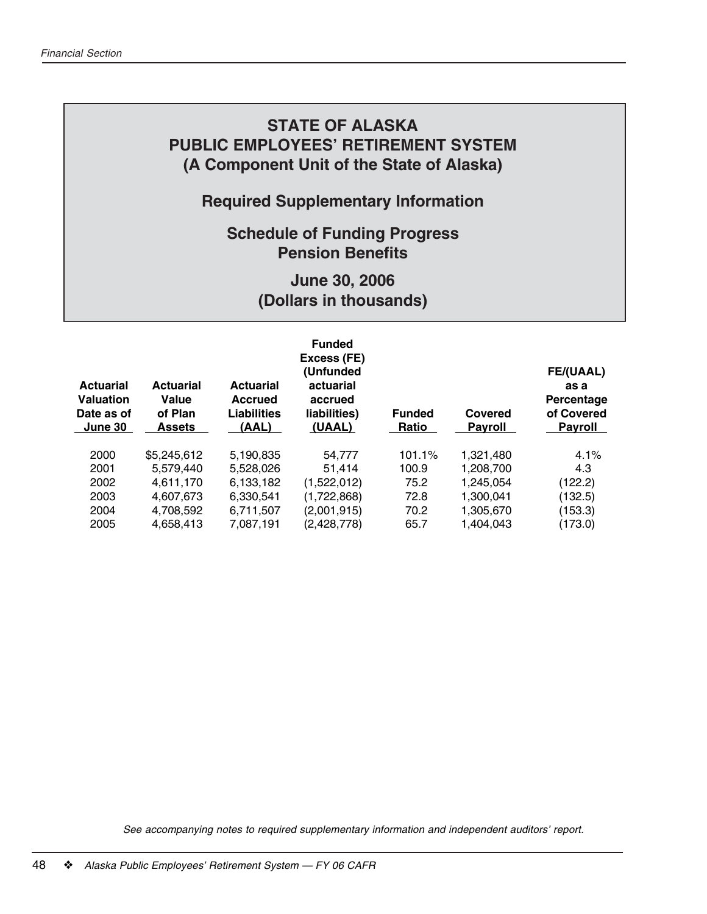# STATE OF ALASKA
# PUBLIC EMPLOYEES' RETIREMENT SYSTEM
# (A Component Unit of the State of Alaska)

## Required Supplementary Information

## Schedule of Funding Progress
## Pension Benefits

### June 30, 2006
### (Dollars in thousands)

| Actuarial Valuation Date as of June 30 | Actuarial Value of Plan Assets | Actuarial Accrued Liabilities (AAL) | Funded Excess (FE) (Unfunded actuarial accrued liabilities) (UAAL) | Funded Ratio | Covered Payroll | FE/(UAAL) as a Percentage of Covered Payroll |
|---|---|---|---|---|---|---|
| 2000 | $5,245,612 | 5,190,835 | 54,777 | 101.1% | 1,321,480 | 4.1% |
| 2001 | 5,579,440 | 5,528,026 | 51,414 | 100.9 | 1,208,700 | 4.3 |
| 2002 | 4,611,170 | 6,133,182 | (1,522,012) | 75.2 | 1,245,054 | (122.2) |
| 2003 | 4,607,673 | 6,330,541 | (1,722,868) | 72.8 | 1,300,041 | (132.5) |
| 2004 | 4,708,592 | 6,711,507 | (2,001,915) | 70.2 | 1,305,670 | (153.3) |
| 2005 | 4,658,413 | 7,087,191 | (2,428,778) | 65.7 | 1,404,043 | (173.0) |

*See accompanying notes to required supplementary information and independent auditors' report.*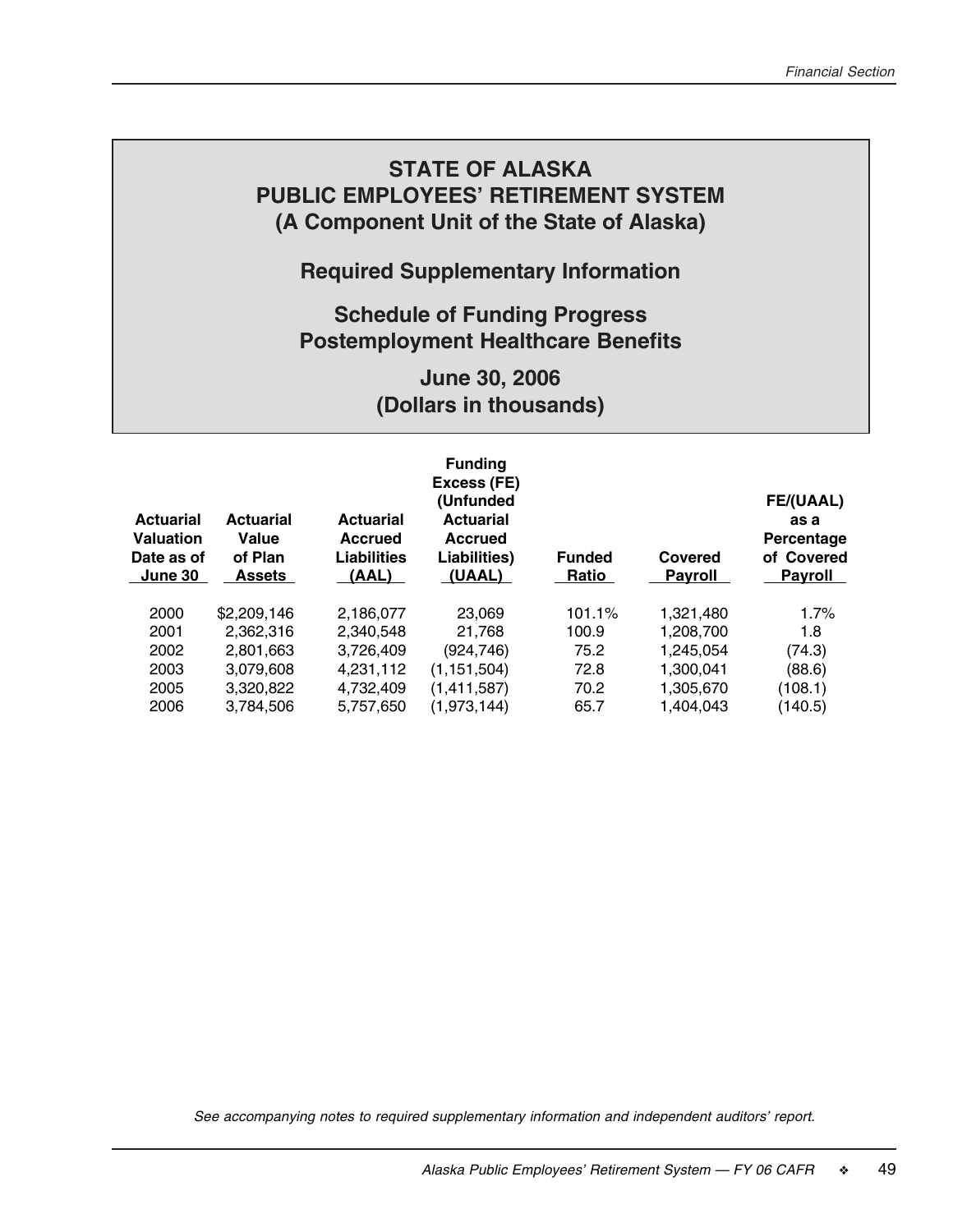# STATE OF ALASKA
# PUBLIC EMPLOYEES' RETIREMENT SYSTEM
# (A Component Unit of the State of Alaska)

## Required Supplementary Information

## Schedule of Funding Progress
## Postemployment Healthcare Benefits

## June 30, 2006
## (Dollars in thousands)

| Actuarial Valuation Date as of June 30 | Actuarial Value of Plan Assets | Actuarial Accrued Liabilities (AAL) | Funding Excess (FE) (Unfunded Actuarial Accrued Liabilities) (UAAL) | Funded Ratio | Covered Payroll | FE/(UAAL) as a Percentage of Covered Payroll |
|---|---|---|---|---|---|---|
| 2000 | $2,209,146 | 2,186,077 | 23,069 | 101.1% | 1,321,480 | 1.7% |
| 2001 | 2,362,316 | 2,340,548 | 21,768 | 100.9 | 1,208,700 | 1.8 |
| 2002 | 2,801,663 | 3,726,409 | (924,746) | 75.2 | 1,245,054 | (74.3) |
| 2003 | 3,079,608 | 4,231,112 | (1,151,504) | 72.8 | 1,300,041 | (88.6) |
| 2005 | 3,320,822 | 4,732,409 | (1,411,587) | 70.2 | 1,305,670 | (108.1) |
| 2006 | 3,784,506 | 5,757,650 | (1,973,144) | 65.7 | 1,404,043 | (140.5) |

*See accompanying notes to required supplementary information and independent auditors' report.*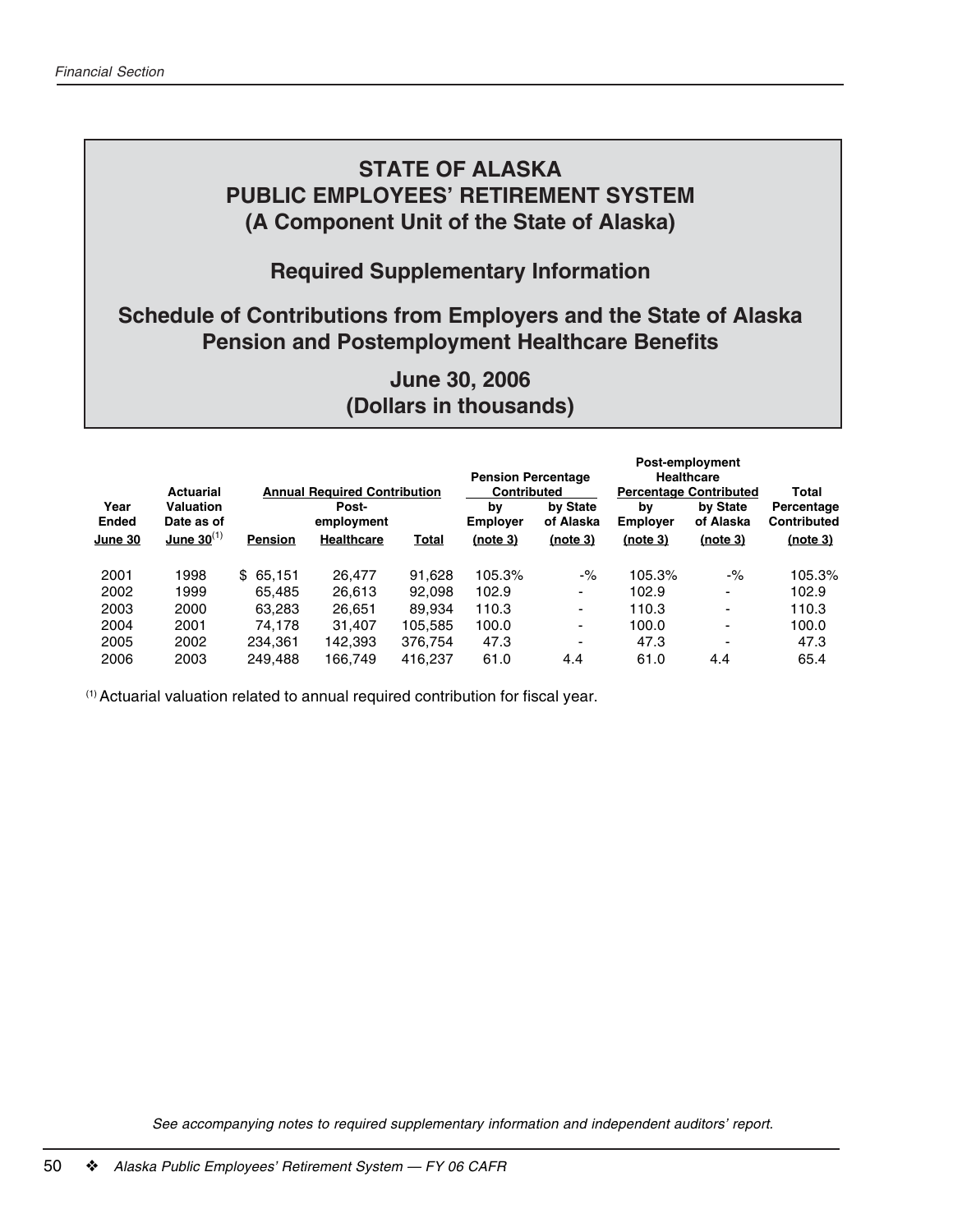# STATE OF ALASKA
# PUBLIC EMPLOYEES' RETIREMENT SYSTEM
# (A Component Unit of the State of Alaska)

## Required Supplementary Information

## Schedule of Contributions from Employers and the State of Alaska Pension and Postemployment Healthcare Benefits

## June 30, 2006
## (Dollars in thousands)

| Year Ended June 30 | Actuarial Valuation Date as of June 30[(1)] | Annual Required Contribution | | | Pension Percentage Contributed | | Post-employment Healthcare Percentage Contributed | | Total Percentage Contributed (note 3) |
|---|---|---|---|---|---|---|---|---|---|
| | | Pension | Post-employment Healthcare | Total | by Employer (note 3) | by State of Alaska (note 3) | by Employer (note 3) | by State of Alaska (note 3) | |
| 2001 | 1998 | $ 65,151 | 26,477 | 91,628 | 105.3% | -% | 105.3% | -% | 105.3% |
| 2002 | 1999 | 65,485 | 26,613 | 92,098 | 102.9 | - | 102.9 | - | 102.9 |
| 2003 | 2000 | 63,283 | 26,651 | 89,934 | 110.3 | - | 110.3 | - | 110.3 |
| 2004 | 2001 | 74,178 | 31,407 | 105,585 | 100.0 | - | 100.0 | - | 100.0 |
| 2005 | 2002 | 234,361 | 142,393 | 376,754 | 47.3 | - | 47.3 | - | 47.3 |
| 2006 | 2003 | 249,488 | 166,749 | 416,237 | 61.0 | 4.4 | 61.0 | 4.4 | 65.4 |

(1) Actuarial valuation related to annual required contribution for fiscal year.

*See accompanying notes to required supplementary information and independent auditors' report.*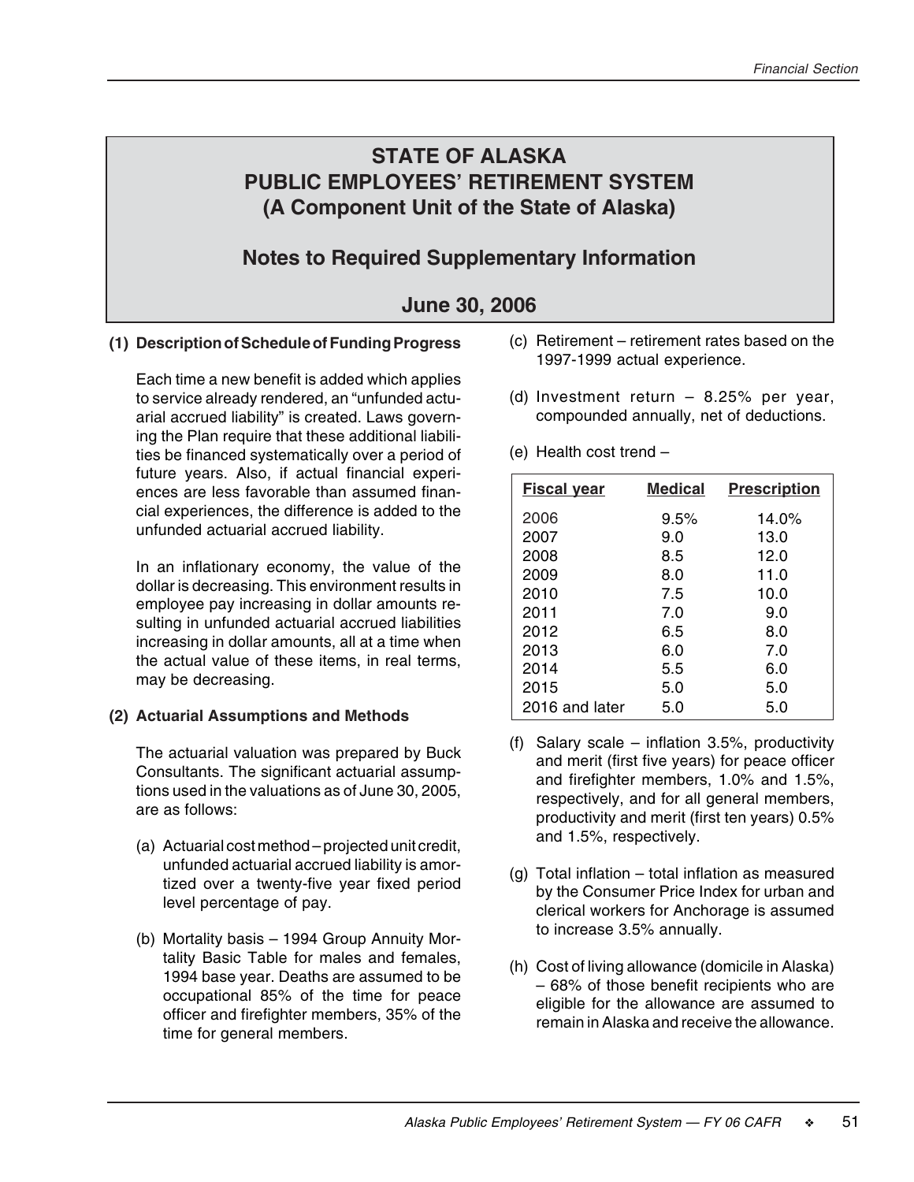# STATE OF ALASKA
# PUBLIC EMPLOYEES' RETIREMENT SYSTEM
# (A Component Unit of the State of Alaska)

## Notes to Required Supplementary Information

## June 30, 2006

**(1) Description of Schedule of Funding Progress**

Each time a new benefit is added which applies to service already rendered, an "unfunded actuarial accrued liability" is created. Laws governing the Plan require that these additional liabilities be financed systematically over a period of future years. Also, if actual financial experiences are less favorable than assumed financial experiences, the difference is added to the unfunded actuarial accrued liability.

In an inflationary economy, the value of the dollar is decreasing. This environment results in employee pay increasing in dollar amounts resulting in unfunded actuarial accrued liabilities increasing in dollar amounts, all at a time when the actual value of these items, in real terms, may be decreasing.

**(2) Actuarial Assumptions and Methods**

The actuarial valuation was prepared by Buck Consultants. The significant actuarial assumptions used in the valuations as of June 30, 2005, are as follows:

(a) Actuarial cost method – projected unit credit, unfunded actuarial accrued liability is amortized over a twenty-five year fixed period level percentage of pay.

(b) Mortality basis – 1994 Group Annuity Mortality Basic Table for males and females, 1994 base year. Deaths are assumed to be occupational 85% of the time for peace officer and firefighter members, 35% of the time for general members.

(c) Retirement – retirement rates based on the 1997-1999 actual experience.

(d) Investment return – 8.25% per year, compounded annually, net of deductions.

(e) Health cost trend –

| Fiscal year | Medical | Prescription |
|---|---|---|
| 2006 | 9.5% | 14.0% |
| 2007 | 9.0 | 13.0 |
| 2008 | 8.5 | 12.0 |
| 2009 | 8.0 | 11.0 |
| 2010 | 7.5 | 10.0 |
| 2011 | 7.0 | 9.0 |
| 2012 | 6.5 | 8.0 |
| 2013 | 6.0 | 7.0 |
| 2014 | 5.5 | 6.0 |
| 2015 | 5.0 | 5.0 |
| 2016 and later | 5.0 | 5.0 |

(f) Salary scale – inflation 3.5%, productivity and merit (first five years) for peace officer and firefighter members, 1.0% and 1.5%, respectively, and for all general members, productivity and merit (first ten years) 0.5% and 1.5%, respectively.

(g) Total inflation – total inflation as measured by the Consumer Price Index for urban and clerical workers for Anchorage is assumed to increase 3.5% annually.

(h) Cost of living allowance (domicile in Alaska) – 68% of those benefit recipients who are eligible for the allowance are assumed to remain in Alaska and receive the allowance.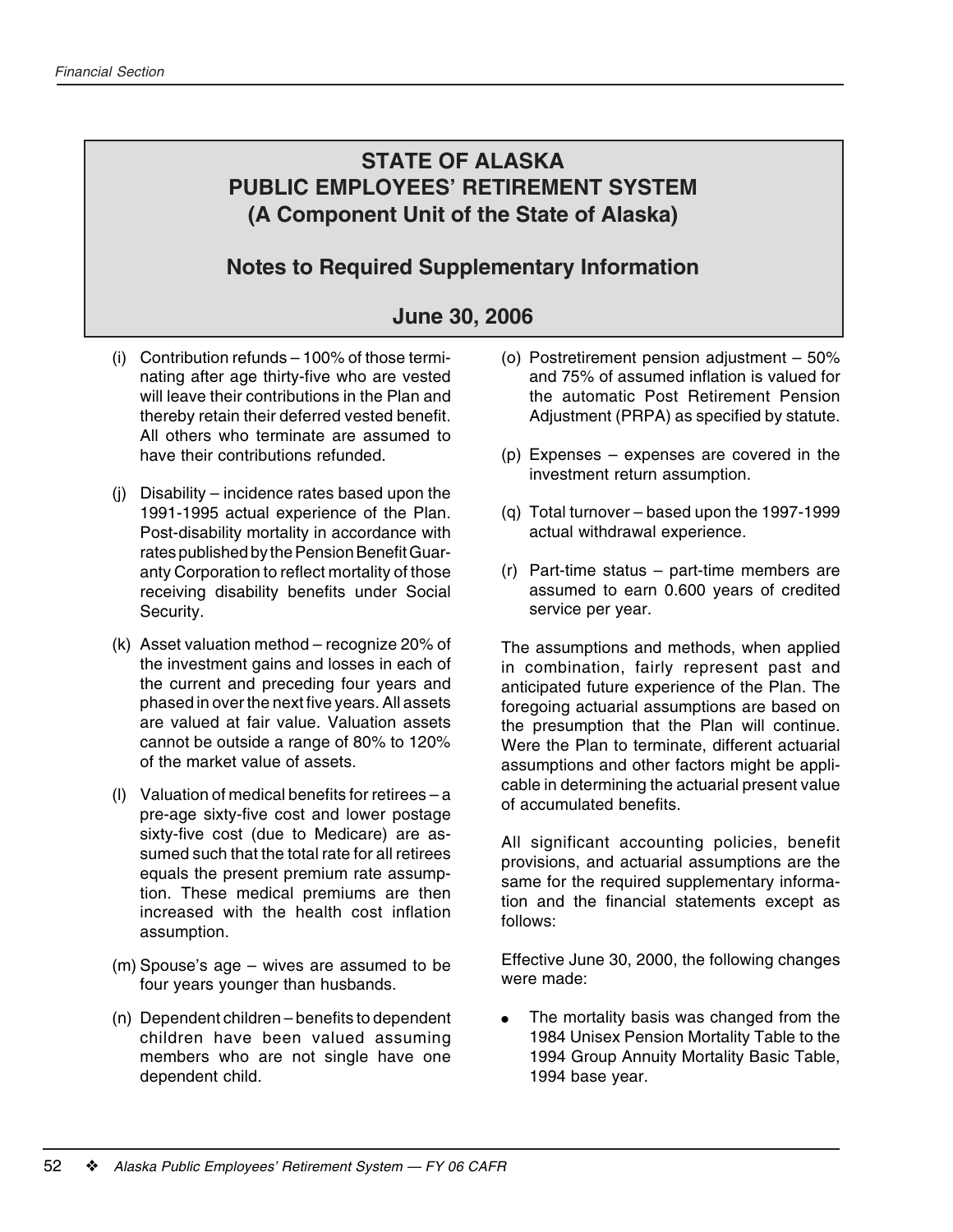# STATE OF ALASKA
# PUBLIC EMPLOYEES' RETIREMENT SYSTEM
# (A Component Unit of the State of Alaska)

## Notes to Required Supplementary Information

## June 30, 2006

(i) Contribution refunds – 100% of those terminating after age thirty-five who are vested will leave their contributions in the Plan and thereby retain their deferred vested benefit. All others who terminate are assumed to have their contributions refunded.

(j) Disability – incidence rates based upon the 1991-1995 actual experience of the Plan. Post-disability mortality in accordance with rates published by the Pension Benefit Guaranty Corporation to reflect mortality of those receiving disability benefits under Social Security.

(k) Asset valuation method – recognize 20% of the investment gains and losses in each of the current and preceding four years and phased in over the next five years. All assets are valued at fair value. Valuation assets cannot be outside a range of 80% to 120% of the market value of assets.

(l) Valuation of medical benefits for retirees – a pre-age sixty-five cost and lower postage sixty-five cost (due to Medicare) are assumed such that the total rate for all retirees equals the present premium rate assumption. These medical premiums are then increased with the health cost inflation assumption.

(m) Spouse's age – wives are assumed to be four years younger than husbands.

(n) Dependent children – benefits to dependent children have been valued assuming members who are not single have one dependent child.

(o) Postretirement pension adjustment – 50% and 75% of assumed inflation is valued for the automatic Post Retirement Pension Adjustment (PRPA) as specified by statute.

(p) Expenses – expenses are covered in the investment return assumption.

(q) Total turnover – based upon the 1997-1999 actual withdrawal experience.

(r) Part-time status – part-time members are assumed to earn 0.600 years of credited service per year.

The assumptions and methods, when applied in combination, fairly represent past and anticipated future experience of the Plan. The foregoing actuarial assumptions are based on the presumption that the Plan will continue. Were the Plan to terminate, different actuarial assumptions and other factors might be applicable in determining the actuarial present value of accumulated benefits.

All significant accounting policies, benefit provisions, and actuarial assumptions are the same for the required supplementary information and the financial statements except as follows:

Effective June 30, 2000, the following changes were made:

- The mortality basis was changed from the 1984 Unisex Pension Mortality Table to the 1994 Group Annuity Mortality Basic Table, 1994 base year.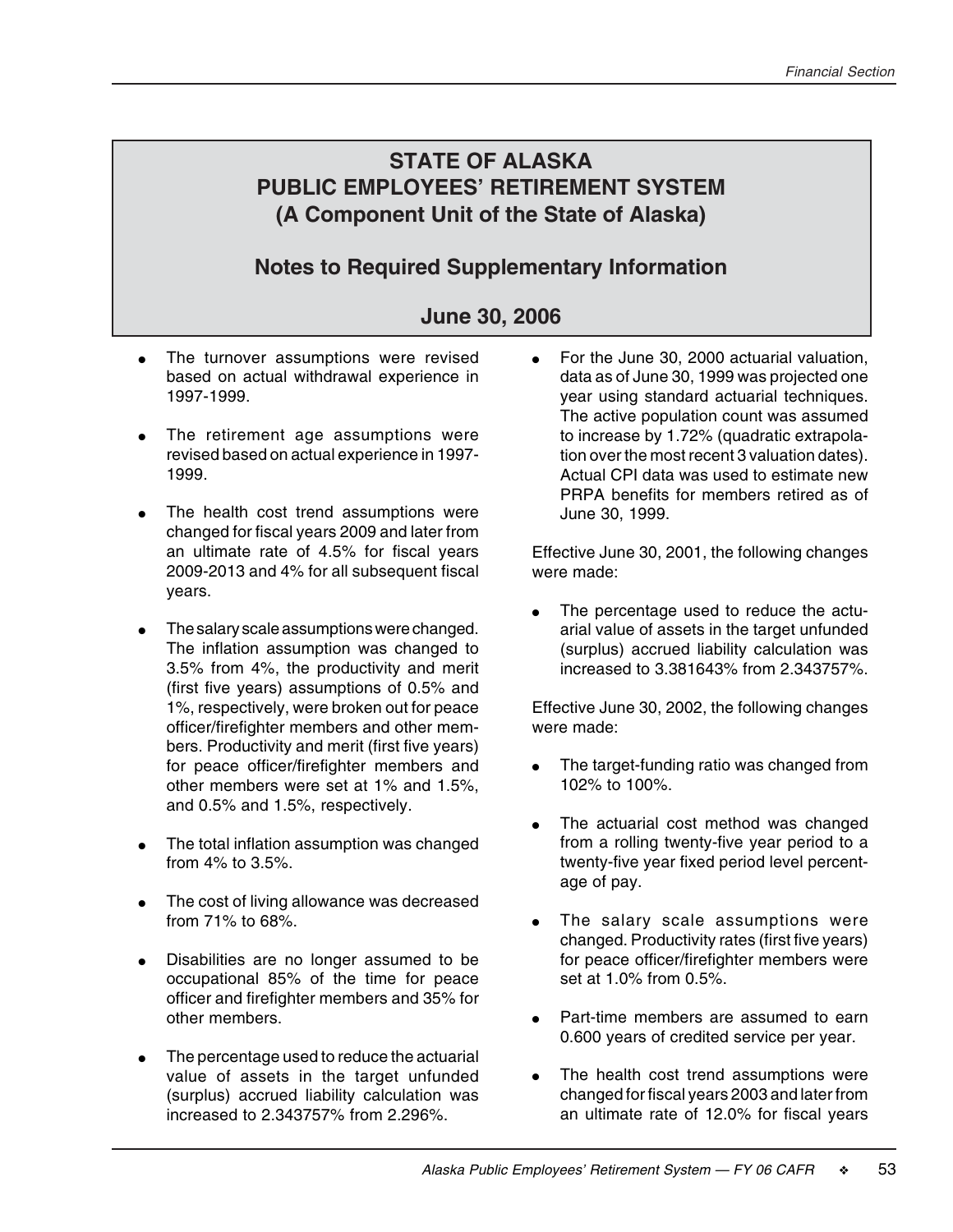# STATE OF ALASKA
# PUBLIC EMPLOYEES' RETIREMENT SYSTEM
# (A Component Unit of the State of Alaska)

## Notes to Required Supplementary Information

## June 30, 2006

- The turnover assumptions were revised based on actual withdrawal experience in 1997-1999.
- The retirement age assumptions were revised based on actual experience in 1997-1999.
- The health cost trend assumptions were changed for fiscal years 2009 and later from an ultimate rate of 4.5% for fiscal years 2009-2013 and 4% for all subsequent fiscal years.
- The salary scale assumptions were changed. The inflation assumption was changed to 3.5% from 4%, the productivity and merit (first five years) assumptions of 0.5% and 1%, respectively, were broken out for peace officer/firefighter members and other members. Productivity and merit (first five years) for peace officer/firefighter members and other members were set at 1% and 1.5%, and 0.5% and 1.5%, respectively.
- The total inflation assumption was changed from 4% to 3.5%.
- The cost of living allowance was decreased from 71% to 68%.
- Disabilities are no longer assumed to be occupational 85% of the time for peace officer and firefighter members and 35% for other members.
- The percentage used to reduce the actuarial value of assets in the target unfunded (surplus) accrued liability calculation was increased to 2.343757% from 2.296%.
- For the June 30, 2000 actuarial valuation, data as of June 30, 1999 was projected one year using standard actuarial techniques. The active population count was assumed to increase by 1.72% (quadratic extrapolation over the most recent 3 valuation dates). Actual CPI data was used to estimate new PRPA benefits for members retired as of June 30, 1999.

Effective June 30, 2001, the following changes were made:

- The percentage used to reduce the actuarial value of assets in the target unfunded (surplus) accrued liability calculation was increased to 3.381643% from 2.343757%.

Effective June 30, 2002, the following changes were made:

- The target-funding ratio was changed from 102% to 100%.
- The actuarial cost method was changed from a rolling twenty-five year period to a twenty-five year fixed period level percentage of pay.
- The salary scale assumptions were changed. Productivity rates (first five years) for peace officer/firefighter members were set at 1.0% from 0.5%.
- Part-time members are assumed to earn 0.600 years of credited service per year.
- The health cost trend assumptions were changed for fiscal years 2003 and later from an ultimate rate of 12.0% for fiscal years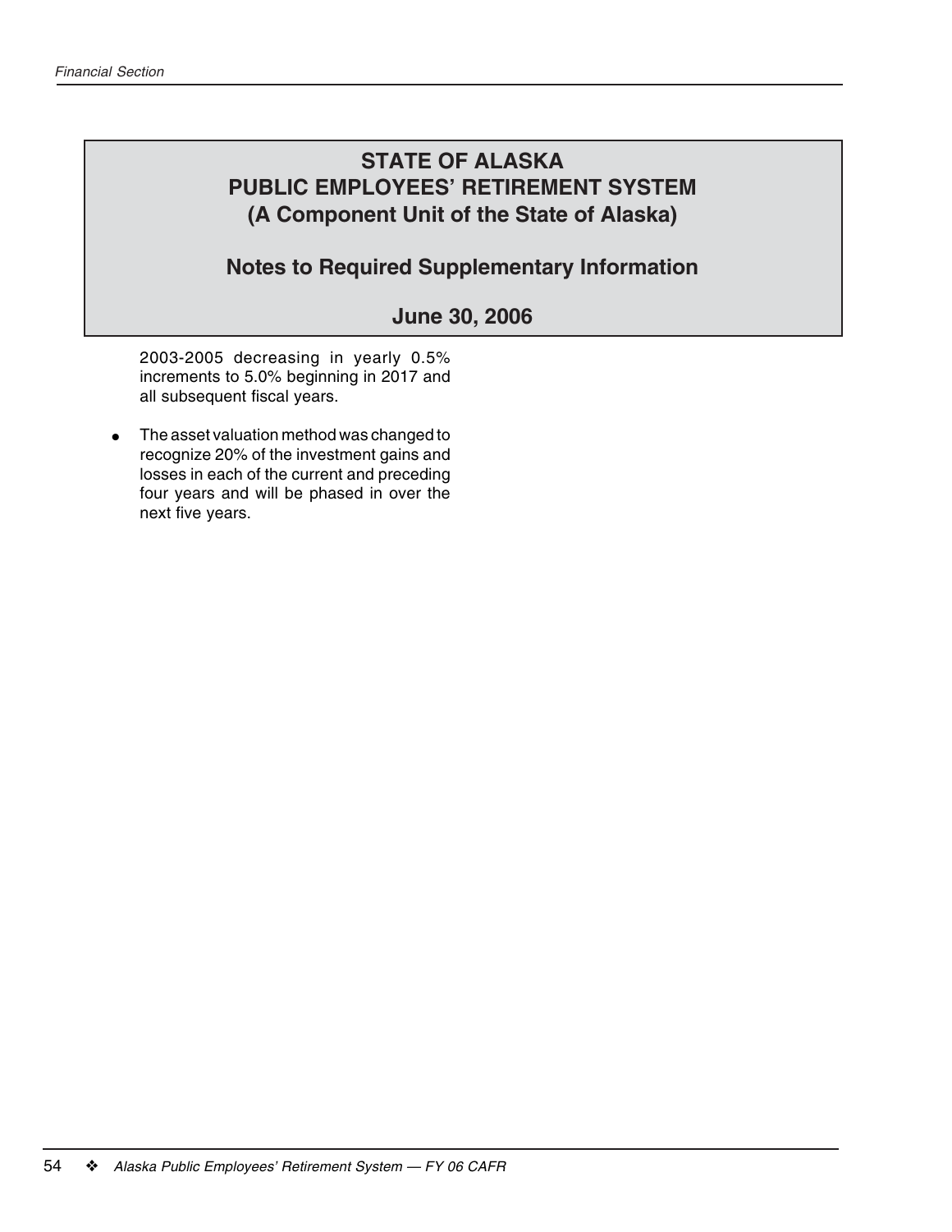# STATE OF ALASKA
# PUBLIC EMPLOYEES' RETIREMENT SYSTEM
# (A Component Unit of the State of Alaska)

## Notes to Required Supplementary Information

## June 30, 2006

2003-2005 decreasing in yearly 0.5% increments to 5.0% beginning in 2017 and all subsequent fiscal years.

- The asset valuation method was changed to recognize 20% of the investment gains and losses in each of the current and preceding four years and will be phased in over the next five years.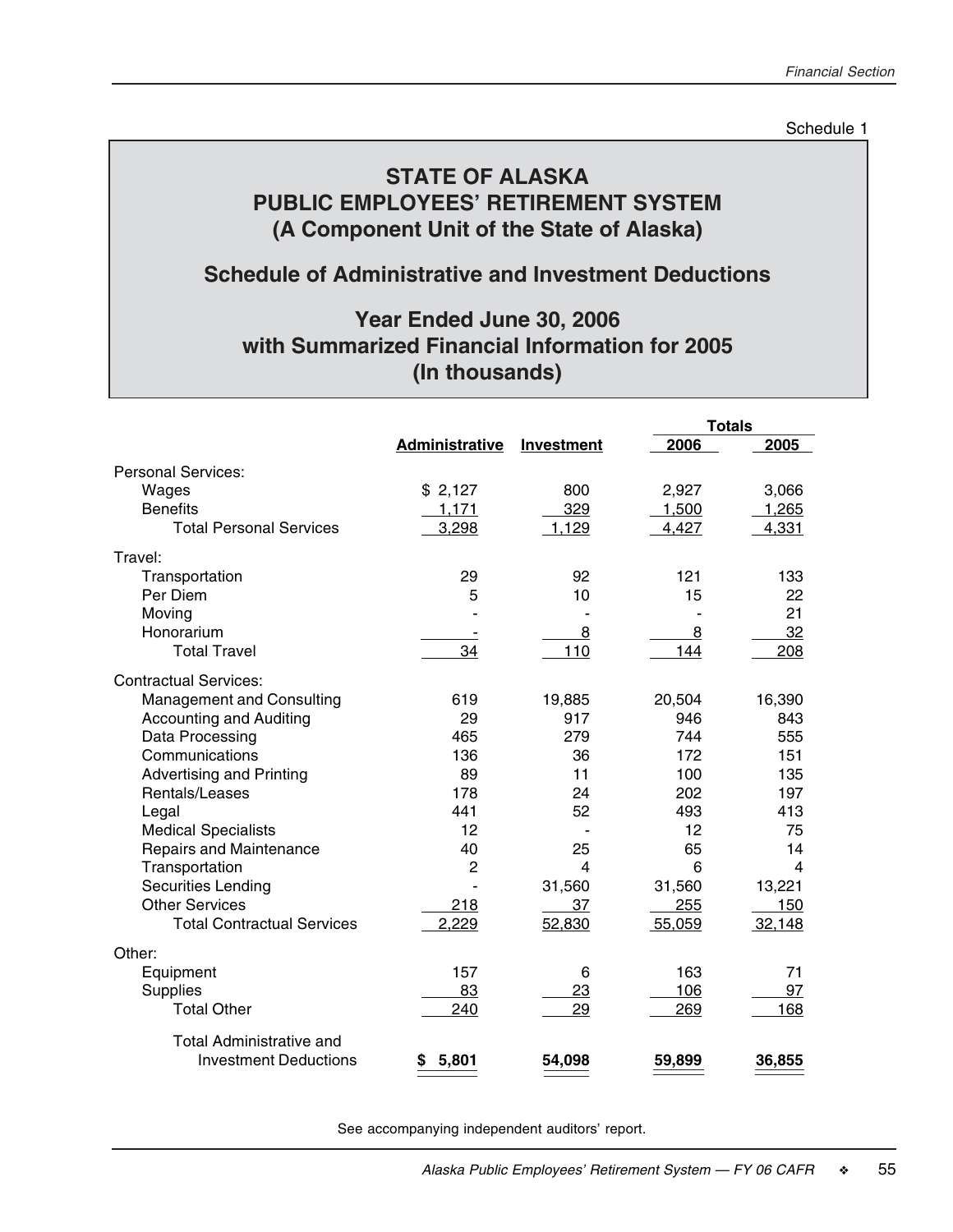Schedule 1

# STATE OF ALASKA
# PUBLIC EMPLOYEES' RETIREMENT SYSTEM
# (A Component Unit of the State of Alaska)

## Schedule of Administrative and Investment Deductions

## Year Ended June 30, 2006 with Summarized Financial Information for 2005 (In thousands)

| | Administrative | Investment | Totals 2006 | Totals 2005 |
|---|---|---|---|---|
| **Personal Services:** | | | | |
| Wages | $ 2,127 | 800 | 2,927 | 3,066 |
| Benefits | 1,171 | 329 | 1,500 | 1,265 |
| Total Personal Services | 3,298 | 1,129 | 4,427 | 4,331 |
| **Travel:** | | | | |
| Transportation | 29 | 92 | 121 | 133 |
| Per Diem | 5 | 10 | 15 | 22 |
| Moving | - | - | - | 21 |
| Honorarium | - | 8 | 8 | 32 |
| Total Travel | 34 | 110 | 144 | 208 |
| **Contractual Services:** | | | | |
| Management and Consulting | 619 | 19,885 | 20,504 | 16,390 |
| Accounting and Auditing | 29 | 917 | 946 | 843 |
| Data Processing | 465 | 279 | 744 | 555 |
| Communications | 136 | 36 | 172 | 151 |
| Advertising and Printing | 89 | 11 | 100 | 135 |
| Rentals/Leases | 178 | 24 | 202 | 197 |
| Legal | 441 | 52 | 493 | 413 |
| Medical Specialists | 12 | - | 12 | 75 |
| Repairs and Maintenance | 40 | 25 | 65 | 14 |
| Transportation | 2 | 4 | 6 | 4 |
| Securities Lending | - | 31,560 | 31,560 | 13,221 |
| Other Services | 218 | 37 | 255 | 150 |
| Total Contractual Services | 2,229 | 52,830 | 55,059 | 32,148 |
| **Other:** | | | | |
| Equipment | 157 | 6 | 163 | 71 |
| Supplies | 83 | 23 | 106 | 97 |
| Total Other | 240 | 29 | 269 | 168 |
| **Total Administrative and Investment Deductions** | **$ 5,801** | **54,098** | **59,899** | **36,855** |

See accompanying independent auditors' report.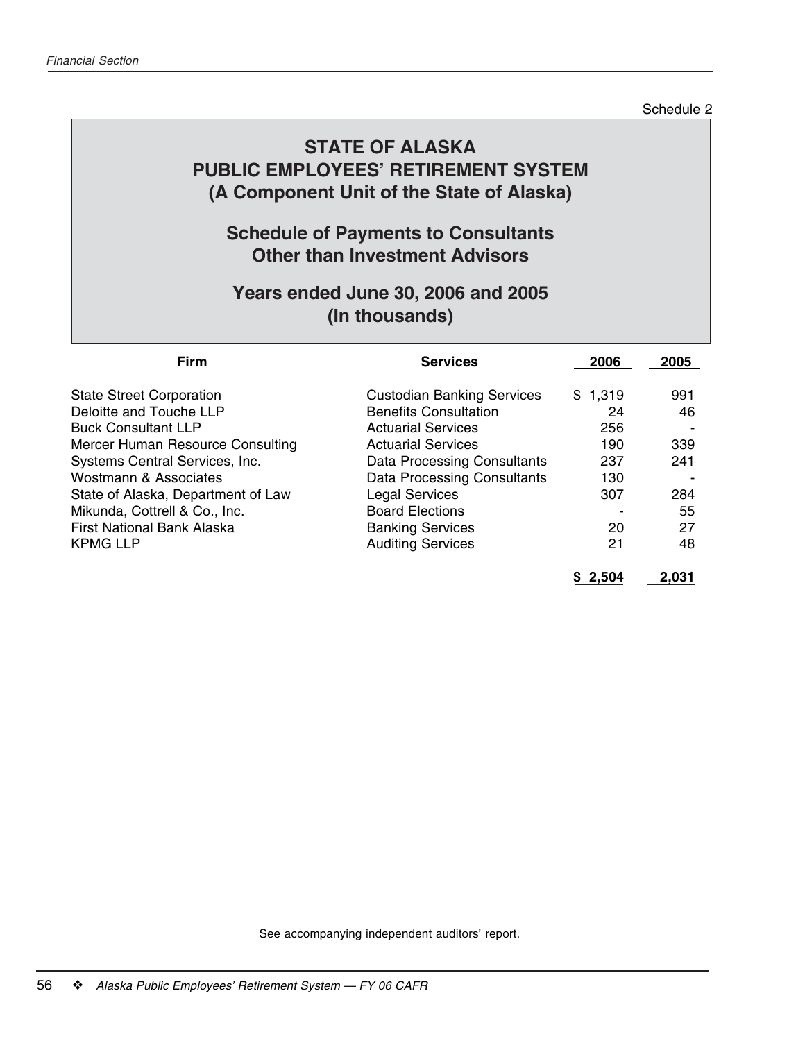Schedule 2

# STATE OF ALASKA
# PUBLIC EMPLOYEES' RETIREMENT SYSTEM
## (A Component Unit of the State of Alaska)

## Schedule of Payments to Consultants Other than Investment Advisors

## Years ended June 30, 2006 and 2005 (In thousands)

| Firm | Services | 2006 | 2005 |
|---|---|---|---|
| State Street Corporation | Custodian Banking Services | $ 1,319 | 991 |
| Deloitte and Touche LLP | Benefits Consultation | 24 | 46 |
| Buck Consultant LLP | Actuarial Services | 256 | - |
| Mercer Human Resource Consulting | Actuarial Services | 190 | 339 |
| Systems Central Services, Inc. | Data Processing Consultants | 237 | 241 |
| Wostmann & Associates | Data Processing Consultants | 130 | - |
| State of Alaska, Department of Law | Legal Services | 307 | 284 |
| Mikunda, Cottrell & Co., Inc. | Board Elections | - | 55 |
| First National Bank Alaska | Banking Services | 20 | 27 |
| KPMG LLP | Auditing Services | 21 | 48 |
| | | $ 2,504 | 2,031 |

See accompanying independent auditors' report.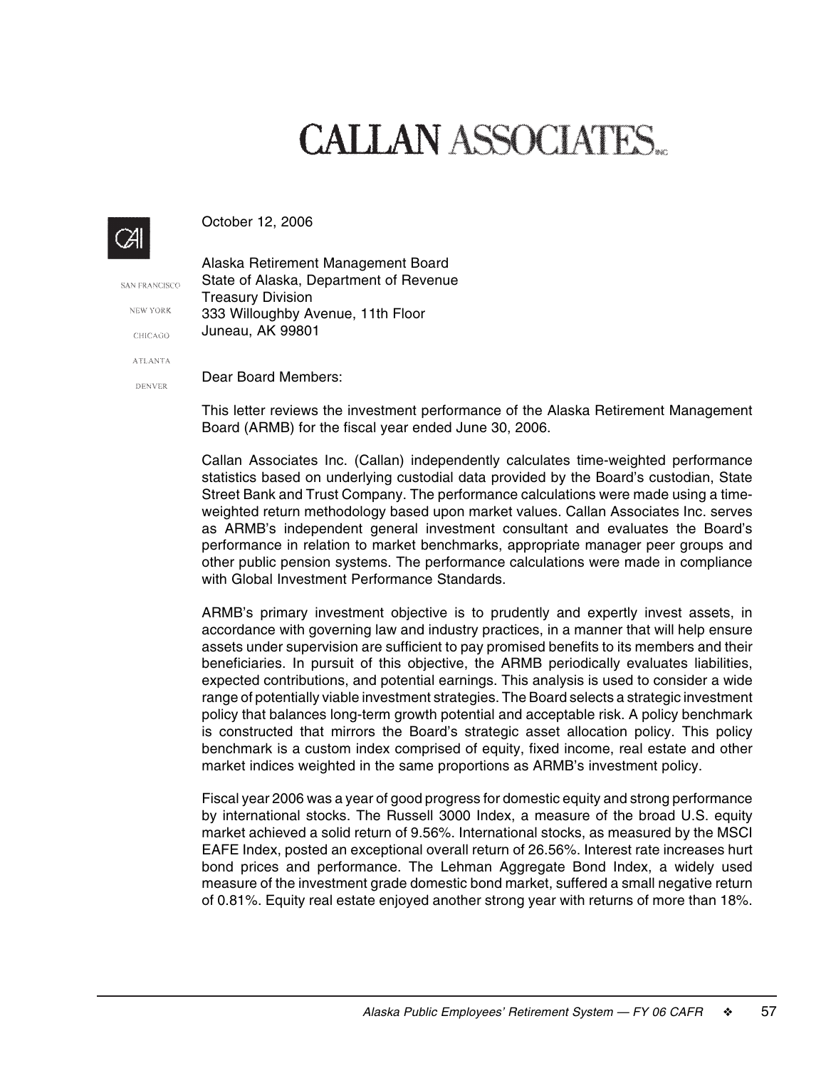# CALLAN ASSOCIATES INC.

SAN FRANCISCO
NEW YORK
CHICAGO
ATLANTA
DENVER

October 12, 2006

Alaska Retirement Management Board
State of Alaska, Department of Revenue
Treasury Division
333 Willoughby Avenue, 11th Floor
Juneau, AK 99801

Dear Board Members:

This letter reviews the investment performance of the Alaska Retirement Management Board (ARMB) for the fiscal year ended June 30, 2006.

Callan Associates Inc. (Callan) independently calculates time-weighted performance statistics based on underlying custodial data provided by the Board's custodian, State Street Bank and Trust Company. The performance calculations were made using a time-weighted return methodology based upon market values. Callan Associates Inc. serves as ARMB's independent general investment consultant and evaluates the Board's performance in relation to market benchmarks, appropriate manager peer groups and other public pension systems. The performance calculations were made in compliance with Global Investment Performance Standards.

ARMB's primary investment objective is to prudently and expertly invest assets, in accordance with governing law and industry practices, in a manner that will help ensure assets under supervision are sufficient to pay promised benefits to its members and their beneficiaries. In pursuit of this objective, the ARMB periodically evaluates liabilities, expected contributions, and potential earnings. This analysis is used to consider a wide range of potentially viable investment strategies. The Board selects a strategic investment policy that balances long-term growth potential and acceptable risk. A policy benchmark is constructed that mirrors the Board's strategic asset allocation policy. This policy benchmark is a custom index comprised of equity, fixed income, real estate and other market indices weighted in the same proportions as ARMB's investment policy.

Fiscal year 2006 was a year of good progress for domestic equity and strong performance by international stocks. The Russell 3000 Index, a measure of the broad U.S. equity market achieved a solid return of 9.56%. International stocks, as measured by the MSCI EAFE Index, posted an exceptional overall return of 26.56%. Interest rate increases hurt bond prices and performance. The Lehman Aggregate Bond Index, a widely used measure of the investment grade domestic bond market, suffered a small negative return of 0.81%. Equity real estate enjoyed another strong year with returns of more than 18%.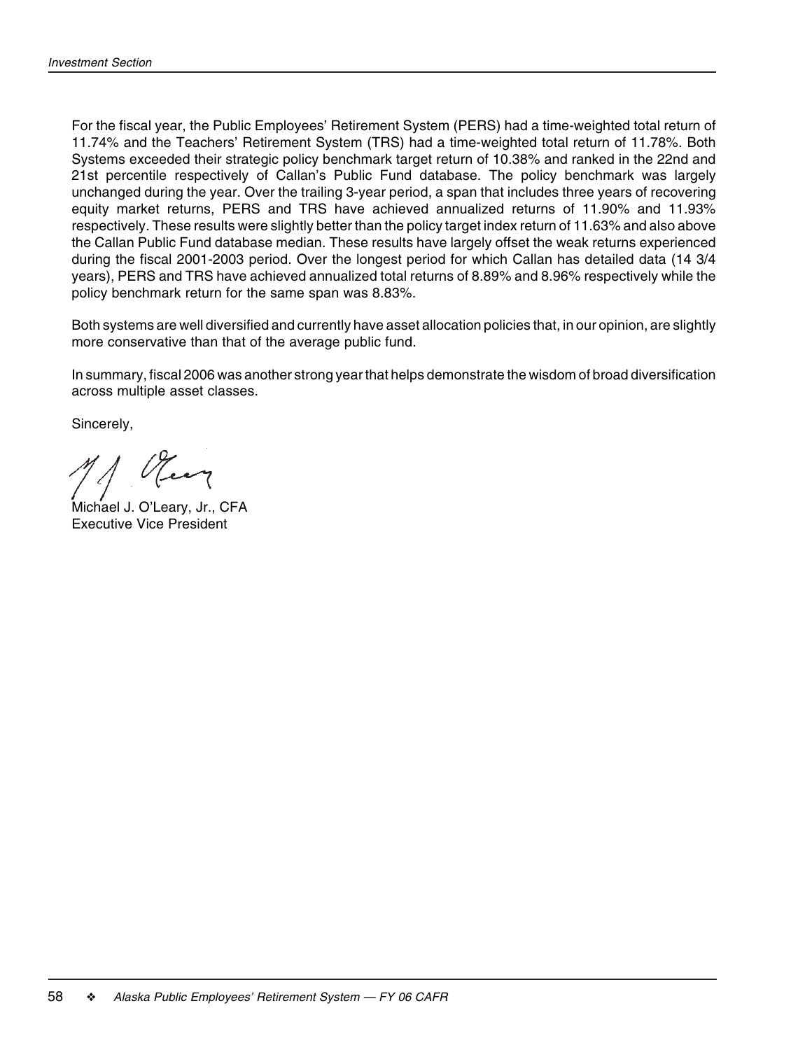For the fiscal year, the Public Employees' Retirement System (PERS) had a time-weighted total return of 11.74% and the Teachers' Retirement System (TRS) had a time-weighted total return of 11.78%. Both Systems exceeded their strategic policy benchmark target return of 10.38% and ranked in the 22nd and 21st percentile respectively of Callan's Public Fund database. The policy benchmark was largely unchanged during the year. Over the trailing 3-year period, a span that includes three years of recovering equity market returns, PERS and TRS have achieved annualized returns of 11.90% and 11.93% respectively. These results were slightly better than the policy target index return of 11.63% and also above the Callan Public Fund database median. These results have largely offset the weak returns experienced during the fiscal 2001-2003 period. Over the longest period for which Callan has detailed data (14 3/4 years), PERS and TRS have achieved annualized total returns of 8.89% and 8.96% respectively while the policy benchmark return for the same span was 8.83%.

Both systems are well diversified and currently have asset allocation policies that, in our opinion, are slightly more conservative than that of the average public fund.

In summary, fiscal 2006 was another strong year that helps demonstrate the wisdom of broad diversification across multiple asset classes.

Sincerely,

Michael J. O'Leary, Jr., CFA
Executive Vice President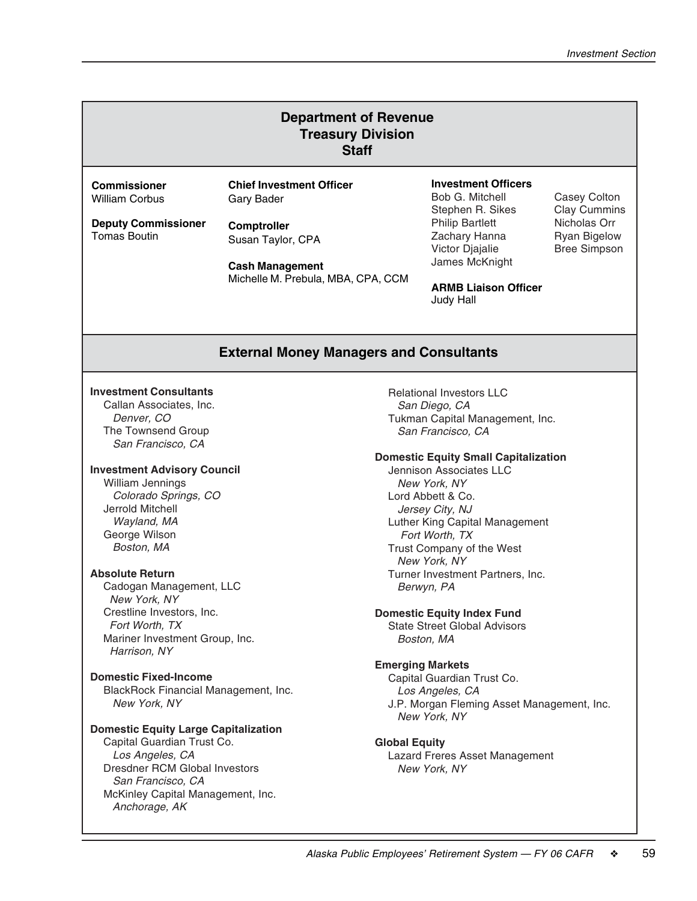## Department of Revenue
## Treasury Division
## Staff

**Commissioner**
William Corbus

**Deputy Commissioner**
Tomas Boutin

**Chief Investment Officer**
Gary Bader

**Comptroller**
Susan Taylor, CPA

**Cash Management**
Michelle M. Prebula, MBA, CPA, CCM

**Investment Officers**
Bob G. Mitchell
Stephen R. Sikes
Philip Bartlett
Zachary Hanna
Victor Djajalie
James McKnight
Casey Colton
Clay Cummins
Nicholas Orr
Ryan Bigelow
Bree Simpson

**ARMB Liaison Officer**
Judy Hall

## External Money Managers and Consultants

**Investment Consultants**
Callan Associates, Inc.
*Denver, CO*
The Townsend Group
*San Francisco, CA*

**Investment Advisory Council**
William Jennings
*Colorado Springs, CO*
Jerrold Mitchell
*Wayland, MA*
George Wilson
*Boston, MA*

**Absolute Return**
Cadogan Management, LLC
*New York, NY*
Crestline Investors, Inc.
*Fort Worth, TX*
Mariner Investment Group, Inc.
*Harrison, NY*

**Domestic Fixed-Income**
BlackRock Financial Management, Inc.
*New York, NY*

**Domestic Equity Large Capitalization**
Capital Guardian Trust Co.
*Los Angeles, CA*
Dresdner RCM Global Investors
*San Francisco, CA*
McKinley Capital Management, Inc.
*Anchorage, AK*
Relational Investors LLC
*San Diego, CA*
Tukman Capital Management, Inc.
*San Francisco, CA*

**Domestic Equity Small Capitalization**
Jennison Associates LLC
*New York, NY*
Lord Abbett & Co.
*Jersey City, NJ*
Luther King Capital Management
*Fort Worth, TX*
Trust Company of the West
*New York, NY*
Turner Investment Partners, Inc.
*Berwyn, PA*

**Domestic Equity Index Fund**
State Street Global Advisors
*Boston, MA*

**Emerging Markets**
Capital Guardian Trust Co.
*Los Angeles, CA*
J.P. Morgan Fleming Asset Management, Inc.
*New York, NY*

**Global Equity**
Lazard Freres Asset Management
*New York, NY*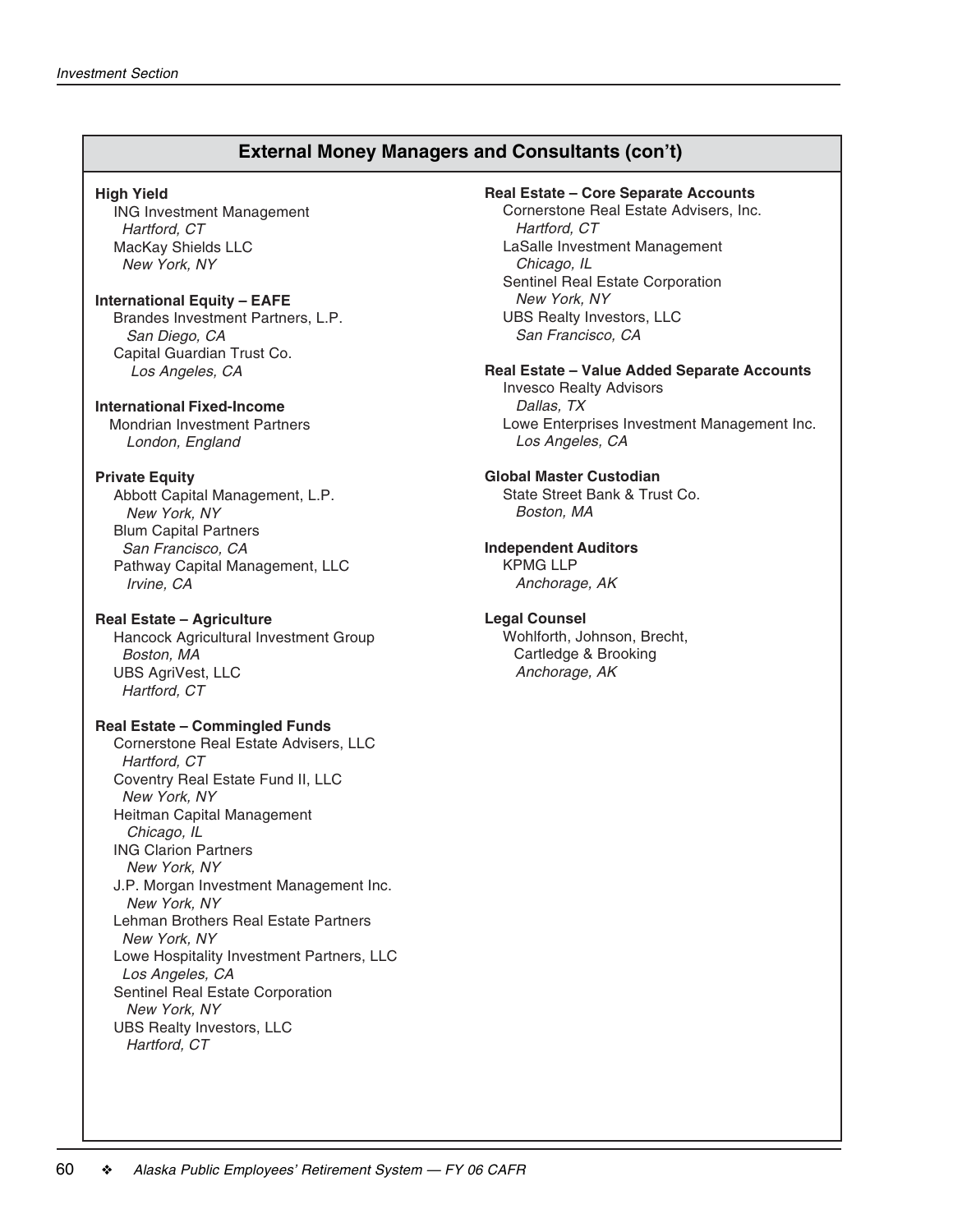## External Money Managers and Consultants (con't)

**High Yield**
ING Investment Management
*Hartford, CT*
MacKay Shields LLC
*New York, NY*

**International Equity – EAFE**
Brandes Investment Partners, L.P.
*San Diego, CA*
Capital Guardian Trust Co.
*Los Angeles, CA*

**International Fixed-Income**
Mondrian Investment Partners
*London, England*

**Private Equity**
Abbott Capital Management, L.P.
*New York, NY*
Blum Capital Partners
*San Francisco, CA*
Pathway Capital Management, LLC
*Irvine, CA*

**Real Estate – Agriculture**
Hancock Agricultural Investment Group
*Boston, MA*
UBS AgriVest, LLC
*Hartford, CT*

**Real Estate – Commingled Funds**
Cornerstone Real Estate Advisers, LLC
*Hartford, CT*
Coventry Real Estate Fund II, LLC
*New York, NY*
Heitman Capital Management
*Chicago, IL*
ING Clarion Partners
*New York, NY*
J.P. Morgan Investment Management Inc.
*New York, NY*
Lehman Brothers Real Estate Partners
*New York, NY*
Lowe Hospitality Investment Partners, LLC
*Los Angeles, CA*
Sentinel Real Estate Corporation
*New York, NY*
UBS Realty Investors, LLC
*Hartford, CT*

**Real Estate – Core Separate Accounts**
Cornerstone Real Estate Advisers, Inc.
*Hartford, CT*
LaSalle Investment Management
*Chicago, IL*
Sentinel Real Estate Corporation
*New York, NY*
UBS Realty Investors, LLC
*San Francisco, CA*

**Real Estate – Value Added Separate Accounts**
Invesco Realty Advisors
*Dallas, TX*
Lowe Enterprises Investment Management Inc.
*Los Angeles, CA*

**Global Master Custodian**
State Street Bank & Trust Co.
*Boston, MA*

**Independent Auditors**
KPMG LLP
*Anchorage, AK*

**Legal Counsel**
Wohlforth, Johnson, Brecht,
Cartledge & Brooking
*Anchorage, AK*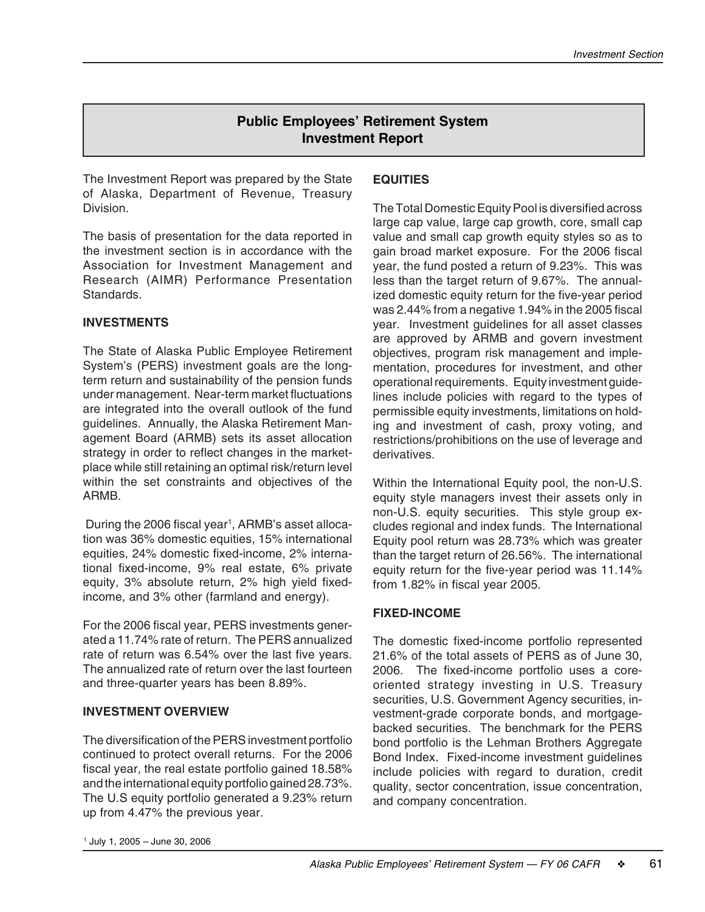## Public Employees' Retirement System
## Investment Report

The Investment Report was prepared by the State of Alaska, Department of Revenue, Treasury Division.

The basis of presentation for the data reported in the investment section is in accordance with the Association for Investment Management and Research (AIMR) Performance Presentation Standards.

### INVESTMENTS

The State of Alaska Public Employee Retirement System's (PERS) investment goals are the long-term return and sustainability of the pension funds under management. Near-term market fluctuations are integrated into the overall outlook of the fund guidelines. Annually, the Alaska Retirement Management Board (ARMB) sets its asset allocation strategy in order to reflect changes in the marketplace while still retaining an optimal risk/return level within the set constraints and objectives of the ARMB.

During the 2006 fiscal year[1], ARMB's asset allocation was 36% domestic equities, 15% international equities, 24% domestic fixed-income, 2% international fixed-income, 9% real estate, 6% private equity, 3% absolute return, 2% high yield fixed-income, and 3% other (farmland and energy).

For the 2006 fiscal year, PERS investments generated a 11.74% rate of return. The PERS annualized rate of return was 6.54% over the last five years. The annualized rate of return over the last fourteen and three-quarter years has been 8.89%.

### INVESTMENT OVERVIEW

The diversification of the PERS investment portfolio continued to protect overall returns. For the 2006 fiscal year, the real estate portfolio gained 18.58% and the international equity portfolio gained 28.73%. The U.S equity portfolio generated a 9.23% return up from 4.47% the previous year.

### EQUITIES

The Total Domestic Equity Pool is diversified across large cap value, large cap growth, core, small cap value and small cap growth equity styles so as to gain broad market exposure. For the 2006 fiscal year, the fund posted a return of 9.23%. This was less than the target return of 9.67%. The annualized domestic equity return for the five-year period was 2.44% from a negative 1.94% in the 2005 fiscal year. Investment guidelines for all asset classes are approved by ARMB and govern investment objectives, program risk management and implementation, procedures for investment, and other operational requirements. Equity investment guidelines include policies with regard to the types of permissible equity investments, limitations on holding and investment of cash, proxy voting, and restrictions/prohibitions on the use of leverage and derivatives.

Within the International Equity pool, the non-U.S. equity style managers invest their assets only in non-U.S. equity securities. This style group excludes regional and index funds. The International Equity pool return was 28.73% which was greater than the target return of 26.56%. The international equity return for the five-year period was 11.14% from 1.82% in fiscal year 2005.

### FIXED-INCOME

The domestic fixed-income portfolio represented 21.6% of the total assets of PERS as of June 30, 2006. The fixed-income portfolio uses a core-oriented strategy investing in U.S. Treasury securities, U.S. Government Agency securities, investment-grade corporate bonds, and mortgage-backed securities. The benchmark for the PERS bond portfolio is the Lehman Brothers Aggregate Bond Index. Fixed-income investment guidelines include policies with regard to duration, credit quality, sector concentration, issue concentration, and company concentration.

[1] July 1, 2005 – June 30, 2006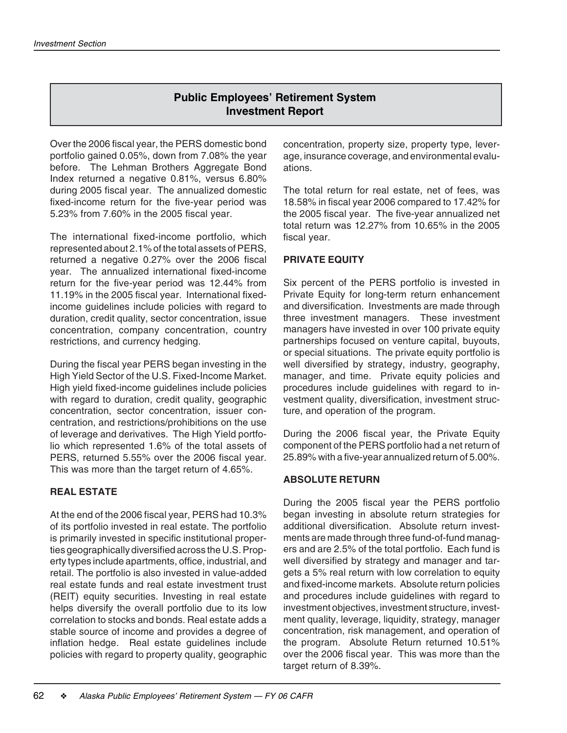## Public Employees' Retirement System Investment Report

Over the 2006 fiscal year, the PERS domestic bond portfolio gained 0.05%, down from 7.08% the year before. The Lehman Brothers Aggregate Bond Index returned a negative 0.81%, versus 6.80% during 2005 fiscal year. The annualized domestic fixed-income return for the five-year period was 5.23% from 7.60% in the 2005 fiscal year.

The international fixed-income portfolio, which represented about 2.1% of the total assets of PERS, returned a negative 0.27% over the 2006 fiscal year. The annualized international fixed-income return for the five-year period was 12.44% from 11.19% in the 2005 fiscal year. International fixed-income guidelines include policies with regard to duration, credit quality, sector concentration, issue concentration, company concentration, country restrictions, and currency hedging.

During the fiscal year PERS began investing in the High Yield Sector of the U.S. Fixed-Income Market. High yield fixed-income guidelines include policies with regard to duration, credit quality, geographic concentration, sector concentration, issuer concentration, and restrictions/prohibitions on the use of leverage and derivatives. The High Yield portfolio which represented 1.6% of the total assets of PERS, returned 5.55% over the 2006 fiscal year. This was more than the target return of 4.65%.

### REAL ESTATE

At the end of the 2006 fiscal year, PERS had 10.3% of its portfolio invested in real estate. The portfolio is primarily invested in specific institutional properties geographically diversified across the U.S. Property types include apartments, office, industrial, and retail. The portfolio is also invested in value-added real estate funds and real estate investment trust (REIT) equity securities. Investing in real estate helps diversify the overall portfolio due to its low correlation to stocks and bonds. Real estate adds a stable source of income and provides a degree of inflation hedge. Real estate guidelines include policies with regard to property quality, geographic concentration, property size, property type, leverage, insurance coverage, and environmental evaluations.

The total return for real estate, net of fees, was 18.58% in fiscal year 2006 compared to 17.42% for the 2005 fiscal year. The five-year annualized net total return was 12.27% from 10.65% in the 2005 fiscal year.

### PRIVATE EQUITY

Six percent of the PERS portfolio is invested in Private Equity for long-term return enhancement and diversification. Investments are made through three investment managers. These investment managers have invested in over 100 private equity partnerships focused on venture capital, buyouts, or special situations. The private equity portfolio is well diversified by strategy, industry, geography, manager, and time. Private equity policies and procedures include guidelines with regard to investment quality, diversification, investment structure, and operation of the program.

During the 2006 fiscal year, the Private Equity component of the PERS portfolio had a net return of 25.89% with a five-year annualized return of 5.00%.

### ABSOLUTE RETURN

During the 2005 fiscal year the PERS portfolio began investing in absolute return strategies for additional diversification. Absolute return investments are made through three fund-of-fund managers and are 2.5% of the total portfolio. Each fund is well diversified by strategy and manager and targets a 5% real return with low correlation to equity and fixed-income markets. Absolute return policies and procedures include guidelines with regard to investment objectives, investment structure, investment quality, leverage, liquidity, strategy, manager concentration, risk management, and operation of the program. Absolute Return returned 10.51% over the 2006 fiscal year. This was more than the target return of 8.39%.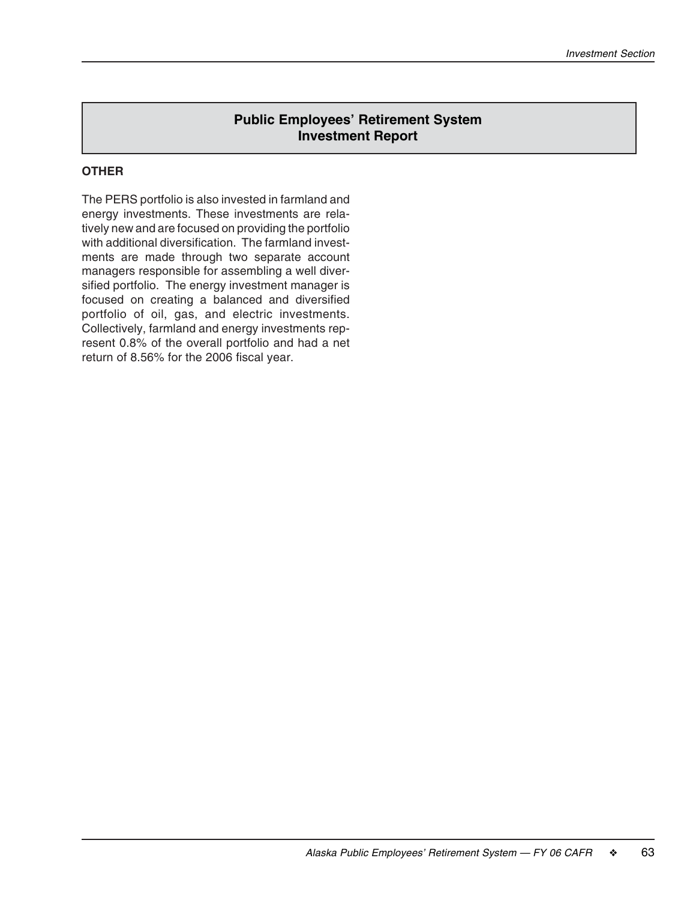## Public Employees' Retirement System Investment Report

### OTHER

The PERS portfolio is also invested in farmland and energy investments. These investments are relatively new and are focused on providing the portfolio with additional diversification. The farmland investments are made through two separate account managers responsible for assembling a well diversified portfolio. The energy investment manager is focused on creating a balanced and diversified portfolio of oil, gas, and electric investments. Collectively, farmland and energy investments represent 0.8% of the overall portfolio and had a net return of 8.56% for the 2006 fiscal year.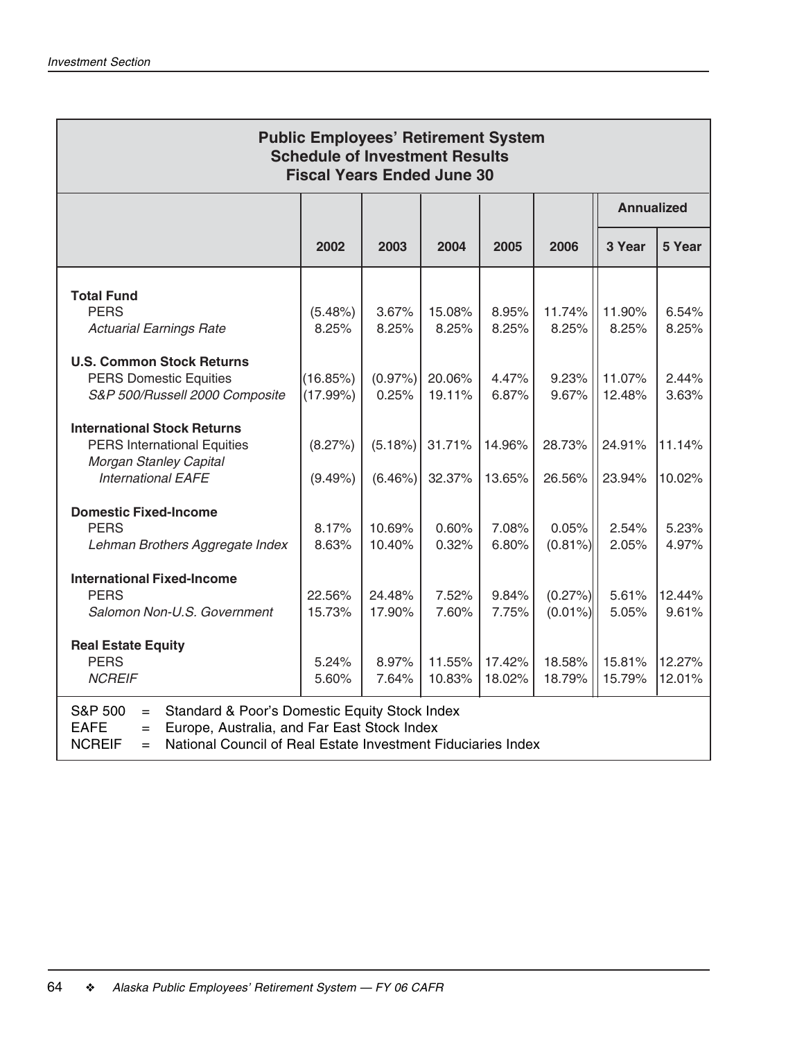## Public Employees' Retirement System
## Schedule of Investment Results
## Fiscal Years Ended June 30

| | 2002 | 2003 | 2004 | 2005 | 2006 | Annualized 3 Year | Annualized 5 Year |
|---|---|---|---|---|---|---|---|
| **Total Fund** | | | | | | | |
| PERS | (5.48%) | 3.67% | 15.08% | 8.95% | 11.74% | 11.90% | 6.54% |
| *Actuarial Earnings Rate* | 8.25% | 8.25% | 8.25% | 8.25% | 8.25% | 8.25% | 8.25% |
| **U.S. Common Stock Returns** | | | | | | | |
| PERS Domestic Equities | (16.85%) | (0.97%) | 20.06% | 4.47% | 9.23% | 11.07% | 2.44% |
| *S&P 500/Russell 2000 Composite* | (17.99%) | 0.25% | 19.11% | 6.87% | 9.67% | 12.48% | 3.63% |
| **International Stock Returns** | | | | | | | |
| PERS International Equities | (8.27%) | (5.18%) | 31.71% | 14.96% | 28.73% | 24.91% | 11.14% |
| *Morgan Stanley Capital International EAFE* | (9.49%) | (6.46%) | 32.37% | 13.65% | 26.56% | 23.94% | 10.02% |
| **Domestic Fixed-Income** | | | | | | | |
| PERS | 8.17% | 10.69% | 0.60% | 7.08% | 0.05% | 2.54% | 5.23% |
| *Lehman Brothers Aggregate Index* | 8.63% | 10.40% | 0.32% | 6.80% | (0.81%) | 2.05% | 4.97% |
| **International Fixed-Income** | | | | | | | |
| PERS | 22.56% | 24.48% | 7.52% | 9.84% | (0.27%) | 5.61% | 12.44% |
| *Salomon Non-U.S. Government* | 15.73% | 17.90% | 7.60% | 7.75% | (0.01%) | 5.05% | 9.61% |
| **Real Estate Equity** | | | | | | | |
| PERS | 5.24% | 8.97% | 11.55% | 17.42% | 18.58% | 15.81% | 12.27% |
| *NCREIF* | 5.60% | 7.64% | 10.83% | 18.02% | 18.79% | 15.79% | 12.01% |

S&P 500 = Standard & Poor's Domestic Equity Stock Index
EAFE = Europe, Australia, and Far East Stock Index
NCREIF = National Council of Real Estate Investment Fiduciaries Index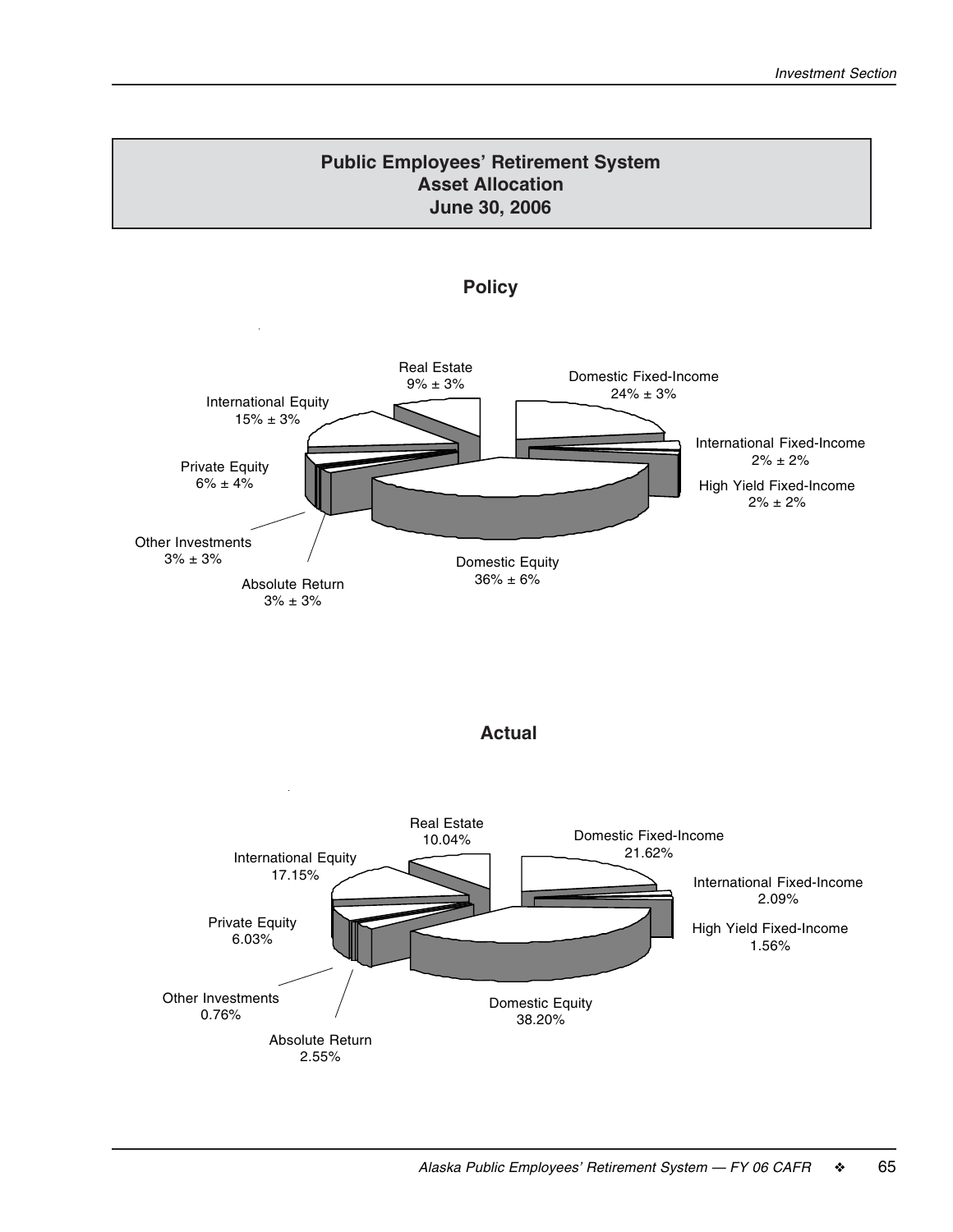## Public Employees' Retirement System
## Asset Allocation
## June 30, 2006

### Policy

Real Estate
9% ± 3%

Domestic Fixed-Income
24% ± 3%

International Fixed-Income
2% ± 2%

High Yield Fixed-Income
2% ± 2%

Domestic Equity
36% ± 6%

Absolute Return
3% ± 3%

Other Investments
3% ± 3%

Private Equity
6% ± 4%

International Equity
15% ± 3%

### Actual

Real Estate
10.04%

Domestic Fixed-Income
21.62%

International Fixed-Income
2.09%

High Yield Fixed-Income
1.56%

Domestic Equity
38.20%

Absolute Return
2.55%

Other Investments
0.76%

Private Equity
6.03%

International Equity
17.15%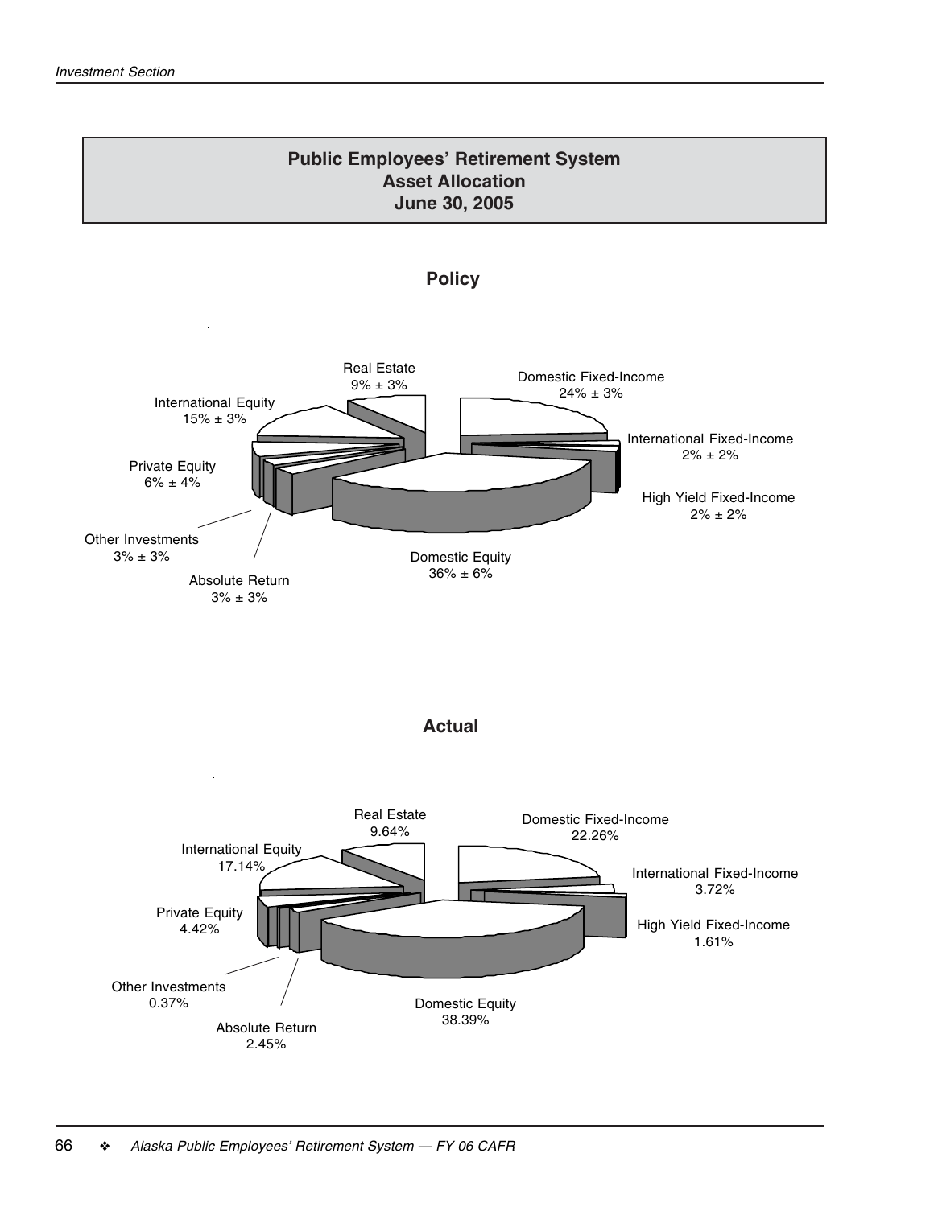## Public Employees' Retirement System
## Asset Allocation
## June 30, 2005

### Policy

Real Estate
9% ± 3%

Domestic Fixed-Income
24% ± 3%

International Equity
15% ± 3%

International Fixed-Income
2% ± 2%

Private Equity
6% ± 4%

High Yield Fixed-Income
2% ± 2%

Other Investments
3% ± 3%

Domestic Equity
36% ± 6%

Absolute Return
3% ± 3%

### Actual

Real Estate
9.64%

Domestic Fixed-Income
22.26%

International Equity
17.14%

International Fixed-Income
3.72%

Private Equity
4.42%

High Yield Fixed-Income
1.61%

Other Investments
0.37%

Domestic Equity
38.39%

Absolute Return
2.45%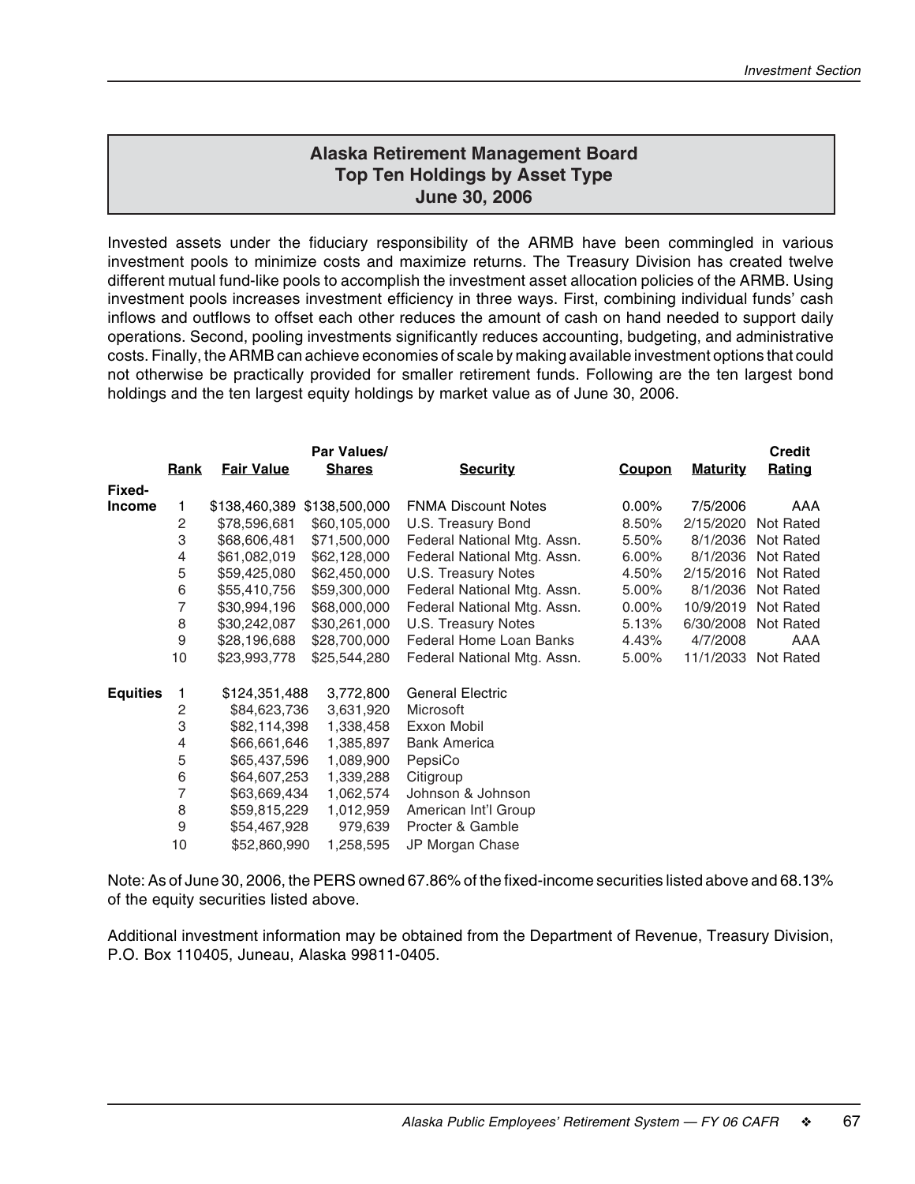## Alaska Retirement Management Board
## Top Ten Holdings by Asset Type
## June 30, 2006

Invested assets under the fiduciary responsibility of the ARMB have been commingled in various investment pools to minimize costs and maximize returns. The Treasury Division has created twelve different mutual fund-like pools to accomplish the investment asset allocation policies of the ARMB. Using investment pools increases investment efficiency in three ways. First, combining individual funds' cash inflows and outflows to offset each other reduces the amount of cash on hand needed to support daily operations. Second, pooling investments significantly reduces accounting, budgeting, and administrative costs. Finally, the ARMB can achieve economies of scale by making available investment options that could not otherwise be practically provided for smaller retirement funds. Following are the ten largest bond holdings and the ten largest equity holdings by market value as of June 30, 2006.

| | Rank | Fair Value | Par Values/ Shares | Security | Coupon | Maturity | Credit Rating |
|---|---|---|---|---|---|---|---|
| Fixed-Income | 1 | $138,460,389 | $138,500,000 | FNMA Discount Notes | 0.00% | 7/5/2006 | AAA |
| | 2 | $78,596,681 | $60,105,000 | U.S. Treasury Bond | 8.50% | 2/15/2020 | Not Rated |
| | 3 | $68,606,481 | $71,500,000 | Federal National Mtg. Assn. | 5.50% | 8/1/2036 | Not Rated |
| | 4 | $61,082,019 | $62,128,000 | Federal National Mtg. Assn. | 6.00% | 8/1/2036 | Not Rated |
| | 5 | $59,425,080 | $62,450,000 | U.S. Treasury Notes | 4.50% | 2/15/2016 | Not Rated |
| | 6 | $55,410,756 | $59,300,000 | Federal National Mtg. Assn. | 5.00% | 8/1/2036 | Not Rated |
| | 7 | $30,994,196 | $68,000,000 | Federal National Mtg. Assn. | 0.00% | 10/9/2019 | Not Rated |
| | 8 | $30,242,087 | $30,261,000 | U.S. Treasury Notes | 5.13% | 6/30/2008 | Not Rated |
| | 9 | $28,196,688 | $28,700,000 | Federal Home Loan Banks | 4.43% | 4/7/2008 | AAA |
| | 10 | $23,993,778 | $25,544,280 | Federal National Mtg. Assn. | 5.00% | 11/1/2033 | Not Rated |
| Equities | 1 | $124,351,488 | 3,772,800 | General Electric | | | |
| | 2 | $84,623,736 | 3,631,920 | Microsoft | | | |
| | 3 | $82,114,398 | 1,338,458 | Exxon Mobil | | | |
| | 4 | $66,661,646 | 1,385,897 | Bank America | | | |
| | 5 | $65,437,596 | 1,089,900 | PepsiCo | | | |
| | 6 | $64,607,253 | 1,339,288 | Citigroup | | | |
| | 7 | $63,669,434 | 1,062,574 | Johnson & Johnson | | | |
| | 8 | $59,815,229 | 1,012,959 | American Int'l Group | | | |
| | 9 | $54,467,928 | 979,639 | Procter & Gamble | | | |
| | 10 | $52,860,990 | 1,258,595 | JP Morgan Chase | | | |

Note: As of June 30, 2006, the PERS owned 67.86% of the fixed-income securities listed above and 68.13% of the equity securities listed above.

Additional investment information may be obtained from the Department of Revenue, Treasury Division, P.O. Box 110405, Juneau, Alaska 99811-0405.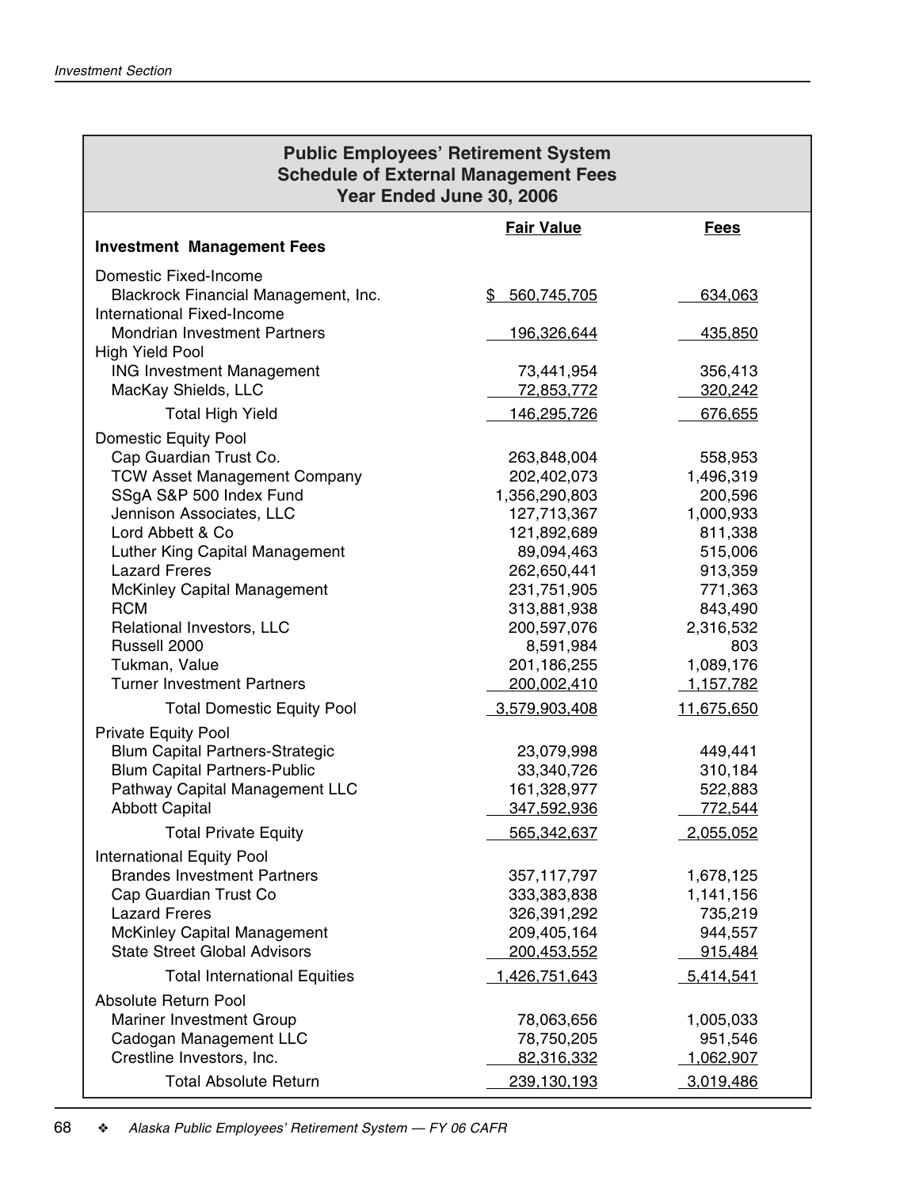## Public Employees' Retirement System
## Schedule of External Management Fees
## Year Ended June 30, 2006

| | Fair Value | Fees |
|---|---|---|
| **Investment Management Fees** | | |
| Domestic Fixed-Income | | |
| Blackrock Financial Management, Inc. | $ 560,745,705 | 634,063 |
| International Fixed-Income | | |
| Mondrian Investment Partners | 196,326,644 | 435,850 |
| High Yield Pool | | |
| ING Investment Management | 73,441,954 | 356,413 |
| MacKay Shields, LLC | 72,853,772 | 320,242 |
| Total High Yield | 146,295,726 | 676,655 |
| Domestic Equity Pool | | |
| Cap Guardian Trust Co. | 263,848,004 | 558,953 |
| TCW Asset Management Company | 202,402,073 | 1,496,319 |
| SSgA S&P 500 Index Fund | 1,356,290,803 | 200,596 |
| Jennison Associates, LLC | 127,713,367 | 1,000,933 |
| Lord Abbett & Co | 121,892,689 | 811,338 |
| Luther King Capital Management | 89,094,463 | 515,006 |
| Lazard Freres | 262,650,441 | 913,359 |
| McKinley Capital Management | 231,751,905 | 771,363 |
| RCM | 313,881,938 | 843,490 |
| Relational Investors, LLC | 200,597,076 | 2,316,532 |
| Russell 2000 | 8,591,984 | 803 |
| Tukman, Value | 201,186,255 | 1,089,176 |
| Turner Investment Partners | 200,002,410 | 1,157,782 |
| Total Domestic Equity Pool | 3,579,903,408 | 11,675,650 |
| Private Equity Pool | | |
| Blum Capital Partners-Strategic | 23,079,998 | 449,441 |
| Blum Capital Partners-Public | 33,340,726 | 310,184 |
| Pathway Capital Management LLC | 161,328,977 | 522,883 |
| Abbott Capital | 347,592,936 | 772,544 |
| Total Private Equity | 565,342,637 | 2,055,052 |
| International Equity Pool | | |
| Brandes Investment Partners | 357,117,797 | 1,678,125 |
| Cap Guardian Trust Co | 333,383,838 | 1,141,156 |
| Lazard Freres | 326,391,292 | 735,219 |
| McKinley Capital Management | 209,405,164 | 944,557 |
| State Street Global Advisors | 200,453,552 | 915,484 |
| Total International Equities | 1,426,751,643 | 5,414,541 |
| Absolute Return Pool | | |
| Mariner Investment Group | 78,063,656 | 1,005,033 |
| Cadogan Management LLC | 78,750,205 | 951,546 |
| Crestline Investors, Inc. | 82,316,332 | 1,062,907 |
| Total Absolute Return | 239,130,193 | 3,019,486 |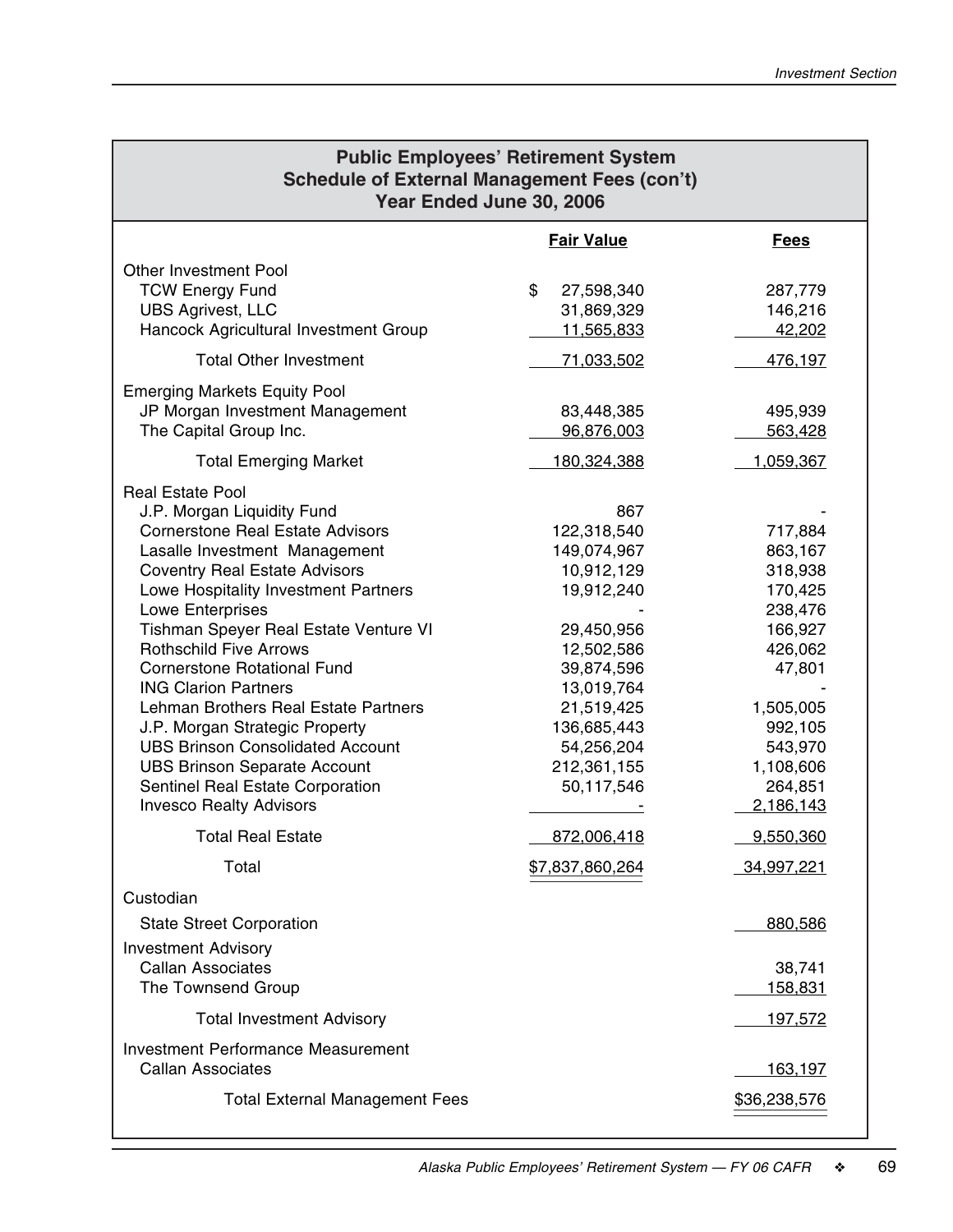## Public Employees' Retirement System
## Schedule of External Management Fees (con't)
## Year Ended June 30, 2006

| | Fair Value | Fees |
|---|---|---|
| Other Investment Pool | | |
| TCW Energy Fund | $ 27,598,340 | 287,779 |
| UBS Agrivest, LLC | 31,869,329 | 146,216 |
| Hancock Agricultural Investment Group | 11,565,833 | 42,202 |
| Total Other Investment | 71,033,502 | 476,197 |
| Emerging Markets Equity Pool | | |
| JP Morgan Investment Management | 83,448,385 | 495,939 |
| The Capital Group Inc. | 96,876,003 | 563,428 |
| Total Emerging Market | 180,324,388 | 1,059,367 |
| Real Estate Pool | | |
| J.P. Morgan Liquidity Fund | 867 | - |
| Cornerstone Real Estate Advisors | 122,318,540 | 717,884 |
| Lasalle Investment Management | 149,074,967 | 863,167 |
| Coventry Real Estate Advisors | 10,912,129 | 318,938 |
| Lowe Hospitality Investment Partners | 19,912,240 | 170,425 |
| Lowe Enterprises | - | 238,476 |
| Tishman Speyer Real Estate Venture VI | 29,450,956 | 166,927 |
| Rothschild Five Arrows | 12,502,586 | 426,062 |
| Cornerstone Rotational Fund | 39,874,596 | 47,801 |
| ING Clarion Partners | 13,019,764 | - |
| Lehman Brothers Real Estate Partners | 21,519,425 | 1,505,005 |
| J.P. Morgan Strategic Property | 136,685,443 | 992,105 |
| UBS Brinson Consolidated Account | 54,256,204 | 543,970 |
| UBS Brinson Separate Account | 212,361,155 | 1,108,606 |
| Sentinel Real Estate Corporation | 50,117,546 | 264,851 |
| Invesco Realty Advisors | - | 2,186,143 |
| Total Real Estate | 872,006,418 | 9,550,360 |
| Total | $7,837,860,264 | 34,997,221 |
| Custodian | | |
| State Street Corporation | | 880,586 |
| Investment Advisory | | |
| Callan Associates | | 38,741 |
| The Townsend Group | | 158,831 |
| Total Investment Advisory | | 197,572 |
| Investment Performance Measurement | | |
| Callan Associates | | 163,197 |
| Total External Management Fees | | $36,238,576 |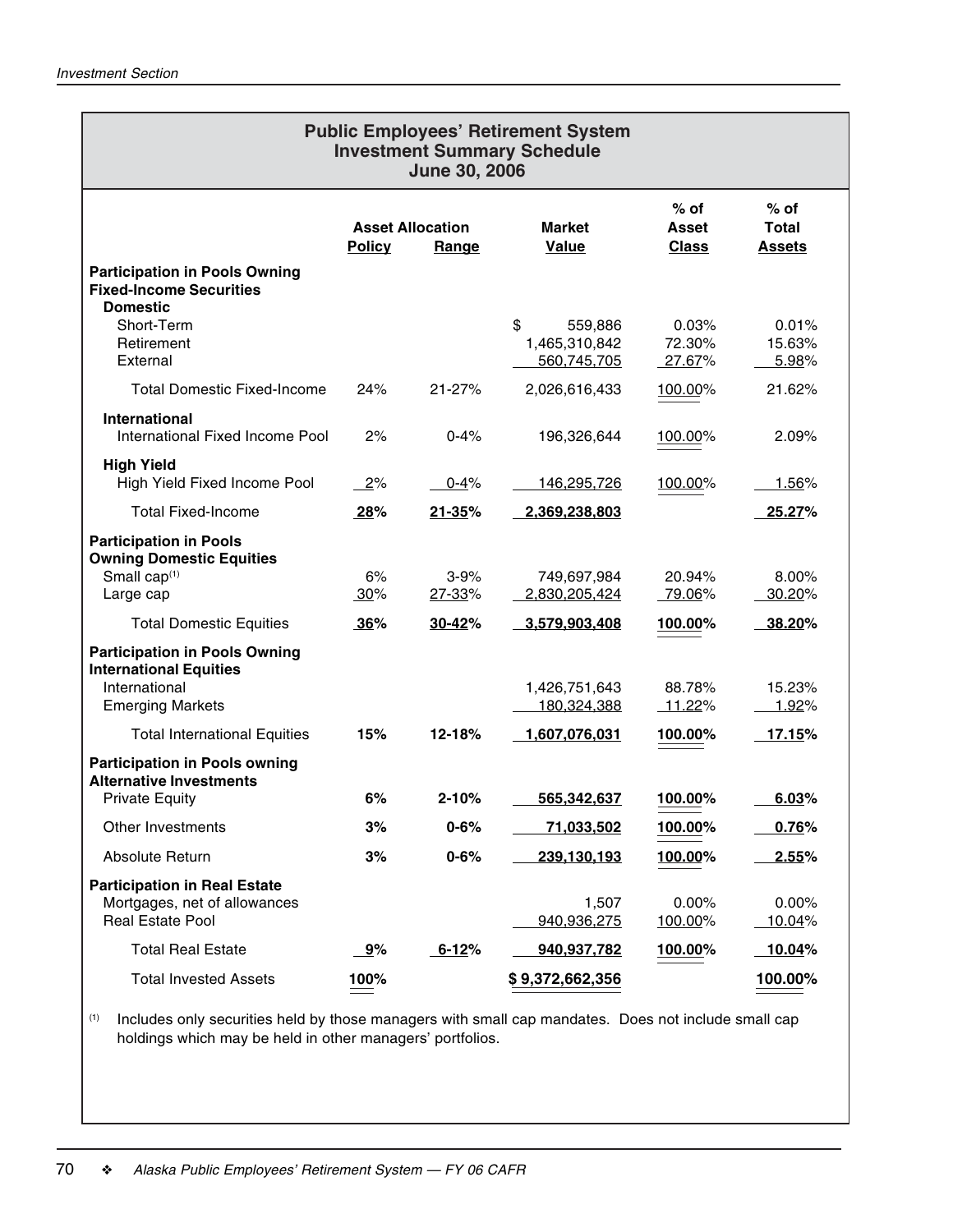## Public Employees' Retirement System Investment Summary Schedule June 30, 2006

| | Asset Allocation Policy | Asset Allocation Range | Market Value | % of Asset Class | % of Total Assets |
|---|---|---|---|---|---|
| **Participation in Pools Owning Fixed-Income Securities** | | | | | |
| **Domestic** | | | | | |
| Short-Term | | | $ 559,886 | 0.03% | 0.01% |
| Retirement | | | 1,465,310,842 | 72.30% | 15.63% |
| External | | | 560,745,705 | 27.67% | 5.98% |
| Total Domestic Fixed-Income | 24% | 21-27% | 2,026,616,433 | 100.00% | 21.62% |
| **International** | | | | | |
| International Fixed Income Pool | 2% | 0-4% | 196,326,644 | 100.00% | 2.09% |
| **High Yield** | | | | | |
| High Yield Fixed Income Pool | 2% | 0-4% | 146,295,726 | 100.00% | 1.56% |
| Total Fixed-Income | **28%** | **21-35%** | **2,369,238,803** | | **25.27%** |
| **Participation in Pools Owning Domestic Equities** | | | | | |
| Small cap[(1)] | 6% | 3-9% | 749,697,984 | 20.94% | 8.00% |
| Large cap | 30% | 27-33% | 2,830,205,424 | 79.06% | 30.20% |
| Total Domestic Equities | **36%** | **30-42%** | **3,579,903,408** | **100.00%** | **38.20%** |
| **Participation in Pools Owning International Equities** | | | | | |
| International | | | 1,426,751,643 | 88.78% | 15.23% |
| Emerging Markets | | | 180,324,388 | 11.22% | 1.92% |
| Total International Equities | **15%** | **12-18%** | **1,607,076,031** | **100.00%** | **17.15%** |
| **Participation in Pools owning Alternative Investments** | | | | | |
| Private Equity | **6%** | **2-10%** | **565,342,637** | **100.00%** | **6.03%** |
| Other Investments | **3%** | **0-6%** | **71,033,502** | **100.00%** | **0.76%** |
| Absolute Return | **3%** | **0-6%** | **239,130,193** | **100.00%** | **2.55%** |
| **Participation in Real Estate** | | | | | |
| Mortgages, net of allowances | | | 1,507 | 0.00% | 0.00% |
| Real Estate Pool | | | 940,936,275 | 100.00% | 10.04% |
| Total Real Estate | **9%** | **6-12%** | **940,937,782** | **100.00%** | **10.04%** |
| Total Invested Assets | **100%** | | **$ 9,372,662,356** | | **100.00%** |

(1) Includes only securities held by those managers with small cap mandates. Does not include small cap holdings which may be held in other managers' portfolios.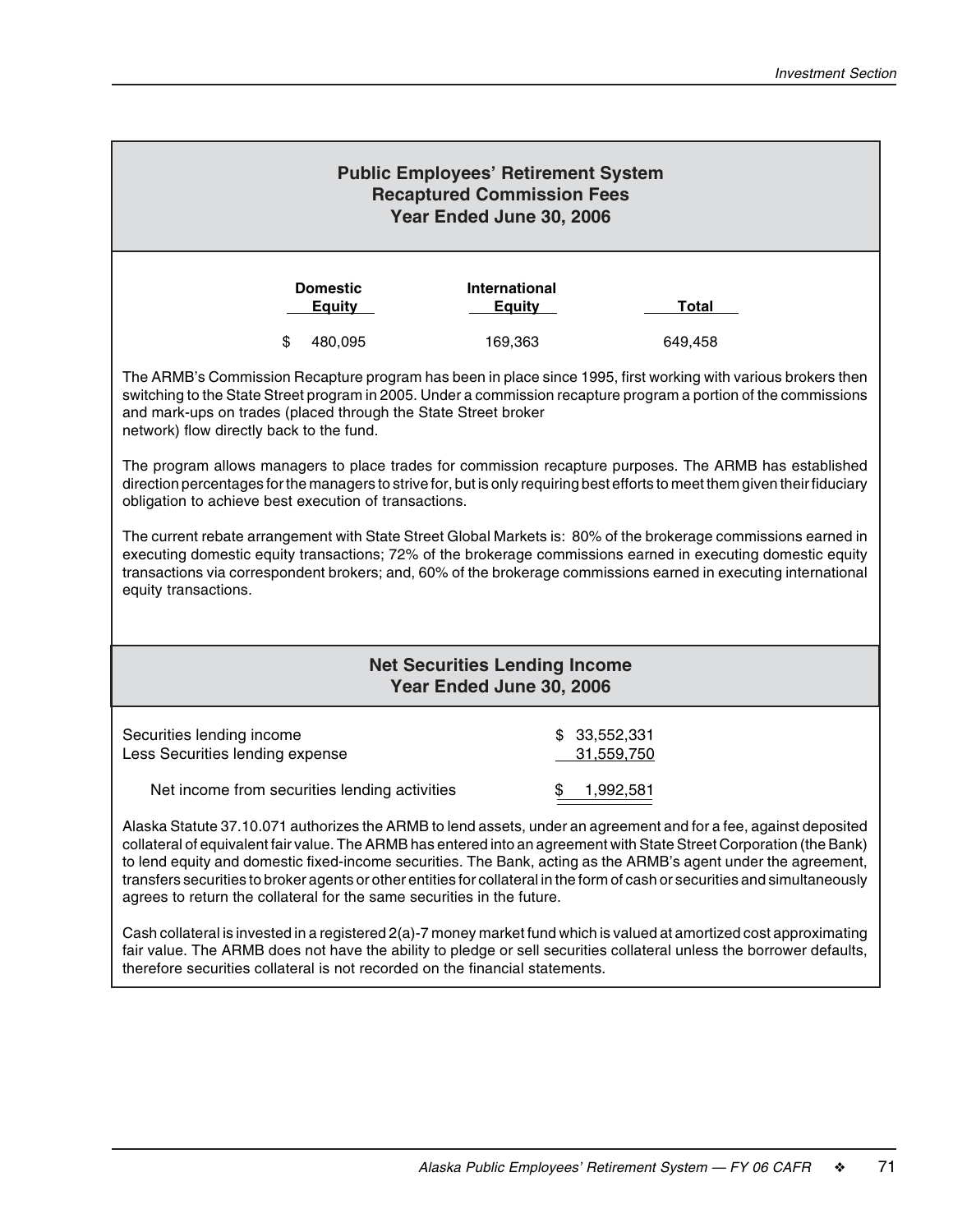## Public Employees' Retirement System
## Recaptured Commission Fees
## Year Ended June 30, 2006

| Domestic Equity | International Equity | Total |
|---|---|---|
| $ 480,095 | 169,363 | 649,458 |

The ARMB's Commission Recapture program has been in place since 1995, first working with various brokers then switching to the State Street program in 2005. Under a commission recapture program a portion of the commissions and mark-ups on trades (placed through the State Street broker network) flow directly back to the fund.

The program allows managers to place trades for commission recapture purposes. The ARMB has established direction percentages for the managers to strive for, but is only requiring best efforts to meet them given their fiduciary obligation to achieve best execution of transactions.

The current rebate arrangement with State Street Global Markets is: 80% of the brokerage commissions earned in executing domestic equity transactions; 72% of the brokerage commissions earned in executing domestic equity transactions via correspondent brokers; and, 60% of the brokerage commissions earned in executing international equity transactions.

## Net Securities Lending Income
## Year Ended June 30, 2006

| | |
|---|---|
| Securities lending income | $ 33,552,331 |
| Less Securities lending expense | 31,559,750 |
| Net income from securities lending activities | $ 1,992,581 |

Alaska Statute 37.10.071 authorizes the ARMB to lend assets, under an agreement and for a fee, against deposited collateral of equivalent fair value. The ARMB has entered into an agreement with State Street Corporation (the Bank) to lend equity and domestic fixed-income securities. The Bank, acting as the ARMB's agent under the agreement, transfers securities to broker agents or other entities for collateral in the form of cash or securities and simultaneously agrees to return the collateral for the same securities in the future.

Cash collateral is invested in a registered 2(a)-7 money market fund which is valued at amortized cost approximating fair value. The ARMB does not have the ability to pledge or sell securities collateral unless the borrower defaults, therefore securities collateral is not recorded on the financial statements.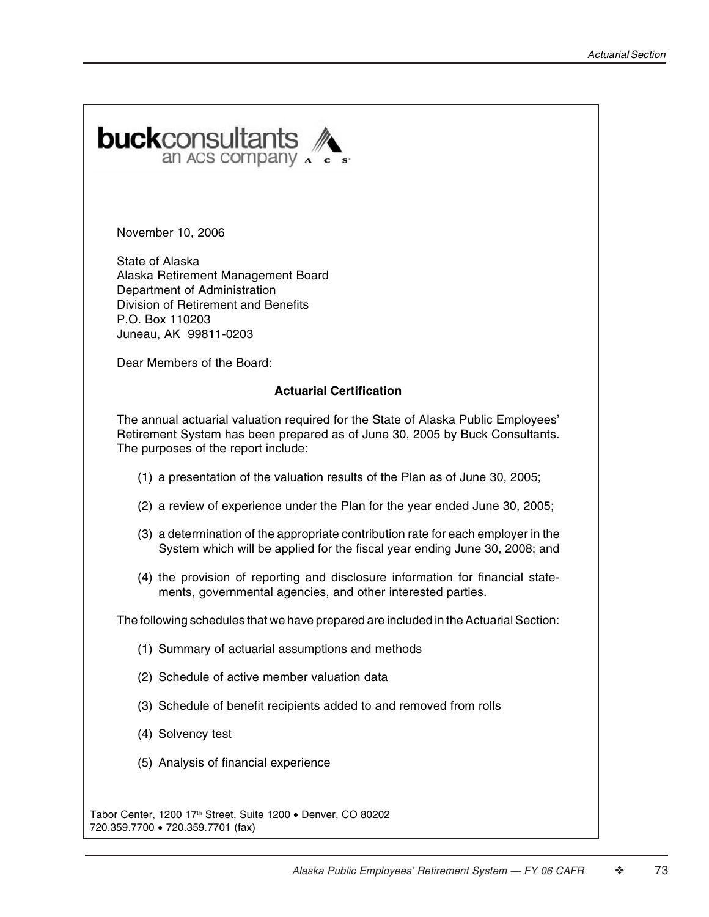**buck**consultants
an ACS company

November 10, 2006

State of Alaska
Alaska Retirement Management Board
Department of Administration
Division of Retirement and Benefits
P.O. Box 110203
Juneau, AK 99811-0203

Dear Members of the Board:

## Actuarial Certification

The annual actuarial valuation required for the State of Alaska Public Employees' Retirement System has been prepared as of June 30, 2005 by Buck Consultants. The purposes of the report include:

(1) a presentation of the valuation results of the Plan as of June 30, 2005;

(2) a review of experience under the Plan for the year ended June 30, 2005;

(3) a determination of the appropriate contribution rate for each employer in the System which will be applied for the fiscal year ending June 30, 2008; and

(4) the provision of reporting and disclosure information for financial statements, governmental agencies, and other interested parties.

The following schedules that we have prepared are included in the Actuarial Section:

(1) Summary of actuarial assumptions and methods

(2) Schedule of active member valuation data

(3) Schedule of benefit recipients added to and removed from rolls

(4) Solvency test

(5) Analysis of financial experience

Tabor Center, 1200 17th Street, Suite 1200 • Denver, CO 80202
720.359.7700 • 720.359.7701 (fax)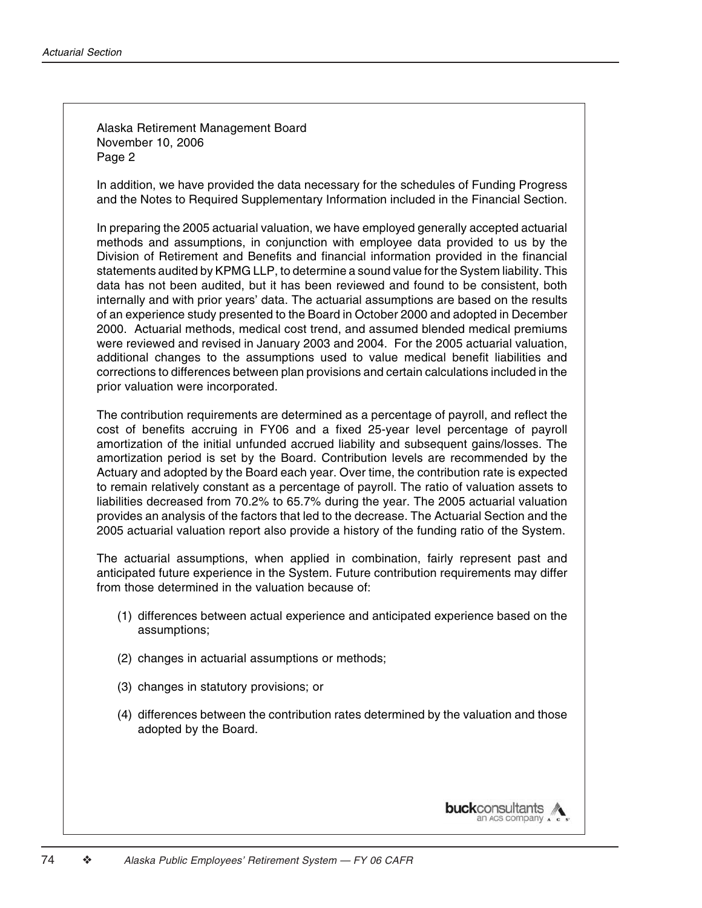Alaska Retirement Management Board
November 10, 2006
Page 2

In addition, we have provided the data necessary for the schedules of Funding Progress and the Notes to Required Supplementary Information included in the Financial Section.

In preparing the 2005 actuarial valuation, we have employed generally accepted actuarial methods and assumptions, in conjunction with employee data provided to us by the Division of Retirement and Benefits and financial information provided in the financial statements audited by KPMG LLP, to determine a sound value for the System liability. This data has not been audited, but it has been reviewed and found to be consistent, both internally and with prior years' data. The actuarial assumptions are based on the results of an experience study presented to the Board in October 2000 and adopted in December 2000. Actuarial methods, medical cost trend, and assumed blended medical premiums were reviewed and revised in January 2003 and 2004. For the 2005 actuarial valuation, additional changes to the assumptions used to value medical benefit liabilities and corrections to differences between plan provisions and certain calculations included in the prior valuation were incorporated.

The contribution requirements are determined as a percentage of payroll, and reflect the cost of benefits accruing in FY06 and a fixed 25-year level percentage of payroll amortization of the initial unfunded accrued liability and subsequent gains/losses. The amortization period is set by the Board. Contribution levels are recommended by the Actuary and adopted by the Board each year. Over time, the contribution rate is expected to remain relatively constant as a percentage of payroll. The ratio of valuation assets to liabilities decreased from 70.2% to 65.7% during the year. The 2005 actuarial valuation provides an analysis of the factors that led to the decrease. The Actuarial Section and the 2005 actuarial valuation report also provide a history of the funding ratio of the System.

The actuarial assumptions, when applied in combination, fairly represent past and anticipated future experience in the System. Future contribution requirements may differ from those determined in the valuation because of:

(1) differences between actual experience and anticipated experience based on the assumptions;

(2) changes in actuarial assumptions or methods;

(3) changes in statutory provisions; or

(4) differences between the contribution rates determined by the valuation and those adopted by the Board.

**buck**consultants
an ACS company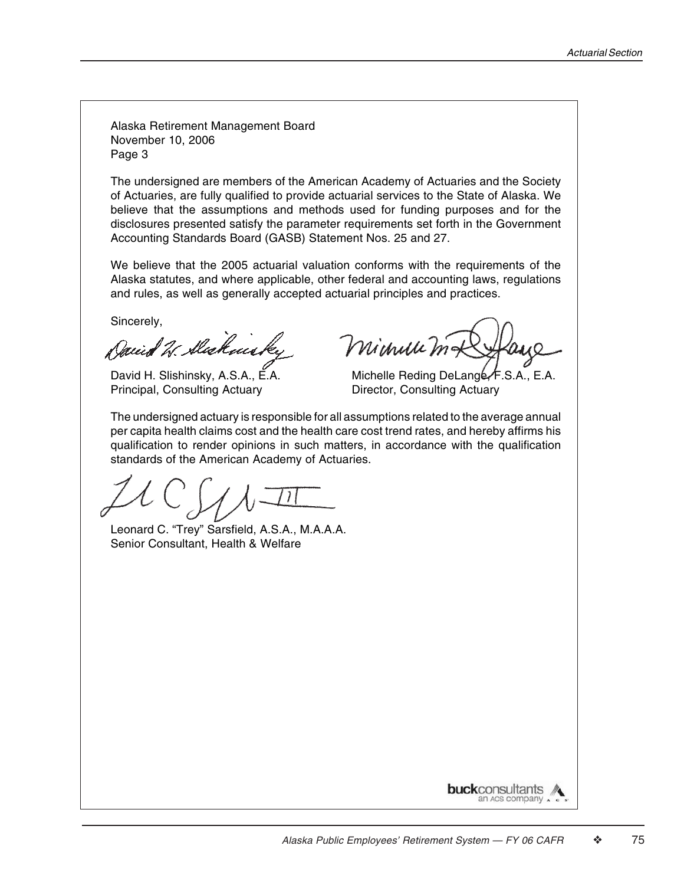Alaska Retirement Management Board
November 10, 2006
Page 3

The undersigned are members of the American Academy of Actuaries and the Society of Actuaries, are fully qualified to provide actuarial services to the State of Alaska. We believe that the assumptions and methods used for funding purposes and for the disclosures presented satisfy the parameter requirements set forth in the Government Accounting Standards Board (GASB) Statement Nos. 25 and 27.

We believe that the 2005 actuarial valuation conforms with the requirements of the Alaska statutes, and where applicable, other federal and accounting laws, regulations and rules, as well as generally accepted actuarial principles and practices.

Sincerely,

David H. Slishinsky, A.S.A., E.A.
Principal, Consulting Actuary

Michelle Reding DeLange, F.S.A., E.A.
Director, Consulting Actuary

The undersigned actuary is responsible for all assumptions related to the average annual per capita health claims cost and the health care cost trend rates, and hereby affirms his qualification to render opinions in such matters, in accordance with the qualification standards of the American Academy of Actuaries.

Leonard C. "Trey" Sarsfield, A.S.A., M.A.A.A.
Senior Consultant, Health & Welfare

**buck**consultants
an ACS company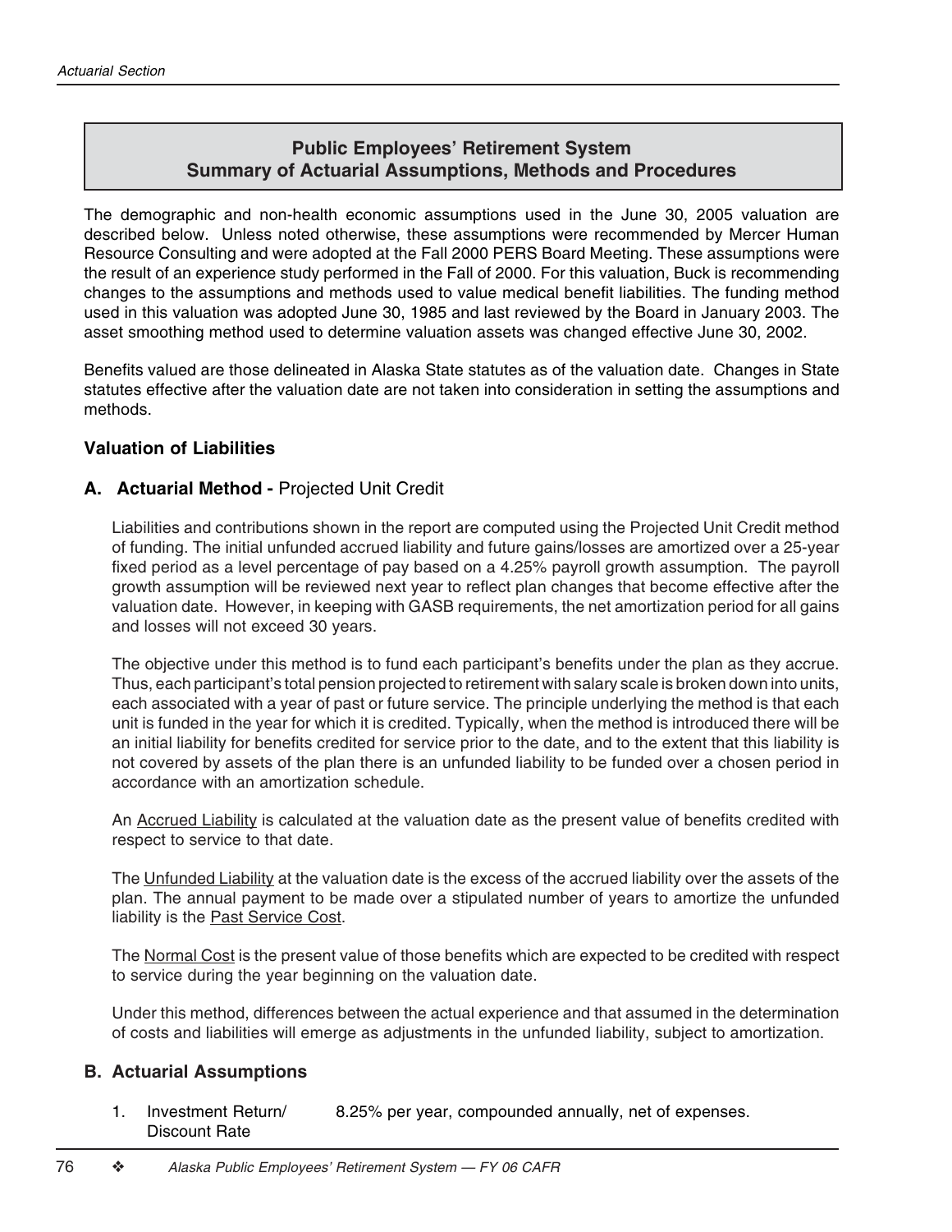## Public Employees' Retirement System
## Summary of Actuarial Assumptions, Methods and Procedures

The demographic and non-health economic assumptions used in the June 30, 2005 valuation are described below. Unless noted otherwise, these assumptions were recommended by Mercer Human Resource Consulting and were adopted at the Fall 2000 PERS Board Meeting. These assumptions were the result of an experience study performed in the Fall of 2000. For this valuation, Buck is recommending changes to the assumptions and methods used to value medical benefit liabilities. The funding method used in this valuation was adopted June 30, 1985 and last reviewed by the Board in January 2003. The asset smoothing method used to determine valuation assets was changed effective June 30, 2002.

Benefits valued are those delineated in Alaska State statutes as of the valuation date. Changes in State statutes effective after the valuation date are not taken into consideration in setting the assumptions and methods.

### Valuation of Liabilities

### A. Actuarial Method - Projected Unit Credit

Liabilities and contributions shown in the report are computed using the Projected Unit Credit method of funding. The initial unfunded accrued liability and future gains/losses are amortized over a 25-year fixed period as a level percentage of pay based on a 4.25% payroll growth assumption. The payroll growth assumption will be reviewed next year to reflect plan changes that become effective after the valuation date. However, in keeping with GASB requirements, the net amortization period for all gains and losses will not exceed 30 years.

The objective under this method is to fund each participant's benefits under the plan as they accrue. Thus, each participant's total pension projected to retirement with salary scale is broken down into units, each associated with a year of past or future service. The principle underlying the method is that each unit is funded in the year for which it is credited. Typically, when the method is introduced there will be an initial liability for benefits credited for service prior to the date, and to the extent that this liability is not covered by assets of the plan there is an unfunded liability to be funded over a chosen period in accordance with an amortization schedule.

An Accrued Liability is calculated at the valuation date as the present value of benefits credited with respect to service to that date.

The Unfunded Liability at the valuation date is the excess of the accrued liability over the assets of the plan. The annual payment to be made over a stipulated number of years to amortize the unfunded liability is the Past Service Cost.

The Normal Cost is the present value of those benefits which are expected to be credited with respect to service during the year beginning on the valuation date.

Under this method, differences between the actual experience and that assumed in the determination of costs and liabilities will emerge as adjustments in the unfunded liability, subject to amortization.

### B. Actuarial Assumptions

1. Investment Return/ Discount Rate — 8.25% per year, compounded annually, net of expenses.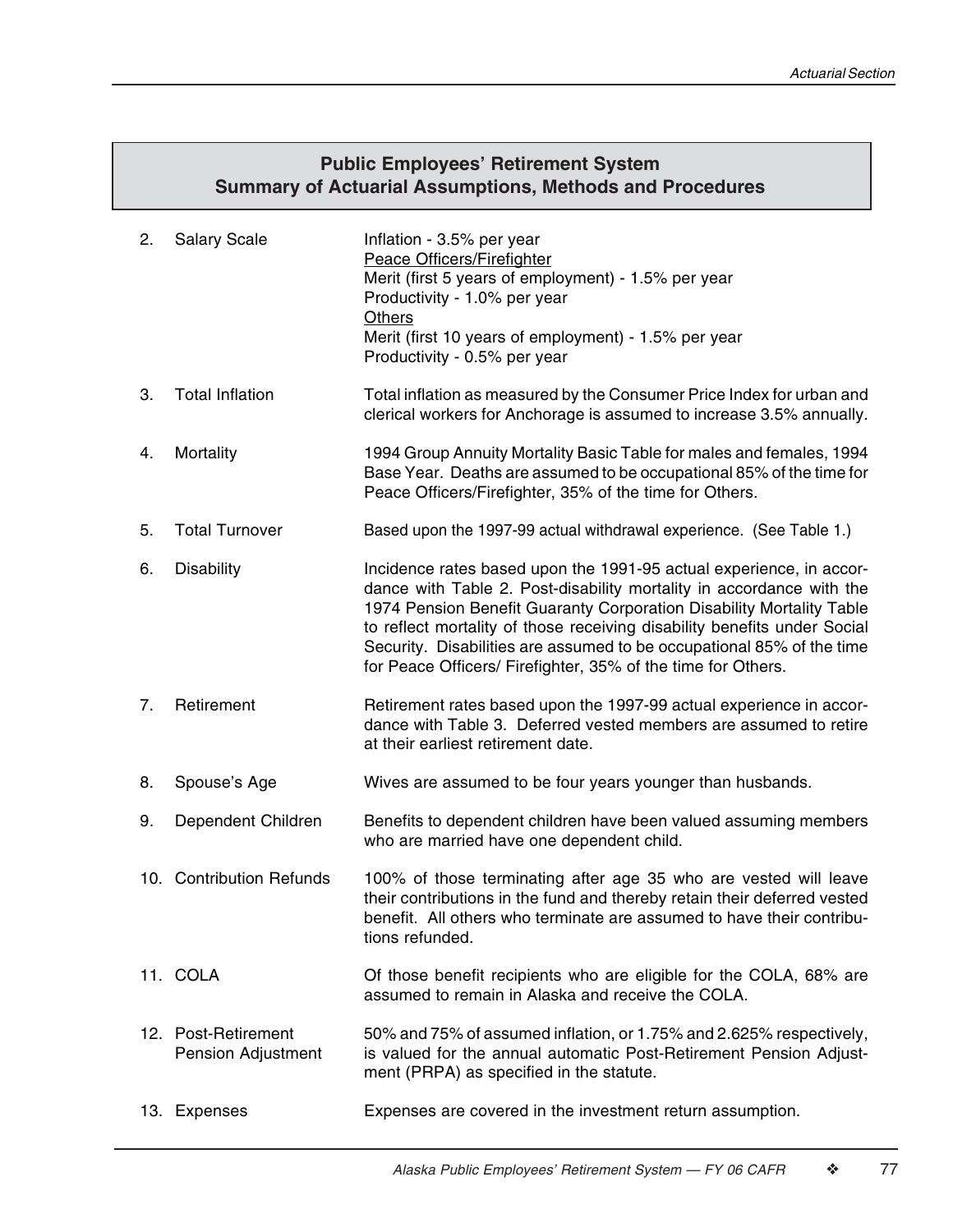## Public Employees' Retirement System
## Summary of Actuarial Assumptions, Methods and Procedures

2. Salary Scale

   Inflation - 3.5% per year
   
   Peace Officers/Firefighter
   
   Merit (first 5 years of employment) - 1.5% per year
   
   Productivity - 1.0% per year
   
   Others
   
   Merit (first 10 years of employment) - 1.5% per year
   
   Productivity - 0.5% per year

3. Total Inflation

   Total inflation as measured by the Consumer Price Index for urban and clerical workers for Anchorage is assumed to increase 3.5% annually.

4. Mortality

   1994 Group Annuity Mortality Basic Table for males and females, 1994 Base Year. Deaths are assumed to be occupational 85% of the time for Peace Officers/Firefighter, 35% of the time for Others.

5. Total Turnover

   Based upon the 1997-99 actual withdrawal experience. (See Table 1.)

6. Disability

   Incidence rates based upon the 1991-95 actual experience, in accordance with Table 2. Post-disability mortality in accordance with the 1974 Pension Benefit Guaranty Corporation Disability Mortality Table to reflect mortality of those receiving disability benefits under Social Security. Disabilities are assumed to be occupational 85% of the time for Peace Officers/ Firefighter, 35% of the time for Others.

7. Retirement

   Retirement rates based upon the 1997-99 actual experience in accordance with Table 3. Deferred vested members are assumed to retire at their earliest retirement date.

8. Spouse's Age

   Wives are assumed to be four years younger than husbands.

9. Dependent Children

   Benefits to dependent children have been valued assuming members who are married have one dependent child.

10. Contribution Refunds

    100% of those terminating after age 35 who are vested will leave their contributions in the fund and thereby retain their deferred vested benefit. All others who terminate are assumed to have their contributions refunded.

11. COLA

    Of those benefit recipients who are eligible for the COLA, 68% are assumed to remain in Alaska and receive the COLA.

12. Post-Retirement Pension Adjustment

    50% and 75% of assumed inflation, or 1.75% and 2.625% respectively, is valued for the annual automatic Post-Retirement Pension Adjustment (PRPA) as specified in the statute.

13. Expenses

    Expenses are covered in the investment return assumption.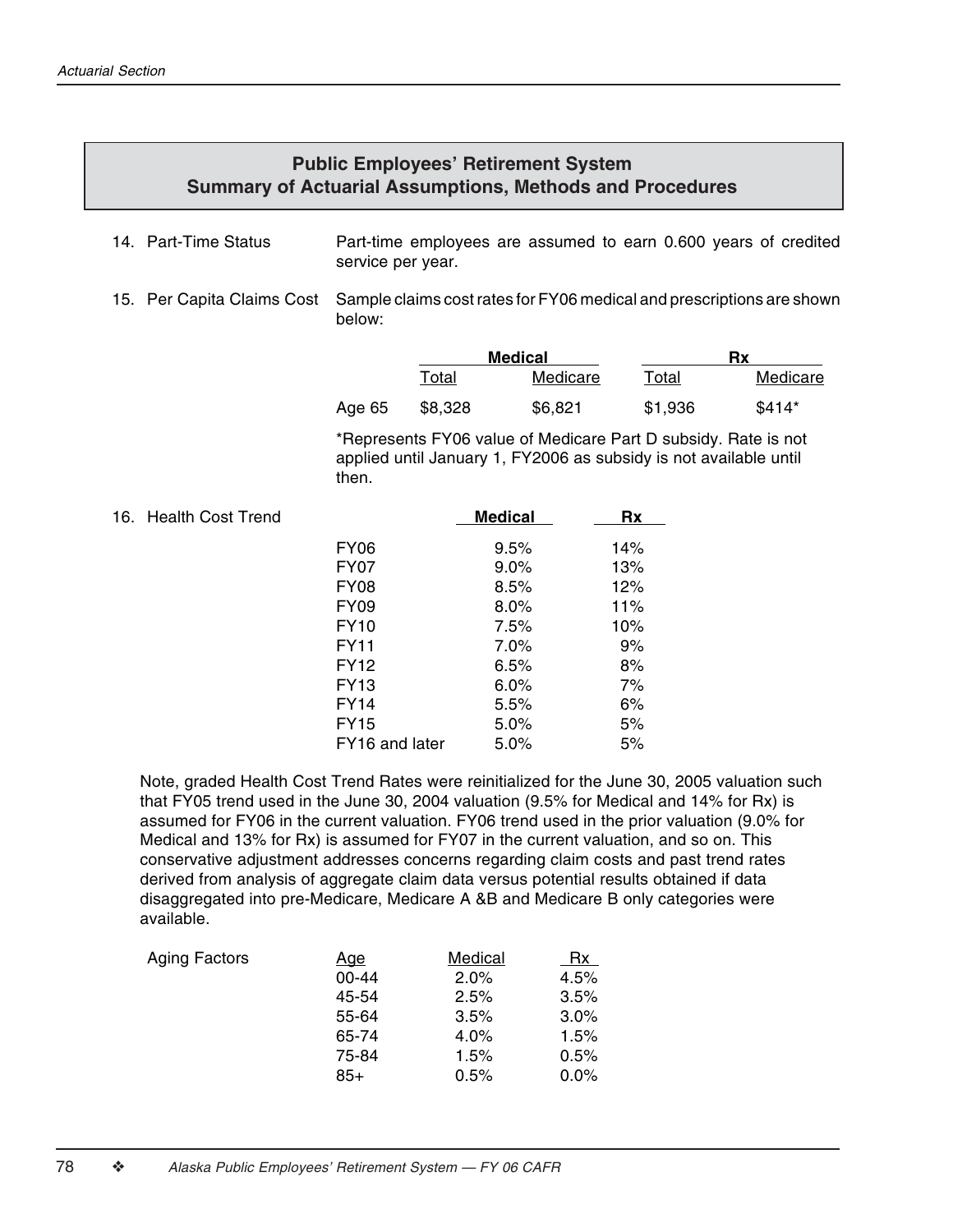## Public Employees' Retirement System
## Summary of Actuarial Assumptions, Methods and Procedures

14. Part-Time Status

Part-time employees are assumed to earn 0.600 years of credited service per year.

15. Per Capita Claims Cost

Sample claims cost rates for FY06 medical and prescriptions are shown below:

| | Medical | | Rx | |
|---|---|---|---|---|
| | Total | Medicare | Total | Medicare |
| Age 65 | $8,328 | $6,821 | $1,936 | $414* |

*Represents FY06 value of Medicare Part D subsidy. Rate is not applied until January 1, FY2006 as subsidy is not available until then.

16. Health Cost Trend

| | Medical | Rx |
|---|---|---|
| FY06 | 9.5% | 14% |
| FY07 | 9.0% | 13% |
| FY08 | 8.5% | 12% |
| FY09 | 8.0% | 11% |
| FY10 | 7.5% | 10% |
| FY11 | 7.0% | 9% |
| FY12 | 6.5% | 8% |
| FY13 | 6.0% | 7% |
| FY14 | 5.5% | 6% |
| FY15 | 5.0% | 5% |
| FY16 and later | 5.0% | 5% |

Note, graded Health Cost Trend Rates were reinitialized for the June 30, 2005 valuation such that FY05 trend used in the June 30, 2004 valuation (9.5% for Medical and 14% for Rx) is assumed for FY06 in the current valuation. FY06 trend used in the prior valuation (9.0% for Medical and 13% for Rx) is assumed for FY07 in the current valuation, and so on. This conservative adjustment addresses concerns regarding claim costs and past trend rates derived from analysis of aggregate claim data versus potential results obtained if data disaggregated into pre-Medicare, Medicare A &B and Medicare B only categories were available.

Aging Factors

| Age | Medical | Rx |
|---|---|---|
| 00-44 | 2.0% | 4.5% |
| 45-54 | 2.5% | 3.5% |
| 55-64 | 3.5% | 3.0% |
| 65-74 | 4.0% | 1.5% |
| 75-84 | 1.5% | 0.5% |
| 85+ | 0.5% | 0.0% |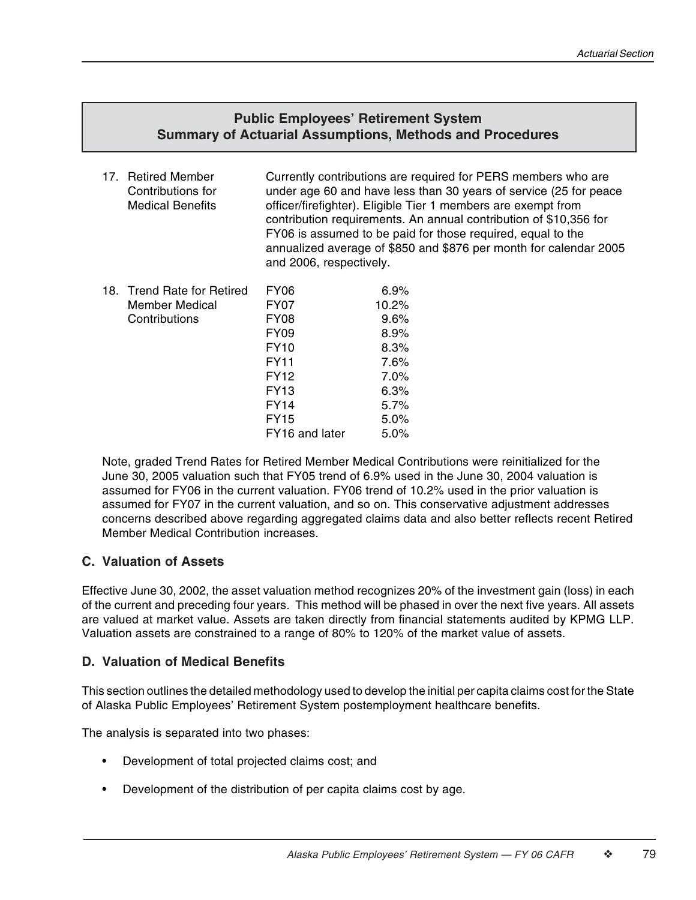## Public Employees' Retirement System
## Summary of Actuarial Assumptions, Methods and Procedures

17. Retired Member Contributions for Medical Benefits

Currently contributions are required for PERS members who are under age 60 and have less than 30 years of service (25 for peace officer/firefighter). Eligible Tier 1 members are exempt from contribution requirements. An annual contribution of $10,356 for FY06 is assumed to be paid for those required, equal to the annualized average of $850 and $876 per month for calendar 2005 and 2006, respectively.

18. Trend Rate for Retired Member Medical Contributions

| | |
|---|---|
| FY06 | 6.9% |
| FY07 | 10.2% |
| FY08 | 9.6% |
| FY09 | 8.9% |
| FY10 | 8.3% |
| FY11 | 7.6% |
| FY12 | 7.0% |
| FY13 | 6.3% |
| FY14 | 5.7% |
| FY15 | 5.0% |
| FY16 and later | 5.0% |

Note, graded Trend Rates for Retired Member Medical Contributions were reinitialized for the June 30, 2005 valuation such that FY05 trend of 6.9% used in the June 30, 2004 valuation is assumed for FY06 in the current valuation. FY06 trend of 10.2% used in the prior valuation is assumed for FY07 in the current valuation, and so on. This conservative adjustment addresses concerns described above regarding aggregated claims data and also better reflects recent Retired Member Medical Contribution increases.

### C. Valuation of Assets

Effective June 30, 2002, the asset valuation method recognizes 20% of the investment gain (loss) in each of the current and preceding four years. This method will be phased in over the next five years. All assets are valued at market value. Assets are taken directly from financial statements audited by KPMG LLP. Valuation assets are constrained to a range of 80% to 120% of the market value of assets.

### D. Valuation of Medical Benefits

This section outlines the detailed methodology used to develop the initial per capita claims cost for the State of Alaska Public Employees' Retirement System postemployment healthcare benefits.

The analysis is separated into two phases:

- Development of total projected claims cost; and
- Development of the distribution of per capita claims cost by age.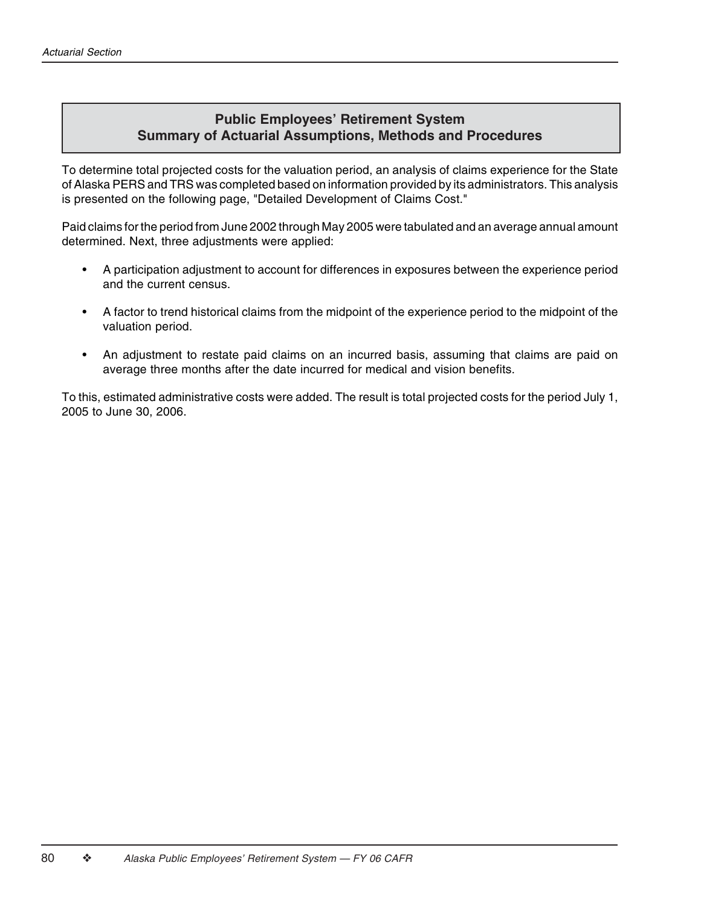## Public Employees' Retirement System
## Summary of Actuarial Assumptions, Methods and Procedures

To determine total projected costs for the valuation period, an analysis of claims experience for the State of Alaska PERS and TRS was completed based on information provided by its administrators. This analysis is presented on the following page, "Detailed Development of Claims Cost."

Paid claims for the period from June 2002 through May 2005 were tabulated and an average annual amount determined. Next, three adjustments were applied:

- A participation adjustment to account for differences in exposures between the experience period and the current census.
- A factor to trend historical claims from the midpoint of the experience period to the midpoint of the valuation period.
- An adjustment to restate paid claims on an incurred basis, assuming that claims are paid on average three months after the date incurred for medical and vision benefits.

To this, estimated administrative costs were added. The result is total projected costs for the period July 1, 2005 to June 30, 2006.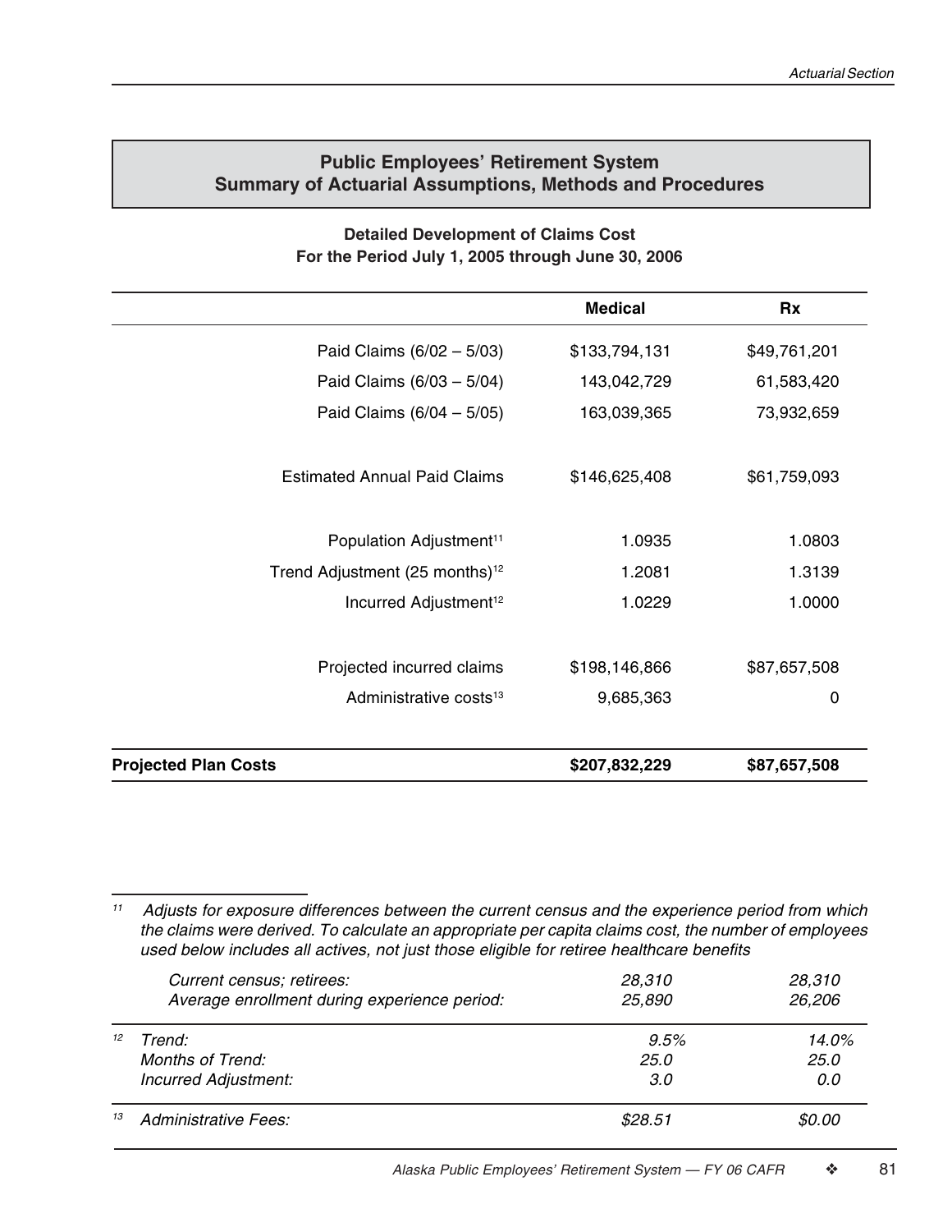## Public Employees' Retirement System
## Summary of Actuarial Assumptions, Methods and Procedures

### Detailed Development of Claims Cost
### For the Period July 1, 2005 through June 30, 2006

| | Medical | Rx |
|---|---|---|
| Paid Claims (6/02 – 5/03) | $133,794,131 | $49,761,201 |
| Paid Claims (6/03 – 5/04) | 143,042,729 | 61,583,420 |
| Paid Claims (6/04 – 5/05) | 163,039,365 | 73,932,659 |
| Estimated Annual Paid Claims | $146,625,408 | $61,759,093 |
| Population Adjustment[11] | 1.0935 | 1.0803 |
| Trend Adjustment (25 months)[12] | 1.2081 | 1.3139 |
| Incurred Adjustment[12] | 1.0229 | 1.0000 |
| Projected incurred claims | $198,146,866 | $87,657,508 |
| Administrative costs[13] | 9,685,363 | 0 |
| **Projected Plan Costs** | **$207,832,229** | **$87,657,508** |

---

[11] *Adjusts for exposure differences between the current census and the experience period from which the claims were derived. To calculate an appropriate per capita claims cost, the number of employees used below includes all actives, not just those eligible for retiree healthcare benefits*

| | | |
|---|---|---|
| *Current census; retirees:* | *28,310* | *28,310* |
| *Average enrollment during experience period:* | *25,890* | *26,206* |

[12]

| | | |
|---|---|---|
| *Trend:* | *9.5%* | *14.0%* |
| *Months of Trend:* | *25.0* | *25.0* |
| *Incurred Adjustment:* | *3.0* | *0.0* |

[13]

| | | |
|---|---|---|
| *Administrative Fees:* | *$28.51* | *$0.00* |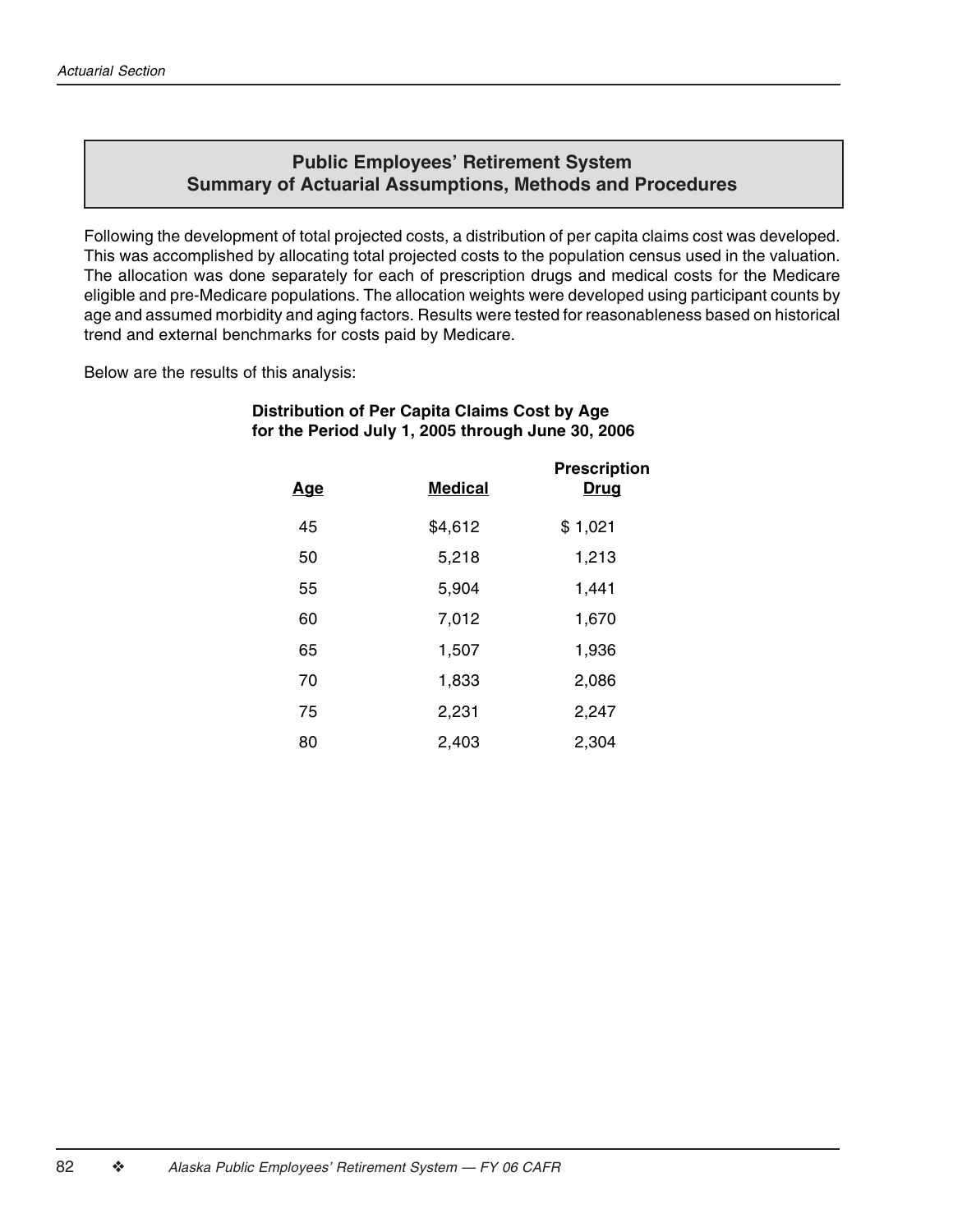## Public Employees' Retirement System
## Summary of Actuarial Assumptions, Methods and Procedures

Following the development of total projected costs, a distribution of per capita claims cost was developed. This was accomplished by allocating total projected costs to the population census used in the valuation. The allocation was done separately for each of prescription drugs and medical costs for the Medicare eligible and pre-Medicare populations. The allocation weights were developed using participant counts by age and assumed morbidity and aging factors. Results were tested for reasonableness based on historical trend and external benchmarks for costs paid by Medicare.

Below are the results of this analysis:

**Distribution of Per Capita Claims Cost by Age for the Period July 1, 2005 through June 30, 2006**

| Age | Medical | Prescription Drug |
|---|---|---|
| 45 | $4,612 | $ 1,021 |
| 50 | 5,218 | 1,213 |
| 55 | 5,904 | 1,441 |
| 60 | 7,012 | 1,670 |
| 65 | 1,507 | 1,936 |
| 70 | 1,833 | 2,086 |
| 75 | 2,231 | 2,247 |
| 80 | 2,403 | 2,304 |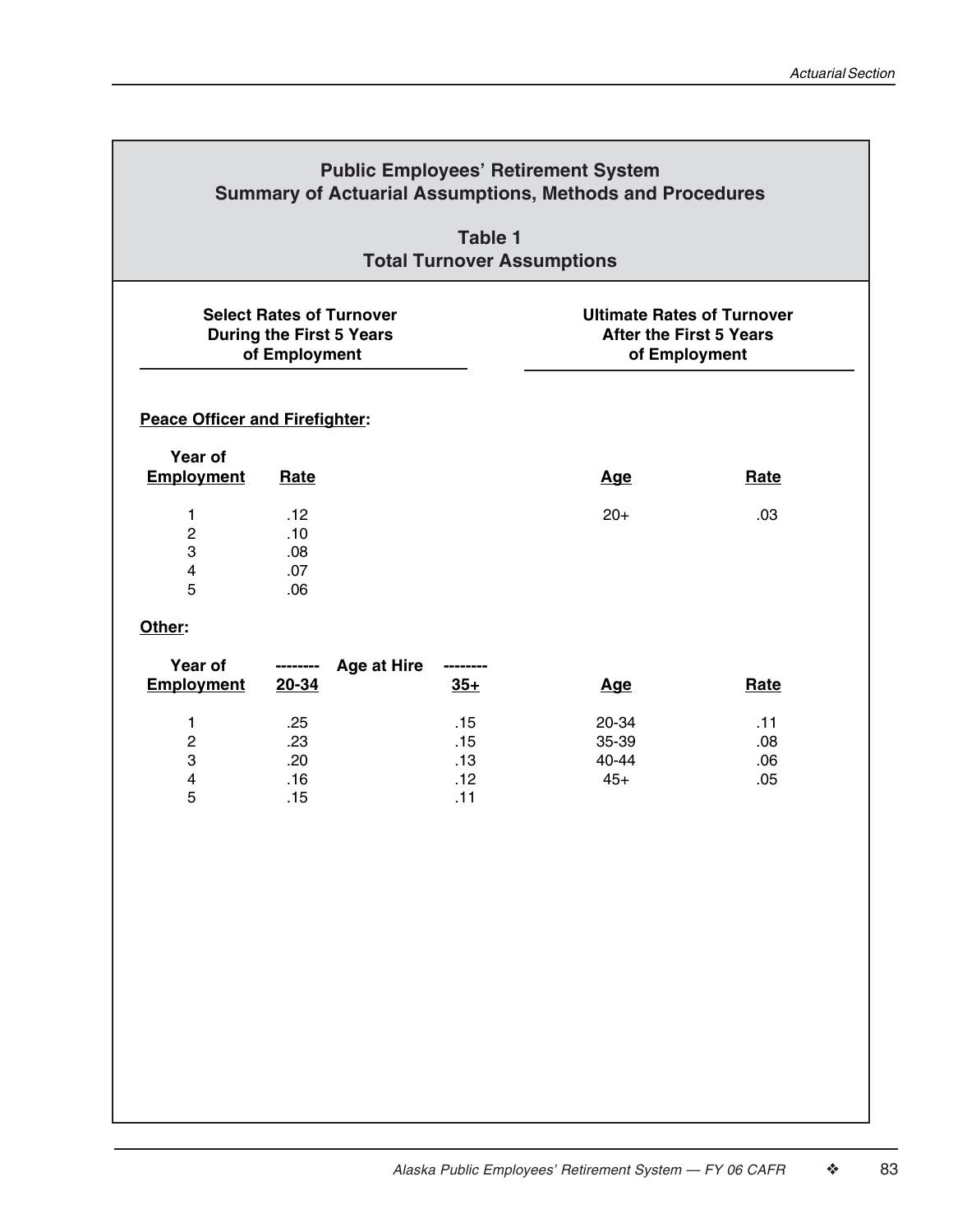# Public Employees' Retirement System
## Summary of Actuarial Assumptions, Methods and Procedures

### Table 1
### Total Turnover Assumptions

**Select Rates of Turnover During the First 5 Years of Employment** | **Ultimate Rates of Turnover After the First 5 Years of Employment**

**Peace Officer and Firefighter:**

| Year of Employment | Rate | | Age | Rate |
|---|---|---|---|---|
| 1 | .12 | | 20+ | .03 |
| 2 | .10 | | | |
| 3 | .08 | | | |
| 4 | .07 | | | |
| 5 | .06 | | | |

**Other:**

| Year of Employment | Age at Hire 20-34 | Age at Hire 35+ | Age | Rate |
|---|---|---|---|---|
| 1 | .25 | .15 | 20-34 | .11 |
| 2 | .23 | .15 | 35-39 | .08 |
| 3 | .20 | .13 | 40-44 | .06 |
| 4 | .16 | .12 | 45+ | .05 |
| 5 | .15 | .11 | | |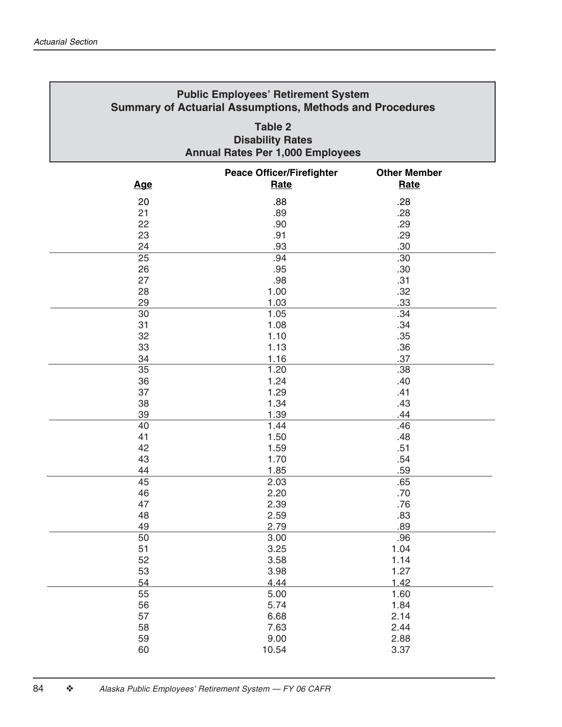## Public Employees' Retirement System
## Summary of Actuarial Assumptions, Methods and Procedures

### Table 2
### Disability Rates
### Annual Rates Per 1,000 Employees

| Age | Peace Officer/Firefighter Rate | Other Member Rate |
|---|---|---|
| 20 | .88 | .28 |
| 21 | .89 | .28 |
| 22 | .90 | .29 |
| 23 | .91 | .29 |
| 24 | .93 | .30 |
| 25 | .94 | .30 |
| 26 | .95 | .30 |
| 27 | .98 | .31 |
| 28 | 1.00 | .32 |
| 29 | 1.03 | .33 |
| 30 | 1.05 | .34 |
| 31 | 1.08 | .34 |
| 32 | 1.10 | .35 |
| 33 | 1.13 | .36 |
| 34 | 1.16 | .37 |
| 35 | 1.20 | .38 |
| 36 | 1.24 | .40 |
| 37 | 1.29 | .41 |
| 38 | 1.34 | .43 |
| 39 | 1.39 | .44 |
| 40 | 1.44 | .46 |
| 41 | 1.50 | .48 |
| 42 | 1.59 | .51 |
| 43 | 1.70 | .54 |
| 44 | 1.85 | .59 |
| 45 | 2.03 | .65 |
| 46 | 2.20 | .70 |
| 47 | 2.39 | .76 |
| 48 | 2.59 | .83 |
| 49 | 2.79 | .89 |
| 50 | 3.00 | .96 |
| 51 | 3.25 | 1.04 |
| 52 | 3.58 | 1.14 |
| 53 | 3.98 | 1.27 |
| 54 | 4.44 | 1.42 |
| 55 | 5.00 | 1.60 |
| 56 | 5.74 | 1.84 |
| 57 | 6.68 | 2.14 |
| 58 | 7.63 | 2.44 |
| 59 | 9.00 | 2.88 |
| 60 | 10.54 | 3.37 |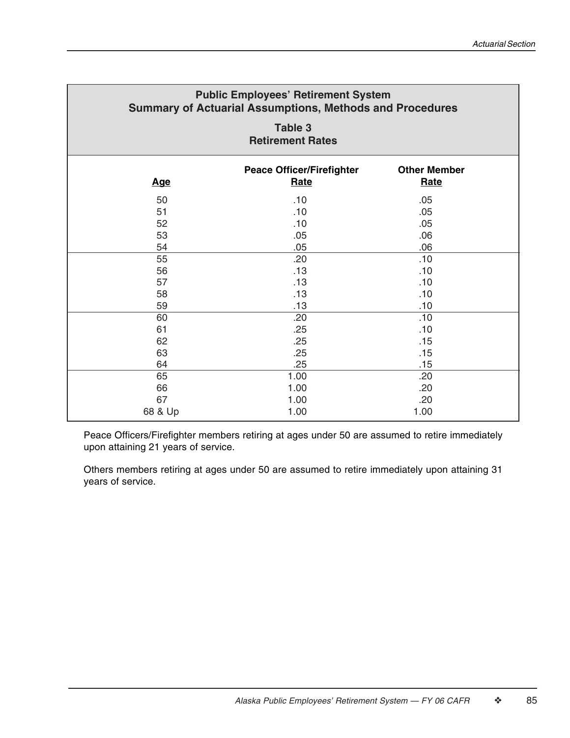## Public Employees' Retirement System
## Summary of Actuarial Assumptions, Methods and Procedures

### Table 3
### Retirement Rates

| Age | Peace Officer/Firefighter Rate | Other Member Rate |
|---|---|---|
| 50 | .10 | .05 |
| 51 | .10 | .05 |
| 52 | .10 | .05 |
| 53 | .05 | .06 |
| 54 | .05 | .06 |
| 55 | .20 | .10 |
| 56 | .13 | .10 |
| 57 | .13 | .10 |
| 58 | .13 | .10 |
| 59 | .13 | .10 |
| 60 | .20 | .10 |
| 61 | .25 | .10 |
| 62 | .25 | .15 |
| 63 | .25 | .15 |
| 64 | .25 | .15 |
| 65 | 1.00 | .20 |
| 66 | 1.00 | .20 |
| 67 | 1.00 | .20 |
| 68 & Up | 1.00 | 1.00 |

Peace Officers/Firefighter members retiring at ages under 50 are assumed to retire immediately upon attaining 21 years of service.

Others members retiring at ages under 50 are assumed to retire immediately upon attaining 31 years of service.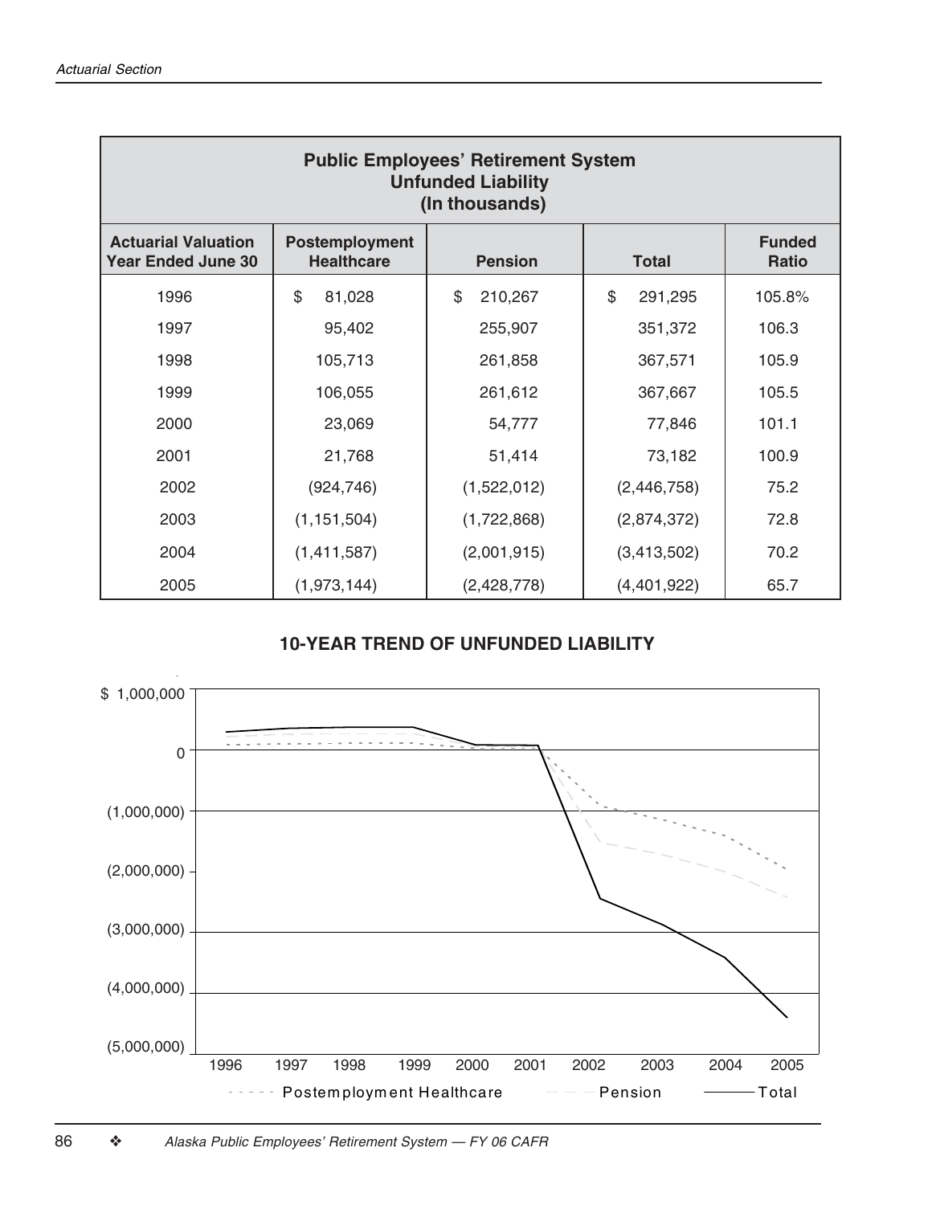| Public Employees' Retirement System Unfunded Liability (In thousands) | | | | |
|---|---|---|---|---|
| **Actuarial Valuation Year Ended June 30** | **Postemployment Healthcare** | **Pension** | **Total** | **Funded Ratio** |
| 1996 | $ 81,028 | $ 210,267 | $ 291,295 | 105.8% |
| 1997 | 95,402 | 255,907 | 351,372 | 106.3 |
| 1998 | 105,713 | 261,858 | 367,571 | 105.9 |
| 1999 | 106,055 | 261,612 | 367,667 | 105.5 |
| 2000 | 23,069 | 54,777 | 77,846 | 101.1 |
| 2001 | 21,768 | 51,414 | 73,182 | 100.9 |
| 2002 | (924,746) | (1,522,012) | (2,446,758) | 75.2 |
| 2003 | (1,151,504) | (1,722,868) | (2,874,372) | 72.8 |
| 2004 | (1,411,587) | (2,001,915) | (3,413,502) | 70.2 |
| 2005 | (1,973,144) | (2,428,778) | (4,401,922) | 65.7 |

**10-YEAR TREND OF UNFUNDED LIABILITY**

$ 1,000,000
0
(1,000,000)
(2,000,000)
(3,000,000)
(4,000,000)
(5,000,000)

1996 1997 1998 1999 2000 2001 2002 2003 2004 2005

Postemployment Healthcare — Pension — Total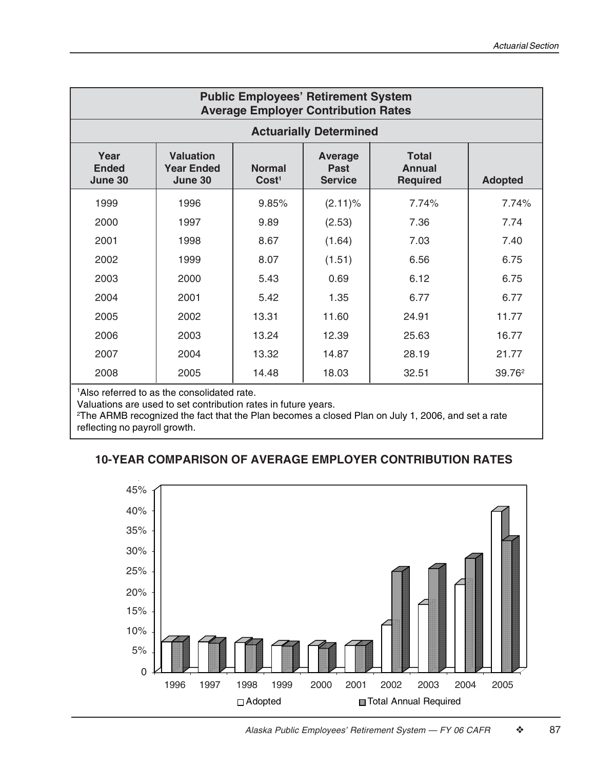## Public Employees' Retirement System Average Employer Contribution Rates

| | | Actuarially Determined | | | |
|---|---|---|---|---|---|
| Year Ended June 30 | Valuation Year Ended June 30 | Normal Cost[1] | Average Past Service | Total Annual Required | Adopted |
| 1999 | 1996 | 9.85% | (2.11)% | 7.74% | 7.74% |
| 2000 | 1997 | 9.89 | (2.53) | 7.36 | 7.74 |
| 2001 | 1998 | 8.67 | (1.64) | 7.03 | 7.40 |
| 2002 | 1999 | 8.07 | (1.51) | 6.56 | 6.75 |
| 2003 | 2000 | 5.43 | 0.69 | 6.12 | 6.75 |
| 2004 | 2001 | 5.42 | 1.35 | 6.77 | 6.77 |
| 2005 | 2002 | 13.31 | 11.60 | 24.91 | 11.77 |
| 2006 | 2003 | 13.24 | 12.39 | 25.63 | 16.77 |
| 2007 | 2004 | 13.32 | 14.87 | 28.19 | 21.77 |
| 2008 | 2005 | 14.48 | 18.03 | 32.51 | 39.76[2] |

[1]Also referred to as the consolidated rate.

Valuations are used to set contribution rates in future years.

[2]The ARMB recognized the fact that the Plan becomes a closed Plan on July 1, 2006, and set a rate reflecting no payroll growth.

### 10-YEAR COMPARISON OF AVERAGE EMPLOYER CONTRIBUTION RATES

| Valuation Year | Adopted | Total Annual Required |
|---|---|---|
| 1996 | 7.74% | 7.74% |
| 1997 | 7.74% | 7.36% |
| 1998 | 7.40% | 7.03% |
| 1999 | 6.75% | 6.56% |
| 2000 | 6.75% | 6.12% |
| 2001 | 6.77% | 6.77% |
| 2002 | 11.77% | 24.91% |
| 2003 | 16.77% | 25.63% |
| 2004 | 21.77% | 28.19% |
| 2005 | 39.76% | 32.51% |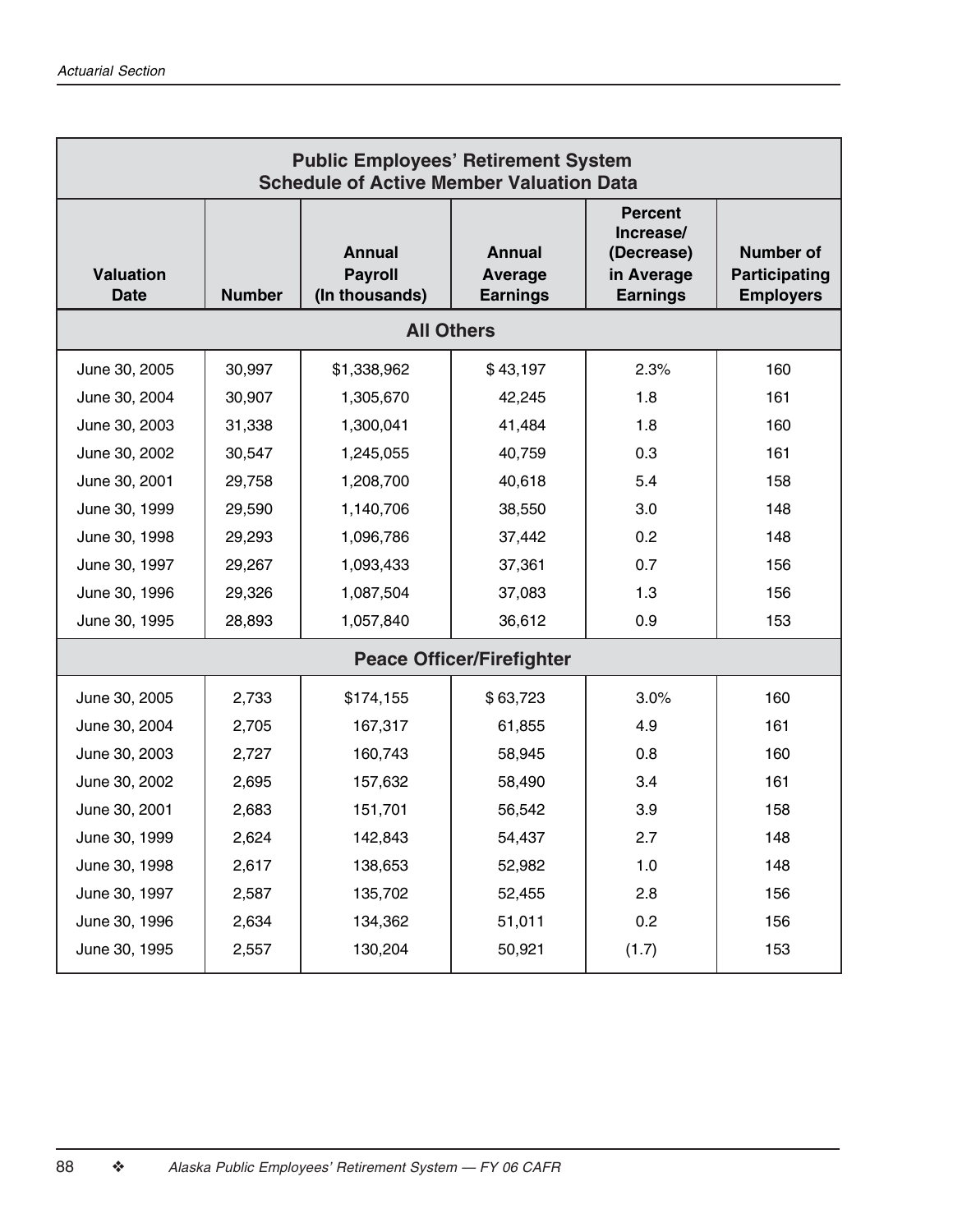## Public Employees' Retirement System
## Schedule of Active Member Valuation Data

| Valuation Date | Number | Annual Payroll (In thousands) | Annual Average Earnings | Percent Increase/ (Decrease) in Average Earnings | Number of Participating Employers |
|---|---|---|---|---|---|
| **All Others** | | | | | |
| June 30, 2005 | 30,997 | $1,338,962 | $ 43,197 | 2.3% | 160 |
| June 30, 2004 | 30,907 | 1,305,670 | 42,245 | 1.8 | 161 |
| June 30, 2003 | 31,338 | 1,300,041 | 41,484 | 1.8 | 160 |
| June 30, 2002 | 30,547 | 1,245,055 | 40,759 | 0.3 | 161 |
| June 30, 2001 | 29,758 | 1,208,700 | 40,618 | 5.4 | 158 |
| June 30, 1999 | 29,590 | 1,140,706 | 38,550 | 3.0 | 148 |
| June 30, 1998 | 29,293 | 1,096,786 | 37,442 | 0.2 | 148 |
| June 30, 1997 | 29,267 | 1,093,433 | 37,361 | 0.7 | 156 |
| June 30, 1996 | 29,326 | 1,087,504 | 37,083 | 1.3 | 156 |
| June 30, 1995 | 28,893 | 1,057,840 | 36,612 | 0.9 | 153 |
| **Peace Officer/Firefighter** | | | | | |
| June 30, 2005 | 2,733 | $174,155 | $ 63,723 | 3.0% | 160 |
| June 30, 2004 | 2,705 | 167,317 | 61,855 | 4.9 | 161 |
| June 30, 2003 | 2,727 | 160,743 | 58,945 | 0.8 | 160 |
| June 30, 2002 | 2,695 | 157,632 | 58,490 | 3.4 | 161 |
| June 30, 2001 | 2,683 | 151,701 | 56,542 | 3.9 | 158 |
| June 30, 1999 | 2,624 | 142,843 | 54,437 | 2.7 | 148 |
| June 30, 1998 | 2,617 | 138,653 | 52,982 | 1.0 | 148 |
| June 30, 1997 | 2,587 | 135,702 | 52,455 | 2.8 | 156 |
| June 30, 1996 | 2,634 | 134,362 | 51,011 | 0.2 | 156 |
| June 30, 1995 | 2,557 | 130,204 | 50,921 | (1.7) | 153 |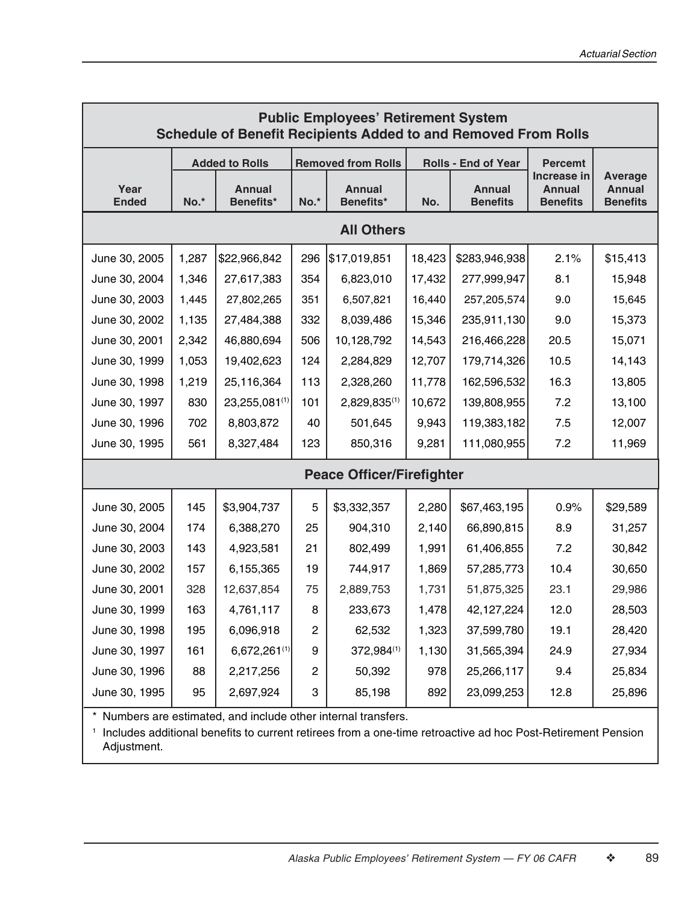| Public Employees' Retirement System Schedule of Benefit Recipients Added to and Removed From Rolls | | | | | | | | |
|---|---|---|---|---|---|---|---|---|
| | Added to Rolls | | Removed from Rolls | | Rolls - End of Year | | Percemt Increase in Annual Benefits | Average Annual Benefits |
| Year Ended | No.* | Annual Benefits* | No.* | Annual Benefits* | No. | Annual Benefits | | |
| **All Others** | | | | | | | | |
| June 30, 2005 | 1,287 | $22,966,842 | 296 | $17,019,851 | 18,423 | $283,946,938 | 2.1% | $15,413 |
| June 30, 2004 | 1,346 | 27,617,383 | 354 | 6,823,010 | 17,432 | 277,999,947 | 8.1 | 15,948 |
| June 30, 2003 | 1,445 | 27,802,265 | 351 | 6,507,821 | 16,440 | 257,205,574 | 9.0 | 15,645 |
| June 30, 2002 | 1,135 | 27,484,388 | 332 | 8,039,486 | 15,346 | 235,911,130 | 9.0 | 15,373 |
| June 30, 2001 | 2,342 | 46,880,694 | 506 | 10,128,792 | 14,543 | 216,466,228 | 20.5 | 15,071 |
| June 30, 1999 | 1,053 | 19,402,623 | 124 | 2,284,829 | 12,707 | 179,714,326 | 10.5 | 14,143 |
| June 30, 1998 | 1,219 | 25,116,364 | 113 | 2,328,260 | 11,778 | 162,596,532 | 16.3 | 13,805 |
| June 30, 1997 | 830 | 23,255,081[(1)] | 101 | 2,829,835[(1)] | 10,672 | 139,808,955 | 7.2 | 13,100 |
| June 30, 1996 | 702 | 8,803,872 | 40 | 501,645 | 9,943 | 119,383,182 | 7.5 | 12,007 |
| June 30, 1995 | 561 | 8,327,484 | 123 | 850,316 | 9,281 | 111,080,955 | 7.2 | 11,969 |
| **Peace Officer/Firefighter** | | | | | | | | |
| June 30, 2005 | 145 | $3,904,737 | 5 | $3,332,357 | 2,280 | $67,463,195 | 0.9% | $29,589 |
| June 30, 2004 | 174 | 6,388,270 | 25 | 904,310 | 2,140 | 66,890,815 | 8.9 | 31,257 |
| June 30, 2003 | 143 | 4,923,581 | 21 | 802,499 | 1,991 | 61,406,855 | 7.2 | 30,842 |
| June 30, 2002 | 157 | 6,155,365 | 19 | 744,917 | 1,869 | 57,285,773 | 10.4 | 30,650 |
| June 30, 2001 | 328 | 12,637,854 | 75 | 2,889,753 | 1,731 | 51,875,325 | 23.1 | 29,986 |
| June 30, 1999 | 163 | 4,761,117 | 8 | 233,673 | 1,478 | 42,127,224 | 12.0 | 28,503 |
| June 30, 1998 | 195 | 6,096,918 | 2 | 62,532 | 1,323 | 37,599,780 | 19.1 | 28,420 |
| June 30, 1997 | 161 | 6,672,261[(1)] | 9 | 372,984[(1)] | 1,130 | 31,565,394 | 24.9 | 27,934 |
| June 30, 1996 | 88 | 2,217,256 | 2 | 50,392 | 978 | 25,266,117 | 9.4 | 25,834 |
| June 30, 1995 | 95 | 2,697,924 | 3 | 85,198 | 892 | 23,099,253 | 12.8 | 25,896 |

\* Numbers are estimated, and include other internal transfers.

[1] Includes additional benefits to current retirees from a one-time retroactive ad hoc Post-Retirement Pension Adjustment.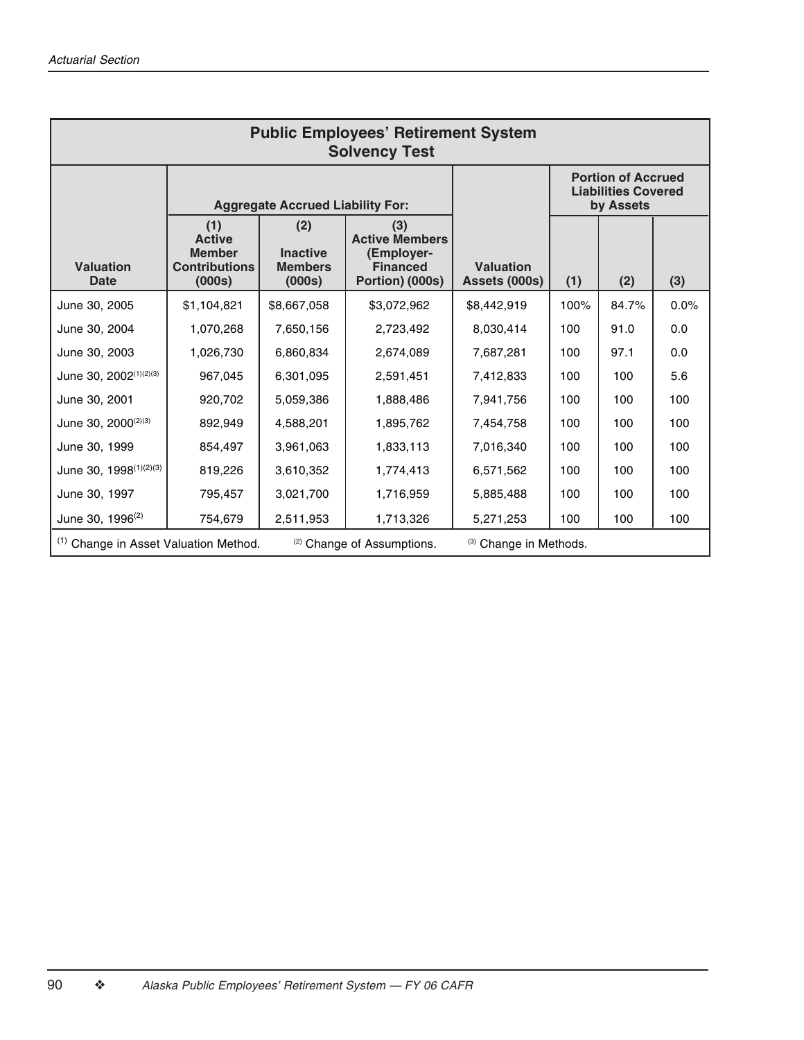## Public Employees' Retirement System Solvency Test

| Valuation Date | Aggregate Accrued Liability For: | | | Valuation Assets (000s) | Portion of Accrued Liabilities Covered by Assets | | |
|---|---|---|---|---|---|---|---|
| | (1) Active Member Contributions (000s) | (2) Inactive Members (000s) | (3) Active Members (Employer-Financed Portion) (000s) | | (1) | (2) | (3) |
| June 30, 2005 | $1,104,821 | $8,667,058 | $3,072,962 | $8,442,919 | 100% | 84.7% | 0.0% |
| June 30, 2004 | 1,070,268 | 7,650,156 | 2,723,492 | 8,030,414 | 100 | 91.0 | 0.0 |
| June 30, 2003 | 1,026,730 | 6,860,834 | 2,674,089 | 7,687,281 | 100 | 97.1 | 0.0 |
| June 30, 2002(1)(2)(3) | 967,045 | 6,301,095 | 2,591,451 | 7,412,833 | 100 | 100 | 5.6 |
| June 30, 2001 | 920,702 | 5,059,386 | 1,888,486 | 7,941,756 | 100 | 100 | 100 |
| June 30, 2000(2)(3) | 892,949 | 4,588,201 | 1,895,762 | 7,454,758 | 100 | 100 | 100 |
| June 30, 1999 | 854,497 | 3,961,063 | 1,833,113 | 7,016,340 | 100 | 100 | 100 |
| June 30, 1998(1)(2)(3) | 819,226 | 3,610,352 | 1,774,413 | 6,571,562 | 100 | 100 | 100 |
| June 30, 1997 | 795,457 | 3,021,700 | 1,716,959 | 5,885,488 | 100 | 100 | 100 |
| June 30, 1996(2) | 754,679 | 2,511,953 | 1,713,326 | 5,271,253 | 100 | 100 | 100 |

(1) Change in Asset Valuation Method. (2) Change of Assumptions. (3) Change in Methods.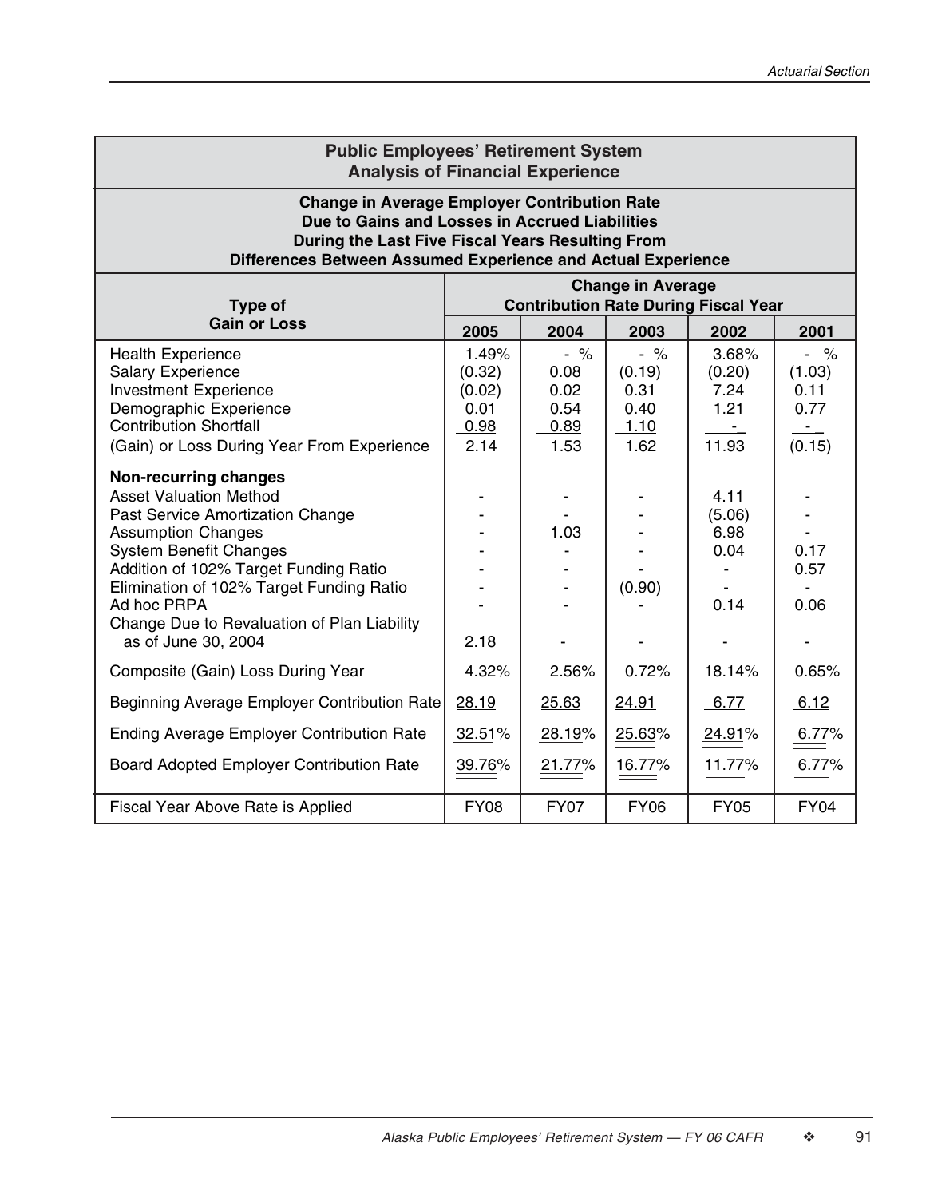## Public Employees' Retirement System
## Analysis of Financial Experience

**Change in Average Employer Contribution Rate Due to Gains and Losses in Accrued Liabilities During the Last Five Fiscal Years Resulting From Differences Between Assumed Experience and Actual Experience**

| Type of Gain or Loss | Change in Average Contribution Rate During Fiscal Year | | | | |
|---|---|---|---|---|---|
| | 2005 | 2004 | 2003 | 2002 | 2001 |
| Health Experience | 1.49% | - % | - % | 3.68% | - % |
| Salary Experience | (0.32) | 0.08 | (0.19) | (0.20) | (1.03) |
| Investment Experience | (0.02) | 0.02 | 0.31 | 7.24 | 0.11 |
| Demographic Experience | 0.01 | 0.54 | 0.40 | 1.21 | 0.77 |
| Contribution Shortfall | 0.98 | 0.89 | 1.10 | - | - |
| (Gain) or Loss During Year From Experience | 2.14 | 1.53 | 1.62 | 11.93 | (0.15) |
| **Non-recurring changes** | | | | | |
| Asset Valuation Method | - | - | - | 4.11 | - |
| Past Service Amortization Change | - | - | - | (5.06) | - |
| Assumption Changes | - | 1.03 | - | 6.98 | - |
| System Benefit Changes | - | - | - | 0.04 | 0.17 |
| Addition of 102% Target Funding Ratio | - | - | - | - | 0.57 |
| Elimination of 102% Target Funding Ratio | - | - | (0.90) | - | - |
| Ad hoc PRPA | - | - | - | 0.14 | 0.06 |
| Change Due to Revaluation of Plan Liability as of June 30, 2004 | 2.18 | - | - | - | - |
| Composite (Gain) Loss During Year | 4.32% | 2.56% | 0.72% | 18.14% | 0.65% |
| Beginning Average Employer Contribution Rate | 28.19 | 25.63 | 24.91 | 6.77 | 6.12 |
| Ending Average Employer Contribution Rate | 32.51% | 28.19% | 25.63% | 24.91% | 6.77% |
| Board Adopted Employer Contribution Rate | 39.76% | 21.77% | 16.77% | 11.77% | 6.77% |
| Fiscal Year Above Rate is Applied | FY08 | FY07 | FY06 | FY05 | FY04 |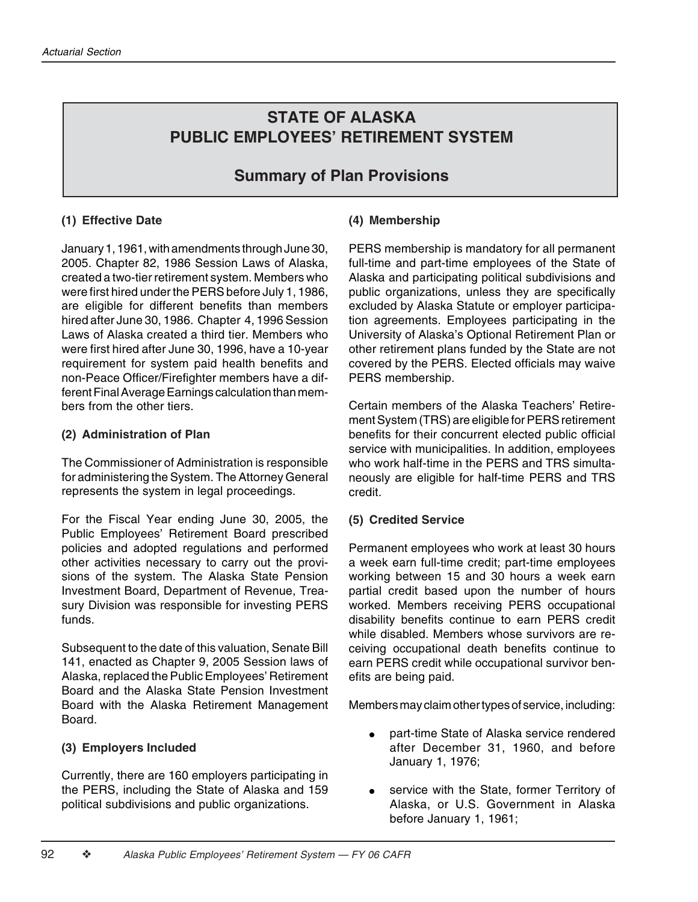# STATE OF ALASKA PUBLIC EMPLOYEES' RETIREMENT SYSTEM

## Summary of Plan Provisions

### (1) Effective Date

January 1, 1961, with amendments through June 30, 2005. Chapter 82, 1986 Session Laws of Alaska, created a two-tier retirement system. Members who were first hired under the PERS before July 1, 1986, are eligible for different benefits than members hired after June 30, 1986. Chapter 4, 1996 Session Laws of Alaska created a third tier. Members who were first hired after June 30, 1996, have a 10-year requirement for system paid health benefits and non-Peace Officer/Firefighter members have a different Final Average Earnings calculation than members from the other tiers.

### (2) Administration of Plan

The Commissioner of Administration is responsible for administering the System. The Attorney General represents the system in legal proceedings.

For the Fiscal Year ending June 30, 2005, the Public Employees' Retirement Board prescribed policies and adopted regulations and performed other activities necessary to carry out the provisions of the system. The Alaska State Pension Investment Board, Department of Revenue, Treasury Division was responsible for investing PERS funds.

Subsequent to the date of this valuation, Senate Bill 141, enacted as Chapter 9, 2005 Session laws of Alaska, replaced the Public Employees' Retirement Board and the Alaska State Pension Investment Board with the Alaska Retirement Management Board.

### (3) Employers Included

Currently, there are 160 employers participating in the PERS, including the State of Alaska and 159 political subdivisions and public organizations.

### (4) Membership

PERS membership is mandatory for all permanent full-time and part-time employees of the State of Alaska and participating political subdivisions and public organizations, unless they are specifically excluded by Alaska Statute or employer participation agreements. Employees participating in the University of Alaska's Optional Retirement Plan or other retirement plans funded by the State are not covered by the PERS. Elected officials may waive PERS membership.

Certain members of the Alaska Teachers' Retirement System (TRS) are eligible for PERS retirement benefits for their concurrent elected public official service with municipalities. In addition, employees who work half-time in the PERS and TRS simultaneously are eligible for half-time PERS and TRS credit.

### (5) Credited Service

Permanent employees who work at least 30 hours a week earn full-time credit; part-time employees working between 15 and 30 hours a week earn partial credit based upon the number of hours worked. Members receiving PERS occupational disability benefits continue to earn PERS credit while disabled. Members whose survivors are receiving occupational death benefits continue to earn PERS credit while occupational survivor benefits are being paid.

Members may claim other types of service, including:

- part-time State of Alaska service rendered after December 31, 1960, and before January 1, 1976;
- service with the State, former Territory of Alaska, or U.S. Government in Alaska before January 1, 1961;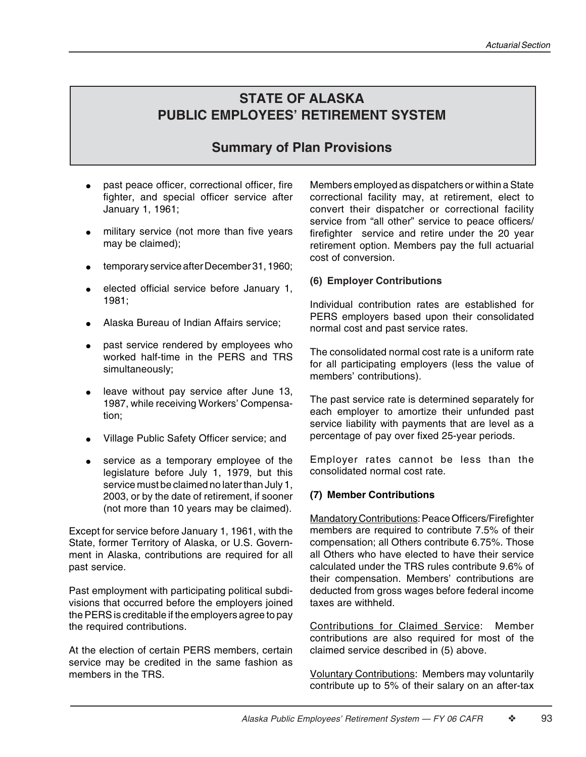# STATE OF ALASKA
# PUBLIC EMPLOYEES' RETIREMENT SYSTEM

## Summary of Plan Provisions

- past peace officer, correctional officer, fire fighter, and special officer service after January 1, 1961;
- military service (not more than five years may be claimed);
- temporary service after December 31, 1960;
- elected official service before January 1, 1981;
- Alaska Bureau of Indian Affairs service;
- past service rendered by employees who worked half-time in the PERS and TRS simultaneously;
- leave without pay service after June 13, 1987, while receiving Workers' Compensation;
- Village Public Safety Officer service; and
- service as a temporary employee of the legislature before July 1, 1979, but this service must be claimed no later than July 1, 2003, or by the date of retirement, if sooner (not more than 10 years may be claimed).

Except for service before January 1, 1961, with the State, former Territory of Alaska, or U.S. Government in Alaska, contributions are required for all past service.

Past employment with participating political subdivisions that occurred before the employers joined the PERS is creditable if the employers agree to pay the required contributions.

At the election of certain PERS members, certain service may be credited in the same fashion as members in the TRS.

Members employed as dispatchers or within a State correctional facility may, at retirement, elect to convert their dispatcher or correctional facility service from "all other" service to peace officers/firefighter service and retire under the 20 year retirement option. Members pay the full actuarial cost of conversion.

### (6) Employer Contributions

Individual contribution rates are established for PERS employers based upon their consolidated normal cost and past service rates.

The consolidated normal cost rate is a uniform rate for all participating employers (less the value of members' contributions).

The past service rate is determined separately for each employer to amortize their unfunded past service liability with payments that are level as a percentage of pay over fixed 25-year periods.

Employer rates cannot be less than the consolidated normal cost rate.

### (7) Member Contributions

Mandatory Contributions: Peace Officers/Firefighter members are required to contribute 7.5% of their compensation; all Others contribute 6.75%. Those all Others who have elected to have their service calculated under the TRS rules contribute 9.6% of their compensation. Members' contributions are deducted from gross wages before federal income taxes are withheld.

Contributions for Claimed Service: Member contributions are also required for most of the claimed service described in (5) above.

Voluntary Contributions: Members may voluntarily contribute up to 5% of their salary on an after-tax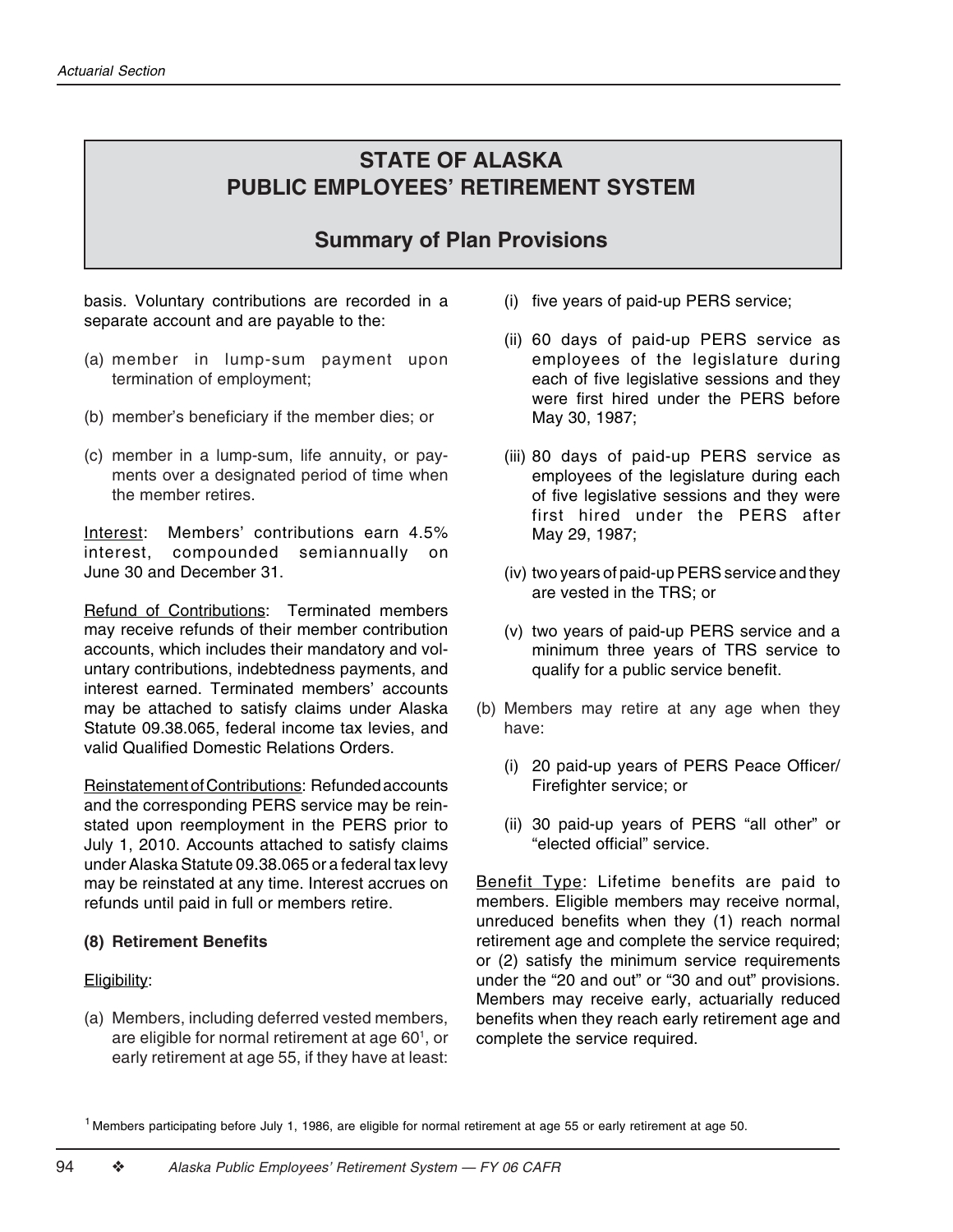# STATE OF ALASKA PUBLIC EMPLOYEES' RETIREMENT SYSTEM

## Summary of Plan Provisions

basis. Voluntary contributions are recorded in a separate account and are payable to the:

(a) member in lump-sum payment upon termination of employment;

(b) member's beneficiary if the member dies; or

(c) member in a lump-sum, life annuity, or payments over a designated period of time when the member retires.

Interest: Members' contributions earn 4.5% interest, compounded semiannually on June 30 and December 31.

Refund of Contributions: Terminated members may receive refunds of their member contribution accounts, which includes their mandatory and voluntary contributions, indebtedness payments, and interest earned. Terminated members' accounts may be attached to satisfy claims under Alaska Statute 09.38.065, federal income tax levies, and valid Qualified Domestic Relations Orders.

Reinstatement of Contributions: Refunded accounts and the corresponding PERS service may be reinstated upon reemployment in the PERS prior to July 1, 2010. Accounts attached to satisfy claims under Alaska Statute 09.38.065 or a federal tax levy may be reinstated at any time. Interest accrues on refunds until paid in full or members retire.

**(8) Retirement Benefits**

Eligibility:

(a) Members, including deferred vested members, are eligible for normal retirement at age 60[1], or early retirement at age 55, if they have at least:

   (i) five years of paid-up PERS service;

   (ii) 60 days of paid-up PERS service as employees of the legislature during each of five legislative sessions and they were first hired under the PERS before May 30, 1987;

   (iii) 80 days of paid-up PERS service as employees of the legislature during each of five legislative sessions and they were first hired under the PERS after May 29, 1987;

   (iv) two years of paid-up PERS service and they are vested in the TRS; or

   (v) two years of paid-up PERS service and a minimum three years of TRS service to qualify for a public service benefit.

(b) Members may retire at any age when they have:

   (i) 20 paid-up years of PERS Peace Officer/ Firefighter service; or

   (ii) 30 paid-up years of PERS "all other" or "elected official" service.

Benefit Type: Lifetime benefits are paid to members. Eligible members may receive normal, unreduced benefits when they (1) reach normal retirement age and complete the service required; or (2) satisfy the minimum service requirements under the "20 and out" or "30 and out" provisions. Members may receive early, actuarially reduced benefits when they reach early retirement age and complete the service required.

[1] Members participating before July 1, 1986, are eligible for normal retirement at age 55 or early retirement at age 50.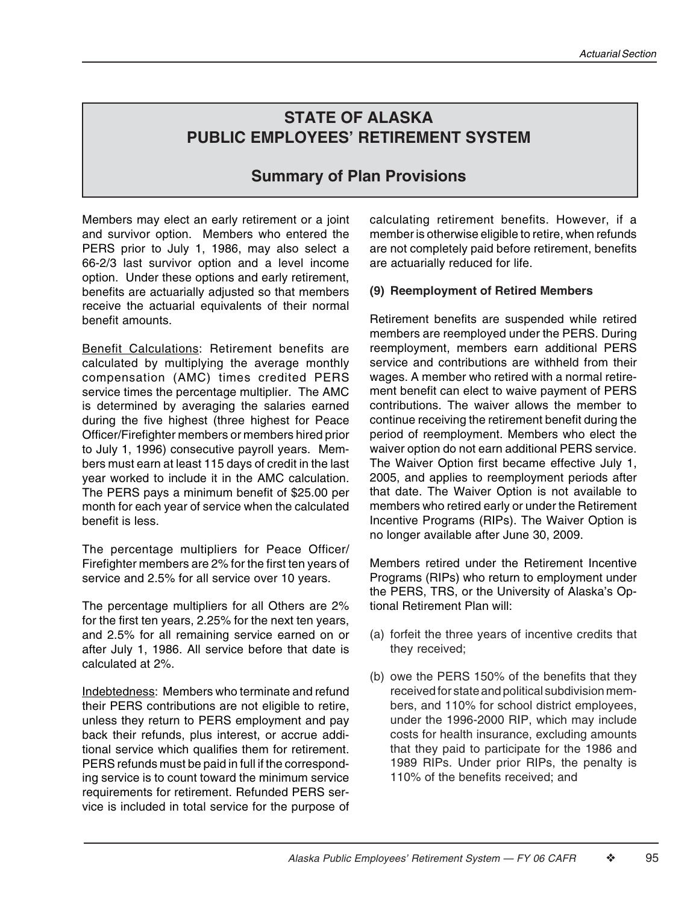# STATE OF ALASKA PUBLIC EMPLOYEES' RETIREMENT SYSTEM

## Summary of Plan Provisions

Members may elect an early retirement or a joint and survivor option. Members who entered the PERS prior to July 1, 1986, may also select a 66-2/3 last survivor option and a level income option. Under these options and early retirement, benefits are actuarially adjusted so that members receive the actuarial equivalents of their normal benefit amounts.

Benefit Calculations: Retirement benefits are calculated by multiplying the average monthly compensation (AMC) times credited PERS service times the percentage multiplier. The AMC is determined by averaging the salaries earned during the five highest (three highest for Peace Officer/Firefighter members or members hired prior to July 1, 1996) consecutive payroll years. Members must earn at least 115 days of credit in the last year worked to include it in the AMC calculation. The PERS pays a minimum benefit of $25.00 per month for each year of service when the calculated benefit is less.

The percentage multipliers for Peace Officer/Firefighter members are 2% for the first ten years of service and 2.5% for all service over 10 years.

The percentage multipliers for all Others are 2% for the first ten years, 2.25% for the next ten years, and 2.5% for all remaining service earned on or after July 1, 1986. All service before that date is calculated at 2%.

Indebtedness: Members who terminate and refund their PERS contributions are not eligible to retire, unless they return to PERS employment and pay back their refunds, plus interest, or accrue additional service which qualifies them for retirement. PERS refunds must be paid in full if the corresponding service is to count toward the minimum service requirements for retirement. Refunded PERS service is included in total service for the purpose of calculating retirement benefits. However, if a member is otherwise eligible to retire, when refunds are not completely paid before retirement, benefits are actuarially reduced for life.

**(9) Reemployment of Retired Members**

Retirement benefits are suspended while retired members are reemployed under the PERS. During reemployment, members earn additional PERS service and contributions are withheld from their wages. A member who retired with a normal retirement benefit can elect to waive payment of PERS contributions. The waiver allows the member to continue receiving the retirement benefit during the period of reemployment. Members who elect the waiver option do not earn additional PERS service. The Waiver Option first became effective July 1, 2005, and applies to reemployment periods after that date. The Waiver Option is not available to members who retired early or under the Retirement Incentive Programs (RIPs). The Waiver Option is no longer available after June 30, 2009.

Members retired under the Retirement Incentive Programs (RIPs) who return to employment under the PERS, TRS, or the University of Alaska's Optional Retirement Plan will:

(a) forfeit the three years of incentive credits that they received;

(b) owe the PERS 150% of the benefits that they received for state and political subdivision members, and 110% for school district employees, under the 1996-2000 RIP, which may include costs for health insurance, excluding amounts that they paid to participate for the 1986 and 1989 RIPs. Under prior RIPs, the penalty is 110% of the benefits received; and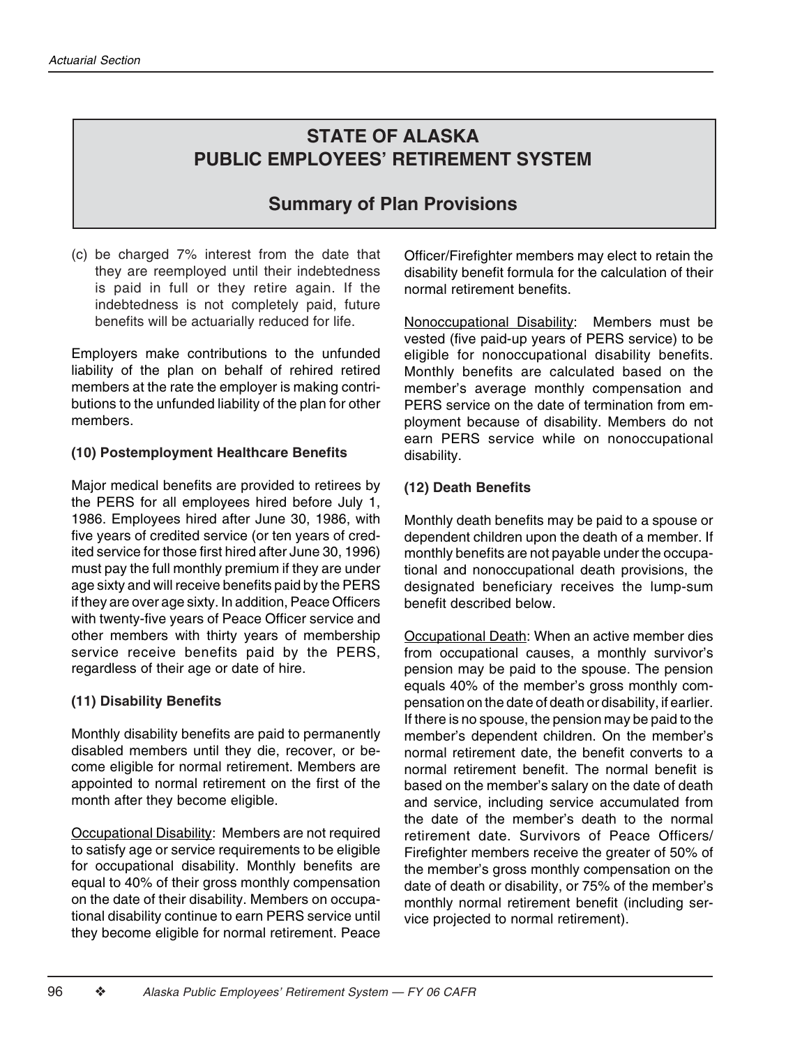# STATE OF ALASKA
# PUBLIC EMPLOYEES' RETIREMENT SYSTEM

## Summary of Plan Provisions

(c) be charged 7% interest from the date that they are reemployed until their indebtedness is paid in full or they retire again. If the indebtedness is not completely paid, future benefits will be actuarially reduced for life.

Employers make contributions to the unfunded liability of the plan on behalf of rehired retired members at the rate the employer is making contributions to the unfunded liability of the plan for other members.

**(10) Postemployment Healthcare Benefits**

Major medical benefits are provided to retirees by the PERS for all employees hired before July 1, 1986. Employees hired after June 30, 1986, with five years of credited service (or ten years of credited service for those first hired after June 30, 1996) must pay the full monthly premium if they are under age sixty and will receive benefits paid by the PERS if they are over age sixty. In addition, Peace Officers with twenty-five years of Peace Officer service and other members with thirty years of membership service receive benefits paid by the PERS, regardless of their age or date of hire.

**(11) Disability Benefits**

Monthly disability benefits are paid to permanently disabled members until they die, recover, or become eligible for normal retirement. Members are appointed to normal retirement on the first of the month after they become eligible.

Occupational Disability: Members are not required to satisfy age or service requirements to be eligible for occupational disability. Monthly benefits are equal to 40% of their gross monthly compensation on the date of their disability. Members on occupational disability continue to earn PERS service until they become eligible for normal retirement. Peace Officer/Firefighter members may elect to retain the disability benefit formula for the calculation of their normal retirement benefits.

Nonoccupational Disability: Members must be vested (five paid-up years of PERS service) to be eligible for nonoccupational disability benefits. Monthly benefits are calculated based on the member's average monthly compensation and PERS service on the date of termination from employment because of disability. Members do not earn PERS service while on nonoccupational disability.

**(12) Death Benefits**

Monthly death benefits may be paid to a spouse or dependent children upon the death of a member. If monthly benefits are not payable under the occupational and nonoccupational death provisions, the designated beneficiary receives the lump-sum benefit described below.

Occupational Death: When an active member dies from occupational causes, a monthly survivor's pension may be paid to the spouse. The pension equals 40% of the member's gross monthly compensation on the date of death or disability, if earlier. If there is no spouse, the pension may be paid to the member's dependent children. On the member's normal retirement date, the benefit converts to a normal retirement benefit. The normal benefit is based on the member's salary on the date of death and service, including service accumulated from the date of the member's death to the normal retirement date. Survivors of Peace Officers/ Firefighter members receive the greater of 50% of the member's gross monthly compensation on the date of death or disability, or 75% of the member's monthly normal retirement benefit (including service projected to normal retirement).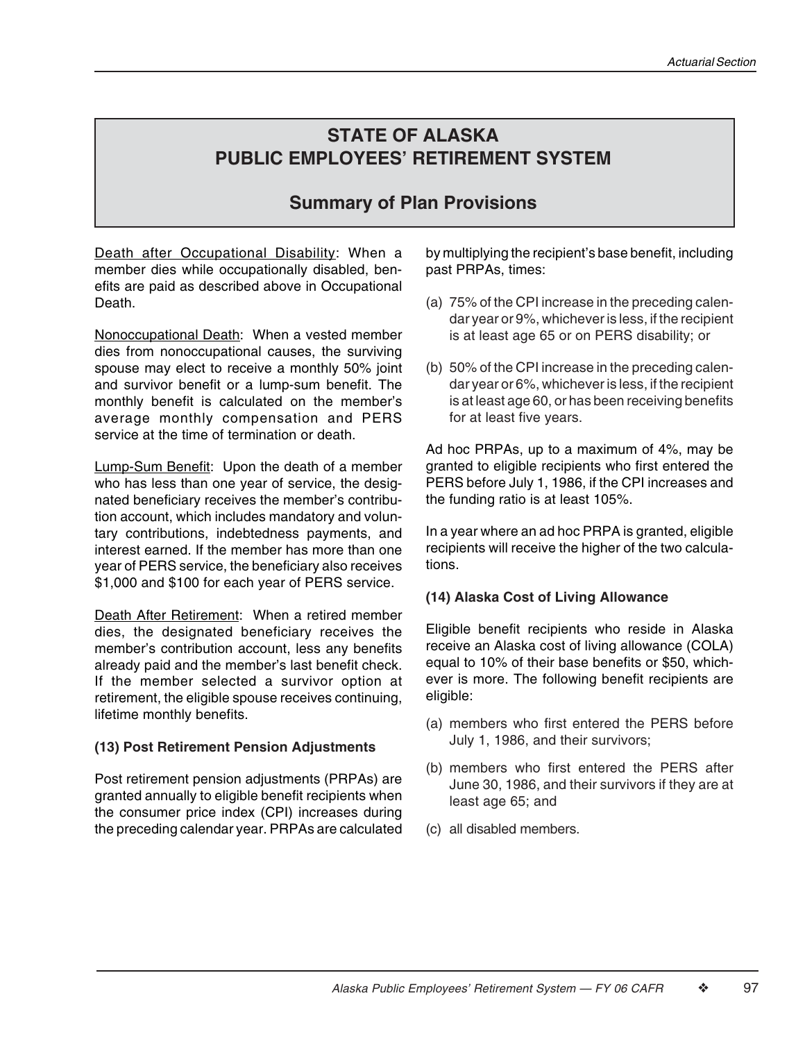# STATE OF ALASKA
# PUBLIC EMPLOYEES' RETIREMENT SYSTEM

## Summary of Plan Provisions

Death after Occupational Disability: When a member dies while occupationally disabled, benefits are paid as described above in Occupational Death.

Nonoccupational Death: When a vested member dies from nonoccupational causes, the surviving spouse may elect to receive a monthly 50% joint and survivor benefit or a lump-sum benefit. The monthly benefit is calculated on the member's average monthly compensation and PERS service at the time of termination or death.

Lump-Sum Benefit: Upon the death of a member who has less than one year of service, the designated beneficiary receives the member's contribution account, which includes mandatory and voluntary contributions, indebtedness payments, and interest earned. If the member has more than one year of PERS service, the beneficiary also receives $1,000 and $100 for each year of PERS service.

Death After Retirement: When a retired member dies, the designated beneficiary receives the member's contribution account, less any benefits already paid and the member's last benefit check. If the member selected a survivor option at retirement, the eligible spouse receives continuing, lifetime monthly benefits.

**(13) Post Retirement Pension Adjustments**

Post retirement pension adjustments (PRPAs) are granted annually to eligible benefit recipients when the consumer price index (CPI) increases during the preceding calendar year. PRPAs are calculated by multiplying the recipient's base benefit, including past PRPAs, times:

(a) 75% of the CPI increase in the preceding calendar year or 9%, whichever is less, if the recipient is at least age 65 or on PERS disability; or

(b) 50% of the CPI increase in the preceding calendar year or 6%, whichever is less, if the recipient is at least age 60, or has been receiving benefits for at least five years.

Ad hoc PRPAs, up to a maximum of 4%, may be granted to eligible recipients who first entered the PERS before July 1, 1986, if the CPI increases and the funding ratio is at least 105%.

In a year where an ad hoc PRPA is granted, eligible recipients will receive the higher of the two calculations.

**(14) Alaska Cost of Living Allowance**

Eligible benefit recipients who reside in Alaska receive an Alaska cost of living allowance (COLA) equal to 10% of their base benefits or $50, whichever is more. The following benefit recipients are eligible:

(a) members who first entered the PERS before July 1, 1986, and their survivors;

(b) members who first entered the PERS after June 30, 1986, and their survivors if they are at least age 65; and

(c) all disabled members.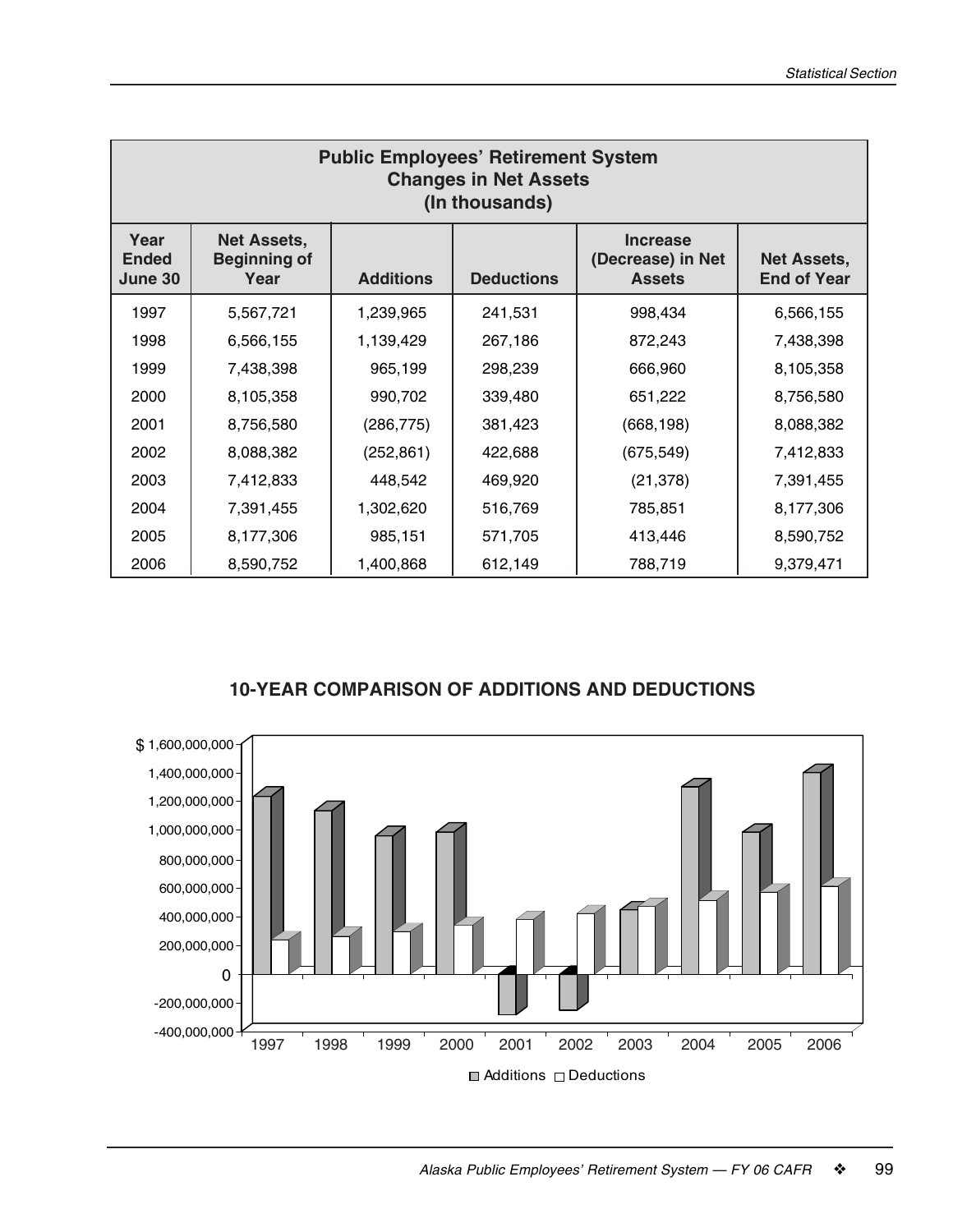## Public Employees' Retirement System
### Changes in Net Assets
### (In thousands)

| Year Ended June 30 | Net Assets, Beginning of Year | Additions | Deductions | Increase (Decrease) in Net Assets | Net Assets, End of Year |
|---|---|---|---|---|---|
| 1997 | 5,567,721 | 1,239,965 | 241,531 | 998,434 | 6,566,155 |
| 1998 | 6,566,155 | 1,139,429 | 267,186 | 872,243 | 7,438,398 |
| 1999 | 7,438,398 | 965,199 | 298,239 | 666,960 | 8,105,358 |
| 2000 | 8,105,358 | 990,702 | 339,480 | 651,222 | 8,756,580 |
| 2001 | 8,756,580 | (286,775) | 381,423 | (668,198) | 8,088,382 |
| 2002 | 8,088,382 | (252,861) | 422,688 | (675,549) | 7,412,833 |
| 2003 | 7,412,833 | 448,542 | 469,920 | (21,378) | 7,391,455 |
| 2004 | 7,391,455 | 1,302,620 | 516,769 | 785,851 | 8,177,306 |
| 2005 | 8,177,306 | 985,151 | 571,705 | 413,446 | 8,590,752 |
| 2006 | 8,590,752 | 1,400,868 | 612,149 | 788,719 | 9,379,471 |

## 10-YEAR COMPARISON OF ADDITIONS AND DEDUCTIONS

$ 1,600,000,000
1,400,000,000
1,200,000,000
1,000,000,000
800,000,000
600,000,000
400,000,000
200,000,000
0
-200,000,000
-400,000,000

1997 1998 1999 2000 2001 2002 2003 2004 2005 2006

Additions Deductions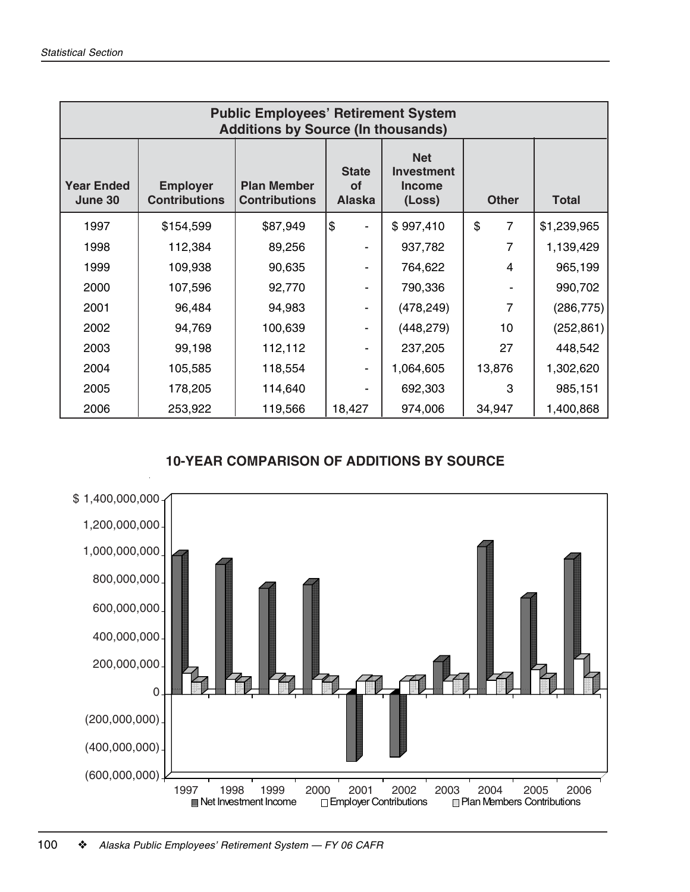| Public Employees' Retirement System Additions by Source (In thousands) | | | | | | |
|---|---|---|---|---|---|---|
| Year Ended June 30 | Employer Contributions | Plan Member Contributions | State of Alaska | Net Investment Income (Loss) | Other | Total |
| 1997 | $154,599 | $87,949 | $ - | $ 997,410 | $ 7 | $1,239,965 |
| 1998 | 112,384 | 89,256 | - | 937,782 | 7 | 1,139,429 |
| 1999 | 109,938 | 90,635 | - | 764,622 | 4 | 965,199 |
| 2000 | 107,596 | 92,770 | - | 790,336 | - | 990,702 |
| 2001 | 96,484 | 94,983 | - | (478,249) | 7 | (286,775) |
| 2002 | 94,769 | 100,639 | - | (448,279) | 10 | (252,861) |
| 2003 | 99,198 | 112,112 | - | 237,205 | 27 | 448,542 |
| 2004 | 105,585 | 118,554 | - | 1,064,605 | 13,876 | 1,302,620 |
| 2005 | 178,205 | 114,640 | - | 692,303 | 3 | 985,151 |
| 2006 | 253,922 | 119,566 | 18,427 | 974,006 | 34,947 | 1,400,868 |

**10-YEAR COMPARISON OF ADDITIONS BY SOURCE**

$ 1,400,000,000
1,200,000,000
1,000,000,000
800,000,000
600,000,000
400,000,000
200,000,000
0
(200,000,000)
(400,000,000)
(600,000,000)

1997 1998 1999 2000 2001 2002 2003 2004 2005 2006

Net Investment Income / Employer Contributions / Plan Members Contributions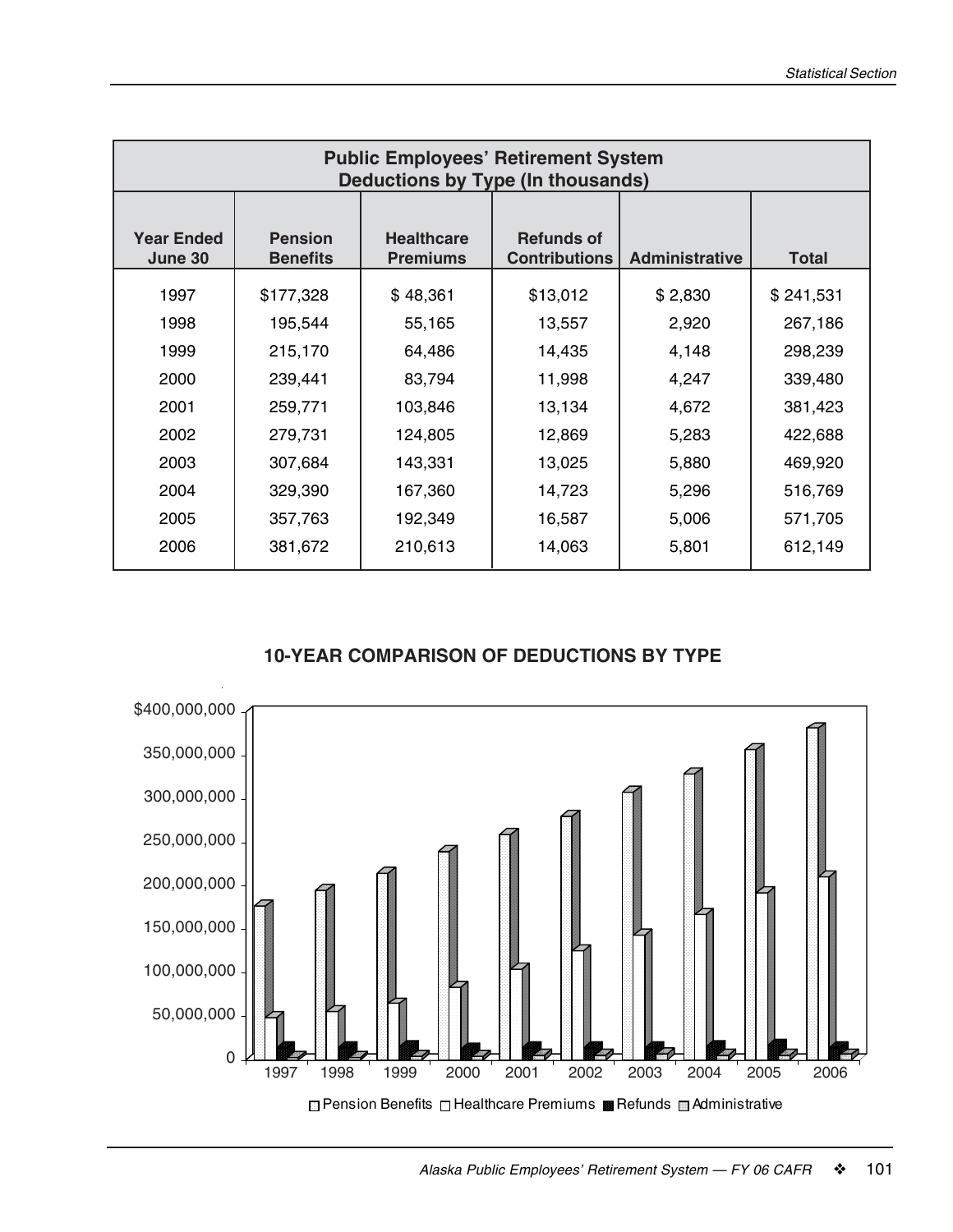## Public Employees' Retirement System
### Deductions by Type (In thousands)

| Year Ended June 30 | Pension Benefits | Healthcare Premiums | Refunds of Contributions | Administrative | Total |
|---|---|---|---|---|---|
| 1997 | $177,328 | $ 48,361 | $13,012 | $ 2,830 | $ 241,531 |
| 1998 | 195,544 | 55,165 | 13,557 | 2,920 | 267,186 |
| 1999 | 215,170 | 64,486 | 14,435 | 4,148 | 298,239 |
| 2000 | 239,441 | 83,794 | 11,998 | 4,247 | 339,480 |
| 2001 | 259,771 | 103,846 | 13,134 | 4,672 | 381,423 |
| 2002 | 279,731 | 124,805 | 12,869 | 5,283 | 422,688 |
| 2003 | 307,684 | 143,331 | 13,025 | 5,880 | 469,920 |
| 2004 | 329,390 | 167,360 | 14,723 | 5,296 | 516,769 |
| 2005 | 357,763 | 192,349 | 16,587 | 5,006 | 571,705 |
| 2006 | 381,672 | 210,613 | 14,063 | 5,801 | 612,149 |

### 10-YEAR COMPARISON OF DEDUCTIONS BY TYPE

| Year | Pension Benefits | Healthcare Premiums | Refunds | Administrative |
|---|---|---|---|---|
| 1997 | 177,328,000 | 48,361,000 | 13,012,000 | 2,830,000 |
| 1998 | 195,544,000 | 55,165,000 | 13,557,000 | 2,920,000 |
| 1999 | 215,170,000 | 64,486,000 | 14,435,000 | 4,148,000 |
| 2000 | 239,441,000 | 83,794,000 | 11,998,000 | 4,247,000 |
| 2001 | 259,771,000 | 103,846,000 | 13,134,000 | 4,672,000 |
| 2002 | 279,731,000 | 124,805,000 | 12,869,000 | 5,283,000 |
| 2003 | 307,684,000 | 143,331,000 | 13,025,000 | 5,880,000 |
| 2004 | 329,390,000 | 167,360,000 | 14,723,000 | 5,296,000 |
| 2005 | 357,763,000 | 192,349,000 | 16,587,000 | 5,006,000 |
| 2006 | 381,672,000 | 210,613,000 | 14,063,000 | 5,801,000 |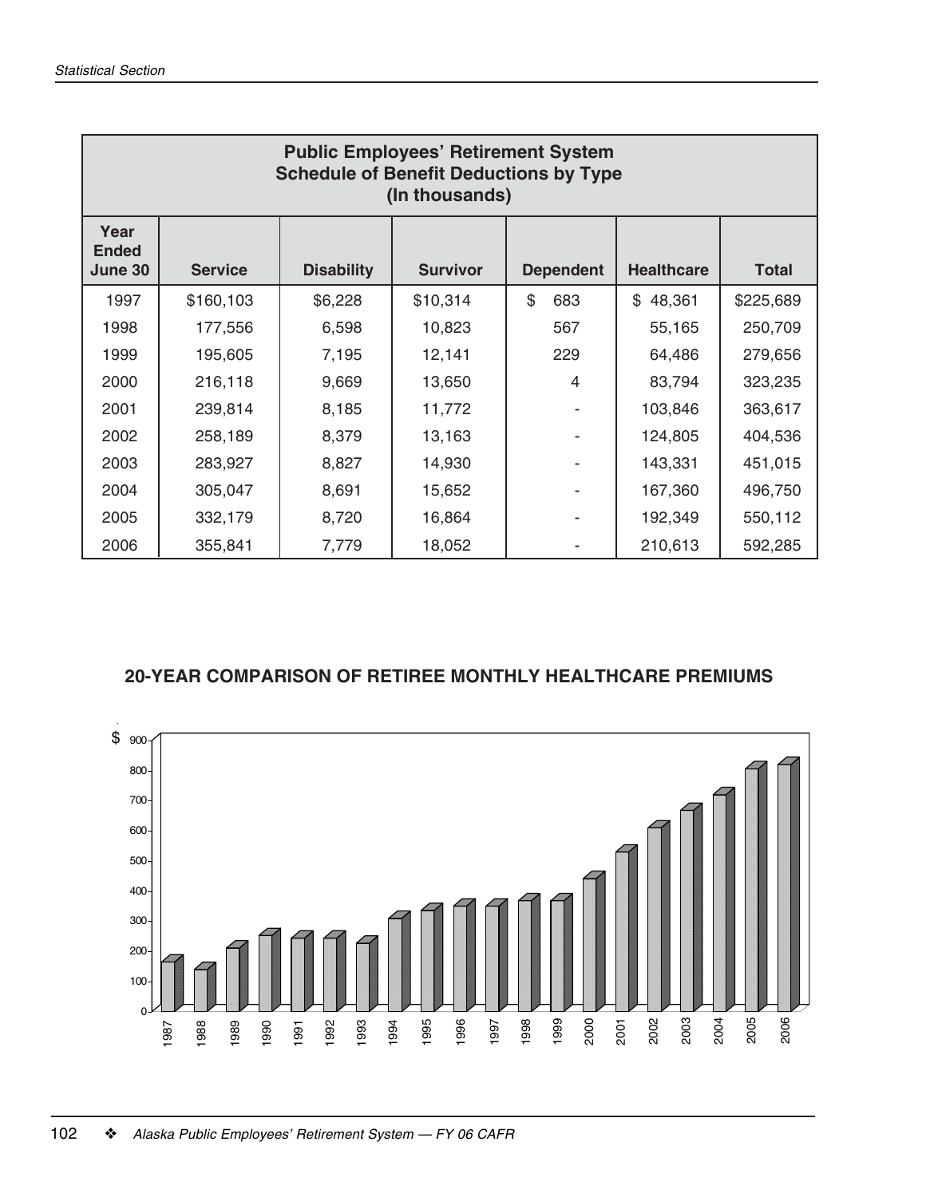| Public Employees' Retirement System Schedule of Benefit Deductions by Type (In thousands) | | | | | | |
|---|---|---|---|---|---|---|
| Year Ended June 30 | Service | Disability | Survivor | Dependent | Healthcare | Total |
| 1997 | $160,103 | $6,228 | $10,314 | $ 683 | $ 48,361 | $225,689 |
| 1998 | 177,556 | 6,598 | 10,823 | 567 | 55,165 | 250,709 |
| 1999 | 195,605 | 7,195 | 12,141 | 229 | 64,486 | 279,656 |
| 2000 | 216,118 | 9,669 | 13,650 | 4 | 83,794 | 323,235 |
| 2001 | 239,814 | 8,185 | 11,772 | - | 103,846 | 363,617 |
| 2002 | 258,189 | 8,379 | 13,163 | - | 124,805 | 404,536 |
| 2003 | 283,927 | 8,827 | 14,930 | - | 143,331 | 451,015 |
| 2004 | 305,047 | 8,691 | 15,652 | - | 167,360 | 496,750 |
| 2005 | 332,179 | 8,720 | 16,864 | - | 192,349 | 550,112 |
| 2006 | 355,841 | 7,779 | 18,052 | - | 210,613 | 592,285 |

## 20-YEAR COMPARISON OF RETIREE MONTHLY HEALTHCARE PREMIUMS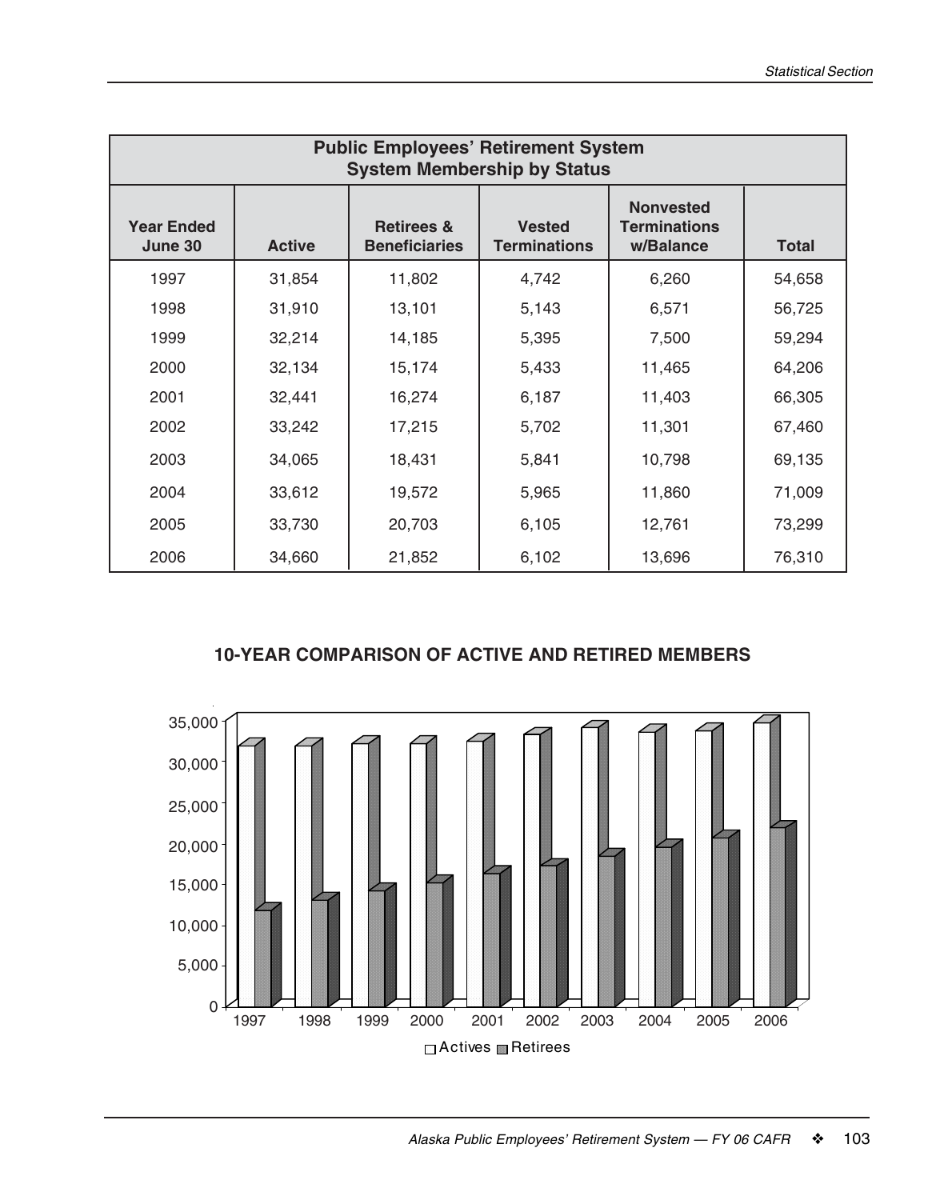## Public Employees' Retirement System
### System Membership by Status

| Year Ended June 30 | Active | Retirees & Beneficiaries | Vested Terminations | Nonvested Terminations w/Balance | Total |
|---|---|---|---|---|---|
| 1997 | 31,854 | 11,802 | 4,742 | 6,260 | 54,658 |
| 1998 | 31,910 | 13,101 | 5,143 | 6,571 | 56,725 |
| 1999 | 32,214 | 14,185 | 5,395 | 7,500 | 59,294 |
| 2000 | 32,134 | 15,174 | 5,433 | 11,465 | 64,206 |
| 2001 | 32,441 | 16,274 | 6,187 | 11,403 | 66,305 |
| 2002 | 33,242 | 17,215 | 5,702 | 11,301 | 67,460 |
| 2003 | 34,065 | 18,431 | 5,841 | 10,798 | 69,135 |
| 2004 | 33,612 | 19,572 | 5,965 | 11,860 | 71,009 |
| 2005 | 33,730 | 20,703 | 6,105 | 12,761 | 73,299 |
| 2006 | 34,660 | 21,852 | 6,102 | 13,696 | 76,310 |

### 10-YEAR COMPARISON OF ACTIVE AND RETIRED MEMBERS

Actives / Retirees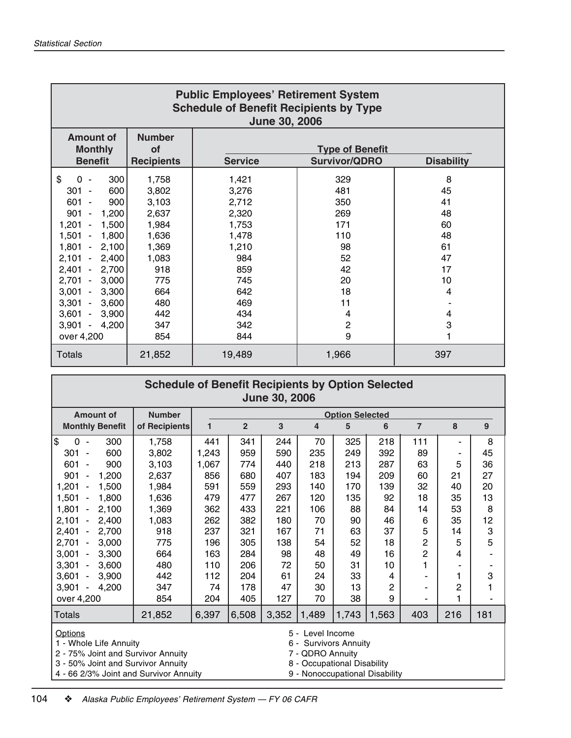## Public Employees' Retirement System
### Schedule of Benefit Recipients by Type
### June 30, 2006

| Amount of Monthly Benefit | Number of Recipients | Type of Benefit | | |
|---|---|---|---|---|
| | | Service | Survivor/QDRO | Disability |
| $ 0 - 300 | 1,758 | 1,421 | 329 | 8 |
| 301 - 600 | 3,802 | 3,276 | 481 | 45 |
| 601 - 900 | 3,103 | 2,712 | 350 | 41 |
| 901 - 1,200 | 2,637 | 2,320 | 269 | 48 |
| 1,201 - 1,500 | 1,984 | 1,753 | 171 | 60 |
| 1,501 - 1,800 | 1,636 | 1,478 | 110 | 48 |
| 1,801 - 2,100 | 1,369 | 1,210 | 98 | 61 |
| 2,101 - 2,400 | 1,083 | 984 | 52 | 47 |
| 2,401 - 2,700 | 918 | 859 | 42 | 17 |
| 2,701 - 3,000 | 775 | 745 | 20 | 10 |
| 3,001 - 3,300 | 664 | 642 | 18 | 4 |
| 3,301 - 3,600 | 480 | 469 | 11 | - |
| 3,601 - 3,900 | 442 | 434 | 4 | 4 |
| 3,901 - 4,200 | 347 | 342 | 2 | 3 |
| over 4,200 | 854 | 844 | 9 | 1 |
| Totals | 21,852 | 19,489 | 1,966 | 397 |

### Schedule of Benefit Recipients by Option Selected
### June 30, 2006

| Amount of Monthly Benefit | Number of Recipients | Option Selected | | | | | | | | |
|---|---|---|---|---|---|---|---|---|---|---|
| | | 1 | 2 | 3 | 4 | 5 | 6 | 7 | 8 | 9 |
| $ 0 - 300 | 1,758 | 441 | 341 | 244 | 70 | 325 | 218 | 111 | - | 8 |
| 301 - 600 | 3,802 | 1,243 | 959 | 590 | 235 | 249 | 392 | 89 | - | 45 |
| 601 - 900 | 3,103 | 1,067 | 774 | 440 | 218 | 213 | 287 | 63 | 5 | 36 |
| 901 - 1,200 | 2,637 | 856 | 680 | 407 | 183 | 194 | 209 | 60 | 21 | 27 |
| 1,201 - 1,500 | 1,984 | 591 | 559 | 293 | 140 | 170 | 139 | 32 | 40 | 20 |
| 1,501 - 1,800 | 1,636 | 479 | 477 | 267 | 120 | 135 | 92 | 18 | 35 | 13 |
| 1,801 - 2,100 | 1,369 | 362 | 433 | 221 | 106 | 88 | 84 | 14 | 53 | 8 |
| 2,101 - 2,400 | 1,083 | 262 | 382 | 180 | 70 | 90 | 46 | 6 | 35 | 12 |
| 2,401 - 2,700 | 918 | 237 | 321 | 167 | 71 | 63 | 37 | 5 | 14 | 3 |
| 2,701 - 3,000 | 775 | 196 | 305 | 138 | 54 | 52 | 18 | 2 | 5 | 5 |
| 3,001 - 3,300 | 664 | 163 | 284 | 98 | 48 | 49 | 16 | 2 | 4 | - |
| 3,301 - 3,600 | 480 | 110 | 206 | 72 | 50 | 31 | 10 | 1 | - | - |
| 3,601 - 3,900 | 442 | 112 | 204 | 61 | 24 | 33 | 4 | - | 1 | 3 |
| 3,901 - 4,200 | 347 | 74 | 178 | 47 | 30 | 13 | 2 | - | 2 | 1 |
| over 4,200 | 854 | 204 | 405 | 127 | 70 | 38 | 9 | - | 1 | - |
| Totals | 21,852 | 6,397 | 6,508 | 3,352 | 1,489 | 1,743 | 1,563 | 403 | 216 | 181 |

Options
1 - Whole Life Annuity
2 - 75% Joint and Survivor Annuity
3 - 50% Joint and Survivor Annuity
4 - 66 2/3% Joint and Survivor Annuity
5 - Level Income
6 - Survivors Annuity
7 - QDRO Annuity
8 - Occupational Disability
9 - Nonoccupational Disability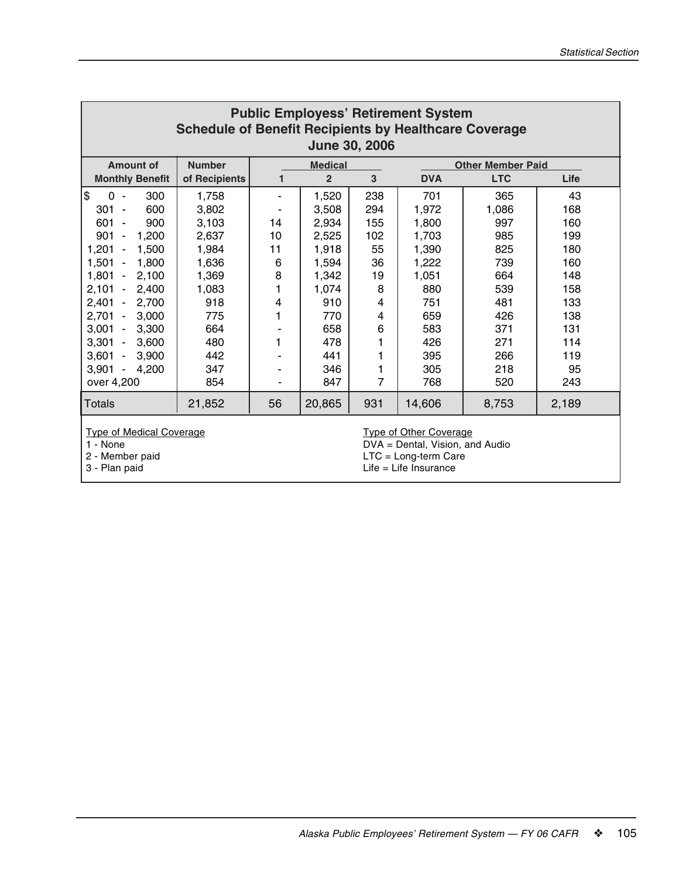## Public Employess' Retirement System
## Schedule of Benefit Recipients by Healthcare Coverage
## June 30, 2006

| Amount of Monthly Benefit | Number of Recipients | Medical | | | Other Member Paid | | |
|---|---|---|---|---|---|---|---|
| | | 1 | 2 | 3 | DVA | LTC | Life |
| $ 0 - 300 | 1,758 | - | 1,520 | 238 | 701 | 365 | 43 |
| 301 - 600 | 3,802 | - | 3,508 | 294 | 1,972 | 1,086 | 168 |
| 601 - 900 | 3,103 | 14 | 2,934 | 155 | 1,800 | 997 | 160 |
| 901 - 1,200 | 2,637 | 10 | 2,525 | 102 | 1,703 | 985 | 199 |
| 1,201 - 1,500 | 1,984 | 11 | 1,918 | 55 | 1,390 | 825 | 180 |
| 1,501 - 1,800 | 1,636 | 6 | 1,594 | 36 | 1,222 | 739 | 160 |
| 1,801 - 2,100 | 1,369 | 8 | 1,342 | 19 | 1,051 | 664 | 148 |
| 2,101 - 2,400 | 1,083 | 1 | 1,074 | 8 | 880 | 539 | 158 |
| 2,401 - 2,700 | 918 | 4 | 910 | 4 | 751 | 481 | 133 |
| 2,701 - 3,000 | 775 | 1 | 770 | 4 | 659 | 426 | 138 |
| 3,001 - 3,300 | 664 | - | 658 | 6 | 583 | 371 | 131 |
| 3,301 - 3,600 | 480 | 1 | 478 | 1 | 426 | 271 | 114 |
| 3,601 - 3,900 | 442 | - | 441 | 1 | 395 | 266 | 119 |
| 3,901 - 4,200 | 347 | - | 346 | 1 | 305 | 218 | 95 |
| over 4,200 | 854 | - | 847 | 7 | 768 | 520 | 243 |
| Totals | 21,852 | 56 | 20,865 | 931 | 14,606 | 8,753 | 2,189 |

Type of Medical Coverage
1 - None
2 - Member paid
3 - Plan paid

Type of Other Coverage
DVA = Dental, Vision, and Audio
LTC = Long-term Care
Life = Life Insurance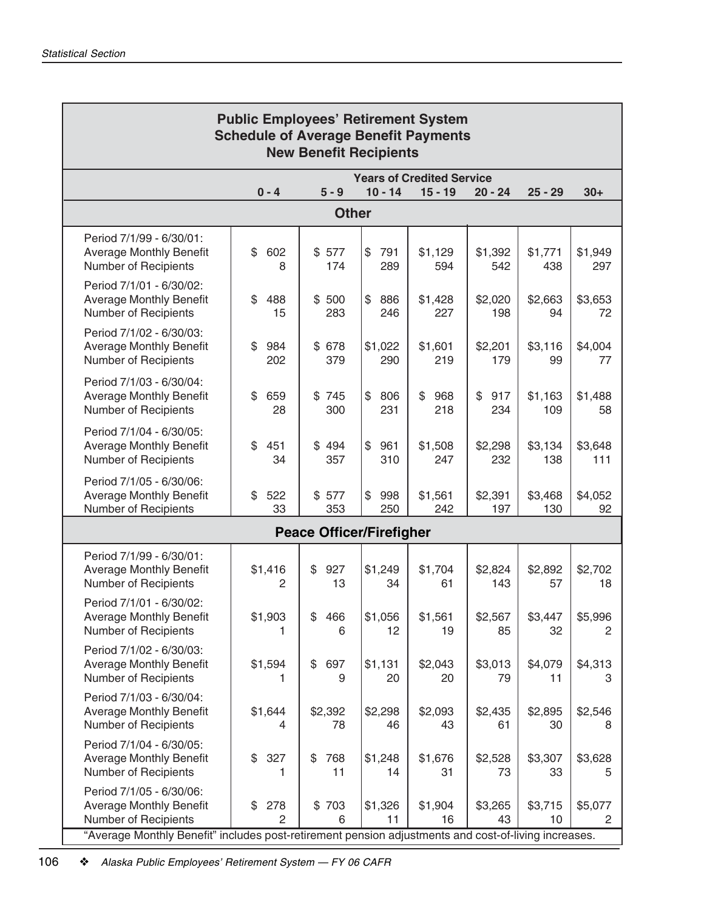## Public Employees' Retirement System
## Schedule of Average Benefit Payments
## New Benefit Recipients

| | Years of Credited Service | | | | | | |
|---|---|---|---|---|---|---|---|
| | 0 - 4 | 5 - 9 | 10 - 14 | 15 - 19 | 20 - 24 | 25 - 29 | 30+ |
| **Other** | | | | | | | |
| Period 7/1/99 - 6/30/01: | | | | | | | |
| Average Monthly Benefit | $ 602 | $ 577 | $ 791 | $1,129 | $1,392 | $1,771 | $1,949 |
| Number of Recipients | 8 | 174 | 289 | 594 | 542 | 438 | 297 |
| Period 7/1/01 - 6/30/02: | | | | | | | |
| Average Monthly Benefit | $ 488 | $ 500 | $ 886 | $1,428 | $2,020 | $2,663 | $3,653 |
| Number of Recipients | 15 | 283 | 246 | 227 | 198 | 94 | 72 |
| Period 7/1/02 - 6/30/03: | | | | | | | |
| Average Monthly Benefit | $ 984 | $ 678 | $1,022 | $1,601 | $2,201 | $3,116 | $4,004 |
| Number of Recipients | 202 | 379 | 290 | 219 | 179 | 99 | 77 |
| Period 7/1/03 - 6/30/04: | | | | | | | |
| Average Monthly Benefit | $ 659 | $ 745 | $ 806 | $ 968 | $ 917 | $1,163 | $1,488 |
| Number of Recipients | 28 | 300 | 231 | 218 | 234 | 109 | 58 |
| Period 7/1/04 - 6/30/05: | | | | | | | |
| Average Monthly Benefit | $ 451 | $ 494 | $ 961 | $1,508 | $2,298 | $3,134 | $3,648 |
| Number of Recipients | 34 | 357 | 310 | 247 | 232 | 138 | 111 |
| Period 7/1/05 - 6/30/06: | | | | | | | |
| Average Monthly Benefit | $ 522 | $ 577 | $ 998 | $1,561 | $2,391 | $3,468 | $4,052 |
| Number of Recipients | 33 | 353 | 250 | 242 | 197 | 130 | 92 |
| **Peace Officer/Firefigher** | | | | | | | |
| Period 7/1/99 - 6/30/01: | | | | | | | |
| Average Monthly Benefit | $1,416 | $ 927 | $1,249 | $1,704 | $2,824 | $2,892 | $2,702 |
| Number of Recipients | 2 | 13 | 34 | 61 | 143 | 57 | 18 |
| Period 7/1/01 - 6/30/02: | | | | | | | |
| Average Monthly Benefit | $1,903 | $ 466 | $1,056 | $1,561 | $2,567 | $3,447 | $5,996 |
| Number of Recipients | 1 | 6 | 12 | 19 | 85 | 32 | 2 |
| Period 7/1/02 - 6/30/03: | | | | | | | |
| Average Monthly Benefit | $1,594 | $ 697 | $1,131 | $2,043 | $3,013 | $4,079 | $4,313 |
| Number of Recipients | 1 | 9 | 20 | 20 | 79 | 11 | 3 |
| Period 7/1/03 - 6/30/04: | | | | | | | |
| Average Monthly Benefit | $1,644 | $2,392 | $2,298 | $2,093 | $2,435 | $2,895 | $2,546 |
| Number of Recipients | 4 | 78 | 46 | 43 | 61 | 30 | 8 |
| Period 7/1/04 - 6/30/05: | | | | | | | |
| Average Monthly Benefit | $ 327 | $ 768 | $1,248 | $1,676 | $2,528 | $3,307 | $3,628 |
| Number of Recipients | 1 | 11 | 14 | 31 | 73 | 33 | 5 |
| Period 7/1/05 - 6/30/06: | | | | | | | |
| Average Monthly Benefit | $ 278 | $ 703 | $1,326 | $1,904 | $3,265 | $3,715 | $5,077 |
| Number of Recipients | 2 | 6 | 11 | 16 | 43 | 10 | 2 |

"Average Monthly Benefit" includes post-retirement pension adjustments and cost-of-living increases.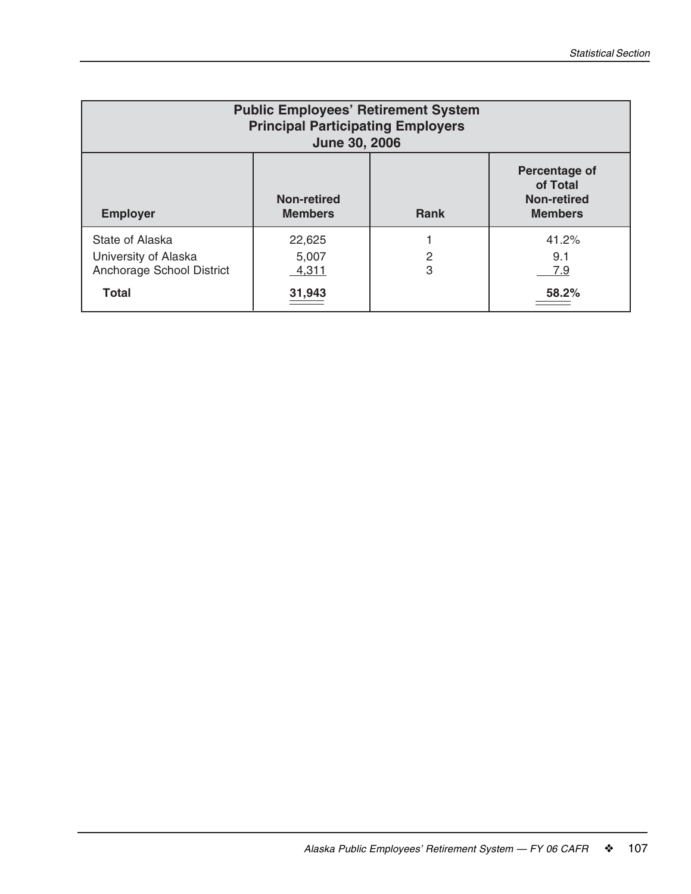## Public Employees' Retirement System
### Principal Participating Employers
### June 30, 2006

| Employer | Non-retired Members | Rank | Percentage of of Total Non-retired Members |
|---|---|---|---|
| State of Alaska | 22,625 | 1 | 41.2% |
| University of Alaska | 5,007 | 2 | 9.1 |
| Anchorage School District | 4,311 | 3 | 7.9 |
| **Total** | **31,943** | | **58.2%** |